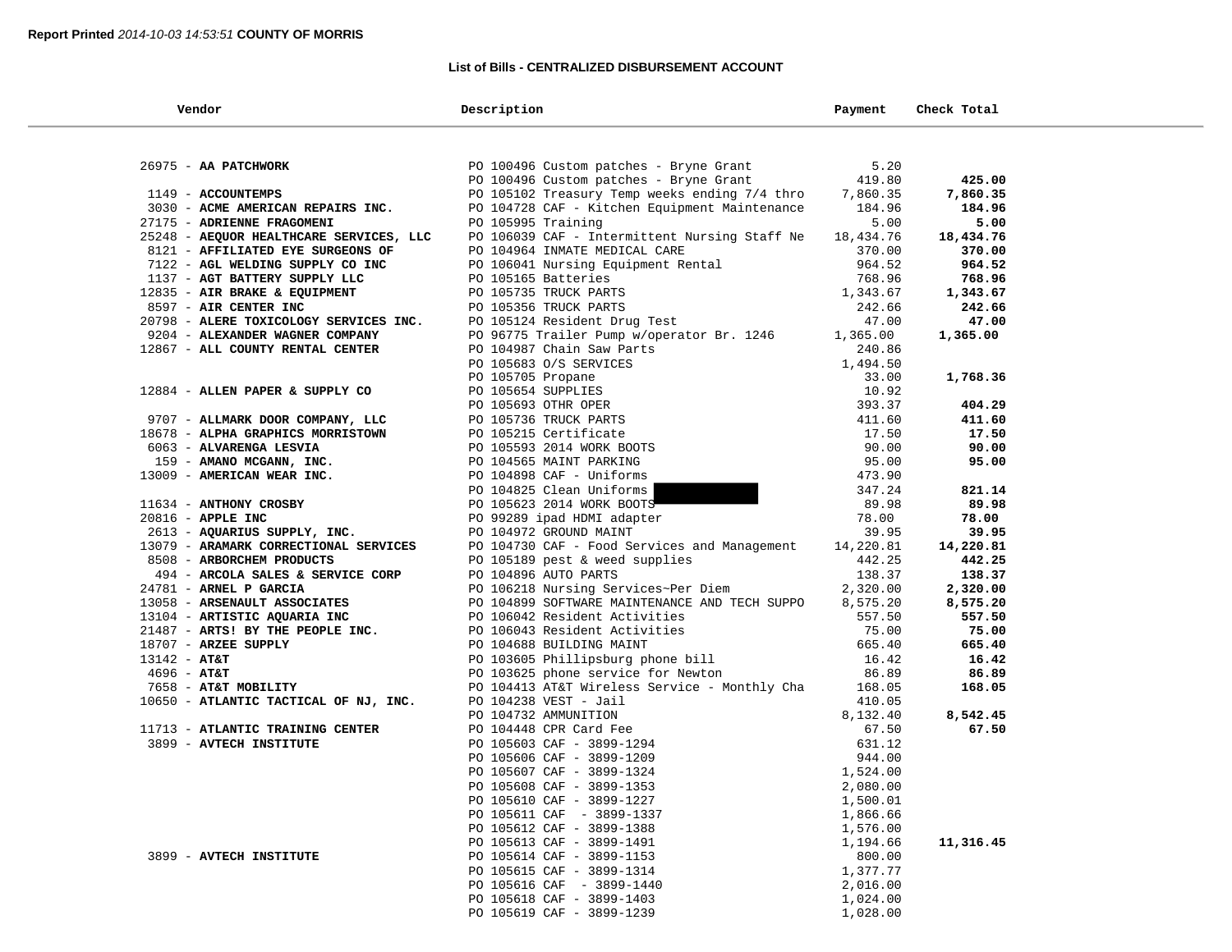**Report Printed** *2014-10-03 14:53:51* **COUNTY OF MORRIS**

## List of Bills - CENTRALIZED DISBURSEMENT ACCOUNT

| Vendor | Description | Payment | Check Total |
|---|---|---|---|
| 26975 - **AA PATCHWORK** | PO 100496 Custom patches - Bryne Grant | 5.20 | |
| | PO 100496 Custom patches - Bryne Grant | 419.80 | **425.00** |
| 1149 - **ACCOUNTEMPS** | PO 105102 Treasury Temp weeks ending 7/4 thro | 7,860.35 | **7,860.35** |
| 3030 - **ACME AMERICAN REPAIRS INC.** | PO 104728 CAF - Kitchen Equipment Maintenance | 184.96 | **184.96** |
| 27175 - **ADRIENNE FRAGOMENI** | PO 105995 Training | 5.00 | **5.00** |
| 25248 - **AEQUOR HEALTHCARE SERVICES, LLC** | PO 106039 CAF - Intermittent Nursing Staff Ne | 18,434.76 | **18,434.76** |
| 8121 - **AFFILIATED EYE SURGEONS OF** | PO 104964 INMATE MEDICAL CARE | 370.00 | **370.00** |
| 7122 - **AGL WELDING SUPPLY CO INC** | PO 106041 Nursing Equipment Rental | 964.52 | **964.52** |
| 1137 - **AGT BATTERY SUPPLY LLC** | PO 105165 Batteries | 768.96 | **768.96** |
| 12835 - **AIR BRAKE & EQUIPMENT** | PO 105735 TRUCK PARTS | 1,343.67 | **1,343.67** |
| 8597 - **AIR CENTER INC** | PO 105356 TRUCK PARTS | 242.66 | **242.66** |
| 20798 - **ALERE TOXICOLOGY SERVICES INC.** | PO 105124 Resident Drug Test | 47.00 | **47.00** |
| 9204 - **ALEXANDER WAGNER COMPANY** | PO 96775 Trailer Pump w/operator Br. 1246 | 1,365.00 | **1,365.00** |
| 12867 - **ALL COUNTY RENTAL CENTER** | PO 104987 Chain Saw Parts | 240.86 | |
| | PO 105683 O/S SERVICES | 1,494.50 | |
| | PO 105705 Propane | 33.00 | **1,768.36** |
| 12884 - **ALLEN PAPER & SUPPLY CO** | PO 105654 SUPPLIES | 10.92 | |
| | PO 105693 OTHR OPER | 393.37 | **404.29** |
| 9707 - **ALLMARK DOOR COMPANY, LLC** | PO 105736 TRUCK PARTS | 411.60 | **411.60** |
| 18678 - **ALPHA GRAPHICS MORRISTOWN** | PO 105215 Certificate | 17.50 | **17.50** |
| 6063 - **ALVARENGA LESVIA** | PO 105593 2014 WORK BOOTS | 90.00 | **90.00** |
| 159 - **AMANO MCGANN, INC.** | PO 104565 MAINT PARKING | 95.00 | **95.00** |
| 13009 - **AMERICAN WEAR INC.** | PO 104898 CAF - Uniforms | 473.90 | |
| | PO 104825 Clean Uniforms | 347.24 | **821.14** |
| 11634 - **ANTHONY CROSBY** | PO 105623 2014 WORK BOOTS | 89.98 | **89.98** |
| 20816 - **APPLE INC** | PO 99289 ipad HDMI adapter | 78.00 | **78.00** |
| 2613 - **AQUARIUS SUPPLY, INC.** | PO 104972 GROUND MAINT | 39.95 | **39.95** |
| 13079 - **ARAMARK CORRECTIONAL SERVICES** | PO 104730 CAF - Food Services and Management | 14,220.81 | **14,220.81** |
| 8508 - **ARBORCHEM PRODUCTS** | PO 105189 pest & weed supplies | 442.25 | **442.25** |
| 494 - **ARCOLA SALES & SERVICE CORP** | PO 104896 AUTO PARTS | 138.37 | **138.37** |
| 24781 - **ARNEL P GARCIA** | PO 106218 Nursing Services~Per Diem | 2,320.00 | **2,320.00** |
| 13058 - **ARSENAULT ASSOCIATES** | PO 104899 SOFTWARE MAINTENANCE AND TECH SUPPO | 8,575.20 | **8,575.20** |
| 13104 - **ARTISTIC AQUARIA INC** | PO 106042 Resident Activities | 557.50 | **557.50** |
| 21487 - **ARTS! BY THE PEOPLE INC.** | PO 106043 Resident Activities | 75.00 | **75.00** |
| 18707 - **ARZEE SUPPLY** | PO 104688 BUILDING MAINT | 665.40 | **665.40** |
| 13142 - **AT&T** | PO 103605 Phillipsburg phone bill | 16.42 | **16.42** |
| 4696 - **AT&T** | PO 103625 phone service for Newton | 86.89 | **86.89** |
| 7658 - **AT&T MOBILITY** | PO 104413 AT&T Wireless Service - Monthly Cha | 168.05 | **168.05** |
| 10650 - **ATLANTIC TACTICAL OF NJ, INC.** | PO 104238 VEST - Jail | 410.05 | |
| | PO 104732 AMMUNITION | 8,132.40 | **8,542.45** |
| 11713 - **ATLANTIC TRAINING CENTER** | PO 104448 CPR Card Fee | 67.50 | **67.50** |
| 3899 - **AVTECH INSTITUTE** | PO 105603 CAF - 3899-1294 | 631.12 | |
| | PO 105606 CAF - 3899-1209 | 944.00 | |
| | PO 105607 CAF - 3899-1324 | 1,524.00 | |
| | PO 105608 CAF - 3899-1353 | 2,080.00 | |
| | PO 105610 CAF - 3899-1227 | 1,500.01 | |
| | PO 105611 CAF  - 3899-1337 | 1,866.66 | |
| | PO 105612 CAF - 3899-1388 | 1,576.00 | |
| | PO 105613 CAF - 3899-1491 | 1,194.66 | **11,316.45** |
| 3899 - **AVTECH INSTITUTE** | PO 105614 CAF - 3899-1153 | 800.00 | |
| | PO 105615 CAF - 3899-1314 | 1,377.77 | |
| | PO 105616 CAF  - 3899-1440 | 2,016.00 | |
| | PO 105618 CAF - 3899-1403 | 1,024.00 | |
| | PO 105619 CAF - 3899-1239 | 1,028.00 | |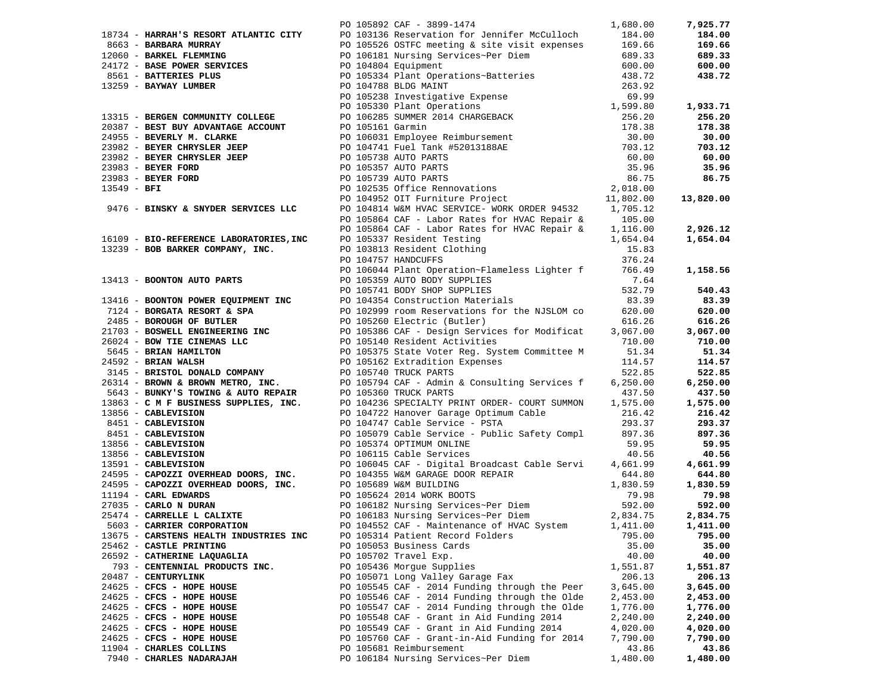| Vendor | PO / Description | Amount | Total |
|---|---|---|---|
| | PO 105892 CAF - 3899-1474 | 1,680.00 | **7,925.77** |
| 18734 - **HARRAH'S RESORT ATLANTIC CITY** | PO 103136 Reservation for Jennifer McCulloch | 184.00 | **184.00** |
| 8663 - **BARBARA MURRAY** | PO 105526 OSTFC meeting & site visit expenses | 169.66 | **169.66** |
| 12060 - **BARKEL FLEMMING** | PO 106181 Nursing Services~Per Diem | 689.33 | **689.33** |
| 24172 - **BASE POWER SERVICES** | PO 104804 Equipment | 600.00 | **600.00** |
| 8561 - **BATTERIES PLUS** | PO 105334 Plant Operations~Batteries | 438.72 | **438.72** |
| 13259 - **BAYWAY LUMBER** | PO 104788 BLDG MAINT | 263.92 | |
| | PO 105238 Investigative Expense | 69.99 | |
| | PO 105330 Plant Operations | 1,599.80 | **1,933.71** |
| 13315 - **BERGEN COMMUNITY COLLEGE** | PO 106285 SUMMER 2014 CHARGEBACK | 256.20 | **256.20** |
| 20387 - **BEST BUY ADVANTAGE ACCOUNT** | PO 105161 Garmin | 178.38 | **178.38** |
| 24955 - **BEVERLY M. CLARKE** | PO 106031 Employee Reimbursement | 30.00 | **30.00** |
| 23982 - **BEYER CHRYSLER JEEP** | PO 104741 Fuel Tank #52013188AE | 703.12 | **703.12** |
| 23982 - **BEYER CHRYSLER JEEP** | PO 105738 AUTO PARTS | 60.00 | **60.00** |
| 23983 - **BEYER FORD** | PO 105357 AUTO PARTS | 35.96 | **35.96** |
| 23983 - **BEYER FORD** | PO 105739 AUTO PARTS | 86.75 | **86.75** |
| 13549 - **BFI** | PO 102535 Office Rennovations | 2,018.00 | |
| | PO 104952 OIT Furniture Project | 11,802.00 | **13,820.00** |
| 9476 - **BINSKY & SNYDER SERVICES LLC** | PO 104814 W&M HVAC SERVICE- WORK ORDER 94532 | 1,705.12 | |
| | PO 105864 CAF - Labor Rates for HVAC Repair & | 105.00 | |
| | PO 105864 CAF - Labor Rates for HVAC Repair & | 1,116.00 | **2,926.12** |
| 16109 - **BIO-REFERENCE LABORATORIES,INC** | PO 105337 Resident Testing | 1,654.04 | **1,654.04** |
| 13239 - **BOB BARKER COMPANY, INC.** | PO 103813 Resident Clothing | 15.83 | |
| | PO 104757 HANDCUFFS | 376.24 | |
| | PO 106044 Plant Operation~Flameless Lighter f | 766.49 | **1,158.56** |
| 13413 - **BOONTON AUTO PARTS** | PO 105359 AUTO BODY SUPPLIES | 7.64 | |
| | PO 105741 BODY SHOP SUPPLIES | 532.79 | **540.43** |
| 13416 - **BOONTON POWER EQUIPMENT INC** | PO 104354 Construction Materials | 83.39 | **83.39** |
| 7124 - **BORGATA RESORT & SPA** | PO 102999 room Reservations for the NJSLOM co | 620.00 | **620.00** |
| 2485 - **BOROUGH OF BUTLER** | PO 105260 Electric (Butler) | 616.26 | **616.26** |
| 21703 - **BOSWELL ENGINEERING INC** | PO 105386 CAF - Design Services for Modificat | 3,067.00 | **3,067.00** |
| 26024 - **BOW TIE CINEMAS LLC** | PO 105140 Resident Activities | 710.00 | **710.00** |
| 5645 - **BRIAN HAMILTON** | PO 105375 State Voter Reg. System Committee M | 51.34 | **51.34** |
| 24592 - **BRIAN WALSH** | PO 105162 Extradition Expenses | 114.57 | **114.57** |
| 3145 - **BRISTOL DONALD COMPANY** | PO 105740 TRUCK PARTS | 522.85 | **522.85** |
| 26314 - **BROWN & BROWN METRO, INC.** | PO 105794 CAF - Admin & Consulting Services f | 6,250.00 | **6,250.00** |
| 5643 - **BUNKY'S TOWING & AUTO REPAIR** | PO 105360 TRUCK PARTS | 437.50 | **437.50** |
| 13863 - **C M F BUSINESS SUPPLIES, INC.** | PO 104236 SPECIALTY PRINT ORDER- COURT SUMMON | 1,575.00 | **1,575.00** |
| 13856 - **CABLEVISION** | PO 104722 Hanover Garage Optimum Cable | 216.42 | **216.42** |
| 8451 - **CABLEVISION** | PO 104747 Cable Service - PSTA | 293.37 | **293.37** |
| 8451 - **CABLEVISION** | PO 105079 Cable Service - Public Safety Compl | 897.36 | **897.36** |
| 13856 - **CABLEVISION** | PO 105374 OPTIMUM ONLINE | 59.95 | **59.95** |
| 13856 - **CABLEVISION** | PO 106115 Cable Services | 40.56 | **40.56** |
| 13591 - **CABLEVISION** | PO 106045 CAF - Digital Broadcast Cable Servi | 4,661.99 | **4,661.99** |
| 24595 - **CAPOZZI OVERHEAD DOORS, INC.** | PO 104355 W&M GARAGE DOOR REPAIR | 644.80 | **644.80** |
| 24595 - **CAPOZZI OVERHEAD DOORS, INC.** | PO 105689 W&M BUILDING | 1,830.59 | **1,830.59** |
| 11194 - **CARL EDWARDS** | PO 105624 2014 WORK BOOTS | 79.98 | **79.98** |
| 27035 - **CARLO N DURAN** | PO 106182 Nursing Services~Per Diem | 592.00 | **592.00** |
| 25474 - **CARRELLE L CALIXTE** | PO 106183 Nursing Services~Per Diem | 2,834.75 | **2,834.75** |
| 5603 - **CARRIER CORPORATION** | PO 104552 CAF - Maintenance of HVAC System | 1,411.00 | **1,411.00** |
| 13675 - **CARSTENS HEALTH INDUSTRIES INC** | PO 105314 Patient Record Folders | 795.00 | **795.00** |
| 25462 - **CASTLE PRINTING** | PO 105053 Business Cards | 35.00 | **35.00** |
| 26592 - **CATHERINE LAQUAGLIA** | PO 105702 Travel Exp. | 40.00 | **40.00** |
| 793 - **CENTENNIAL PRODUCTS INC.** | PO 105436 Morgue Supplies | 1,551.87 | **1,551.87** |
| 20487 - **CENTURYLINK** | PO 105071 Long Valley Garage Fax | 206.13 | **206.13** |
| 24625 - **CFCS - HOPE HOUSE** | PO 105545 CAF - 2014 Funding through the Peer | 3,645.00 | **3,645.00** |
| 24625 - **CFCS - HOPE HOUSE** | PO 105546 CAF - 2014 Funding through the Olde | 2,453.00 | **2,453.00** |
| 24625 - **CFCS - HOPE HOUSE** | PO 105547 CAF - 2014 Funding through the Olde | 1,776.00 | **1,776.00** |
| 24625 - **CFCS - HOPE HOUSE** | PO 105548 CAF - Grant in Aid Funding 2014 | 2,240.00 | **2,240.00** |
| 24625 - **CFCS - HOPE HOUSE** | PO 105549 CAF - Grant in Aid Funding 2014 | 4,020.00 | **4,020.00** |
| 24625 - **CFCS - HOPE HOUSE** | PO 105760 CAF - Grant-in-Aid Funding for 2014 | 7,790.00 | **7,790.00** |
| 11904 - **CHARLES COLLINS** | PO 105681 Reimbursement | 43.86 | **43.86** |
| 7940 - **CHARLES NADARAJAH** | PO 106184 Nursing Services~Per Diem | 1,480.00 | **1,480.00** |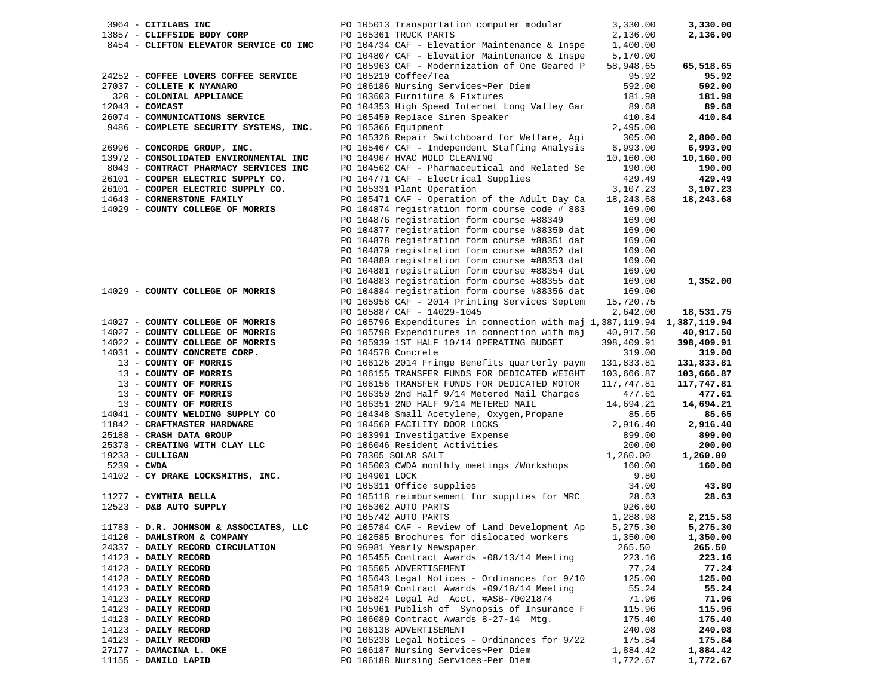| Vendor | PO / Description | Amount | Total |
|---|---|---|---|
| 3964 - **CITILABS INC** | PO 105013 Transportation computer modular | 3,330.00 | **3,330.00** |
| 13857 - **CLIFFSIDE BODY CORP** | PO 105361 TRUCK PARTS | 2,136.00 | **2,136.00** |
| 8454 - **CLIFTON ELEVATOR SERVICE CO INC** | PO 104734 CAF - Elevatior Maintenance & Inspe | 1,400.00 | |
| | PO 104807 CAF - Elevatior Maintenance & Inspe | 5,170.00 | |
| | PO 105963 CAF - Modernization of One Geared P | 58,948.65 | **65,518.65** |
| 24252 - **COFFEE LOVERS COFFEE SERVICE** | PO 105210 Coffee/Tea | 95.92 | **95.92** |
| 27037 - **COLLETE K NYANARO** | PO 106186 Nursing Services~Per Diem | 592.00 | **592.00** |
| 320 - **COLONIAL APPLIANCE** | PO 103603 Furniture & Fixtures | 181.98 | **181.98** |
| 12043 - **COMCAST** | PO 104353 High Speed Internet Long Valley Gar | 89.68 | **89.68** |
| 26074 - **COMMUNICATIONS SERVICE** | PO 105450 Replace Siren Speaker | 410.84 | **410.84** |
| 9486 - **COMPLETE SECURITY SYSTEMS, INC.** | PO 105366 Equipment | 2,495.00 | |
| | PO 105326 Repair Switchboard for Welfare, Agi | 305.00 | **2,800.00** |
| 26996 - **CONCORDE GROUP, INC.** | PO 105467 CAF - Independent Staffing Analysis | 6,993.00 | **6,993.00** |
| 13972 - **CONSOLIDATED ENVIRONMENTAL INC** | PO 104967 HVAC MOLD CLEANING | 10,160.00 | **10,160.00** |
| 8043 - **CONTRACT PHARMACY SERVICES INC** | PO 104562 CAF - Pharmaceutical and Related Se | 190.00 | **190.00** |
| 26101 - **COOPER ELECTRIC SUPPLY CO.** | PO 104771 CAF - Electrical Supplies | 429.49 | **429.49** |
| 26101 - **COOPER ELECTRIC SUPPLY CO.** | PO 105331 Plant Operation | 3,107.23 | **3,107.23** |
| 14643 - **CORNERSTONE FAMILY** | PO 105471 CAF - Operation of the Adult Day Ca | 18,243.68 | **18,243.68** |
| 14029 - **COUNTY COLLEGE OF MORRIS** | PO 104874 registration form course code # 883 | 169.00 | |
| | PO 104876 registration form course #88349 | 169.00 | |
| | PO 104877 registration form course #88350 dat | 169.00 | |
| | PO 104878 registration form course #88351 dat | 169.00 | |
| | PO 104879 registration form course #88352 dat | 169.00 | |
| | PO 104880 registration form course #88353 dat | 169.00 | |
| | PO 104881 registration form course #88354 dat | 169.00 | |
| | PO 104883 registration form course #88355 dat | 169.00 | **1,352.00** |
| 14029 - **COUNTY COLLEGE OF MORRIS** | PO 104884 registration form course #88356 dat | 169.00 | |
| | PO 105956 CAF - 2014 Printing Services Septem | 15,720.75 | |
| | PO 105887 CAF - 14029-1045 | 2,642.00 | **18,531.75** |
| 14027 - **COUNTY COLLEGE OF MORRIS** | PO 105796 Expenditures in connection with maj | 1,387,119.94 | **1,387,119.94** |
| 14027 - **COUNTY COLLEGE OF MORRIS** | PO 105798 Expenditures in connection with maj | 40,917.50 | **40,917.50** |
| 14022 - **COUNTY COLLEGE OF MORRIS** | PO 105939 1ST HALF 10/14 OPERATING BUDGET | 398,409.91 | **398,409.91** |
| 14031 - **COUNTY CONCRETE CORP.** | PO 104578 Concrete | 319.00 | **319.00** |
| 13 - **COUNTY OF MORRIS** | PO 106126 2014 Fringe Benefits quarterly paym | 131,833.81 | **131,833.81** |
| 13 - **COUNTY OF MORRIS** | PO 106155 TRANSFER FUNDS FOR DEDICATED WEIGHT | 103,666.87 | **103,666.87** |
| 13 - **COUNTY OF MORRIS** | PO 106156 TRANSFER FUNDS FOR DEDICATED MOTOR | 117,747.81 | **117,747.81** |
| 13 - **COUNTY OF MORRIS** | PO 106350 2nd Half 9/14 Metered Mail Charges | 477.61 | **477.61** |
| 13 - **COUNTY OF MORRIS** | PO 106351 2ND HALF 9/14 METERED MAIL | 14,694.21 | **14,694.21** |
| 14041 - **COUNTY WELDING SUPPLY CO** | PO 104348 Small Acetylene, Oxygen,Propane | 85.65 | **85.65** |
| 11842 - **CRAFTMASTER HARDWARE** | PO 104560 FACILITY DOOR LOCKS | 2,916.40 | **2,916.40** |
| 25188 - **CRASH DATA GROUP** | PO 103991 Investigative Expense | 899.00 | **899.00** |
| 25373 - **CREATING WITH CLAY LLC** | PO 106046 Resident Activities | 200.00 | **200.00** |
| 19233 - **CULLIGAN** | PO 78305 SOLAR SALT | 1,260.00 | **1,260.00** |
| 5239 - **CWDA** | PO 105003 CWDA monthly meetings /Workshops | 160.00 | **160.00** |
| 14102 - **CY DRAKE LOCKSMITHS, INC.** | PO 104901 LOCK | 9.80 | |
| | PO 105311 Office supplies | 34.00 | **43.80** |
| 11277 - **CYNTHIA BELLA** | PO 105118 reimbursement for supplies for MRC | 28.63 | **28.63** |
| 12523 - **D&B AUTO SUPPLY** | PO 105362 AUTO PARTS | 926.60 | |
| | PO 105742 AUTO PARTS | 1,288.98 | **2,215.58** |
| 11783 - **D.R. JOHNSON & ASSOCIATES, LLC** | PO 105784 CAF - Review of Land Development Ap | 5,275.30 | **5,275.30** |
| 14120 - **DAHLSTROM & COMPANY** | PO 102585 Brochures for dislocated workers | 1,350.00 | **1,350.00** |
| 24337 - **DAILY RECORD CIRCULATION** | PO 96981 Yearly Newspaper | 265.50 | **265.50** |
| 14123 - **DAILY RECORD** | PO 105455 Contract Awards -08/13/14 Meeting | 223.16 | **223.16** |
| 14123 - **DAILY RECORD** | PO 105505 ADVERTISEMENT | 77.24 | **77.24** |
| 14123 - **DAILY RECORD** | PO 105643 Legal Notices - Ordinances for 9/10 | 125.00 | **125.00** |
| 14123 - **DAILY RECORD** | PO 105819 Contract Awards -09/10/14 Meeting | 55.24 | **55.24** |
| 14123 - **DAILY RECORD** | PO 105824 Legal Ad Acct. #ASB-70021874 | 71.96 | **71.96** |
| 14123 - **DAILY RECORD** | PO 105961 Publish of Synopsis of Insurance F | 115.96 | **115.96** |
| 14123 - **DAILY RECORD** | PO 106089 Contract Awards 8-27-14 Mtg. | 175.40 | **175.40** |
| 14123 - **DAILY RECORD** | PO 106138 ADVERTISEMENT | 240.08 | **240.08** |
| 14123 - **DAILY RECORD** | PO 106238 Legal Notices - Ordinances for 9/22 | 175.84 | **175.84** |
| 27177 - **DAMACINA L. OKE** | PO 106187 Nursing Services~Per Diem | 1,884.42 | **1,884.42** |
| 11155 - **DANILO LAPID** | PO 106188 Nursing Services~Per Diem | 1,772.67 | **1,772.67** |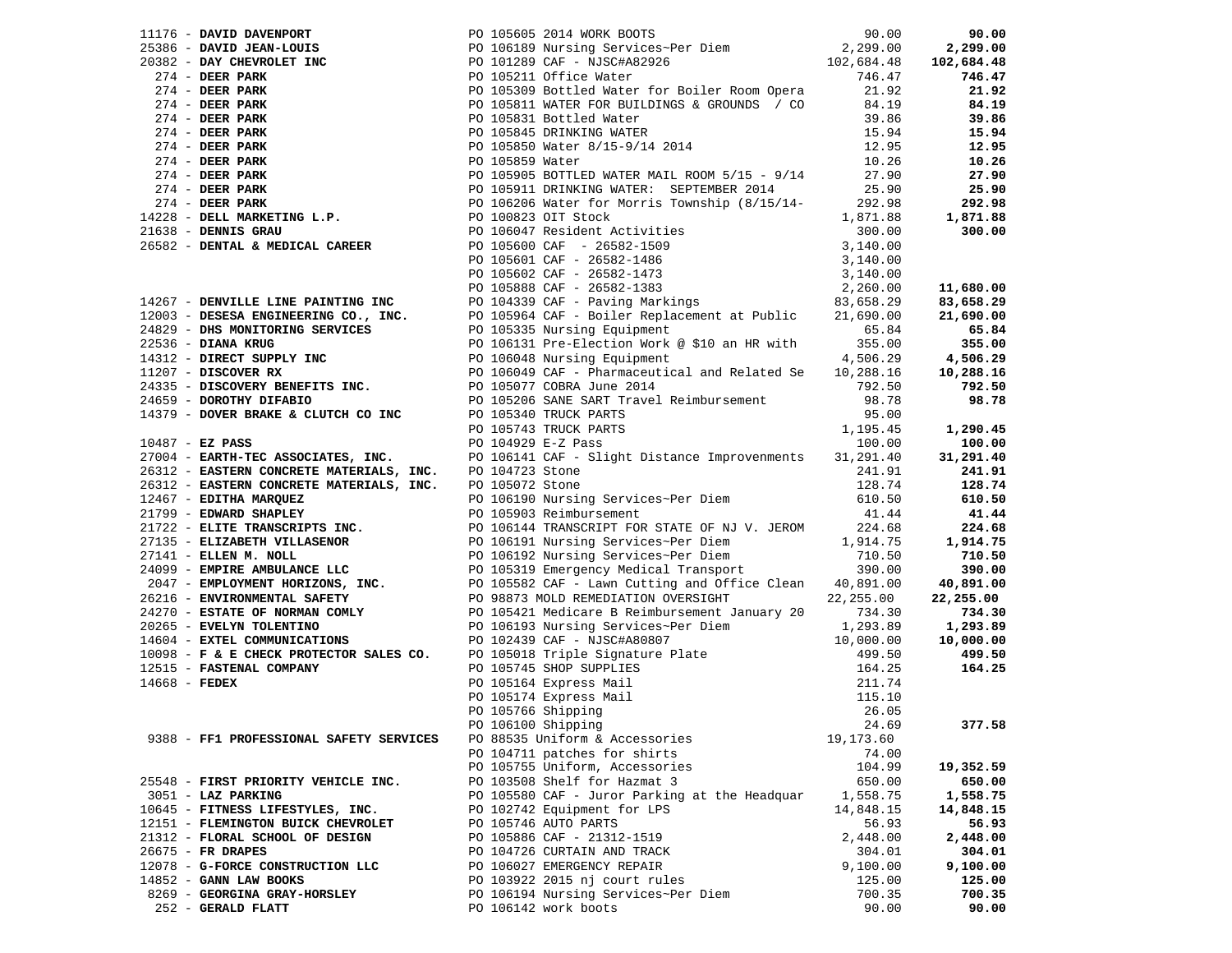| Vendor | PO / Description | Amount | Total |
|---|---|---|---|
| 11176 - **DAVID DAVENPORT** | PO 105605 2014 WORK BOOTS | 90.00 | **90.00** |
| 25386 - **DAVID JEAN-LOUIS** | PO 106189 Nursing Services~Per Diem | 2,299.00 | **2,299.00** |
| 20382 - **DAY CHEVROLET INC** | PO 101289 CAF - NJSC#A82926 | 102,684.48 | **102,684.48** |
| 274 - **DEER PARK** | PO 105211 Office Water | 746.47 | **746.47** |
| 274 - **DEER PARK** | PO 105309 Bottled Water for Boiler Room Opera | 21.92 | **21.92** |
| 274 - **DEER PARK** | PO 105811 WATER FOR BUILDINGS & GROUNDS / CO | 84.19 | **84.19** |
| 274 - **DEER PARK** | PO 105831 Bottled Water | 39.86 | **39.86** |
| 274 - **DEER PARK** | PO 105845 DRINKING WATER | 15.94 | **15.94** |
| 274 - **DEER PARK** | PO 105850 Water 8/15-9/14 2014 | 12.95 | **12.95** |
| 274 - **DEER PARK** | PO 105859 Water | 10.26 | **10.26** |
| 274 - **DEER PARK** | PO 105905 BOTTLED WATER MAIL ROOM 5/15 - 9/14 | 27.90 | **27.90** |
| 274 - **DEER PARK** | PO 105911 DRINKING WATER: SEPTEMBER 2014 | 25.90 | **25.90** |
| 274 - **DEER PARK** | PO 106206 Water for Morris Township (8/15/14- | 292.98 | **292.98** |
| 14228 - **DELL MARKETING L.P.** | PO 100823 OIT Stock | 1,871.88 | **1,871.88** |
| 21638 - **DENNIS GRAU** | PO 106047 Resident Activities | 300.00 | **300.00** |
| 26582 - **DENTAL & MEDICAL CAREER** | PO 105600 CAF - 26582-1509 | 3,140.00 | |
| | PO 105601 CAF - 26582-1486 | 3,140.00 | |
| | PO 105602 CAF - 26582-1473 | 3,140.00 | |
| | PO 105888 CAF - 26582-1383 | 2,260.00 | **11,680.00** |
| 14267 - **DENVILLE LINE PAINTING INC** | PO 104339 CAF - Paving Markings | 83,658.29 | **83,658.29** |
| 12003 - **DESESA ENGINEERING CO., INC.** | PO 105964 CAF - Boiler Replacement at Public | 21,690.00 | **21,690.00** |
| 24829 - **DHS MONITORING SERVICES** | PO 105335 Nursing Equipment | 65.84 | **65.84** |
| 22536 - **DIANA KRUG** | PO 106131 Pre-Election Work @ $10 an HR with | 355.00 | **355.00** |
| 14312 - **DIRECT SUPPLY INC** | PO 106048 Nursing Equipment | 4,506.29 | **4,506.29** |
| 11207 - **DISCOVER RX** | PO 106049 CAF - Pharmaceutical and Related Se | 10,288.16 | **10,288.16** |
| 24335 - **DISCOVERY BENEFITS INC.** | PO 105077 COBRA June 2014 | 792.50 | **792.50** |
| 24659 - **DOROTHY DIFABIO** | PO 105206 SANE SART Travel Reimbursement | 98.78 | **98.78** |
| 14379 - **DOVER BRAKE & CLUTCH CO INC** | PO 105340 TRUCK PARTS | 95.00 | |
| | PO 105743 TRUCK PARTS | 1,195.45 | **1,290.45** |
| 10487 - **EZ PASS** | PO 104929 E-Z Pass | 100.00 | **100.00** |
| 27004 - **EARTH-TEC ASSOCIATES, INC.** | PO 106141 CAF - Slight Distance Improvenments | 31,291.40 | **31,291.40** |
| 26312 - **EASTERN CONCRETE MATERIALS, INC.** | PO 104723 Stone | 241.91 | **241.91** |
| 26312 - **EASTERN CONCRETE MATERIALS, INC.** | PO 105072 Stone | 128.74 | **128.74** |
| 12467 - **EDITHA MARQUEZ** | PO 106190 Nursing Services~Per Diem | 610.50 | **610.50** |
| 21799 - **EDWARD SHAPLEY** | PO 105903 Reimbursement | 41.44 | **41.44** |
| 21722 - **ELITE TRANSCRIPTS INC.** | PO 106144 TRANSCRIPT FOR STATE OF NJ V. JEROM | 224.68 | **224.68** |
| 27135 - **ELIZABETH VILLASENOR** | PO 106191 Nursing Services~Per Diem | 1,914.75 | **1,914.75** |
| 27141 - **ELLEN M. NOLL** | PO 106192 Nursing Services~Per Diem | 710.50 | **710.50** |
| 24099 - **EMPIRE AMBULANCE LLC** | PO 105319 Emergency Medical Transport | 390.00 | **390.00** |
| 2047 - **EMPLOYMENT HORIZONS, INC.** | PO 105582 CAF - Lawn Cutting and Office Clean | 40,891.00 | **40,891.00** |
| 26216 - **ENVIRONMENTAL SAFETY** | PO 98873 MOLD REMEDIATION OVERSIGHT | 22,255.00 | **22,255.00** |
| 24270 - **ESTATE OF NORMAN COMLY** | PO 105421 Medicare B Reimbursement January 20 | 734.30 | **734.30** |
| 20265 - **EVELYN TOLENTINO** | PO 106193 Nursing Services~Per Diem | 1,293.89 | **1,293.89** |
| 14604 - **EXTEL COMMUNICATIONS** | PO 102439 CAF - NJSC#A80807 | 10,000.00 | **10,000.00** |
| 10098 - **F & E CHECK PROTECTOR SALES CO.** | PO 105018 Triple Signature Plate | 499.50 | **499.50** |
| 12515 - **FASTENAL COMPANY** | PO 105745 SHOP SUPPLIES | 164.25 | **164.25** |
| 14668 - **FEDEX** | PO 105164 Express Mail | 211.74 | |
| | PO 105174 Express Mail | 115.10 | |
| | PO 105766 Shipping | 26.05 | |
| | PO 106100 Shipping | 24.69 | **377.58** |
| 9388 - **FF1 PROFESSIONAL SAFETY SERVICES** | PO 88535 Uniform & Accessories | 19,173.60 | |
| | PO 104711 patches for shirts | 74.00 | |
| | PO 105755 Uniform, Accessories | 104.99 | **19,352.59** |
| 25548 - **FIRST PRIORITY VEHICLE INC.** | PO 103508 Shelf for Hazmat 3 | 650.00 | **650.00** |
| 3051 - **LAZ PARKING** | PO 105580 CAF - Juror Parking at the Headquar | 1,558.75 | **1,558.75** |
| 10645 - **FITNESS LIFESTYLES, INC.** | PO 102742 Equipment for LPS | 14,848.15 | **14,848.15** |
| 12151 - **FLEMINGTON BUICK CHEVROLET** | PO 105746 AUTO PARTS | 56.93 | **56.93** |
| 21312 - **FLORAL SCHOOL OF DESIGN** | PO 105886 CAF - 21312-1519 | 2,448.00 | **2,448.00** |
| 26675 - **FR DRAPES** | PO 104726 CURTAIN AND TRACK | 304.01 | **304.01** |
| 12078 - **G-FORCE CONSTRUCTION LLC** | PO 106027 EMERGENCY REPAIR | 9,100.00 | **9,100.00** |
| 14852 - **GANN LAW BOOKS** | PO 103922 2015 nj court rules | 125.00 | **125.00** |
| 8269 - **GEORGINA GRAY-HORSLEY** | PO 106194 Nursing Services~Per Diem | 700.35 | **700.35** |
| 252 - **GERALD FLATT** | PO 106142 work boots | 90.00 | **90.00** |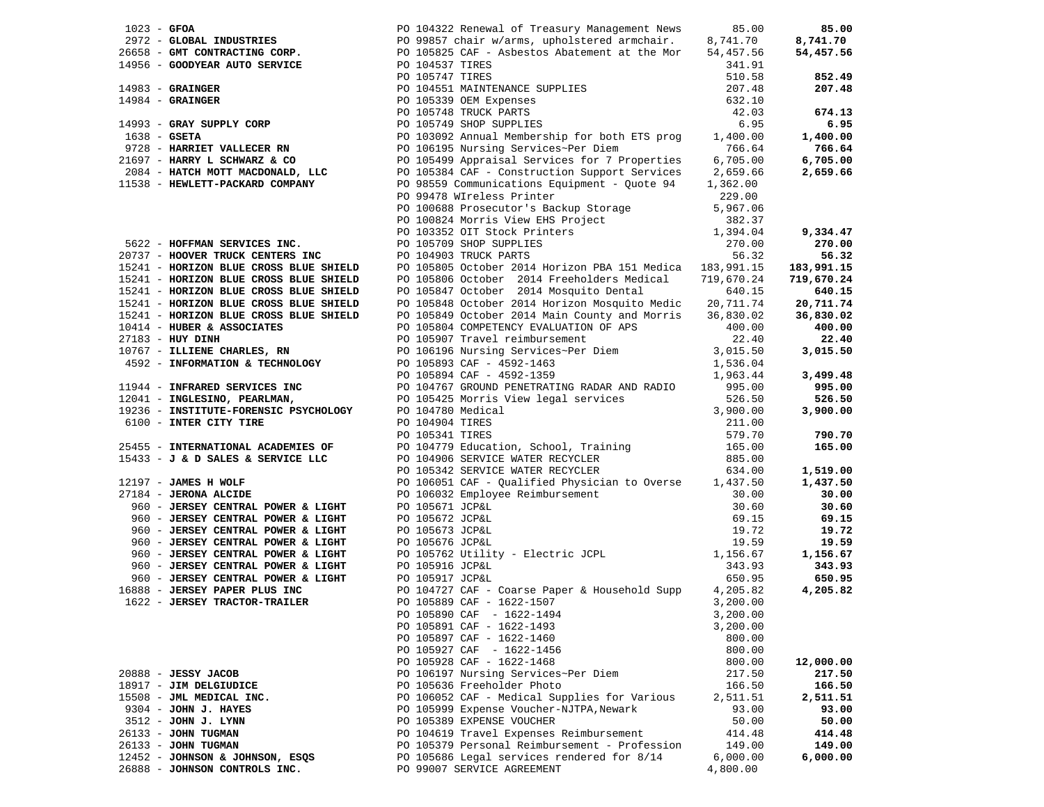| Vendor | PO / Description | Amount | Total |
|---|---|---|---|
| 1023 - **GFOA** | PO 104322 Renewal of Treasury Management News | 85.00 | **85.00** |
| 2972 - **GLOBAL INDUSTRIES** | PO 99857 chair w/arms, upholstered armchair. | 8,741.70 | **8,741.70** |
| 26658 - **GMT CONTRACTING CORP.** | PO 105825 CAF - Asbestos Abatement at the Mor | 54,457.56 | **54,457.56** |
| 14956 - **GOODYEAR AUTO SERVICE** | PO 104537 TIRES | 341.91 | |
| | PO 105747 TIRES | 510.58 | **852.49** |
| 14983 - **GRAINGER** | PO 104551 MAINTENANCE SUPPLIES | 207.48 | **207.48** |
| 14984 - **GRAINGER** | PO 105339 OEM Expenses | 632.10 | |
| | PO 105748 TRUCK PARTS | 42.03 | **674.13** |
| 14993 - **GRAY SUPPLY CORP** | PO 105749 SHOP SUPPLIES | 6.95 | **6.95** |
| 1638 - **GSETA** | PO 103092 Annual Membership for both ETS prog | 1,400.00 | **1,400.00** |
| 9728 - **HARRIET VALLECER RN** | PO 106195 Nursing Services~Per Diem | 766.64 | **766.64** |
| 21697 - **HARRY L SCHWARZ & CO** | PO 105499 Appraisal Services for 7 Properties | 6,705.00 | **6,705.00** |
| 2084 - **HATCH MOTT MACDONALD, LLC** | PO 105384 CAF - Construction Support Services | 2,659.66 | **2,659.66** |
| 11538 - **HEWLETT-PACKARD COMPANY** | PO 98559 Communications Equipment - Quote 94 | 1,362.00 | |
| | PO 99478 WIreless Printer | 229.00 | |
| | PO 100688 Prosecutor's Backup Storage | 5,967.06 | |
| | PO 100824 Morris View EHS Project | 382.37 | |
| | PO 103352 OIT Stock Printers | 1,394.04 | **9,334.47** |
| 5622 - **HOFFMAN SERVICES INC.** | PO 105709 SHOP SUPPLIES | 270.00 | **270.00** |
| 20737 - **HOOVER TRUCK CENTERS INC** | PO 104903 TRUCK PARTS | 56.32 | **56.32** |
| 15241 - **HORIZON BLUE CROSS BLUE SHIELD** | PO 105805 October 2014 Horizon PBA 151 Medica | 183,991.15 | **183,991.15** |
| 15241 - **HORIZON BLUE CROSS BLUE SHIELD** | PO 105806 October 2014 Freeholders Medical | 719,670.24 | **719,670.24** |
| 15241 - **HORIZON BLUE CROSS BLUE SHIELD** | PO 105847 October 2014 Mosquito Dental | 640.15 | **640.15** |
| 15241 - **HORIZON BLUE CROSS BLUE SHIELD** | PO 105848 October 2014 Horizon Mosquito Medic | 20,711.74 | **20,711.74** |
| 15241 - **HORIZON BLUE CROSS BLUE SHIELD** | PO 105849 October 2014 Main County and Morris | 36,830.02 | **36,830.02** |
| 10414 - **HUBER & ASSOCIATES** | PO 105804 COMPETENCY EVALUATION OF APS | 400.00 | **400.00** |
| 27183 - **HUY DINH** | PO 105907 Travel reimbursement | 22.40 | **22.40** |
| 10767 - **ILLIENE CHARLES, RN** | PO 106196 Nursing Services~Per Diem | 3,015.50 | **3,015.50** |
| 4592 - **INFORMATION & TECHNOLOGY** | PO 105893 CAF - 4592-1463 | 1,536.04 | |
| | PO 105894 CAF - 4592-1359 | 1,963.44 | **3,499.48** |
| 11944 - **INFRARED SERVICES INC** | PO 104767 GROUND PENETRATING RADAR AND RADIO | 995.00 | **995.00** |
| 12041 - **INGLESINO, PEARLMAN,** | PO 105425 Morris View legal services | 526.50 | **526.50** |
| 19236 - **INSTITUTE-FORENSIC PSYCHOLOGY** | PO 104780 Medical | 3,900.00 | **3,900.00** |
| 6100 - **INTER CITY TIRE** | PO 104904 TIRES | 211.00 | |
| | PO 105341 TIRES | 579.70 | **790.70** |
| 25455 - **INTERNATIONAL ACADEMIES OF** | PO 104779 Education, School, Training | 165.00 | **165.00** |
| 15433 - **J & D SALES & SERVICE LLC** | PO 104906 SERVICE WATER RECYCLER | 885.00 | |
| | PO 105342 SERVICE WATER RECYCLER | 634.00 | **1,519.00** |
| 12197 - **JAMES H WOLF** | PO 106051 CAF - Qualified Physician to Overse | 1,437.50 | **1,437.50** |
| 27184 - **JERONA ALCIDE** | PO 106032 Employee Reimbursement | 30.00 | **30.00** |
| 960 - **JERSEY CENTRAL POWER & LIGHT** | PO 105671 JCP&L | 30.60 | **30.60** |
| 960 - **JERSEY CENTRAL POWER & LIGHT** | PO 105672 JCP&L | 69.15 | **69.15** |
| 960 - **JERSEY CENTRAL POWER & LIGHT** | PO 105673 JCP&L | 19.72 | **19.72** |
| 960 - **JERSEY CENTRAL POWER & LIGHT** | PO 105676 JCP&L | 19.59 | **19.59** |
| 960 - **JERSEY CENTRAL POWER & LIGHT** | PO 105762 Utility - Electric JCPL | 1,156.67 | **1,156.67** |
| 960 - **JERSEY CENTRAL POWER & LIGHT** | PO 105916 JCP&L | 343.93 | **343.93** |
| 960 - **JERSEY CENTRAL POWER & LIGHT** | PO 105917 JCP&L | 650.95 | **650.95** |
| 16888 - **JERSEY PAPER PLUS INC** | PO 104727 CAF - Coarse Paper & Household Supp | 4,205.82 | **4,205.82** |
| 1622 - **JERSEY TRACTOR-TRAILER** | PO 105889 CAF - 1622-1507 | 3,200.00 | |
| | PO 105890 CAF - 1622-1494 | 3,200.00 | |
| | PO 105891 CAF - 1622-1493 | 3,200.00 | |
| | PO 105897 CAF - 1622-1460 | 800.00 | |
| | PO 105927 CAF - 1622-1456 | 800.00 | |
| | PO 105928 CAF - 1622-1468 | 800.00 | **12,000.00** |
| 20888 - **JESSY JACOB** | PO 106197 Nursing Services~Per Diem | 217.50 | **217.50** |
| 18917 - **JIM DELGIUDICE** | PO 105636 Freeholder Photo | 166.50 | **166.50** |
| 15508 - **JML MEDICAL INC.** | PO 106052 CAF - Medical Supplies for Various | 2,511.51 | **2,511.51** |
| 9304 - **JOHN J. HAYES** | PO 105999 Expense Voucher-NJTPA,Newark | 93.00 | **93.00** |
| 3512 - **JOHN J. LYNN** | PO 105389 EXPENSE VOUCHER | 50.00 | **50.00** |
| 26133 - **JOHN TUGMAN** | PO 104619 Travel Expenses Reimbursement | 414.48 | **414.48** |
| 26133 - **JOHN TUGMAN** | PO 105379 Personal Reimbursement - Profession | 149.00 | **149.00** |
| 12452 - **JOHNSON & JOHNSON, ESQS** | PO 105686 Legal services rendered for 8/14 | 6,000.00 | **6,000.00** |
| 26888 - **JOHNSON CONTROLS INC.** | PO 99007 SERVICE AGREEMENT | 4,800.00 | |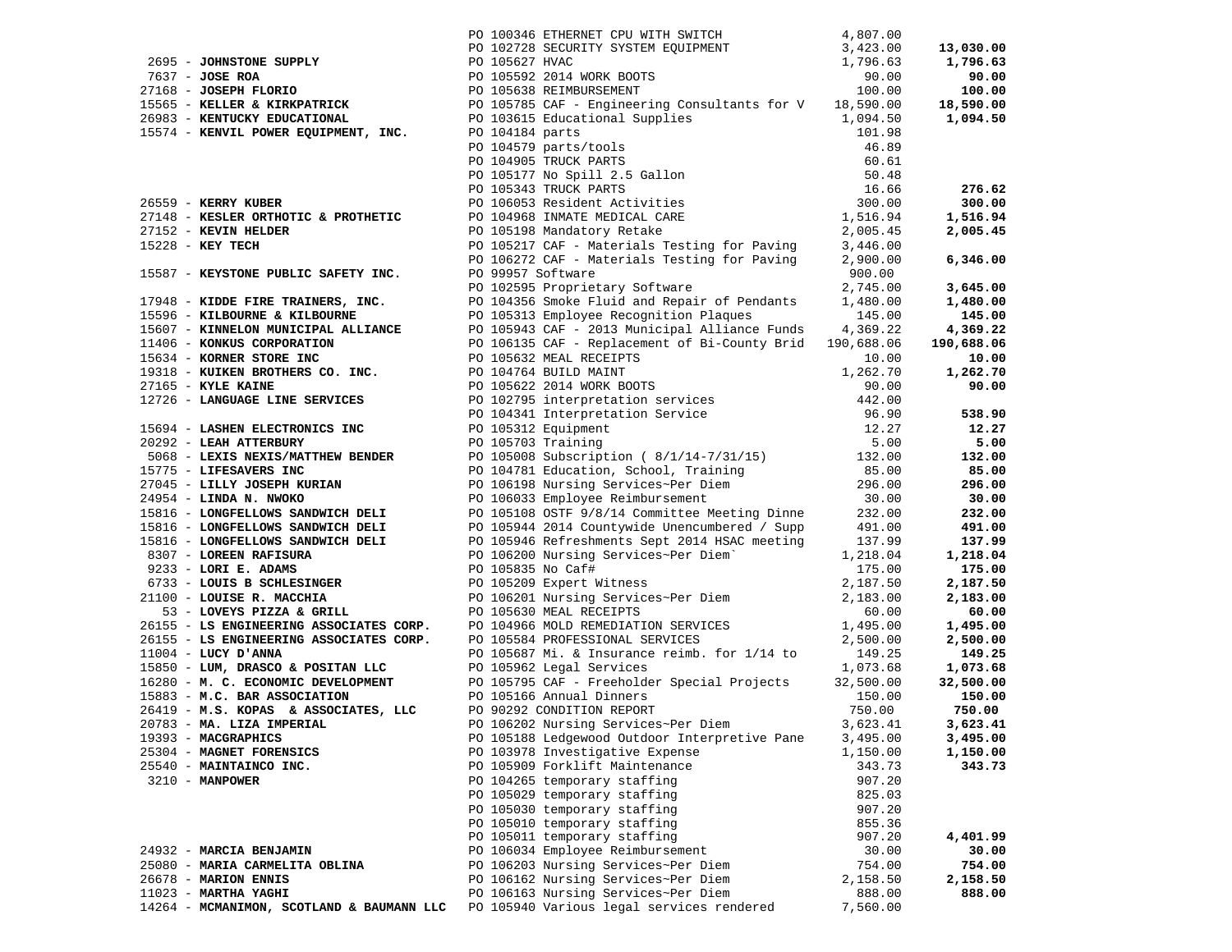| Vendor | PO / Description | Amount | Total |
|---|---|---|---|
| | PO 100346 ETHERNET CPU WITH SWITCH | 4,807.00 | |
| | PO 102728 SECURITY SYSTEM EQUIPMENT | 3,423.00 | **13,030.00** |
| 2695 - **JOHNSTONE SUPPLY** | PO 105627 HVAC | 1,796.63 | **1,796.63** |
| 7637 - **JOSE ROA** | PO 105592 2014 WORK BOOTS | 90.00 | **90.00** |
| 27168 - **JOSEPH FLORIO** | PO 105638 REIMBURSEMENT | 100.00 | **100.00** |
| 15565 - **KELLER & KIRKPATRICK** | PO 105785 CAF - Engineering Consultants for V | 18,590.00 | **18,590.00** |
| 26983 - **KENTUCKY EDUCATIONAL** | PO 103615 Educational Supplies | 1,094.50 | **1,094.50** |
| 15574 - **KENVIL POWER EQUIPMENT, INC.** | PO 104184 parts | 101.98 | |
| | PO 104579 parts/tools | 46.89 | |
| | PO 104905 TRUCK PARTS | 60.61 | |
| | PO 105177 No Spill 2.5 Gallon | 50.48 | |
| | PO 105343 TRUCK PARTS | 16.66 | **276.62** |
| 26559 - **KERRY KUBER** | PO 106053 Resident Activities | 300.00 | **300.00** |
| 27148 - **KESLER ORTHOTIC & PROTHETIC** | PO 104968 INMATE MEDICAL CARE | 1,516.94 | **1,516.94** |
| 27152 - **KEVIN HELDER** | PO 105198 Mandatory Retake | 2,005.45 | **2,005.45** |
| 15228 - **KEY TECH** | PO 105217 CAF - Materials Testing for Paving | 3,446.00 | |
| | PO 106272 CAF - Materials Testing for Paving | 2,900.00 | **6,346.00** |
| 15587 - **KEYSTONE PUBLIC SAFETY INC.** | PO 99957 Software | 900.00 | |
| | PO 102595 Proprietary Software | 2,745.00 | **3,645.00** |
| 17948 - **KIDDE FIRE TRAINERS, INC.** | PO 104356 Smoke Fluid and Repair of Pendants | 1,480.00 | **1,480.00** |
| 15596 - **KILBOURNE & KILBOURNE** | PO 105313 Employee Recognition Plaques | 145.00 | **145.00** |
| 15607 - **KINNELON MUNICIPAL ALLIANCE** | PO 105943 CAF - 2013 Municipal Alliance Funds | 4,369.22 | **4,369.22** |
| 11406 - **KONKUS CORPORATION** | PO 106135 CAF - Replacement of Bi-County Brid | 190,688.06 | **190,688.06** |
| 15634 - **KORNER STORE INC** | PO 105632 MEAL RECEIPTS | 10.00 | **10.00** |
| 19318 - **KUIKEN BROTHERS CO. INC.** | PO 104764 BUILD MAINT | 1,262.70 | **1,262.70** |
| 27165 - **KYLE KAINE** | PO 105622 2014 WORK BOOTS | 90.00 | **90.00** |
| 12726 - **LANGUAGE LINE SERVICES** | PO 102795 interpretation services | 442.00 | |
| | PO 104341 Interpretation Service | 96.90 | **538.90** |
| 15694 - **LASHEN ELECTRONICS INC** | PO 105312 Equipment | 12.27 | **12.27** |
| 20292 - **LEAH ATTERBURY** | PO 105703 Training | 5.00 | **5.00** |
| 5068 - **LEXIS NEXIS/MATTHEW BENDER** | PO 105008 Subscription ( 8/1/14-7/31/15) | 132.00 | **132.00** |
| 15775 - **LIFESAVERS INC** | PO 104781 Education, School, Training | 85.00 | **85.00** |
| 27045 - **LILLY JOSEPH KURIAN** | PO 106198 Nursing Services~Per Diem | 296.00 | **296.00** |
| 24954 - **LINDA N. NWOKO** | PO 106033 Employee Reimbursement | 30.00 | **30.00** |
| 15816 - **LONGFELLOWS SANDWICH DELI** | PO 105108 OSTF 9/8/14 Committee Meeting Dinne | 232.00 | **232.00** |
| 15816 - **LONGFELLOWS SANDWICH DELI** | PO 105944 2014 Countywide Unencumbered / Supp | 491.00 | **491.00** |
| 15816 - **LONGFELLOWS SANDWICH DELI** | PO 105946 Refreshments Sept 2014 HSAC meeting | 137.99 | **137.99** |
| 8307 - **LOREEN RAFISURA** | PO 106200 Nursing Services~Per Diem` | 1,218.04 | **1,218.04** |
| 9233 - **LORI E. ADAMS** | PO 105835 No Caf# | 175.00 | **175.00** |
| 6733 - **LOUIS B SCHLESINGER** | PO 105209 Expert Witness | 2,187.50 | **2,187.50** |
| 21100 - **LOUISE R. MACCHIA** | PO 106201 Nursing Services~Per Diem | 2,183.00 | **2,183.00** |
| 53 - **LOVEYS PIZZA & GRILL** | PO 105630 MEAL RECEIPTS | 60.00 | **60.00** |
| 26155 - **LS ENGINEERING ASSOCIATES CORP.** | PO 104966 MOLD REMEDIATION SERVICES | 1,495.00 | **1,495.00** |
| 26155 - **LS ENGINEERING ASSOCIATES CORP.** | PO 105584 PROFESSIONAL SERVICES | 2,500.00 | **2,500.00** |
| 11004 - **LUCY D'ANNA** | PO 105687 Mi. & Insurance reimb. for 1/14 to | 149.25 | **149.25** |
| 15850 - **LUM, DRASCO & POSITAN LLC** | PO 105962 Legal Services | 1,073.68 | **1,073.68** |
| 16280 - **M. C. ECONOMIC DEVELOPMENT** | PO 105795 CAF - Freeholder Special Projects | 32,500.00 | **32,500.00** |
| 15883 - **M.C. BAR ASSOCIATION** | PO 105166 Annual Dinners | 150.00 | **150.00** |
| 26419 - **M.S. KOPAS & ASSOCIATES, LLC** | PO 90292 CONDITION REPORT | 750.00 | **750.00** |
| 20783 - **MA. LIZA IMPERIAL** | PO 106202 Nursing Services~Per Diem | 3,623.41 | **3,623.41** |
| 19393 - **MACGRAPHICS** | PO 105188 Ledgewood Outdoor Interpretive Pane | 3,495.00 | **3,495.00** |
| 25304 - **MAGNET FORENSICS** | PO 103978 Investigative Expense | 1,150.00 | **1,150.00** |
| 25540 - **MAINTAINCO INC.** | PO 105909 Forklift Maintenance | 343.73 | **343.73** |
| 3210 - **MANPOWER** | PO 104265 temporary staffing | 907.20 | |
| | PO 105029 temporary staffing | 825.03 | |
| | PO 105030 temporary staffing | 907.20 | |
| | PO 105010 temporary staffing | 855.36 | |
| | PO 105011 temporary staffing | 907.20 | **4,401.99** |
| 24932 - **MARCIA BENJAMIN** | PO 106034 Employee Reimbursement | 30.00 | **30.00** |
| 25080 - **MARIA CARMELITA OBLINA** | PO 106203 Nursing Services~Per Diem | 754.00 | **754.00** |
| 26678 - **MARION ENNIS** | PO 106162 Nursing Services~Per Diem | 2,158.50 | **2,158.50** |
| 11023 - **MARTHA YAGHI** | PO 106163 Nursing Services~Per Diem | 888.00 | **888.00** |
| 14264 - **MCMANIMON, SCOTLAND & BAUMANN LLC** | PO 105940 Various legal services rendered | 7,560.00 | |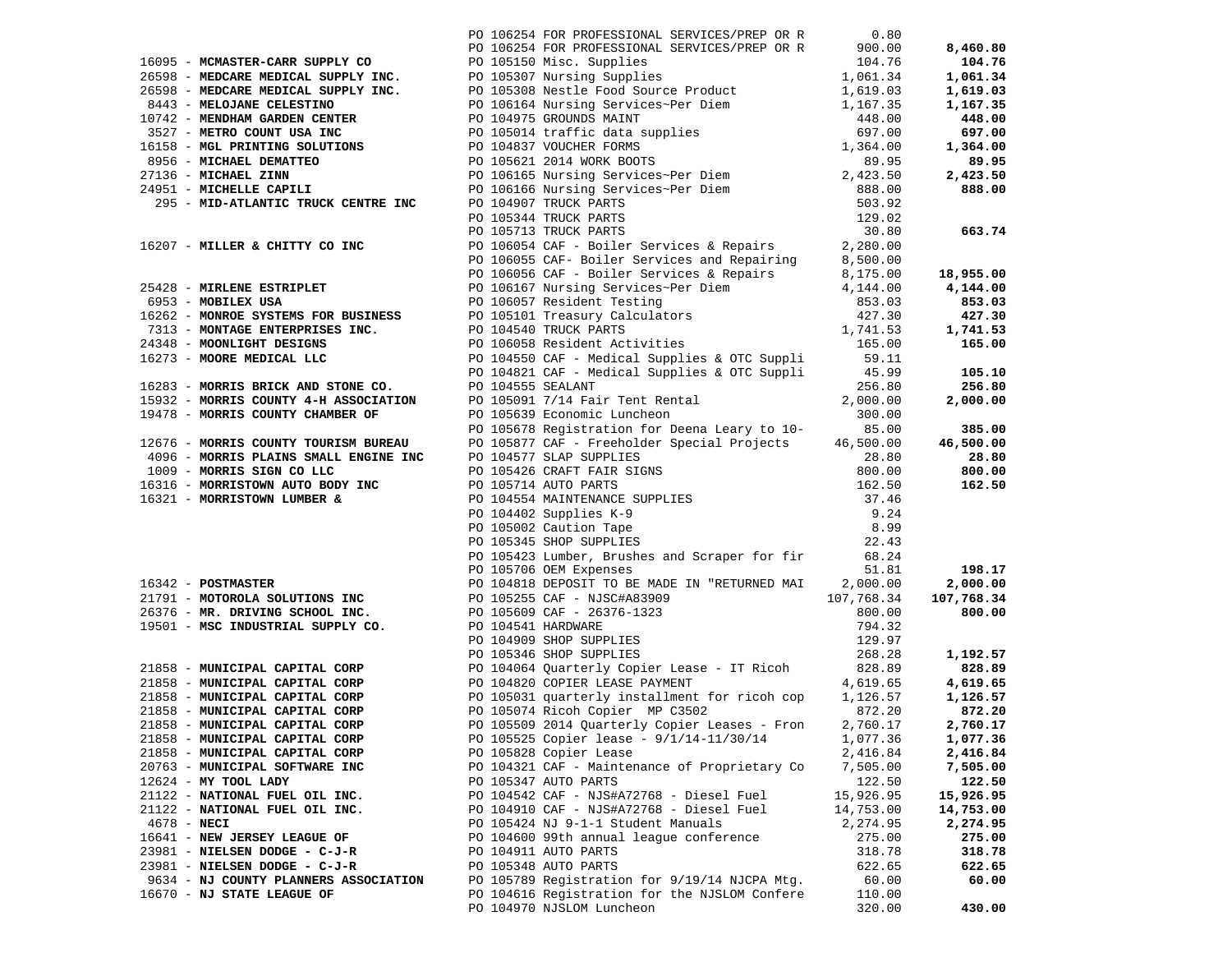| Vendor | PO / Description | Amount | Total |
|---|---|---|---|
| | PO 106254 FOR PROFESSIONAL SERVICES/PREP OR R | 0.80 | |
| | PO 106254 FOR PROFESSIONAL SERVICES/PREP OR R | 900.00 | **8,460.80** |
| 16095 - **MCMASTER-CARR SUPPLY CO** | PO 105150 Misc. Supplies | 104.76 | **104.76** |
| 26598 - **MEDCARE MEDICAL SUPPLY INC.** | PO 105307 Nursing Supplies | 1,061.34 | **1,061.34** |
| 26598 - **MEDCARE MEDICAL SUPPLY INC.** | PO 105308 Nestle Food Source Product | 1,619.03 | **1,619.03** |
| 8443 - **MELOJANE CELESTINO** | PO 106164 Nursing Services~Per Diem | 1,167.35 | **1,167.35** |
| 10742 - **MENDHAM GARDEN CENTER** | PO 104975 GROUNDS MAINT | 448.00 | **448.00** |
| 3527 - **METRO COUNT USA INC** | PO 105014 traffic data supplies | 697.00 | **697.00** |
| 16158 - **MGL PRINTING SOLUTIONS** | PO 104837 VOUCHER FORMS | 1,364.00 | **1,364.00** |
| 8956 - **MICHAEL DEMATTEO** | PO 105621 2014 WORK BOOTS | 89.95 | **89.95** |
| 27136 - **MICHAEL ZINN** | PO 106165 Nursing Services~Per Diem | 2,423.50 | **2,423.50** |
| 24951 - **MICHELLE CAPILI** | PO 106166 Nursing Services~Per Diem | 888.00 | **888.00** |
| 295 - **MID-ATLANTIC TRUCK CENTRE INC** | PO 104907 TRUCK PARTS | 503.92 | |
| | PO 105344 TRUCK PARTS | 129.02 | |
| | PO 105713 TRUCK PARTS | 30.80 | **663.74** |
| 16207 - **MILLER & CHITTY CO INC** | PO 106054 CAF - Boiler Services & Repairs | 2,280.00 | |
| | PO 106055 CAF- Boiler Services and Repairing | 8,500.00 | |
| | PO 106056 CAF - Boiler Services & Repairs | 8,175.00 | **18,955.00** |
| 25428 - **MIRLENE ESTRIPLET** | PO 106167 Nursing Services~Per Diem | 4,144.00 | **4,144.00** |
| 6953 - **MOBILEX USA** | PO 106057 Resident Testing | 853.03 | **853.03** |
| 16262 - **MONROE SYSTEMS FOR BUSINESS** | PO 105101 Treasury Calculators | 427.30 | **427.30** |
| 7313 - **MONTAGE ENTERPRISES INC.** | PO 104540 TRUCK PARTS | 1,741.53 | **1,741.53** |
| 24348 - **MOONLIGHT DESIGNS** | PO 106058 Resident Activities | 165.00 | **165.00** |
| 16273 - **MOORE MEDICAL LLC** | PO 104550 CAF - Medical Supplies & OTC Suppli | 59.11 | |
| | PO 104821 CAF - Medical Supplies & OTC Suppli | 45.99 | **105.10** |
| 16283 - **MORRIS BRICK AND STONE CO.** | PO 104555 SEALANT | 256.80 | **256.80** |
| 15932 - **MORRIS COUNTY 4-H ASSOCIATION** | PO 105091 7/14 Fair Tent Rental | 2,000.00 | **2,000.00** |
| 19478 - **MORRIS COUNTY CHAMBER OF** | PO 105639 Economic Luncheon | 300.00 | |
| | PO 105678 Registration for Deena Leary to 10- | 85.00 | **385.00** |
| 12676 - **MORRIS COUNTY TOURISM BUREAU** | PO 105877 CAF - Freeholder Special Projects | 46,500.00 | **46,500.00** |
| 4096 - **MORRIS PLAINS SMALL ENGINE INC** | PO 104577 SLAP SUPPLIES | 28.80 | **28.80** |
| 1009 - **MORRIS SIGN CO LLC** | PO 105426 CRAFT FAIR SIGNS | 800.00 | **800.00** |
| 16316 - **MORRISTOWN AUTO BODY INC** | PO 105714 AUTO PARTS | 162.50 | **162.50** |
| 16321 - **MORRISTOWN LUMBER &** | PO 104554 MAINTENANCE SUPPLIES | 37.46 | |
| | PO 104402 Supplies K-9 | 9.24 | |
| | PO 105002 Caution Tape | 8.99 | |
| | PO 105345 SHOP SUPPLIES | 22.43 | |
| | PO 105423 Lumber, Brushes and Scraper for fir | 68.24 | |
| | PO 105706 OEM Expenses | 51.81 | **198.17** |
| 16342 - **POSTMASTER** | PO 104818 DEPOSIT TO BE MADE IN "RETURNED MAI | 2,000.00 | **2,000.00** |
| 21791 - **MOTOROLA SOLUTIONS INC** | PO 105255 CAF - NJSC#A83909 | 107,768.34 | **107,768.34** |
| 26376 - **MR. DRIVING SCHOOL INC.** | PO 105609 CAF - 26376-1323 | 800.00 | **800.00** |
| 19501 - **MSC INDUSTRIAL SUPPLY CO.** | PO 104541 HARDWARE | 794.32 | |
| | PO 104909 SHOP SUPPLIES | 129.97 | |
| | PO 105346 SHOP SUPPLIES | 268.28 | **1,192.57** |
| 21858 - **MUNICIPAL CAPITAL CORP** | PO 104064 Quarterly Copier Lease - IT Ricoh | 828.89 | **828.89** |
| 21858 - **MUNICIPAL CAPITAL CORP** | PO 104820 COPIER LEASE PAYMENT | 4,619.65 | **4,619.65** |
| 21858 - **MUNICIPAL CAPITAL CORP** | PO 105031 quarterly installment for ricoh cop | 1,126.57 | **1,126.57** |
| 21858 - **MUNICIPAL CAPITAL CORP** | PO 105074 Ricoh Copier MP C3502 | 872.20 | **872.20** |
| 21858 - **MUNICIPAL CAPITAL CORP** | PO 105509 2014 Quarterly Copier Leases - Fron | 2,760.17 | **2,760.17** |
| 21858 - **MUNICIPAL CAPITAL CORP** | PO 105525 Copier lease - 9/1/14-11/30/14 | 1,077.36 | **1,077.36** |
| 21858 - **MUNICIPAL CAPITAL CORP** | PO 105828 Copier Lease | 2,416.84 | **2,416.84** |
| 20763 - **MUNICIPAL SOFTWARE INC** | PO 104321 CAF - Maintenance of Proprietary Co | 7,505.00 | **7,505.00** |
| 12624 - **MY TOOL LADY** | PO 105347 AUTO PARTS | 122.50 | **122.50** |
| 21122 - **NATIONAL FUEL OIL INC.** | PO 104542 CAF - NJS#A72768 - Diesel Fuel | 15,926.95 | **15,926.95** |
| 21122 - **NATIONAL FUEL OIL INC.** | PO 104910 CAF - NJS#A72768 - Diesel Fuel | 14,753.00 | **14,753.00** |
| 4678 - **NECI** | PO 105424 NJ 9-1-1 Student Manuals | 2,274.95 | **2,274.95** |
| 16641 - **NEW JERSEY LEAGUE OF** | PO 104600 99th annual league conference | 275.00 | **275.00** |
| 23981 - **NIELSEN DODGE - C-J-R** | PO 104911 AUTO PARTS | 318.78 | **318.78** |
| 23981 - **NIELSEN DODGE - C-J-R** | PO 105348 AUTO PARTS | 622.65 | **622.65** |
| 9634 - **NJ COUNTY PLANNERS ASSOCIATION** | PO 105789 Registration for 9/19/14 NJCPA Mtg. | 60.00 | **60.00** |
| 16670 - **NJ STATE LEAGUE OF** | PO 104616 Registration for the NJSLOM Confere | 110.00 | |
| | PO 104970 NJSLOM Luncheon | 320.00 | **430.00** |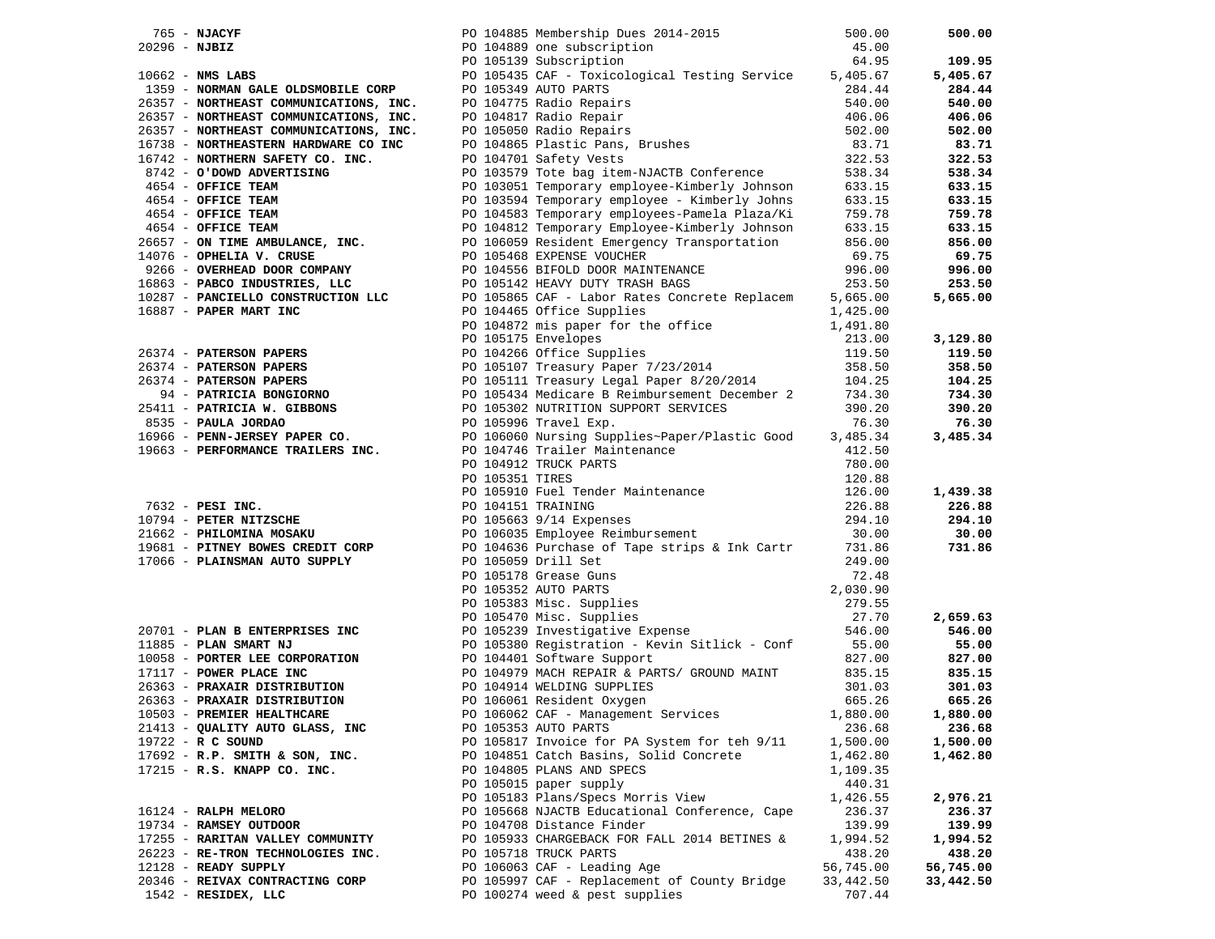| Vendor | PO / Description | Amount | Total |
|---|---|---|---|
| 765 - **NJACYF** | PO 104885 Membership Dues 2014-2015 | 500.00 | **500.00** |
| 20296 - **NJBIZ** | PO 104889 one subscription | 45.00 | |
| | PO 105139 Subscription | 64.95 | **109.95** |
| 10662 - **NMS LABS** | PO 105435 CAF - Toxicological Testing Service | 5,405.67 | **5,405.67** |
| 1359 - **NORMAN GALE OLDSMOBILE CORP** | PO 105349 AUTO PARTS | 284.44 | **284.44** |
| 26357 - **NORTHEAST COMMUNICATIONS, INC.** | PO 104775 Radio Repairs | 540.00 | **540.00** |
| 26357 - **NORTHEAST COMMUNICATIONS, INC.** | PO 104817 Radio Repair | 406.06 | **406.06** |
| 26357 - **NORTHEAST COMMUNICATIONS, INC.** | PO 105050 Radio Repairs | 502.00 | **502.00** |
| 16738 - **NORTHEASTERN HARDWARE CO INC** | PO 104865 Plastic Pans, Brushes | 83.71 | **83.71** |
| 16742 - **NORTHERN SAFETY CO. INC.** | PO 104701 Safety Vests | 322.53 | **322.53** |
| 8742 - **O'DOWD ADVERTISING** | PO 103579 Tote bag item-NJACTB Conference | 538.34 | **538.34** |
| 4654 - **OFFICE TEAM** | PO 103051 Temporary employee-Kimberly Johnson | 633.15 | **633.15** |
| 4654 - **OFFICE TEAM** | PO 103594 Temporary employee - Kimberly Johns | 633.15 | **633.15** |
| 4654 - **OFFICE TEAM** | PO 104583 Temporary employees-Pamela Plaza/Ki | 759.78 | **759.78** |
| 4654 - **OFFICE TEAM** | PO 104812 Temporary Employee-Kimberly Johnson | 633.15 | **633.15** |
| 26657 - **ON TIME AMBULANCE, INC.** | PO 106059 Resident Emergency Transportation | 856.00 | **856.00** |
| 14076 - **OPHELIA V. CRUSE** | PO 105468 EXPENSE VOUCHER | 69.75 | **69.75** |
| 9266 - **OVERHEAD DOOR COMPANY** | PO 104556 BIFOLD DOOR MAINTENANCE | 996.00 | **996.00** |
| 16863 - **PABCO INDUSTRIES, LLC** | PO 105142 HEAVY DUTY TRASH BAGS | 253.50 | **253.50** |
| 10287 - **PANCIELLO CONSTRUCTION LLC** | PO 105865 CAF - Labor Rates Concrete Replacem | 5,665.00 | **5,665.00** |
| 16887 - **PAPER MART INC** | PO 104465 Office Supplies | 1,425.00 | |
| | PO 104872 mis paper for the office | 1,491.80 | |
| | PO 105175 Envelopes | 213.00 | **3,129.80** |
| 26374 - **PATERSON PAPERS** | PO 104266 Office Supplies | 119.50 | **119.50** |
| 26374 - **PATERSON PAPERS** | PO 105107 Treasury Paper 7/23/2014 | 358.50 | **358.50** |
| 26374 - **PATERSON PAPERS** | PO 105111 Treasury Legal Paper 8/20/2014 | 104.25 | **104.25** |
| 94 - **PATRICIA BONGIORNO** | PO 105434 Medicare B Reimbursement December 2 | 734.30 | **734.30** |
| 25411 - **PATRICIA W. GIBBONS** | PO 105302 NUTRITION SUPPORT SERVICES | 390.20 | **390.20** |
| 8535 - **PAULA JORDAO** | PO 105996 Travel Exp. | 76.30 | **76.30** |
| 16966 - **PENN-JERSEY PAPER CO.** | PO 106060 Nursing Supplies~Paper/Plastic Good | 3,485.34 | **3,485.34** |
| 19663 - **PERFORMANCE TRAILERS INC.** | PO 104746 Trailer Maintenance | 412.50 | |
| | PO 104912 TRUCK PARTS | 780.00 | |
| | PO 105351 TIRES | 120.88 | |
| | PO 105910 Fuel Tender Maintenance | 126.00 | **1,439.38** |
| 7632 - **PESI INC.** | PO 104151 TRAINING | 226.88 | **226.88** |
| 10794 - **PETER NITZSCHE** | PO 105663 9/14 Expenses | 294.10 | **294.10** |
| 21662 - **PHILOMINA MOSAKU** | PO 106035 Employee Reimbursement | 30.00 | **30.00** |
| 19681 - **PITNEY BOWES CREDIT CORP** | PO 104636 Purchase of Tape strips & Ink Cartr | 731.86 | **731.86** |
| 17066 - **PLAINSMAN AUTO SUPPLY** | PO 105059 Drill Set | 249.00 | |
| | PO 105178 Grease Guns | 72.48 | |
| | PO 105352 AUTO PARTS | 2,030.90 | |
| | PO 105383 Misc. Supplies | 279.55 | |
| | PO 105470 Misc. Supplies | 27.70 | **2,659.63** |
| 20701 - **PLAN B ENTERPRISES INC** | PO 105239 Investigative Expense | 546.00 | **546.00** |
| 11885 - **PLAN SMART NJ** | PO 105380 Registration - Kevin Sitlick - Conf | 55.00 | **55.00** |
| 10058 - **PORTER LEE CORPORATION** | PO 104401 Software Support | 827.00 | **827.00** |
| 17117 - **POWER PLACE INC** | PO 104979 MACH REPAIR & PARTS/ GROUND MAINT | 835.15 | **835.15** |
| 26363 - **PRAXAIR DISTRIBUTION** | PO 104914 WELDING SUPPLIES | 301.03 | **301.03** |
| 26363 - **PRAXAIR DISTRIBUTION** | PO 106061 Resident Oxygen | 665.26 | **665.26** |
| 10503 - **PREMIER HEALTHCARE** | PO 106062 CAF - Management Services | 1,880.00 | **1,880.00** |
| 21413 - **QUALITY AUTO GLASS, INC** | PO 105353 AUTO PARTS | 236.68 | **236.68** |
| 19722 - **R C SOUND** | PO 105817 Invoice for PA System for teh 9/11 | 1,500.00 | **1,500.00** |
| 17692 - **R.P. SMITH & SON, INC.** | PO 104851 Catch Basins, Solid Concrete | 1,462.80 | **1,462.80** |
| 17215 - **R.S. KNAPP CO. INC.** | PO 104805 PLANS AND SPECS | 1,109.35 | |
| | PO 105015 paper supply | 440.31 | |
| | PO 105183 Plans/Specs Morris View | 1,426.55 | **2,976.21** |
| 16124 - **RALPH MELORO** | PO 105668 NJACTB Educational Conference, Cape | 236.37 | **236.37** |
| 19734 - **RAMSEY OUTDOOR** | PO 104708 Distance Finder | 139.99 | **139.99** |
| 17255 - **RARITAN VALLEY COMMUNITY** | PO 105933 CHARGEBACK FOR FALL 2014 BETINES & | 1,994.52 | **1,994.52** |
| 26223 - **RE-TRON TECHNOLOGIES INC.** | PO 105718 TRUCK PARTS | 438.20 | **438.20** |
| 12128 - **READY SUPPLY** | PO 106063 CAF - Leading Age | 56,745.00 | **56,745.00** |
| 20346 - **REIVAX CONTRACTING CORP** | PO 105997 CAF - Replacement of County Bridge | 33,442.50 | **33,442.50** |
| 1542 - **RESIDEX, LLC** | PO 100274 weed & pest supplies | 707.44 | |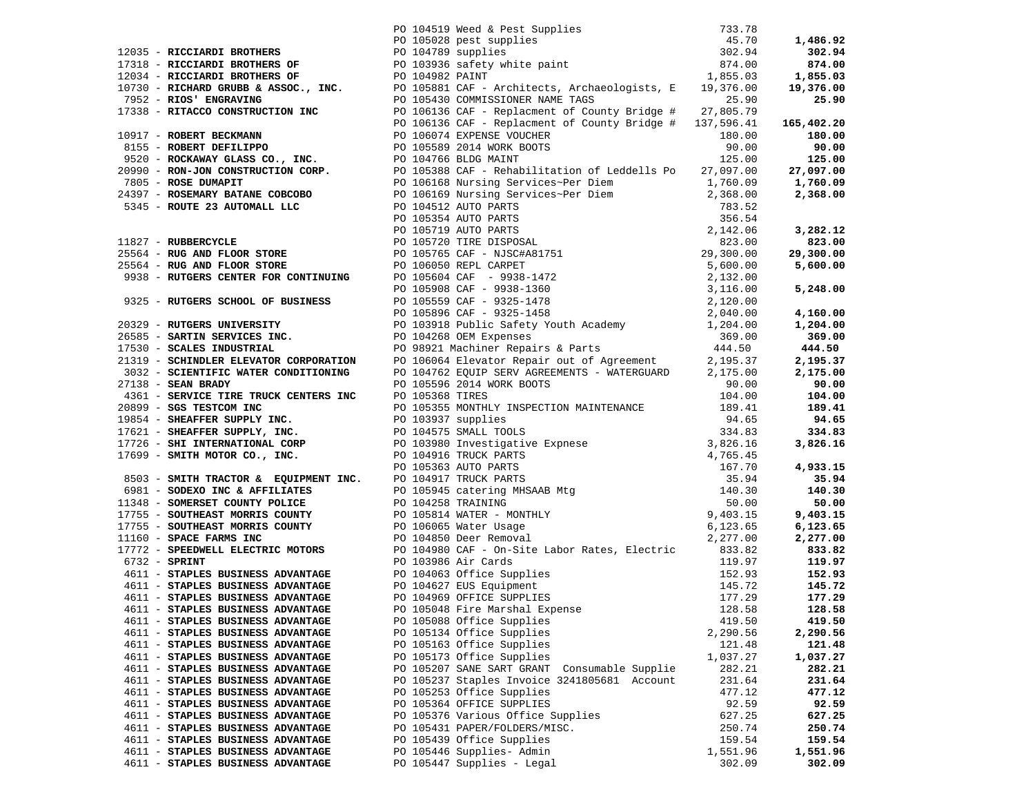| Vendor | PO / Description | Amount | Total |
|---|---|---|---|
| | PO 104519 Weed & Pest Supplies | 733.78 | |
| | PO 105028 pest supplies | 45.70 | **1,486.92** |
| 12035 - **RICCIARDI BROTHERS** | PO 104789 supplies | 302.94 | **302.94** |
| 17318 - **RICCIARDI BROTHERS OF** | PO 103936 safety white paint | 874.00 | **874.00** |
| 12034 - **RICCIARDI BROTHERS OF** | PO 104982 PAINT | 1,855.03 | **1,855.03** |
| 10730 - **RICHARD GRUBB & ASSOC., INC.** | PO 105881 CAF - Architects, Archaeologists, E | 19,376.00 | **19,376.00** |
| 7952 - **RIOS' ENGRAVING** | PO 105430 COMMISSIONER NAME TAGS | 25.90 | **25.90** |
| 17338 - **RITACCO CONSTRUCTION INC** | PO 106136 CAF - Replacment of County Bridge # | 27,805.79 | |
| | PO 106136 CAF - Replacment of County Bridge # | 137,596.41 | **165,402.20** |
| 10917 - **ROBERT BECKMANN** | PO 106074 EXPENSE VOUCHER | 180.00 | **180.00** |
| 8155 - **ROBERT DEFILIPPO** | PO 105589 2014 WORK BOOTS | 90.00 | **90.00** |
| 9520 - **ROCKAWAY GLASS CO., INC.** | PO 104766 BLDG MAINT | 125.00 | **125.00** |
| 20990 - **RON-JON CONSTRUCTION CORP.** | PO 105388 CAF - Rehabilitation of Leddells Po | 27,097.00 | **27,097.00** |
| 7805 - **ROSE DUMAPIT** | PO 106168 Nursing Services~Per Diem | 1,760.09 | **1,760.09** |
| 24397 - **ROSEMARY BATANE COBCOBO** | PO 106169 Nursing Services~Per Diem | 2,368.00 | **2,368.00** |
| 5345 - **ROUTE 23 AUTOMALL LLC** | PO 104512 AUTO PARTS | 783.52 | |
| | PO 105354 AUTO PARTS | 356.54 | |
| | PO 105719 AUTO PARTS | 2,142.06 | **3,282.12** |
| 11827 - **RUBBERCYCLE** | PO 105720 TIRE DISPOSAL | 823.00 | **823.00** |
| 25564 - **RUG AND FLOOR STORE** | PO 105765 CAF - NJSC#A81751 | 29,300.00 | **29,300.00** |
| 25564 - **RUG AND FLOOR STORE** | PO 106050 REPL CARPET | 5,600.00 | **5,600.00** |
| 9938 - **RUTGERS CENTER FOR CONTINUING** | PO 105604 CAF - 9938-1472 | 2,132.00 | |
| | PO 105908 CAF - 9938-1360 | 3,116.00 | **5,248.00** |
| 9325 - **RUTGERS SCHOOL OF BUSINESS** | PO 105559 CAF - 9325-1478 | 2,120.00 | |
| | PO 105896 CAF - 9325-1458 | 2,040.00 | **4,160.00** |
| 20329 - **RUTGERS UNIVERSITY** | PO 103918 Public Safety Youth Academy | 1,204.00 | **1,204.00** |
| 26585 - **SARTIN SERVICES INC.** | PO 104268 OEM Expenses | 369.00 | **369.00** |
| 17530 - **SCALES INDUSTRIAL** | PO 98921 Machiner Repairs & Parts | 444.50 | **444.50** |
| 21319 - **SCHINDLER ELEVATOR CORPORATION** | PO 106064 Elevator Repair out of Agreement | 2,195.37 | **2,195.37** |
| 3032 - **SCIENTIFIC WATER CONDITIONING** | PO 104762 EQUIP SERV AGREEMENTS - WATERGUARD | 2,175.00 | **2,175.00** |
| 27138 - **SEAN BRADY** | PO 105596 2014 WORK BOOTS | 90.00 | **90.00** |
| 4361 - **SERVICE TIRE TRUCK CENTERS INC** | PO 105368 TIRES | 104.00 | **104.00** |
| 20899 - **SGS TESTCOM INC** | PO 105355 MONTHLY INSPECTION MAINTENANCE | 189.41 | **189.41** |
| 19854 - **SHEAFFER SUPPLY INC.** | PO 103937 supplies | 94.65 | **94.65** |
| 17621 - **SHEAFFER SUPPLY, INC.** | PO 104575 SMALL TOOLS | 334.83 | **334.83** |
| 17726 - **SHI INTERNATIONAL CORP** | PO 103980 Investigative Expnese | 3,826.16 | **3,826.16** |
| 17699 - **SMITH MOTOR CO., INC.** | PO 104916 TRUCK PARTS | 4,765.45 | |
| | PO 105363 AUTO PARTS | 167.70 | **4,933.15** |
| 8503 - **SMITH TRACTOR & EQUIPMENT INC.** | PO 104917 TRUCK PARTS | 35.94 | **35.94** |
| 6981 - **SODEXO INC & AFFILIATES** | PO 105945 catering MHSAAB Mtg | 140.30 | **140.30** |
| 11348 - **SOMERSET COUNTY POLICE** | PO 104258 TRAINING | 50.00 | **50.00** |
| 17755 - **SOUTHEAST MORRIS COUNTY** | PO 105814 WATER - MONTHLY | 9,403.15 | **9,403.15** |
| 17755 - **SOUTHEAST MORRIS COUNTY** | PO 106065 Water Usage | 6,123.65 | **6,123.65** |
| 11160 - **SPACE FARMS INC** | PO 104850 Deer Removal | 2,277.00 | **2,277.00** |
| 17772 - **SPEEDWELL ELECTRIC MOTORS** | PO 104980 CAF - On-Site Labor Rates, Electric | 833.82 | **833.82** |
| 6732 - **SPRINT** | PO 103986 Air Cards | 119.97 | **119.97** |
| 4611 - **STAPLES BUSINESS ADVANTAGE** | PO 104063 Office Supplies | 152.93 | **152.93** |
| 4611 - **STAPLES BUSINESS ADVANTAGE** | PO 104627 EUS Equipment | 145.72 | **145.72** |
| 4611 - **STAPLES BUSINESS ADVANTAGE** | PO 104969 OFFICE SUPPLIES | 177.29 | **177.29** |
| 4611 - **STAPLES BUSINESS ADVANTAGE** | PO 105048 Fire Marshal Expense | 128.58 | **128.58** |
| 4611 - **STAPLES BUSINESS ADVANTAGE** | PO 105088 Office Supplies | 419.50 | **419.50** |
| 4611 - **STAPLES BUSINESS ADVANTAGE** | PO 105134 Office Supplies | 2,290.56 | **2,290.56** |
| 4611 - **STAPLES BUSINESS ADVANTAGE** | PO 105163 Office Supplies | 121.48 | **121.48** |
| 4611 - **STAPLES BUSINESS ADVANTAGE** | PO 105173 Office Supplies | 1,037.27 | **1,037.27** |
| 4611 - **STAPLES BUSINESS ADVANTAGE** | PO 105207 SANE SART GRANT Consumable Supplie | 282.21 | **282.21** |
| 4611 - **STAPLES BUSINESS ADVANTAGE** | PO 105237 Staples Invoice 3241805681 Account | 231.64 | **231.64** |
| 4611 - **STAPLES BUSINESS ADVANTAGE** | PO 105253 Office Supplies | 477.12 | **477.12** |
| 4611 - **STAPLES BUSINESS ADVANTAGE** | PO 105364 OFFICE SUPPLIES | 92.59 | **92.59** |
| 4611 - **STAPLES BUSINESS ADVANTAGE** | PO 105376 Various Office Supplies | 627.25 | **627.25** |
| 4611 - **STAPLES BUSINESS ADVANTAGE** | PO 105431 PAPER/FOLDERS/MISC. | 250.74 | **250.74** |
| 4611 - **STAPLES BUSINESS ADVANTAGE** | PO 105439 Office Supplies | 159.54 | **159.54** |
| 4611 - **STAPLES BUSINESS ADVANTAGE** | PO 105446 Supplies- Admin | 1,551.96 | **1,551.96** |
| 4611 - **STAPLES BUSINESS ADVANTAGE** | PO 105447 Supplies - Legal | 302.09 | **302.09** |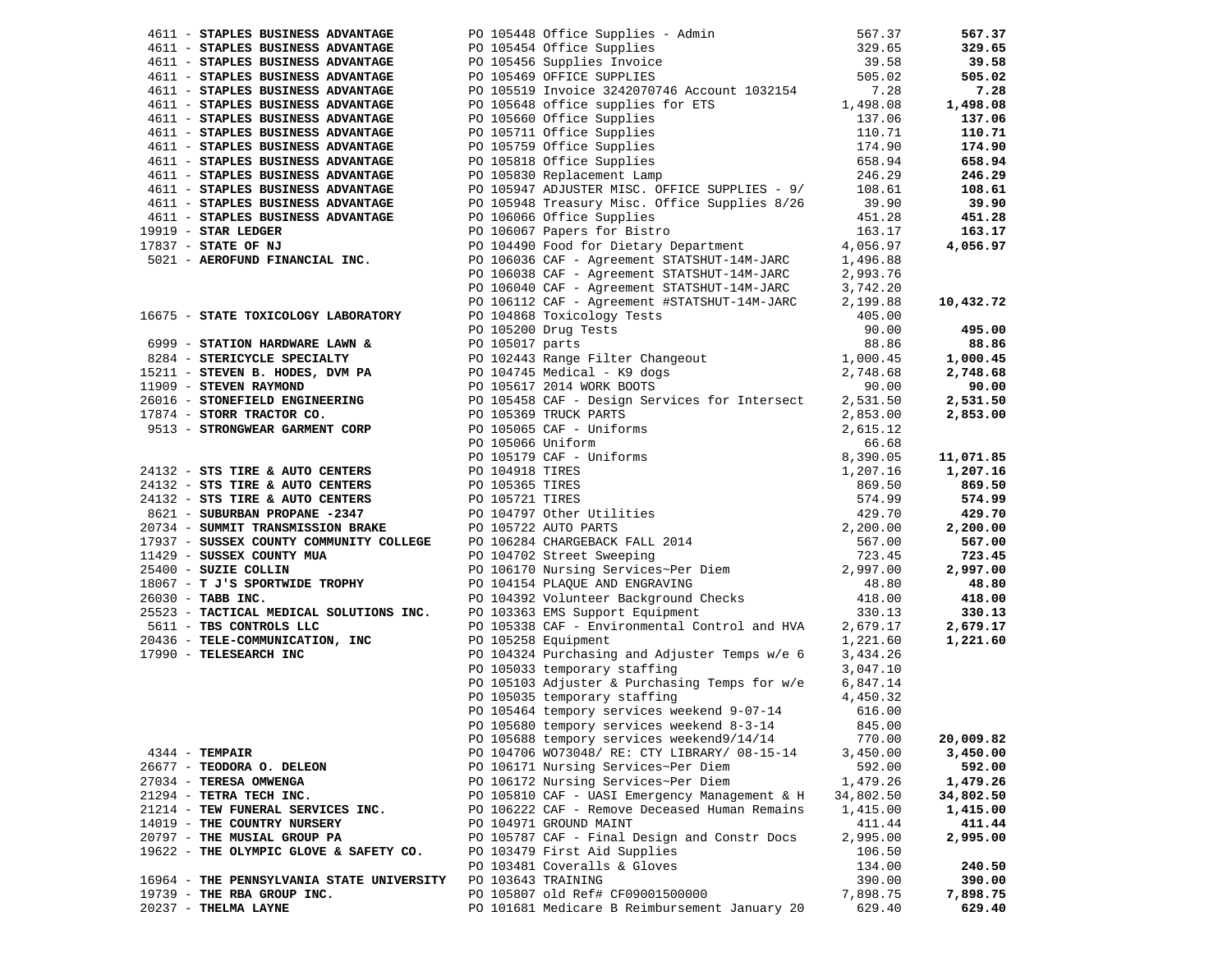| Vendor | Description | Amount | Total |
|---|---|---|---|
| 4611 - **STAPLES BUSINESS ADVANTAGE** | PO 105448 Office Supplies - Admin | 567.37 | **567.37** |
| 4611 - **STAPLES BUSINESS ADVANTAGE** | PO 105454 Office Supplies | 329.65 | **329.65** |
| 4611 - **STAPLES BUSINESS ADVANTAGE** | PO 105456 Supplies Invoice | 39.58 | **39.58** |
| 4611 - **STAPLES BUSINESS ADVANTAGE** | PO 105469 OFFICE SUPPLIES | 505.02 | **505.02** |
| 4611 - **STAPLES BUSINESS ADVANTAGE** | PO 105519 Invoice 3242070746 Account 1032154 | 7.28 | **7.28** |
| 4611 - **STAPLES BUSINESS ADVANTAGE** | PO 105648 office supplies for ETS | 1,498.08 | **1,498.08** |
| 4611 - **STAPLES BUSINESS ADVANTAGE** | PO 105660 Office Supplies | 137.06 | **137.06** |
| 4611 - **STAPLES BUSINESS ADVANTAGE** | PO 105711 Office Supplies | 110.71 | **110.71** |
| 4611 - **STAPLES BUSINESS ADVANTAGE** | PO 105759 Office Supplies | 174.90 | **174.90** |
| 4611 - **STAPLES BUSINESS ADVANTAGE** | PO 105818 Office Supplies | 658.94 | **658.94** |
| 4611 - **STAPLES BUSINESS ADVANTAGE** | PO 105830 Replacement Lamp | 246.29 | **246.29** |
| 4611 - **STAPLES BUSINESS ADVANTAGE** | PO 105947 ADJUSTER MISC. OFFICE SUPPLIES - 9/ | 108.61 | **108.61** |
| 4611 - **STAPLES BUSINESS ADVANTAGE** | PO 105948 Treasury Misc. Office Supplies 8/26 | 39.90 | **39.90** |
| 4611 - **STAPLES BUSINESS ADVANTAGE** | PO 106066 Office Supplies | 451.28 | **451.28** |
| 19919 - **STAR LEDGER** | PO 106067 Papers for Bistro | 163.17 | **163.17** |
| 17837 - **STATE OF NJ** | PO 104490 Food for Dietary Department | 4,056.97 | **4,056.97** |
| 5021 - **AEROFUND FINANCIAL INC.** | PO 106036 CAF - Agreement STATSHUT-14M-JARC | 1,496.88 | |
| | PO 106038 CAF - Agreement STATSHUT-14M-JARC | 2,993.76 | |
| | PO 106040 CAF - Agreement STATSHUT-14M-JARC | 3,742.20 | |
| | PO 106112 CAF - Agreement #STATSHUT-14M-JARC | 2,199.88 | **10,432.72** |
| 16675 - **STATE TOXICOLOGY LABORATORY** | PO 104868 Toxicology Tests | 405.00 | |
| | PO 105200 Drug Tests | 90.00 | **495.00** |
| 6999 - **STATION HARDWARE LAWN &** | PO 105017 parts | 88.86 | **88.86** |
| 8284 - **STERICYCLE SPECIALTY** | PO 102443 Range Filter Changeout | 1,000.45 | **1,000.45** |
| 15211 - **STEVEN B. HODES, DVM PA** | PO 104745 Medical - K9 dogs | 2,748.68 | **2,748.68** |
| 11909 - **STEVEN RAYMOND** | PO 105617 2014 WORK BOOTS | 90.00 | **90.00** |
| 26016 - **STONEFIELD ENGINEERING** | PO 105458 CAF - Design Services for Intersect | 2,531.50 | **2,531.50** |
| 17874 - **STORR TRACTOR CO.** | PO 105369 TRUCK PARTS | 2,853.00 | **2,853.00** |
| 9513 - **STRONGWEAR GARMENT CORP** | PO 105065 CAF - Uniforms | 2,615.12 | |
| | PO 105066 Uniform | 66.68 | |
| | PO 105179 CAF - Uniforms | 8,390.05 | **11,071.85** |
| 24132 - **STS TIRE & AUTO CENTERS** | PO 104918 TIRES | 1,207.16 | **1,207.16** |
| 24132 - **STS TIRE & AUTO CENTERS** | PO 105365 TIRES | 869.50 | **869.50** |
| 24132 - **STS TIRE & AUTO CENTERS** | PO 105721 TIRES | 574.99 | **574.99** |
| 8621 - **SUBURBAN PROPANE -2347** | PO 104797 Other Utilities | 429.70 | **429.70** |
| 20734 - **SUMMIT TRANSMISSION BRAKE** | PO 105722 AUTO PARTS | 2,200.00 | **2,200.00** |
| 17937 - **SUSSEX COUNTY COMMUNITY COLLEGE** | PO 106284 CHARGEBACK FALL 2014 | 567.00 | **567.00** |
| 11429 - **SUSSEX COUNTY MUA** | PO 104702 Street Sweeping | 723.45 | **723.45** |
| 25400 - **SUZIE COLLIN** | PO 106170 Nursing Services~Per Diem | 2,997.00 | **2,997.00** |
| 18067 - **T J'S SPORTWIDE TROPHY** | PO 104154 PLAQUE AND ENGRAVING | 48.80 | **48.80** |
| 26030 - **TABB INC.** | PO 104392 Volunteer Background Checks | 418.00 | **418.00** |
| 25523 - **TACTICAL MEDICAL SOLUTIONS INC.** | PO 103363 EMS Support Equipment | 330.13 | **330.13** |
| 5611 - **TBS CONTROLS LLC** | PO 105338 CAF - Environmental Control and HVA | 2,679.17 | **2,679.17** |
| 20436 - **TELE-COMMUNICATION, INC** | PO 105258 Equipment | 1,221.60 | **1,221.60** |
| 17990 - **TELESEARCH INC** | PO 104324 Purchasing and Adjuster Temps w/e 6 | 3,434.26 | |
| | PO 105033 temporary staffing | 3,047.10 | |
| | PO 105103 Adjuster & Purchasing Temps for w/e | 6,847.14 | |
| | PO 105035 temporary staffing | 4,450.32 | |
| | PO 105464 tempory services weekend 9-07-14 | 616.00 | |
| | PO 105680 tempory services weekend 8-3-14 | 845.00 | |
| | PO 105688 tempory services weekend9/14/14 | 770.00 | **20,009.82** |
| 4344 - **TEMPAIR** | PO 104706 WO73048/ RE: CTY LIBRARY/ 08-15-14 | 3,450.00 | **3,450.00** |
| 26677 - **TEODORA O. DELEON** | PO 106171 Nursing Services~Per Diem | 592.00 | **592.00** |
| 27034 - **TERESA OMWENGA** | PO 106172 Nursing Services~Per Diem | 1,479.26 | **1,479.26** |
| 21294 - **TETRA TECH INC.** | PO 105810 CAF - UASI Emergency Management & H | 34,802.50 | **34,802.50** |
| 21214 - **TEW FUNERAL SERVICES INC.** | PO 106222 CAF - Remove Deceased Human Remains | 1,415.00 | **1,415.00** |
| 14019 - **THE COUNTRY NURSERY** | PO 104971 GROUND MAINT | 411.44 | **411.44** |
| 20797 - **THE MUSIAL GROUP PA** | PO 105787 CAF - Final Design and Constr Docs | 2,995.00 | **2,995.00** |
| 19622 - **THE OLYMPIC GLOVE & SAFETY CO.** | PO 103479 First Aid Supplies | 106.50 | |
| | PO 103481 Coveralls & Gloves | 134.00 | **240.50** |
| 16964 - **THE PENNSYLVANIA STATE UNIVERSITY** | PO 103643 TRAINING | 390.00 | **390.00** |
| 19739 - **THE RBA GROUP INC.** | PO 105807 old Ref# CF09001500000 | 7,898.75 | **7,898.75** |
| 20237 - **THELMA LAYNE** | PO 101681 Medicare B Reimbursement January 20 | 629.40 | **629.40** |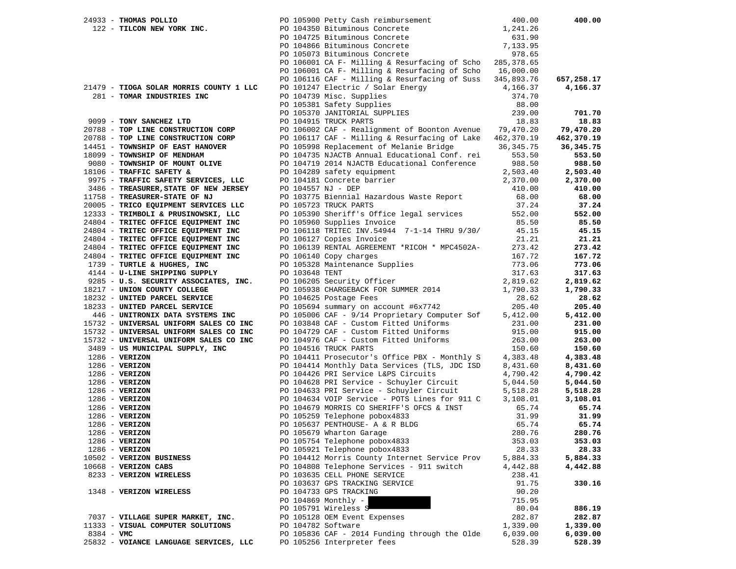| Vendor | PO / Description | Amount | Total |
|---|---|---|---|
| 24933 - **THOMAS POLLIO** | PO 105900 Petty Cash reimbursement | 400.00 | **400.00** |
| 122 - **TILCON NEW YORK INC.** | PO 104350 Bituminous Concrete | 1,241.26 | |
| | PO 104725 Bituminous Concrete | 631.90 | |
| | PO 104866 Bituminous Concrete | 7,133.95 | |
| | PO 105073 Bituminous Concrete | 978.65 | |
| | PO 106001 CA F- Milling & Resurfacing of Scho | 285,378.65 | |
| | PO 106001 CA F- Milling & Resurfacing of Scho | 16,000.00 | |
| | PO 106116 CAF - Milling & Resurfacing of Suss | 345,893.76 | **657,258.17** |
| 21479 - **TIOGA SOLAR MORRIS COUNTY 1 LLC** | PO 101247 Electric / Solar Energy | 4,166.37 | **4,166.37** |
| 281 - **TOMAR INDUSTRIES INC** | PO 104739 Misc. Supplies | 374.70 | |
| | PO 105381 Safety Supplies | 88.00 | |
| | PO 105370 JANITORIAL SUPPLIES | 239.00 | **701.70** |
| 9099 - **TONY SANCHEZ LTD** | PO 104915 TRUCK PARTS | 18.83 | **18.83** |
| 20788 - **TOP LINE CONSTRUCTION CORP** | PO 106002 CAF - Realignment of Boonton Avenue | 79,470.20 | **79,470.20** |
| 20788 - **TOP LINE CONSTRUCTION CORP** | PO 106117 CAF - Milling & Resurfacing of Lake | 462,370.19 | **462,370.19** |
| 14451 - **TOWNSHIP OF EAST HANOVER** | PO 105998 Replacement of Melanie Bridge | 36,345.75 | **36,345.75** |
| 18099 - **TOWNSHIP OF MENDHAM** | PO 104735 NJACTB Annual Educational Conf. rei | 553.50 | **553.50** |
| 9080 - **TOWNSHIP OF MOUNT OLIVE** | PO 104719 2014 NJACTB Educational Conference | 988.50 | **988.50** |
| 18106 - **TRAFFIC SAFETY &** | PO 104289 safety equipment | 2,503.40 | **2,503.40** |
| 9975 - **TRAFFIC SAFETY SERVICES, LLC** | PO 104181 Concrete barrier | 2,370.00 | **2,370.00** |
| 3486 - **TREASURER,STATE OF NEW JERSEY** | PO 104557 NJ - DEP | 410.00 | **410.00** |
| 11758 - **TREASURER-STATE OF NJ** | PO 103775 Biennial Hazardous Waste Report | 68.00 | **68.00** |
| 20005 - **TRICO EQUIPMENT SERVICES LLC** | PO 105723 TRUCK PARTS | 37.24 | **37.24** |
| 12333 - **TRIMBOLI & PRUSINOWSKI, LLC** | PO 105390 Sheriff's Office legal services | 552.00 | **552.00** |
| 24804 - **TRITEC OFFICE EQUIPMENT INC** | PO 105960 Supplies Invoice | 85.50 | **85.50** |
| 24804 - **TRITEC OFFICE EQUIPMENT INC** | PO 106118 TRITEC INV.54944 7-1-14 THRU 9/30/ | 45.15 | **45.15** |
| 24804 - **TRITEC OFFICE EQUIPMENT INC** | PO 106127 Copies Invoice | 21.21 | **21.21** |
| 24804 - **TRITEC OFFICE EQUIPMENT INC** | PO 106139 RENTAL AGREEMENT *RICOH * MPC4502A- | 273.42 | **273.42** |
| 24804 - **TRITEC OFFICE EQUIPMENT INC** | PO 106140 Copy charges | 167.72 | **167.72** |
| 1739 - **TURTLE & HUGHES, INC** | PO 105328 Maintenance Supplies | 773.06 | **773.06** |
| 4144 - **U-LINE SHIPPING SUPPLY** | PO 103648 TENT | 317.63 | **317.63** |
| 9285 - **U.S. SECURITY ASSOCIATES, INC.** | PO 106205 Security Officer | 2,819.62 | **2,819.62** |
| 18217 - **UNION COUNTY COLLEGE** | PO 105938 CHARGEBACK FOR SUMMER 2014 | 1,790.33 | **1,790.33** |
| 18232 - **UNITED PARCEL SERVICE** | PO 104625 Postage Fees | 28.62 | **28.62** |
| 18233 - **UNITED PARCEL SERVICE** | PO 105694 summary on account #6x7742 | 205.40 | **205.40** |
| 446 - **UNITRONIX DATA SYSTEMS INC** | PO 105006 CAF - 9/14 Proprietary Computer Sof | 5,412.00 | **5,412.00** |
| 15732 - **UNIVERSAL UNIFORM SALES CO INC** | PO 103848 CAF - Custom Fitted Uniforms | 231.00 | **231.00** |
| 15732 - **UNIVERSAL UNIFORM SALES CO INC** | PO 104729 CAF - Custom Fitted Uniforms | 915.00 | **915.00** |
| 15732 - **UNIVERSAL UNIFORM SALES CO INC** | PO 104976 CAF - Custom Fitted Uniforms | 263.00 | **263.00** |
| 3489 - **US MUNICIPAL SUPPLY, INC** | PO 104516 TRUCK PARTS | 150.60 | **150.60** |
| 1286 - **VERIZON** | PO 104411 Prosecutor's Office PBX - Monthly S | 4,383.48 | **4,383.48** |
| 1286 - **VERIZON** | PO 104414 Monthly Data Services (TLS, JDC ISD | 8,431.60 | **8,431.60** |
| 1286 - **VERIZON** | PO 104426 PRI Service L&PS Circuits | 4,790.42 | **4,790.42** |
| 1286 - **VERIZON** | PO 104628 PRI Service - Schuyler Circuit | 5,044.50 | **5,044.50** |
| 1286 - **VERIZON** | PO 104633 PRI Service - Schuyler Circuit | 5,518.28 | **5,518.28** |
| 1286 - **VERIZON** | PO 104634 VOIP Service - POTS Lines for 911 C | 3,108.01 | **3,108.01** |
| 1286 - **VERIZON** | PO 104679 MORRIS CO SHERIFF'S OFCS & INST | 65.74 | **65.74** |
| 1286 - **VERIZON** | PO 105259 Telephone pobox4833 | 31.99 | **31.99** |
| 1286 - **VERIZON** | PO 105637 PENTHOUSE- A & R BLDG | 65.74 | **65.74** |
| 1286 - **VERIZON** | PO 105679 Wharton Garage | 280.76 | **280.76** |
| 1286 - **VERIZON** | PO 105754 Telephone pobox4833 | 353.03 | **353.03** |
| 1286 - **VERIZON** | PO 105921 Telephone pobox4833 | 28.33 | **28.33** |
| 10502 - **VERIZON BUSINESS** | PO 104412 Morris County Internet Service Prov | 5,884.33 | **5,884.33** |
| 10668 - **VERIZON CABS** | PO 104808 Telephone Services - 911 switch | 4,442.88 | **4,442.88** |
| 8233 - **VERIZON WIRELESS** | PO 103635 CELL PHONE SERVICE | 238.41 | |
| | PO 103637 GPS TRACKING SERVICE | 91.75 | **330.16** |
| 1348 - **VERIZON WIRELESS** | PO 104733 GPS TRACKING | 90.20 | |
| | PO 104869 Monthly - | 715.95 | |
| | PO 105791 Wireless S | 80.04 | **886.19** |
| 7037 - **VILLAGE SUPER MARKET, INC.** | PO 105128 OEM Event Expenses | 282.87 | **282.87** |
| 11333 - **VISUAL COMPUTER SOLUTIONS** | PO 104782 Software | 1,339.00 | **1,339.00** |
| 8384 - **VMC** | PO 105836 CAF - 2014 Funding through the Olde | 6,039.00 | **6,039.00** |
| 25832 - **VOIANCE LANGUAGE SERVICES, LLC** | PO 105256 Interpreter fees | 528.39 | **528.39** |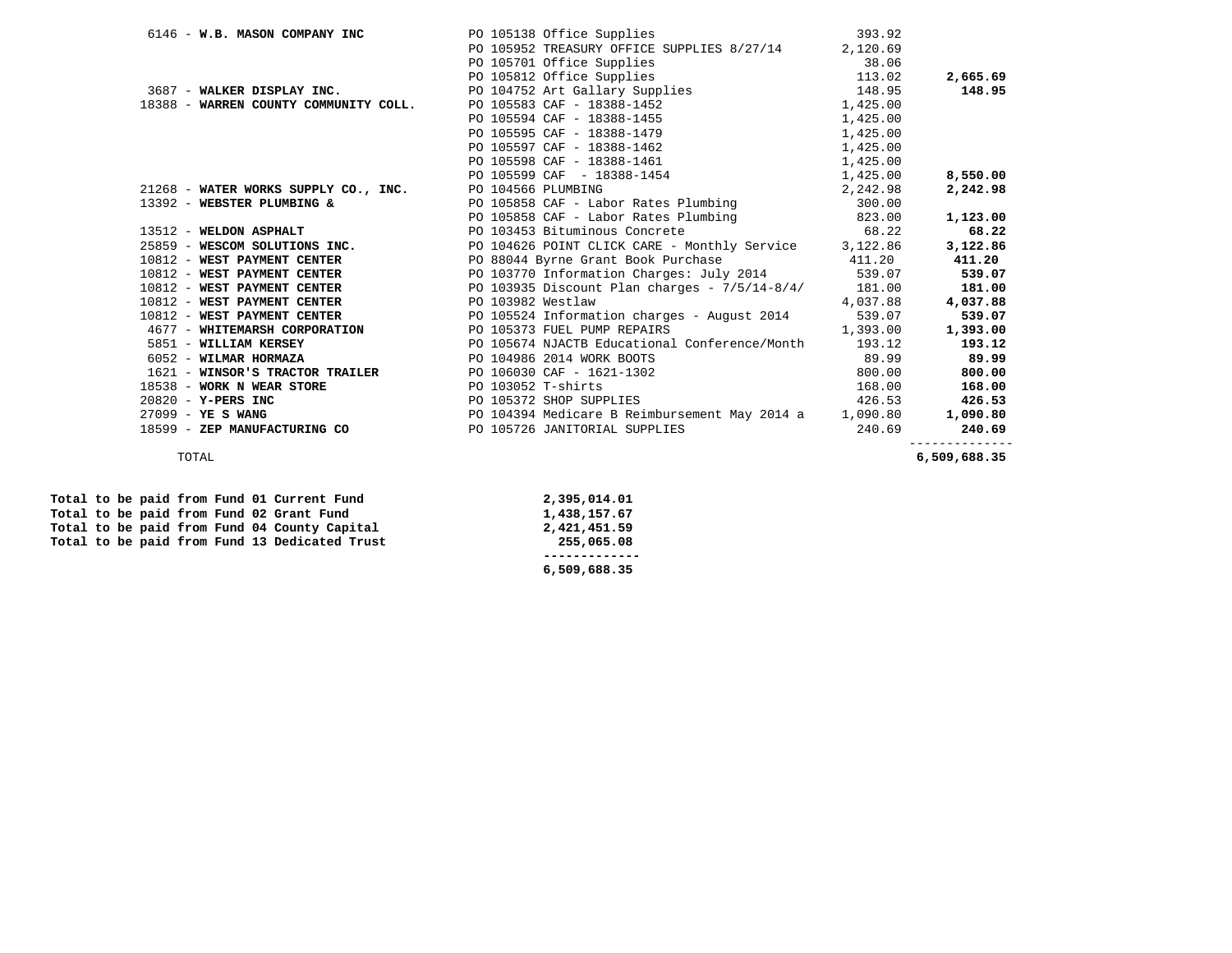| Vendor | Description | Amount | Total |
|---|---|---|---|
| 6146 - **W.B. MASON COMPANY INC** | PO 105138 Office Supplies | 393.92 | |
| | PO 105952 TREASURY OFFICE SUPPLIES 8/27/14 | 2,120.69 | |
| | PO 105701 Office Supplies | 38.06 | |
| | PO 105812 Office Supplies | 113.02 | **2,665.69** |
| 3687 - **WALKER DISPLAY INC.** | PO 104752 Art Gallary Supplies | 148.95 | **148.95** |
| 18388 - **WARREN COUNTY COMMUNITY COLL.** | PO 105583 CAF - 18388-1452 | 1,425.00 | |
| | PO 105594 CAF - 18388-1455 | 1,425.00 | |
| | PO 105595 CAF - 18388-1479 | 1,425.00 | |
| | PO 105597 CAF - 18388-1462 | 1,425.00 | |
| | PO 105598 CAF - 18388-1461 | 1,425.00 | |
| | PO 105599 CAF - 18388-1454 | 1,425.00 | **8,550.00** |
| 21268 - **WATER WORKS SUPPLY CO., INC.** | PO 104566 PLUMBING | 2,242.98 | **2,242.98** |
| 13392 - **WEBSTER PLUMBING &** | PO 105858 CAF - Labor Rates Plumbing | 300.00 | |
| | PO 105858 CAF - Labor Rates Plumbing | 823.00 | **1,123.00** |
| 13512 - **WELDON ASPHALT** | PO 103453 Bituminous Concrete | 68.22 | **68.22** |
| 25859 - **WESCOM SOLUTIONS INC.** | PO 104626 POINT CLICK CARE - Monthly Service | 3,122.86 | **3,122.86** |
| 10812 - **WEST PAYMENT CENTER** | PO 88044 Byrne Grant Book Purchase | 411.20 | **411.20** |
| 10812 - **WEST PAYMENT CENTER** | PO 103770 Information Charges: July 2014 | 539.07 | **539.07** |
| 10812 - **WEST PAYMENT CENTER** | PO 103935 Discount Plan charges - 7/5/14-8/4/ | 181.00 | **181.00** |
| 10812 - **WEST PAYMENT CENTER** | PO 103982 Westlaw | 4,037.88 | **4,037.88** |
| 10812 - **WEST PAYMENT CENTER** | PO 105524 Information charges - August 2014 | 539.07 | **539.07** |
| 4677 - **WHITEMARSH CORPORATION** | PO 105373 FUEL PUMP REPAIRS | 1,393.00 | **1,393.00** |
| 5851 - **WILLIAM KERSEY** | PO 105674 NJACTB Educational Conference/Month | 193.12 | **193.12** |
| 6052 - **WILMAR HORMAZA** | PO 104986 2014 WORK BOOTS | 89.99 | **89.99** |
| 1621 - **WINSOR'S TRACTOR TRAILER** | PO 106030 CAF - 1621-1302 | 800.00 | **800.00** |
| 18538 - **WORK N WEAR STORE** | PO 103052 T-shirts | 168.00 | **168.00** |
| 20820 - **Y-PERS INC** | PO 105372 SHOP SUPPLIES | 426.53 | **426.53** |
| 27099 - **YE S WANG** | PO 104394 Medicare B Reimbursement May 2014 a | 1,090.80 | **1,090.80** |
| 18599 - **ZEP MANUFACTURING CO** | PO 105726 JANITORIAL SUPPLIES | 240.69 | **240.69** |
| TOTAL | | | **6,509,688.35** |

| Fund | Amount |
|---|---|
| **Total to be paid from Fund 01 Current Fund** | **2,395,014.01** |
| **Total to be paid from Fund 02 Grant Fund** | **1,438,157.67** |
| **Total to be paid from Fund 04 County Capital** | **2,421,451.59** |
| **Total to be paid from Fund 13 Dedicated Trust** | **255,065.08** |
| | **6,509,688.35** |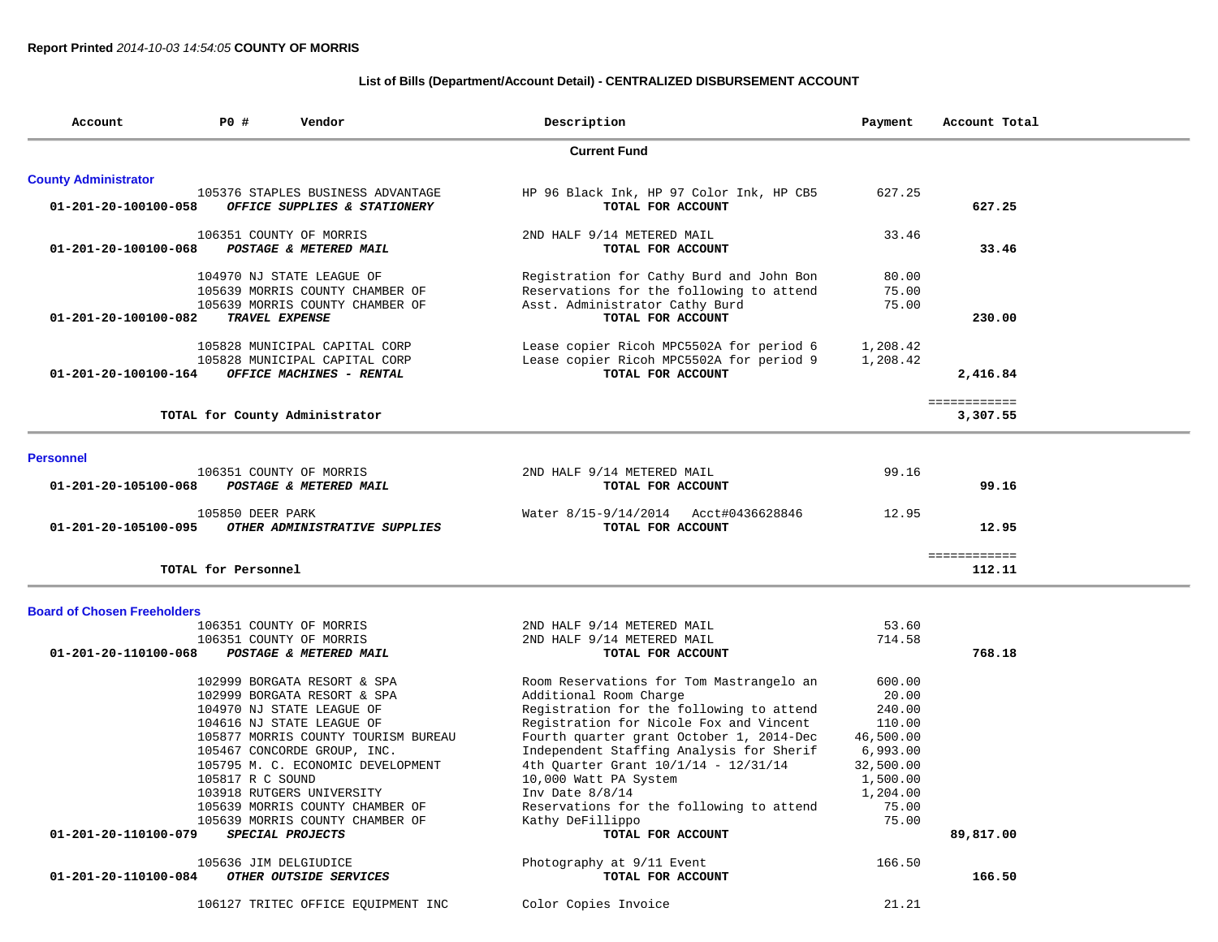**Report Printed** *2014-10-03 14:54:05* **COUNTY OF MORRIS**

## List of Bills (Department/Account Detail) - CENTRALIZED DISBURSEMENT ACCOUNT

| Account | PO # | Vendor | Description | Payment | Account Total |
|---|---|---|---|---|---|
| | | | **Current Fund** | | |
| **County Administrator** | | | | | |
| | 105376 | STAPLES BUSINESS ADVANTAGE | HP 96 Black Ink, HP 97 Color Ink, HP CB5 | 627.25 | |
| **01-201-20-100100-058** | | ***OFFICE SUPPLIES & STATIONERY*** | **TOTAL FOR ACCOUNT** | | **627.25** |
| | 106351 | COUNTY OF MORRIS | 2ND HALF 9/14 METERED MAIL | 33.46 | |
| **01-201-20-100100-068** | | ***POSTAGE & METERED MAIL*** | **TOTAL FOR ACCOUNT** | | **33.46** |
| | 104970 | NJ STATE LEAGUE OF | Registration for Cathy Burd and John Bon | 80.00 | |
| | 105639 | MORRIS COUNTY CHAMBER OF | Reservations for the following to attend | 75.00 | |
| | 105639 | MORRIS COUNTY CHAMBER OF | Asst. Administrator Cathy Burd | 75.00 | |
| **01-201-20-100100-082** | | ***TRAVEL EXPENSE*** | **TOTAL FOR ACCOUNT** | | **230.00** |
| | 105828 | MUNICIPAL CAPITAL CORP | Lease copier Ricoh MPC5502A for period 6 | 1,208.42 | |
| | 105828 | MUNICIPAL CAPITAL CORP | Lease copier Ricoh MPC5502A for period 9 | 1,208.42 | |
| **01-201-20-100100-164** | | ***OFFICE MACHINES - RENTAL*** | **TOTAL FOR ACCOUNT** | | **2,416.84** |
| | | | | | ============ |
| | | **TOTAL for County Administrator** | | | **3,307.55** |
| **Personnel** | | | | | |
| | 106351 | COUNTY OF MORRIS | 2ND HALF 9/14 METERED MAIL | 99.16 | |
| **01-201-20-105100-068** | | ***POSTAGE & METERED MAIL*** | **TOTAL FOR ACCOUNT** | | **99.16** |
| | 105850 | DEER PARK | Water 8/15-9/14/2014 Acct#0436628846 | 12.95 | |
| **01-201-20-105100-095** | | ***OTHER ADMINISTRATIVE SUPPLIES*** | **TOTAL FOR ACCOUNT** | | **12.95** |
| | | | | | ============ |
| | | **TOTAL for Personnel** | | | **112.11** |
| **Board of Chosen Freeholders** | | | | | |
| | 106351 | COUNTY OF MORRIS | 2ND HALF 9/14 METERED MAIL | 53.60 | |
| | 106351 | COUNTY OF MORRIS | 2ND HALF 9/14 METERED MAIL | 714.58 | |
| **01-201-20-110100-068** | | ***POSTAGE & METERED MAIL*** | **TOTAL FOR ACCOUNT** | | **768.18** |
| | 102999 | BORGATA RESORT & SPA | Room Reservations for Tom Mastrangelo an | 600.00 | |
| | 102999 | BORGATA RESORT & SPA | Additional Room Charge | 20.00 | |
| | 104970 | NJ STATE LEAGUE OF | Registration for the following to attend | 240.00 | |
| | 104616 | NJ STATE LEAGUE OF | Registration for Nicole Fox and Vincent | 110.00 | |
| | 105877 | MORRIS COUNTY TOURISM BUREAU | Fourth quarter grant October 1, 2014-Dec | 46,500.00 | |
| | 105467 | CONCORDE GROUP, INC. | Independent Staffing Analysis for Sherif | 6,993.00 | |
| | 105795 | M. C. ECONOMIC DEVELOPMENT | 4th Quarter Grant 10/1/14 - 12/31/14 | 32,500.00 | |
| | 105817 | R C SOUND | 10,000 Watt PA System | 1,500.00 | |
| | 103918 | RUTGERS UNIVERSITY | Inv Date 8/8/14 | 1,204.00 | |
| | 105639 | MORRIS COUNTY CHAMBER OF | Reservations for the following to attend | 75.00 | |
| | 105639 | MORRIS COUNTY CHAMBER OF | Kathy DeFillippo | 75.00 | |
| **01-201-20-110100-079** | | ***SPECIAL PROJECTS*** | **TOTAL FOR ACCOUNT** | | **89,817.00** |
| | 105636 | JIM DELGIUDICE | Photography at 9/11 Event | 166.50 | |
| **01-201-20-110100-084** | | ***OTHER OUTSIDE SERVICES*** | **TOTAL FOR ACCOUNT** | | **166.50** |
| | 106127 | TRITEC OFFICE EQUIPMENT INC | Color Copies Invoice | 21.21 | |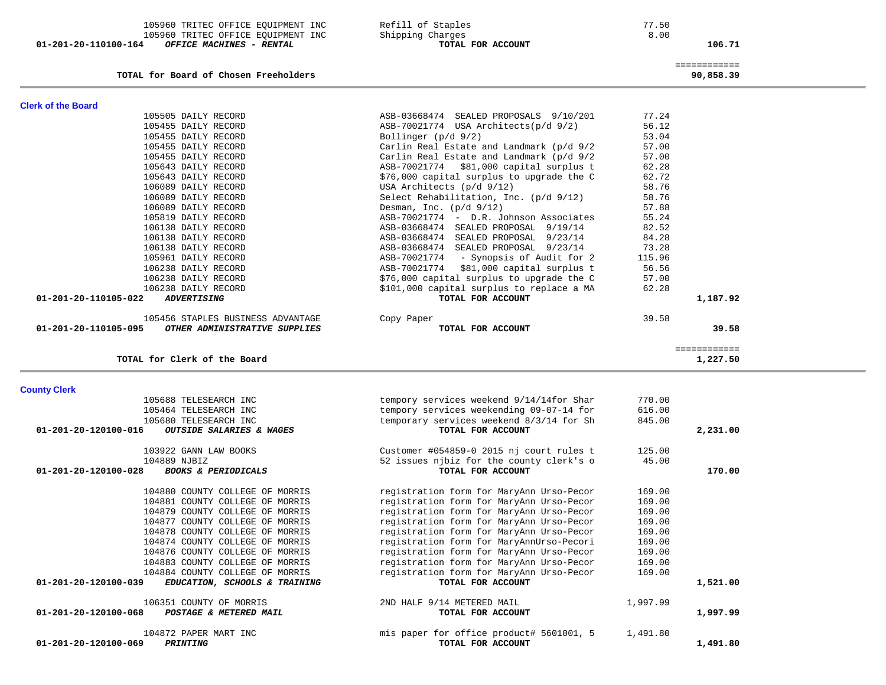| Account | Vendor | Description | Amount | Total |
|---|---|---|---|---|
| | 105960 TRITEC OFFICE EQUIPMENT INC | Refill of Staples | 77.50 | |
| | 105960 TRITEC OFFICE EQUIPMENT INC | Shipping Charges | 8.00 | |
| **01-201-20-110100-164** | ***OFFICE MACHINES - RENTAL*** | **TOTAL FOR ACCOUNT** | | **106.71** |
| | | | | ============ |
| | **TOTAL for Board of Chosen Freeholders** | | | **90,858.39** |

## Clerk of the Board

| Account | Vendor | Description | Amount | Total |
|---|---|---|---|---|
| | 105505 DAILY RECORD | ASB-03668474 SEALED PROPOSALS 9/10/201 | 77.24 | |
| | 105455 DAILY RECORD | ASB-70021774 USA Architects(p/d 9/2) | 56.12 | |
| | 105455 DAILY RECORD | Bollinger (p/d 9/2) | 53.04 | |
| | 105455 DAILY RECORD | Carlin Real Estate and Landmark (p/d 9/2 | 57.00 | |
| | 105455 DAILY RECORD | Carlin Real Estate and Landmark (p/d 9/2 | 57.00 | |
| | 105643 DAILY RECORD | ASB-70021774 $81,000 capital surplus t | 62.28 | |
| | 105643 DAILY RECORD | $76,000 capital surplus to upgrade the C | 62.72 | |
| | 106089 DAILY RECORD | USA Architects (p/d 9/12) | 58.76 | |
| | 106089 DAILY RECORD | Select Rehabilitation, Inc. (p/d 9/12) | 58.76 | |
| | 106089 DAILY RECORD | Desman, Inc. (p/d 9/12) | 57.88 | |
| | 105819 DAILY RECORD | ASB-70021774 - D.R. Johnson Associates | 55.24 | |
| | 106138 DAILY RECORD | ASB-03668474 SEALED PROPOSAL 9/19/14 | 82.52 | |
| | 106138 DAILY RECORD | ASB-03668474 SEALED PROPOSAL 9/23/14 | 84.28 | |
| | 106138 DAILY RECORD | ASB-03668474 SEALED PROPOSAL 9/23/14 | 73.28 | |
| | 105961 DAILY RECORD | ASB-70021774 - Synopsis of Audit for 2 | 115.96 | |
| | 106238 DAILY RECORD | ASB-70021774 $81,000 capital surplus t | 56.56 | |
| | 106238 DAILY RECORD | $76,000 capital surplus to upgrade the C | 57.00 | |
| | 106238 DAILY RECORD | $101,000 capital surplus to replace a MA | 62.28 | |
| **01-201-20-110105-022** | ***ADVERTISING*** | **TOTAL FOR ACCOUNT** | | **1,187.92** |
| | 105456 STAPLES BUSINESS ADVANTAGE | Copy Paper | 39.58 | |
| **01-201-20-110105-095** | ***OTHER ADMINISTRATIVE SUPPLIES*** | **TOTAL FOR ACCOUNT** | | **39.58** |
| | | | | ============ |
| | **TOTAL for Clerk of the Board** | | | **1,227.50** |

## County Clerk

| Account | Vendor | Description | Amount | Total |
|---|---|---|---|---|
| | 105688 TELESEARCH INC | tempory services weekend 9/14/14for Shar | 770.00 | |
| | 105464 TELESEARCH INC | tempory services weekending 09-07-14 for | 616.00 | |
| | 105680 TELESEARCH INC | temporary services weekend 8/3/14 for Sh | 845.00 | |
| **01-201-20-120100-016** | ***OUTSIDE SALARIES & WAGES*** | **TOTAL FOR ACCOUNT** | | **2,231.00** |
| | 103922 GANN LAW BOOKS | Customer #054859-0 2015 nj court rules t | 125.00 | |
| | 104889 NJBIZ | 52 issues njbiz for the county clerk's o | 45.00 | |
| **01-201-20-120100-028** | ***BOOKS & PERIODICALS*** | **TOTAL FOR ACCOUNT** | | **170.00** |
| | 104880 COUNTY COLLEGE OF MORRIS | registration form for MaryAnn Urso-Pecor | 169.00 | |
| | 104881 COUNTY COLLEGE OF MORRIS | registration form for MaryAnn Urso-Pecor | 169.00 | |
| | 104879 COUNTY COLLEGE OF MORRIS | registration form for MaryAnn Urso-Pecor | 169.00 | |
| | 104877 COUNTY COLLEGE OF MORRIS | registration form for MaryAnn Urso-Pecor | 169.00 | |
| | 104878 COUNTY COLLEGE OF MORRIS | registration form for MaryAnn Urso-Pecor | 169.00 | |
| | 104874 COUNTY COLLEGE OF MORRIS | registration form for MaryAnnUrso-Pecori | 169.00 | |
| | 104876 COUNTY COLLEGE OF MORRIS | registration form for MaryAnn Urso-Pecor | 169.00 | |
| | 104883 COUNTY COLLEGE OF MORRIS | registration form for MaryAnn Urso-Pecor | 169.00 | |
| | 104884 COUNTY COLLEGE OF MORRIS | registration form for MaryAnn Urso-Pecor | 169.00 | |
| **01-201-20-120100-039** | ***EDUCATION, SCHOOLS & TRAINING*** | **TOTAL FOR ACCOUNT** | | **1,521.00** |
| | 106351 COUNTY OF MORRIS | 2ND HALF 9/14 METERED MAIL | 1,997.99 | |
| **01-201-20-120100-068** | ***POSTAGE & METERED MAIL*** | **TOTAL FOR ACCOUNT** | | **1,997.99** |
| | 104872 PAPER MART INC | mis paper for office product# 5601001, 5 | 1,491.80 | |
| **01-201-20-120100-069** | ***PRINTING*** | **TOTAL FOR ACCOUNT** | | **1,491.80** |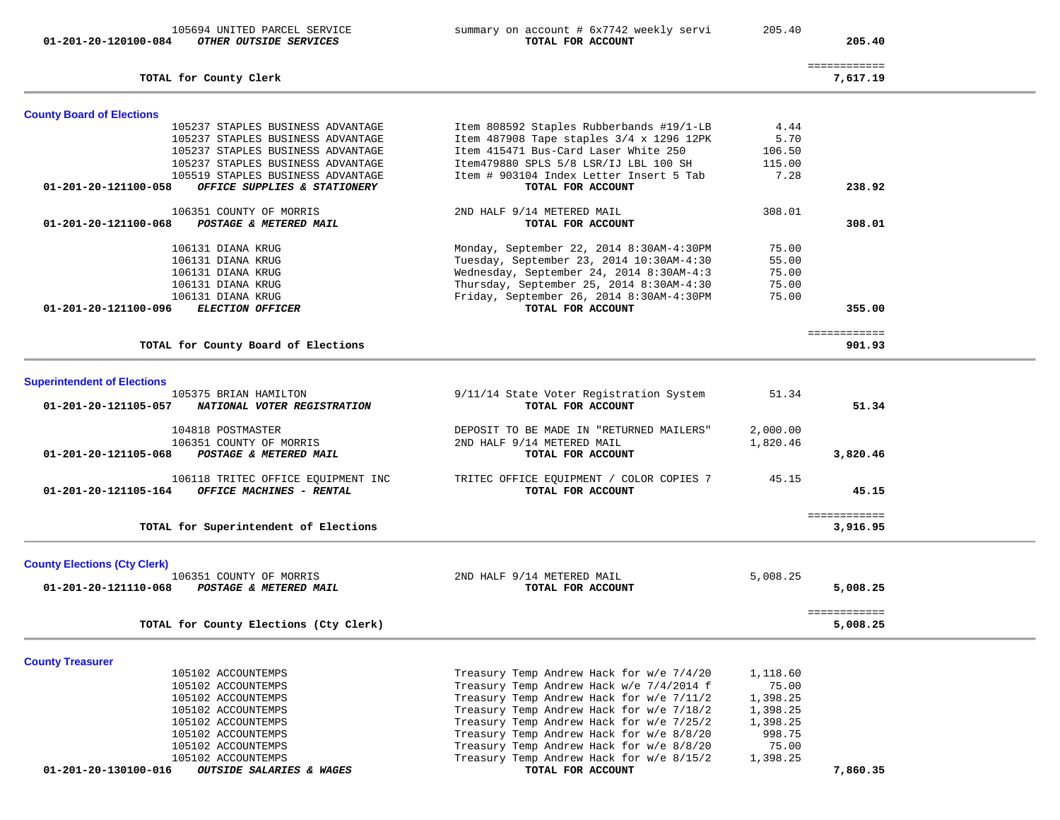| Account | Vendor / Account Name | Description | Amount | Total |
|---|---|---|---|---|
| | 105694 UNITED PARCEL SERVICE | summary on account # 6x7742 weekly servi | 205.40 | |
| 01-201-20-120100-084 | ***OTHER OUTSIDE SERVICES*** | **TOTAL FOR ACCOUNT** | | **205.40** |
| | **TOTAL for County Clerk** | | | ============ **7,617.19** |

## County Board of Elections

| Account | Vendor / Account Name | Description | Amount | Total |
|---|---|---|---|---|
| | 105237 STAPLES BUSINESS ADVANTAGE | Item 808592 Staples Rubberbands #19/1-LB | 4.44 | |
| | 105237 STAPLES BUSINESS ADVANTAGE | Item 487908 Tape staples 3/4 x 1296 12PK | 5.70 | |
| | 105237 STAPLES BUSINESS ADVANTAGE | Item 415471 Bus-Card Laser White 250 | 106.50 | |
| | 105237 STAPLES BUSINESS ADVANTAGE | Item479880 SPLS 5/8 LSR/IJ LBL 100 SH | 115.00 | |
| | 105519 STAPLES BUSINESS ADVANTAGE | Item # 903104 Index Letter Insert 5 Tab | 7.28 | |
| 01-201-20-121100-058 | ***OFFICE SUPPLIES & STATIONERY*** | **TOTAL FOR ACCOUNT** | | **238.92** |
| | 106351 COUNTY OF MORRIS | 2ND HALF 9/14 METERED MAIL | 308.01 | |
| 01-201-20-121100-068 | ***POSTAGE & METERED MAIL*** | **TOTAL FOR ACCOUNT** | | **308.01** |
| | 106131 DIANA KRUG | Monday, September 22, 2014 8:30AM-4:30PM | 75.00 | |
| | 106131 DIANA KRUG | Tuesday, September 23, 2014 10:30AM-4:30 | 55.00 | |
| | 106131 DIANA KRUG | Wednesday, September 24, 2014 8:30AM-4:3 | 75.00 | |
| | 106131 DIANA KRUG | Thursday, September 25, 2014 8:30AM-4:30 | 75.00 | |
| | 106131 DIANA KRUG | Friday, September 26, 2014 8:30AM-4:30PM | 75.00 | |
| 01-201-20-121100-096 | ***ELECTION OFFICER*** | **TOTAL FOR ACCOUNT** | | **355.00** |
| | **TOTAL for County Board of Elections** | | | ============ **901.93** |

## Superintendent of Elections

| Account | Vendor / Account Name | Description | Amount | Total |
|---|---|---|---|---|
| | 105375 BRIAN HAMILTON | 9/11/14 State Voter Registration System | 51.34 | |
| 01-201-20-121105-057 | ***NATIONAL VOTER REGISTRATION*** | **TOTAL FOR ACCOUNT** | | **51.34** |
| | 104818 POSTMASTER | DEPOSIT TO BE MADE IN "RETURNED MAILERS" | 2,000.00 | |
| | 106351 COUNTY OF MORRIS | 2ND HALF 9/14 METERED MAIL | 1,820.46 | |
| 01-201-20-121105-068 | ***POSTAGE & METERED MAIL*** | **TOTAL FOR ACCOUNT** | | **3,820.46** |
| | 106118 TRITEC OFFICE EQUIPMENT INC | TRITEC OFFICE EQUIPMENT / COLOR COPIES 7 | 45.15 | |
| 01-201-20-121105-164 | ***OFFICE MACHINES - RENTAL*** | **TOTAL FOR ACCOUNT** | | **45.15** |
| | **TOTAL for Superintendent of Elections** | | | ============ **3,916.95** |

## County Elections (Cty Clerk)

| Account | Vendor / Account Name | Description | Amount | Total |
|---|---|---|---|---|
| | 106351 COUNTY OF MORRIS | 2ND HALF 9/14 METERED MAIL | 5,008.25 | |
| 01-201-20-121110-068 | ***POSTAGE & METERED MAIL*** | **TOTAL FOR ACCOUNT** | | **5,008.25** |
| | **TOTAL for County Elections (Cty Clerk)** | | | ============ **5,008.25** |

## County Treasurer

| Account | Vendor / Account Name | Description | Amount | Total |
|---|---|---|---|---|
| | 105102 ACCOUNTEMPS | Treasury Temp Andrew Hack for w/e 7/4/20 | 1,118.60 | |
| | 105102 ACCOUNTEMPS | Treasury Temp Andrew Hack w/e 7/4/2014 f | 75.00 | |
| | 105102 ACCOUNTEMPS | Treasury Temp Andrew Hack for w/e 7/11/2 | 1,398.25 | |
| | 105102 ACCOUNTEMPS | Treasury Temp Andrew Hack for w/e 7/18/2 | 1,398.25 | |
| | 105102 ACCOUNTEMPS | Treasury Temp Andrew Hack for w/e 7/25/2 | 1,398.25 | |
| | 105102 ACCOUNTEMPS | Treasury Temp Andrew Hack for w/e 8/8/20 | 998.75 | |
| | 105102 ACCOUNTEMPS | Treasury Temp Andrew Hack for w/e 8/8/20 | 75.00 | |
| | 105102 ACCOUNTEMPS | Treasury Temp Andrew Hack for w/e 8/15/2 | 1,398.25 | |
| 01-201-20-130100-016 | ***OUTSIDE SALARIES & WAGES*** | **TOTAL FOR ACCOUNT** | | **7,860.35** |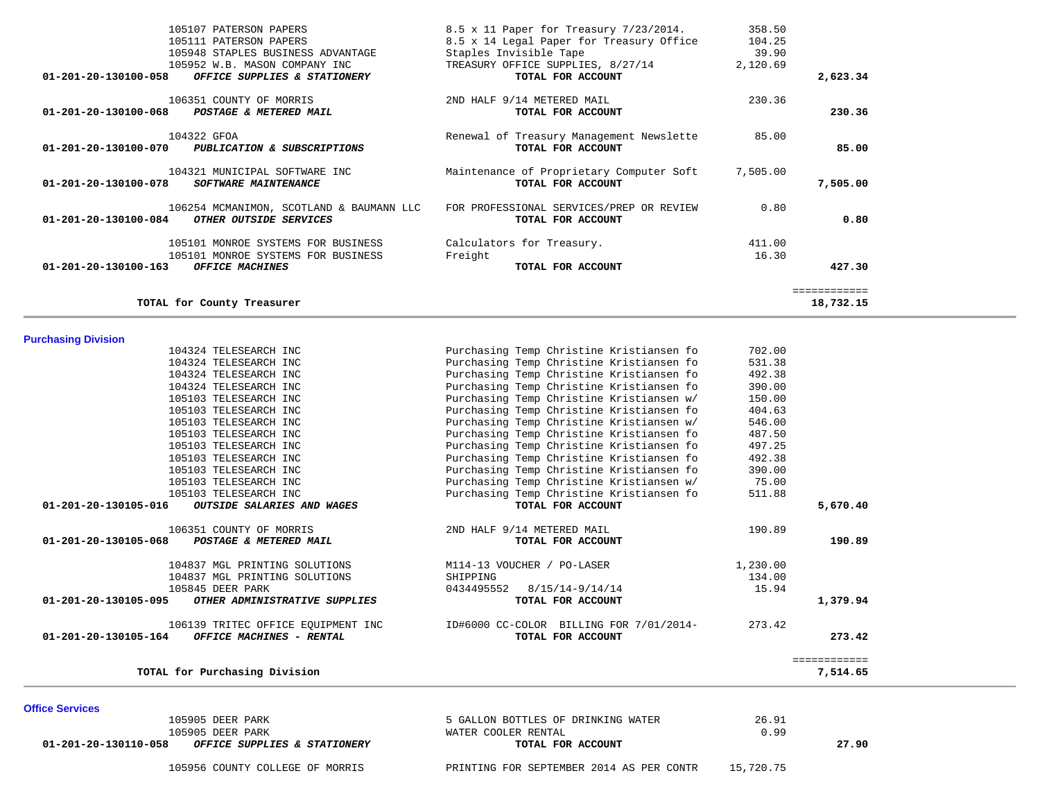| Account / Vendor | Description | Amount | Total |
|---|---|---|---|
| 105107 PATERSON PAPERS | 8.5 x 11 Paper for Treasury 7/23/2014. | 358.50 | |
| 105111 PATERSON PAPERS | 8.5 x 14 Legal Paper for Treasury Office | 104.25 | |
| 105948 STAPLES BUSINESS ADVANTAGE | Staples Invisible Tape | 39.90 | |
| 105952 W.B. MASON COMPANY INC | TREASURY OFFICE SUPPLIES, 8/27/14 | 2,120.69 | |
| **01-201-20-130100-058** ***OFFICE SUPPLIES & STATIONERY*** | **TOTAL FOR ACCOUNT** | | **2,623.34** |
| 106351 COUNTY OF MORRIS | 2ND HALF 9/14 METERED MAIL | 230.36 | |
| **01-201-20-130100-068** ***POSTAGE & METERED MAIL*** | **TOTAL FOR ACCOUNT** | | **230.36** |
| 104322 GFOA | Renewal of Treasury Management Newslette | 85.00 | |
| **01-201-20-130100-070** ***PUBLICATION & SUBSCRIPTIONS*** | **TOTAL FOR ACCOUNT** | | **85.00** |
| 104321 MUNICIPAL SOFTWARE INC | Maintenance of Proprietary Computer Soft | 7,505.00 | |
| **01-201-20-130100-078** ***SOFTWARE MAINTENANCE*** | **TOTAL FOR ACCOUNT** | | **7,505.00** |
| 106254 MCMANIMON, SCOTLAND & BAUMANN LLC | FOR PROFESSIONAL SERVICES/PREP OR REVIEW | 0.80 | |
| **01-201-20-130100-084** ***OTHER OUTSIDE SERVICES*** | **TOTAL FOR ACCOUNT** | | **0.80** |
| 105101 MONROE SYSTEMS FOR BUSINESS | Calculators for Treasury. | 411.00 | |
| 105101 MONROE SYSTEMS FOR BUSINESS | Freight | 16.30 | |
| **01-201-20-130100-163** ***OFFICE MACHINES*** | **TOTAL FOR ACCOUNT** | | **427.30** |
| | | | ============ |
| **TOTAL for County Treasurer** | | | **18,732.15** |

## Purchasing Division

| Account / Vendor | Description | Amount | Total |
|---|---|---|---|
| 104324 TELESEARCH INC | Purchasing Temp Christine Kristiansen fo | 702.00 | |
| 104324 TELESEARCH INC | Purchasing Temp Christine Kristiansen fo | 531.38 | |
| 104324 TELESEARCH INC | Purchasing Temp Christine Kristiansen fo | 492.38 | |
| 104324 TELESEARCH INC | Purchasing Temp Christine Kristiansen fo | 390.00 | |
| 105103 TELESEARCH INC | Purchasing Temp Christine Kristiansen w/ | 150.00 | |
| 105103 TELESEARCH INC | Purchasing Temp Christine Kristiansen fo | 404.63 | |
| 105103 TELESEARCH INC | Purchasing Temp Christine Kristiansen w/ | 546.00 | |
| 105103 TELESEARCH INC | Purchasing Temp Christine Kristiansen fo | 487.50 | |
| 105103 TELESEARCH INC | Purchasing Temp Christine Kristiansen fo | 497.25 | |
| 105103 TELESEARCH INC | Purchasing Temp Christine Kristiansen fo | 492.38 | |
| 105103 TELESEARCH INC | Purchasing Temp Christine Kristiansen fo | 390.00 | |
| 105103 TELESEARCH INC | Purchasing Temp Christine Kristiansen w/ | 75.00 | |
| 105103 TELESEARCH INC | Purchasing Temp Christine Kristiansen fo | 511.88 | |
| **01-201-20-130105-016** ***OUTSIDE SALARIES AND WAGES*** | **TOTAL FOR ACCOUNT** | | **5,670.40** |
| 106351 COUNTY OF MORRIS | 2ND HALF 9/14 METERED MAIL | 190.89 | |
| **01-201-20-130105-068** ***POSTAGE & METERED MAIL*** | **TOTAL FOR ACCOUNT** | | **190.89** |
| 104837 MGL PRINTING SOLUTIONS | M114-13 VOUCHER / PO-LASER | 1,230.00 | |
| 104837 MGL PRINTING SOLUTIONS | SHIPPING | 134.00 | |
| 105845 DEER PARK | 0434495552 8/15/14-9/14/14 | 15.94 | |
| **01-201-20-130105-095** ***OTHER ADMINISTRATIVE SUPPLIES*** | **TOTAL FOR ACCOUNT** | | **1,379.94** |
| 106139 TRITEC OFFICE EQUIPMENT INC | ID#6000 CC-COLOR BILLING FOR 7/01/2014- | 273.42 | |
| **01-201-20-130105-164** ***OFFICE MACHINES - RENTAL*** | **TOTAL FOR ACCOUNT** | | **273.42** |
| | | | ============ |
| **TOTAL for Purchasing Division** | | | **7,514.65** |

## Office Services

| Account / Vendor | Description | Amount | Total |
|---|---|---|---|
| 105905 DEER PARK | 5 GALLON BOTTLES OF DRINKING WATER | 26.91 | |
| 105905 DEER PARK | WATER COOLER RENTAL | 0.99 | |
| **01-201-20-130110-058** ***OFFICE SUPPLIES & STATIONERY*** | **TOTAL FOR ACCOUNT** | | **27.90** |
| 105956 COUNTY COLLEGE OF MORRIS | PRINTING FOR SEPTEMBER 2014 AS PER CONTR | 15,720.75 | |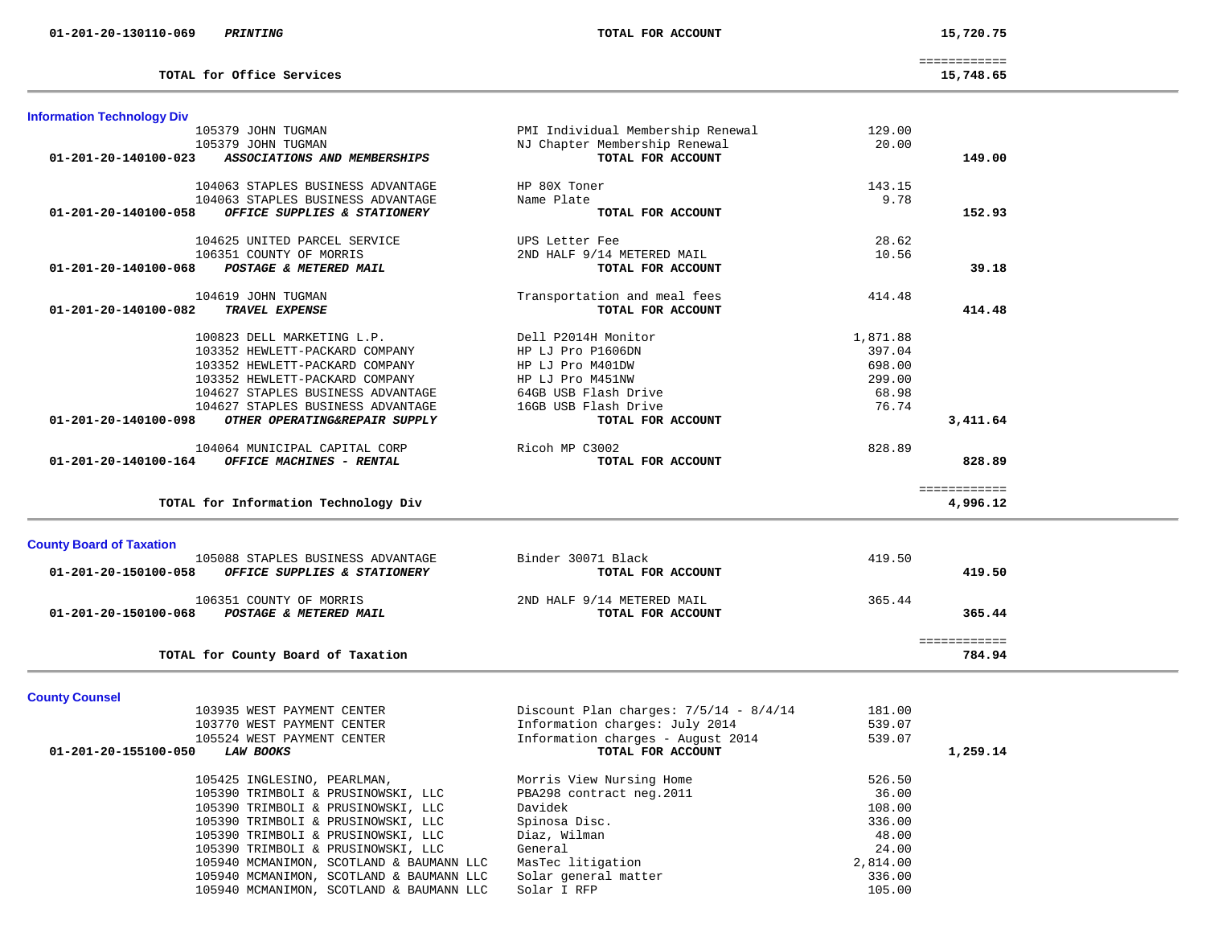| Account | Description | Vendor / Item | Amount | Total |
|---|---|---|---|---|
| 01-201-20-130110-069 | ***PRINTING*** | **TOTAL FOR ACCOUNT** | | **15,720.75** |
| | | | | ============ |
| | **TOTAL for Office Services** | | | **15,748.65** |

### Information Technology Div

| Account | Vendor | Description | Amount | Total |
|---|---|---|---|---|
| | 105379 JOHN TUGMAN | PMI Individual Membership Renewal | 129.00 | |
| | 105379 JOHN TUGMAN | NJ Chapter Membership Renewal | 20.00 | |
| **01-201-20-140100-023** | ***ASSOCIATIONS AND MEMBERSHIPS*** | **TOTAL FOR ACCOUNT** | | **149.00** |
| | 104063 STAPLES BUSINESS ADVANTAGE | HP 80X Toner | 143.15 | |
| | 104063 STAPLES BUSINESS ADVANTAGE | Name Plate | 9.78 | |
| **01-201-20-140100-058** | ***OFFICE SUPPLIES & STATIONERY*** | **TOTAL FOR ACCOUNT** | | **152.93** |
| | 104625 UNITED PARCEL SERVICE | UPS Letter Fee | 28.62 | |
| | 106351 COUNTY OF MORRIS | 2ND HALF 9/14 METERED MAIL | 10.56 | |
| **01-201-20-140100-068** | ***POSTAGE & METERED MAIL*** | **TOTAL FOR ACCOUNT** | | **39.18** |
| | 104619 JOHN TUGMAN | Transportation and meal fees | 414.48 | |
| **01-201-20-140100-082** | ***TRAVEL EXPENSE*** | **TOTAL FOR ACCOUNT** | | **414.48** |
| | 100823 DELL MARKETING L.P. | Dell P2014H Monitor | 1,871.88 | |
| | 103352 HEWLETT-PACKARD COMPANY | HP LJ Pro P1606DN | 397.04 | |
| | 103352 HEWLETT-PACKARD COMPANY | HP LJ Pro M401DW | 698.00 | |
| | 103352 HEWLETT-PACKARD COMPANY | HP LJ Pro M451NW | 299.00 | |
| | 104627 STAPLES BUSINESS ADVANTAGE | 64GB USB Flash Drive | 68.98 | |
| | 104627 STAPLES BUSINESS ADVANTAGE | 16GB USB Flash Drive | 76.74 | |
| **01-201-20-140100-098** | ***OTHER OPERATING&REPAIR SUPPLY*** | **TOTAL FOR ACCOUNT** | | **3,411.64** |
| | 104064 MUNICIPAL CAPITAL CORP | Ricoh MP C3002 | 828.89 | |
| **01-201-20-140100-164** | ***OFFICE MACHINES - RENTAL*** | **TOTAL FOR ACCOUNT** | | **828.89** |
| | | | | ============ |
| | **TOTAL for Information Technology Div** | | | **4,996.12** |

### County Board of Taxation

| Account | Vendor | Description | Amount | Total |
|---|---|---|---|---|
| | 105088 STAPLES BUSINESS ADVANTAGE | Binder 30071 Black | 419.50 | |
| **01-201-20-150100-058** | ***OFFICE SUPPLIES & STATIONERY*** | **TOTAL FOR ACCOUNT** | | **419.50** |
| | 106351 COUNTY OF MORRIS | 2ND HALF 9/14 METERED MAIL | 365.44 | |
| **01-201-20-150100-068** | ***POSTAGE & METERED MAIL*** | **TOTAL FOR ACCOUNT** | | **365.44** |
| | | | | ============ |
| | **TOTAL for County Board of Taxation** | | | **784.94** |

### County Counsel

| Account | Vendor | Description | Amount | Total |
|---|---|---|---|---|
| | 103935 WEST PAYMENT CENTER | Discount Plan charges: 7/5/14 - 8/4/14 | 181.00 | |
| | 103770 WEST PAYMENT CENTER | Information charges: July 2014 | 539.07 | |
| | 105524 WEST PAYMENT CENTER | Information charges - August 2014 | 539.07 | |
| **01-201-20-155100-050** | ***LAW BOOKS*** | **TOTAL FOR ACCOUNT** | | **1,259.14** |
| | 105425 INGLESINO, PEARLMAN, | Morris View Nursing Home | 526.50 | |
| | 105390 TRIMBOLI & PRUSINOWSKI, LLC | PBA298 contract neg.2011 | 36.00 | |
| | 105390 TRIMBOLI & PRUSINOWSKI, LLC | Davidek | 108.00 | |
| | 105390 TRIMBOLI & PRUSINOWSKI, LLC | Spinosa Disc. | 336.00 | |
| | 105390 TRIMBOLI & PRUSINOWSKI, LLC | Diaz, Wilman | 48.00 | |
| | 105390 TRIMBOLI & PRUSINOWSKI, LLC | General | 24.00 | |
| | 105940 MCMANIMON, SCOTLAND & BAUMANN LLC | MasTec litigation | 2,814.00 | |
| | 105940 MCMANIMON, SCOTLAND & BAUMANN LLC | Solar general matter | 336.00 | |
| | 105940 MCMANIMON, SCOTLAND & BAUMANN LLC | Solar I RFP | 105.00 | |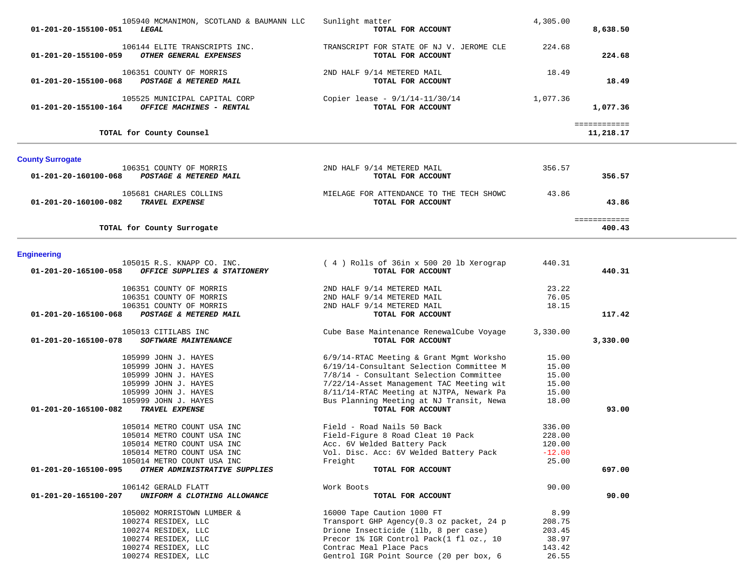| Account | Vendor | Description | Amount | Total |
|---|---|---|---|---|
| | 105940 MCMANIMON, SCOTLAND & BAUMANN LLC | Sunlight matter | 4,305.00 | |
| 01-201-20-155100-051 | ***LEGAL*** | **TOTAL FOR ACCOUNT** | | **8,638.50** |
| | 106144 ELITE TRANSCRIPTS INC. | TRANSCRIPT FOR STATE OF NJ V. JEROME CLE | 224.68 | |
| 01-201-20-155100-059 | ***OTHER GENERAL EXPENSES*** | **TOTAL FOR ACCOUNT** | | **224.68** |
| | 106351 COUNTY OF MORRIS | 2ND HALF 9/14 METERED MAIL | 18.49 | |
| 01-201-20-155100-068 | ***POSTAGE & METERED MAIL*** | **TOTAL FOR ACCOUNT** | | **18.49** |
| | 105525 MUNICIPAL CAPITAL CORP | Copier lease - 9/1/14-11/30/14 | 1,077.36 | |
| 01-201-20-155100-164 | ***OFFICE MACHINES - RENTAL*** | **TOTAL FOR ACCOUNT** | | **1,077.36** |
| | | | | ============ |
| | **TOTAL for County Counsel** | | | **11,218.17** |

## County Surrogate

| Account | Vendor | Description | Amount | Total |
|---|---|---|---|---|
| | 106351 COUNTY OF MORRIS | 2ND HALF 9/14 METERED MAIL | 356.57 | |
| 01-201-20-160100-068 | ***POSTAGE & METERED MAIL*** | **TOTAL FOR ACCOUNT** | | **356.57** |
| | 105681 CHARLES COLLINS | MIELAGE FOR ATTENDANCE TO THE TECH SHOWC | 43.86 | |
| 01-201-20-160100-082 | ***TRAVEL EXPENSE*** | **TOTAL FOR ACCOUNT** | | **43.86** |
| | | | | ============ |
| | **TOTAL for County Surrogate** | | | **400.43** |

## Engineering

| Account | Vendor | Description | Amount | Total |
|---|---|---|---|---|
| | 105015 R.S. KNAPP CO. INC. | ( 4 ) Rolls of 36in x 500 20 lb Xerograp | 440.31 | |
| 01-201-20-165100-058 | ***OFFICE SUPPLIES & STATIONERY*** | **TOTAL FOR ACCOUNT** | | **440.31** |
| | 106351 COUNTY OF MORRIS | 2ND HALF 9/14 METERED MAIL | 23.22 | |
| | 106351 COUNTY OF MORRIS | 2ND HALF 9/14 METERED MAIL | 76.05 | |
| | 106351 COUNTY OF MORRIS | 2ND HALF 9/14 METERED MAIL | 18.15 | |
| 01-201-20-165100-068 | ***POSTAGE & METERED MAIL*** | **TOTAL FOR ACCOUNT** | | **117.42** |
| | 105013 CITILABS INC | Cube Base Maintenance RenewalCube Voyage | 3,330.00 | |
| 01-201-20-165100-078 | ***SOFTWARE MAINTENANCE*** | **TOTAL FOR ACCOUNT** | | **3,330.00** |
| | 105999 JOHN J. HAYES | 6/9/14-RTAC Meeting & Grant Mgmt Worksho | 15.00 | |
| | 105999 JOHN J. HAYES | 6/19/14-Consultant Selection Committee M | 15.00 | |
| | 105999 JOHN J. HAYES | 7/8/14 - Consultant Selection Committee | 15.00 | |
| | 105999 JOHN J. HAYES | 7/22/14-Asset Management TAC Meeting wit | 15.00 | |
| | 105999 JOHN J. HAYES | 8/11/14-RTAC Meeting at NJTPA, Newark Pa | 15.00 | |
| | 105999 JOHN J. HAYES | Bus Planning Meeting at NJ Transit, Newa | 18.00 | |
| 01-201-20-165100-082 | ***TRAVEL EXPENSE*** | **TOTAL FOR ACCOUNT** | | **93.00** |
| | 105014 METRO COUNT USA INC | Field - Road Nails 50 Back | 336.00 | |
| | 105014 METRO COUNT USA INC | Field-Figure 8 Road Cleat 10 Pack | 228.00 | |
| | 105014 METRO COUNT USA INC | Acc. 6V Welded Battery Pack | 120.00 | |
| | 105014 METRO COUNT USA INC | Vol. Disc. Acc: 6V Welded Battery Pack | -12.00 | |
| | 105014 METRO COUNT USA INC | Freight | 25.00 | |
| 01-201-20-165100-095 | ***OTHER ADMINISTRATIVE SUPPLIES*** | **TOTAL FOR ACCOUNT** | | **697.00** |
| | 106142 GERALD FLATT | Work Boots | 90.00 | |
| 01-201-20-165100-207 | ***UNIFORM & CLOTHING ALLOWANCE*** | **TOTAL FOR ACCOUNT** | | **90.00** |
| | 105002 MORRISTOWN LUMBER & | 16000 Tape Caution 1000 FT | 8.99 | |
| | 100274 RESIDEX, LLC | Transport GHP Agency(0.3 oz packet, 24 p | 208.75 | |
| | 100274 RESIDEX, LLC | Drione Insecticide (1lb, 8 per case) | 203.45 | |
| | 100274 RESIDEX, LLC | Precor 1% IGR Control Pack(1 fl oz., 10 | 38.97 | |
| | 100274 RESIDEX, LLC | Contrac Meal Place Pacs | 143.42 | |
| | 100274 RESIDEX, LLC | Gentrol IGR Point Source (20 per box, 6 | 26.55 | |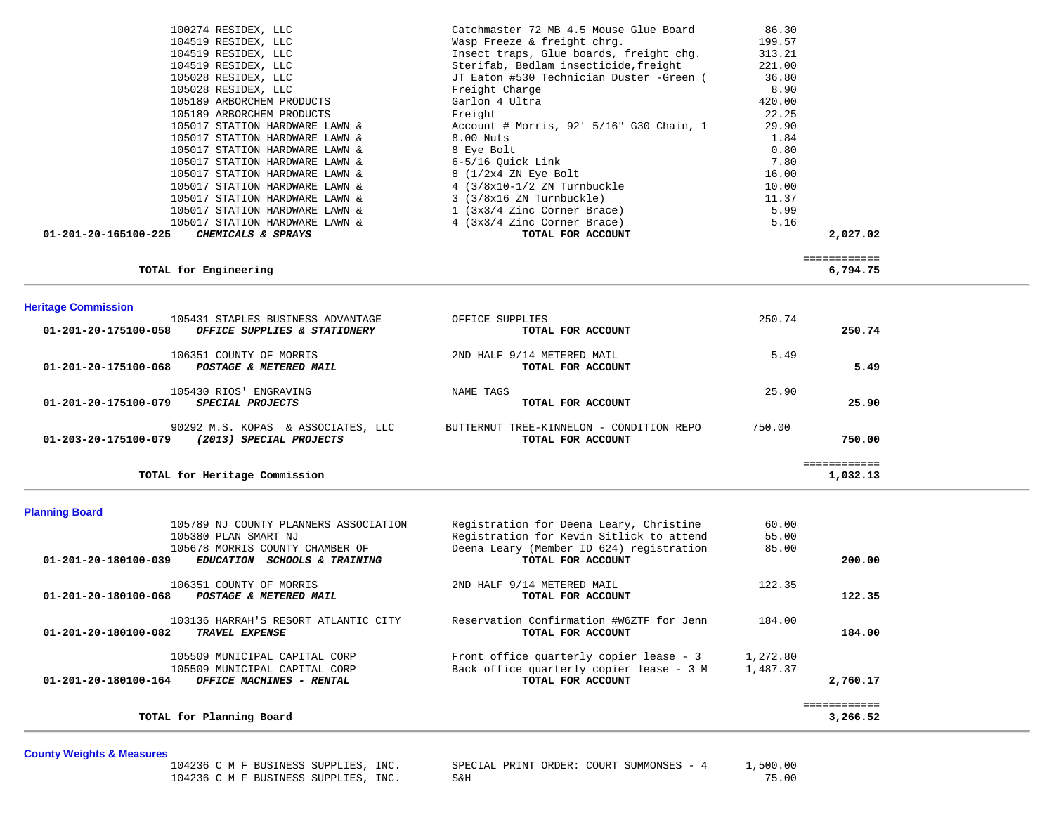| Account | Vendor / Account Name | Description | Amount | Total |
|---|---|---|---|---|
| | 100274 RESIDEX, LLC | Catchmaster 72 MB 4.5 Mouse Glue Board | 86.30 | |
| | 104519 RESIDEX, LLC | Wasp Freeze & freight chrg. | 199.57 | |
| | 104519 RESIDEX, LLC | Insect traps, Glue boards, freight chg. | 313.21 | |
| | 104519 RESIDEX, LLC | Sterifab, Bedlam insecticide,freight | 221.00 | |
| | 105028 RESIDEX, LLC | JT Eaton #530 Technician Duster -Green ( | 36.80 | |
| | 105028 RESIDEX, LLC | Freight Charge | 8.90 | |
| | 105189 ARBORCHEM PRODUCTS | Garlon 4 Ultra | 420.00 | |
| | 105189 ARBORCHEM PRODUCTS | Freight | 22.25 | |
| | 105017 STATION HARDWARE LAWN & | Account # Morris, 92' 5/16" G30 Chain, 1 | 29.90 | |
| | 105017 STATION HARDWARE LAWN & | 8.00 Nuts | 1.84 | |
| | 105017 STATION HARDWARE LAWN & | 8 Eye Bolt | 0.80 | |
| | 105017 STATION HARDWARE LAWN & | 6-5/16 Quick Link | 7.80 | |
| | 105017 STATION HARDWARE LAWN & | 8 (1/2x4 ZN Eye Bolt | 16.00 | |
| | 105017 STATION HARDWARE LAWN & | 4 (3/8x10-1/2 ZN Turnbuckle | 10.00 | |
| | 105017 STATION HARDWARE LAWN & | 3 (3/8x16 ZN Turnbuckle) | 11.37 | |
| | 105017 STATION HARDWARE LAWN & | 1 (3x3/4 Zinc Corner Brace) | 5.99 | |
| | 105017 STATION HARDWARE LAWN & | 4 (3x3/4 Zinc Corner Brace) | 5.16 | |
| **01-201-20-165100-225** | ***CHEMICALS & SPRAYS*** | **TOTAL FOR ACCOUNT** | | **2,027.02** |
| | **TOTAL for Engineering** | | | **6,794.75** |

## Heritage Commission

| Account | Vendor / Account Name | Description | Amount | Total |
|---|---|---|---|---|
| | 105431 STAPLES BUSINESS ADVANTAGE | OFFICE SUPPLIES | 250.74 | |
| **01-201-20-175100-058** | ***OFFICE SUPPLIES & STATIONERY*** | **TOTAL FOR ACCOUNT** | | **250.74** |
| | 106351 COUNTY OF MORRIS | 2ND HALF 9/14 METERED MAIL | 5.49 | |
| **01-201-20-175100-068** | ***POSTAGE & METERED MAIL*** | **TOTAL FOR ACCOUNT** | | **5.49** |
| | 105430 RIOS' ENGRAVING | NAME TAGS | 25.90 | |
| **01-201-20-175100-079** | ***SPECIAL PROJECTS*** | **TOTAL FOR ACCOUNT** | | **25.90** |
| | 90292 M.S. KOPAS & ASSOCIATES, LLC | BUTTERNUT TREE-KINNELON - CONDITION REPO | 750.00 | |
| **01-203-20-175100-079** | ***(2013) SPECIAL PROJECTS*** | **TOTAL FOR ACCOUNT** | | **750.00** |
| | **TOTAL for Heritage Commission** | | | **1,032.13** |

## Planning Board

| Account | Vendor / Account Name | Description | Amount | Total |
|---|---|---|---|---|
| | 105789 NJ COUNTY PLANNERS ASSOCIATION | Registration for Deena Leary, Christine | 60.00 | |
| | 105380 PLAN SMART NJ | Registration for Kevin Sitlick to attend | 55.00 | |
| | 105678 MORRIS COUNTY CHAMBER OF | Deena Leary (Member ID 624) registration | 85.00 | |
| **01-201-20-180100-039** | ***EDUCATION SCHOOLS & TRAINING*** | **TOTAL FOR ACCOUNT** | | **200.00** |
| | 106351 COUNTY OF MORRIS | 2ND HALF 9/14 METERED MAIL | 122.35 | |
| **01-201-20-180100-068** | ***POSTAGE & METERED MAIL*** | **TOTAL FOR ACCOUNT** | | **122.35** |
| | 103136 HARRAH'S RESORT ATLANTIC CITY | Reservation Confirmation #W6ZTF for Jenn | 184.00 | |
| **01-201-20-180100-082** | ***TRAVEL EXPENSE*** | **TOTAL FOR ACCOUNT** | | **184.00** |
| | 105509 MUNICIPAL CAPITAL CORP | Front office quarterly copier lease - 3 | 1,272.80 | |
| | 105509 MUNICIPAL CAPITAL CORP | Back office quarterly copier lease - 3 M | 1,487.37 | |
| **01-201-20-180100-164** | ***OFFICE MACHINES - RENTAL*** | **TOTAL FOR ACCOUNT** | | **2,760.17** |
| | **TOTAL for Planning Board** | | | **3,266.52** |

## County Weights & Measures

| Account | Vendor / Account Name | Description | Amount | Total |
|---|---|---|---|---|
| | 104236 C M F BUSINESS SUPPLIES, INC. | SPECIAL PRINT ORDER: COURT SUMMONSES - 4 | 1,500.00 | |
| | 104236 C M F BUSINESS SUPPLIES, INC. | S&H | 75.00 | |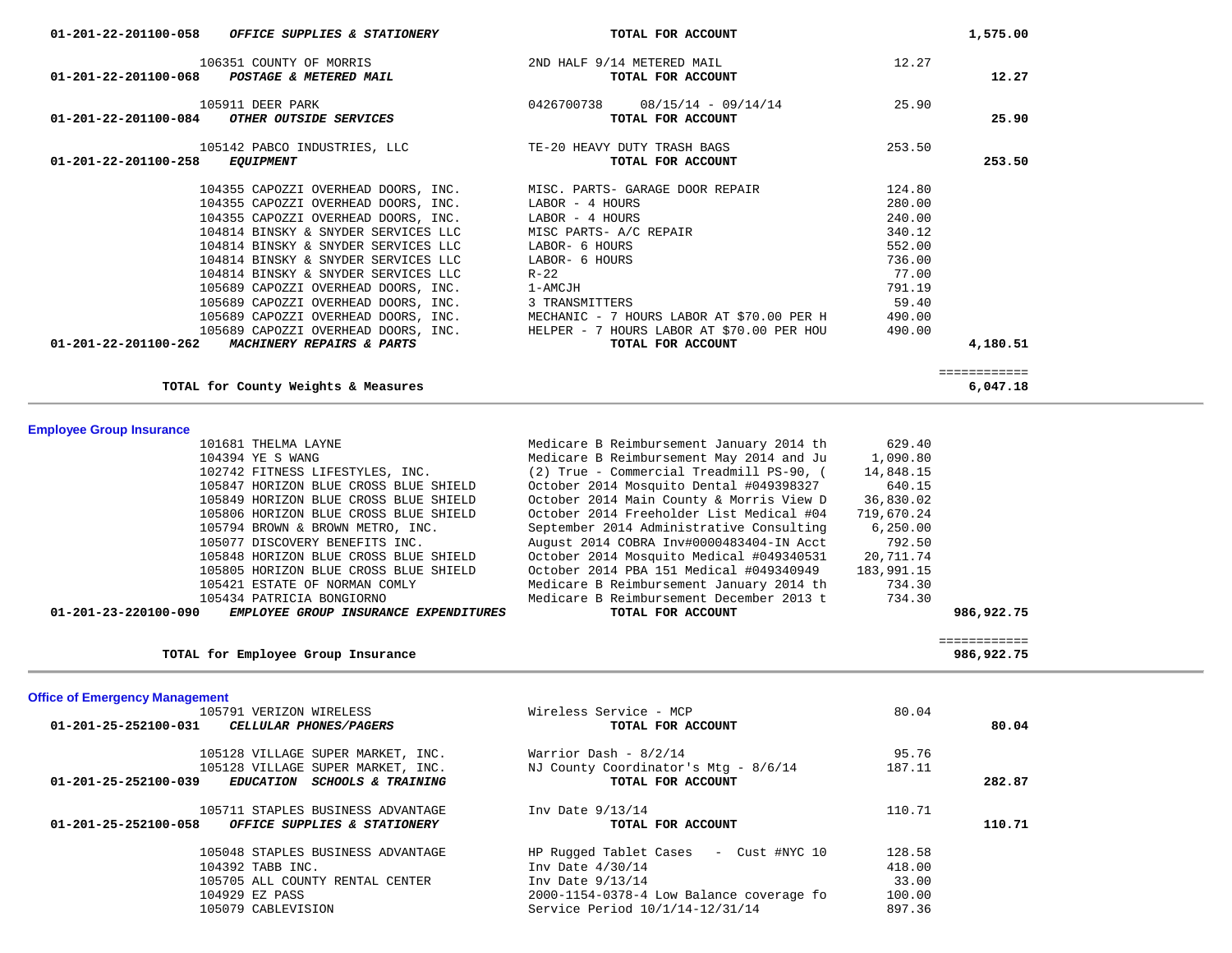| Account | Vendor | Description | Amount | Total |
|---|---|---|---|---|
| 01-201-22-201100-058 ***OFFICE SUPPLIES & STATIONERY*** | | **TOTAL FOR ACCOUNT** | | **1,575.00** |
| | 106351 COUNTY OF MORRIS | 2ND HALF 9/14 METERED MAIL | 12.27 | |
| 01-201-22-201100-068 ***POSTAGE & METERED MAIL*** | | **TOTAL FOR ACCOUNT** | | **12.27** |
| | 105911 DEER PARK | 0426700738 08/15/14 - 09/14/14 | 25.90 | |
| 01-201-22-201100-084 ***OTHER OUTSIDE SERVICES*** | | **TOTAL FOR ACCOUNT** | | **25.90** |
| | 105142 PABCO INDUSTRIES, LLC | TE-20 HEAVY DUTY TRASH BAGS | 253.50 | |
| 01-201-22-201100-258 ***EQUIPMENT*** | | **TOTAL FOR ACCOUNT** | | **253.50** |
| | 104355 CAPOZZI OVERHEAD DOORS, INC. | MISC. PARTS- GARAGE DOOR REPAIR | 124.80 | |
| | 104355 CAPOZZI OVERHEAD DOORS, INC. | LABOR - 4 HOURS | 280.00 | |
| | 104355 CAPOZZI OVERHEAD DOORS, INC. | LABOR - 4 HOURS | 240.00 | |
| | 104814 BINSKY & SNYDER SERVICES LLC | MISC PARTS- A/C REPAIR | 340.12 | |
| | 104814 BINSKY & SNYDER SERVICES LLC | LABOR- 6 HOURS | 552.00 | |
| | 104814 BINSKY & SNYDER SERVICES LLC | LABOR- 6 HOURS | 736.00 | |
| | 104814 BINSKY & SNYDER SERVICES LLC | R-22 | 77.00 | |
| | 105689 CAPOZZI OVERHEAD DOORS, INC. | 1-AMCJH | 791.19 | |
| | 105689 CAPOZZI OVERHEAD DOORS, INC. | 3 TRANSMITTERS | 59.40 | |
| | 105689 CAPOZZI OVERHEAD DOORS, INC. | MECHANIC - 7 HOURS LABOR AT $70.00 PER H | 490.00 | |
| | 105689 CAPOZZI OVERHEAD DOORS, INC. | HELPER - 7 HOURS LABOR AT $70.00 PER HOU | 490.00 | |
| 01-201-22-201100-262 ***MACHINERY REPAIRS & PARTS*** | | **TOTAL FOR ACCOUNT** | | **4,180.51** |
| | **TOTAL for County Weights & Measures** | | | ============ **6,047.18** |

## Employee Group Insurance

| Account | Vendor | Description | Amount | Total |
|---|---|---|---|---|
| | 101681 THELMA LAYNE | Medicare B Reimbursement January 2014 th | 629.40 | |
| | 104394 YE S WANG | Medicare B Reimbursement May 2014 and Ju | 1,090.80 | |
| | 102742 FITNESS LIFESTYLES, INC. | (2) True - Commercial Treadmill PS-90, ( | 14,848.15 | |
| | 105847 HORIZON BLUE CROSS BLUE SHIELD | October 2014 Mosquito Dental #049398327 | 640.15 | |
| | 105849 HORIZON BLUE CROSS BLUE SHIELD | October 2014 Main County & Morris View D | 36,830.02 | |
| | 105806 HORIZON BLUE CROSS BLUE SHIELD | October 2014 Freeholder List Medical #04 | 719,670.24 | |
| | 105794 BROWN & BROWN METRO, INC. | September 2014 Administrative Consulting | 6,250.00 | |
| | 105077 DISCOVERY BENEFITS INC. | August 2014 COBRA Inv#0000483404-IN Acct | 792.50 | |
| | 105848 HORIZON BLUE CROSS BLUE SHIELD | October 2014 Mosquito Medical #049340531 | 20,711.74 | |
| | 105805 HORIZON BLUE CROSS BLUE SHIELD | October 2014 PBA 151 Medical #049340949 | 183,991.15 | |
| | 105421 ESTATE OF NORMAN COMLY | Medicare B Reimbursement January 2014 th | 734.30 | |
| | 105434 PATRICIA BONGIORNO | Medicare B Reimbursement December 2013 t | 734.30 | |
| 01-201-23-220100-090 ***EMPLOYEE GROUP INSURANCE EXPENDITURES*** | | **TOTAL FOR ACCOUNT** | | **986,922.75** |
| | **TOTAL for Employee Group Insurance** | | | ============ **986,922.75** |

## Office of Emergency Management

| Account | Vendor | Description | Amount | Total |
|---|---|---|---|---|
| | 105791 VERIZON WIRELESS | Wireless Service - MCP | 80.04 | |
| 01-201-25-252100-031 ***CELLULAR PHONES/PAGERS*** | | **TOTAL FOR ACCOUNT** | | **80.04** |
| | 105128 VILLAGE SUPER MARKET, INC. | Warrior Dash - 8/2/14 | 95.76 | |
| | 105128 VILLAGE SUPER MARKET, INC. | NJ County Coordinator's Mtg - 8/6/14 | 187.11 | |
| 01-201-25-252100-039 ***EDUCATION SCHOOLS & TRAINING*** | | **TOTAL FOR ACCOUNT** | | **282.87** |
| | 105711 STAPLES BUSINESS ADVANTAGE | Inv Date 9/13/14 | 110.71 | |
| 01-201-25-252100-058 ***OFFICE SUPPLIES & STATIONERY*** | | **TOTAL FOR ACCOUNT** | | **110.71** |
| | 105048 STAPLES BUSINESS ADVANTAGE | HP Rugged Tablet Cases - Cust #NYC 10 | 128.58 | |
| | 104392 TABB INC. | Inv Date 4/30/14 | 418.00 | |
| | 105705 ALL COUNTY RENTAL CENTER | Inv Date 9/13/14 | 33.00 | |
| | 104929 EZ PASS | 2000-1154-0378-4 Low Balance coverage fo | 100.00 | |
| | 105079 CABLEVISION | Service Period 10/1/14-12/31/14 | 897.36 | |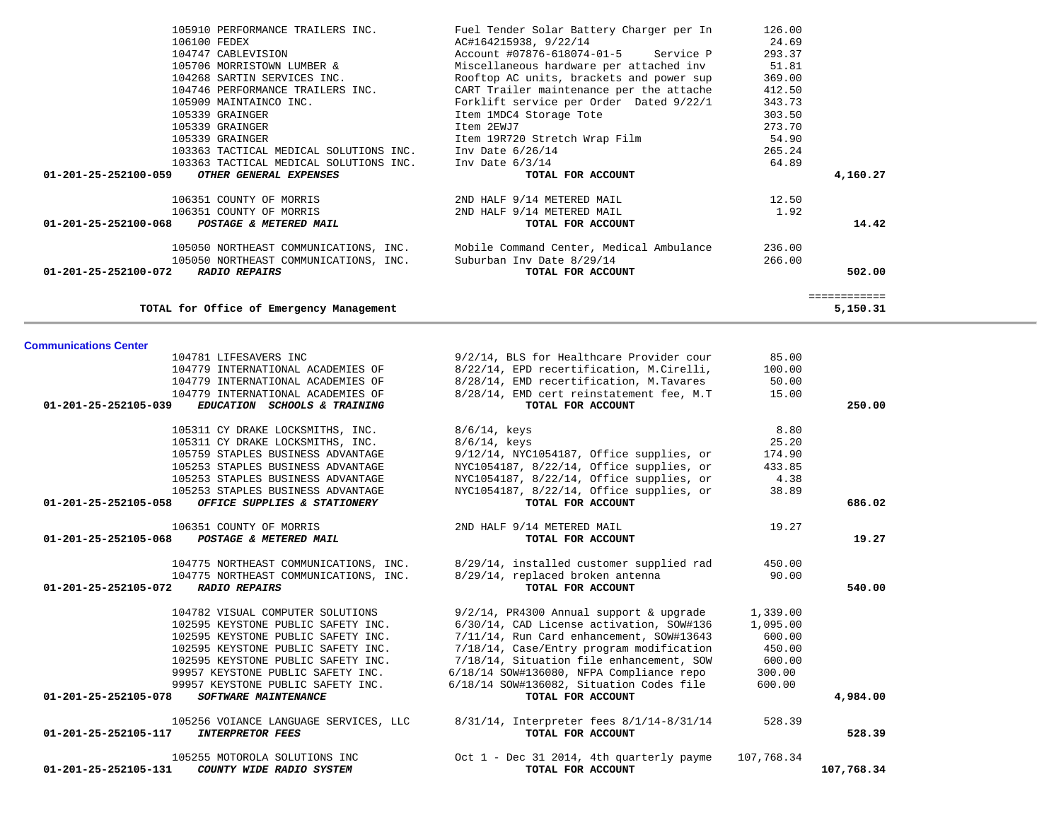| Account | Vendor | Description | Amount | Total |
|---|---|---|---|---|
| | 105910 PERFORMANCE TRAILERS INC. | Fuel Tender Solar Battery Charger per In | 126.00 | |
| | 106100 FEDEX | AC#164215938, 9/22/14 | 24.69 | |
| | 104747 CABLEVISION | Account #07876-618074-01-5 Service P | 293.37 | |
| | 105706 MORRISTOWN LUMBER & | Miscellaneous hardware per attached inv | 51.81 | |
| | 104268 SARTIN SERVICES INC. | Rooftop AC units, brackets and power sup | 369.00 | |
| | 104746 PERFORMANCE TRAILERS INC. | CART Trailer maintenance per the attache | 412.50 | |
| | 105909 MAINTAINCO INC. | Forklift service per Order Dated 9/22/1 | 343.73 | |
| | 105339 GRAINGER | Item 1MDC4 Storage Tote | 303.50 | |
| | 105339 GRAINGER | Item 2EWJ7 | 273.70 | |
| | 105339 GRAINGER | Item 19R720 Stretch Wrap Film | 54.90 | |
| | 103363 TACTICAL MEDICAL SOLUTIONS INC. | Inv Date 6/26/14 | 265.24 | |
| | 103363 TACTICAL MEDICAL SOLUTIONS INC. | Inv Date 6/3/14 | 64.89 | |
| **01-201-25-252100-059** | ***OTHER GENERAL EXPENSES*** | **TOTAL FOR ACCOUNT** | | **4,160.27** |
| | 106351 COUNTY OF MORRIS | 2ND HALF 9/14 METERED MAIL | 12.50 | |
| | 106351 COUNTY OF MORRIS | 2ND HALF 9/14 METERED MAIL | 1.92 | |
| **01-201-25-252100-068** | ***POSTAGE & METERED MAIL*** | **TOTAL FOR ACCOUNT** | | **14.42** |
| | 105050 NORTHEAST COMMUNICATIONS, INC. | Mobile Command Center, Medical Ambulance | 236.00 | |
| | 105050 NORTHEAST COMMUNICATIONS, INC. | Suburban Inv Date 8/29/14 | 266.00 | |
| **01-201-25-252100-072** | ***RADIO REPAIRS*** | **TOTAL FOR ACCOUNT** | | **502.00** |
| | | | | ============ |
| | **TOTAL for Office of Emergency Management** | | | **5,150.31** |

**Communications Center**

| Account | Vendor | Description | Amount | Total |
|---|---|---|---|---|
| | 104781 LIFESAVERS INC | 9/2/14, BLS for Healthcare Provider cour | 85.00 | |
| | 104779 INTERNATIONAL ACADEMIES OF | 8/22/14, EPD recertification, M.Cirelli, | 100.00 | |
| | 104779 INTERNATIONAL ACADEMIES OF | 8/28/14, EMD recertification, M.Tavares | 50.00 | |
| | 104779 INTERNATIONAL ACADEMIES OF | 8/28/14, EMD cert reinstatement fee, M.T | 15.00 | |
| **01-201-25-252105-039** | ***EDUCATION SCHOOLS & TRAINING*** | **TOTAL FOR ACCOUNT** | | **250.00** |
| | 105311 CY DRAKE LOCKSMITHS, INC. | 8/6/14, keys | 8.80 | |
| | 105311 CY DRAKE LOCKSMITHS, INC. | 8/6/14, keys | 25.20 | |
| | 105759 STAPLES BUSINESS ADVANTAGE | 9/12/14, NYC1054187, Office supplies, or | 174.90 | |
| | 105253 STAPLES BUSINESS ADVANTAGE | NYC1054187, 8/22/14, Office supplies, or | 433.85 | |
| | 105253 STAPLES BUSINESS ADVANTAGE | NYC1054187, 8/22/14, Office supplies, or | 4.38 | |
| | 105253 STAPLES BUSINESS ADVANTAGE | NYC1054187, 8/22/14, Office supplies, or | 38.89 | |
| **01-201-25-252105-058** | ***OFFICE SUPPLIES & STATIONERY*** | **TOTAL FOR ACCOUNT** | | **686.02** |
| | 106351 COUNTY OF MORRIS | 2ND HALF 9/14 METERED MAIL | 19.27 | |
| **01-201-25-252105-068** | ***POSTAGE & METERED MAIL*** | **TOTAL FOR ACCOUNT** | | **19.27** |
| | 104775 NORTHEAST COMMUNICATIONS, INC. | 8/29/14, installed customer supplied rad | 450.00 | |
| | 104775 NORTHEAST COMMUNICATIONS, INC. | 8/29/14, replaced broken antenna | 90.00 | |
| **01-201-25-252105-072** | ***RADIO REPAIRS*** | **TOTAL FOR ACCOUNT** | | **540.00** |
| | 104782 VISUAL COMPUTER SOLUTIONS | 9/2/14, PR4300 Annual support & upgrade | 1,339.00 | |
| | 102595 KEYSTONE PUBLIC SAFETY INC. | 6/30/14, CAD License activation, SOW#136 | 1,095.00 | |
| | 102595 KEYSTONE PUBLIC SAFETY INC. | 7/11/14, Run Card enhancement, SOW#13643 | 600.00 | |
| | 102595 KEYSTONE PUBLIC SAFETY INC. | 7/18/14, Case/Entry program modification | 450.00 | |
| | 102595 KEYSTONE PUBLIC SAFETY INC. | 7/18/14, Situation file enhancement, SOW | 600.00 | |
| | 99957 KEYSTONE PUBLIC SAFETY INC. | 6/18/14 SOW#136080, NFPA Compliance repo | 300.00 | |
| | 99957 KEYSTONE PUBLIC SAFETY INC. | 6/18/14 SOW#136082, Situation Codes file | 600.00 | |
| **01-201-25-252105-078** | ***SOFTWARE MAINTENANCE*** | **TOTAL FOR ACCOUNT** | | **4,984.00** |
| | 105256 VOIANCE LANGUAGE SERVICES, LLC | 8/31/14, Interpreter fees 8/1/14-8/31/14 | 528.39 | |
| **01-201-25-252105-117** | ***INTERPRETOR FEES*** | **TOTAL FOR ACCOUNT** | | **528.39** |
| | 105255 MOTOROLA SOLUTIONS INC | Oct 1 - Dec 31 2014, 4th quarterly payme | 107,768.34 | |
| **01-201-25-252105-131** | ***COUNTY WIDE RADIO SYSTEM*** | **TOTAL FOR ACCOUNT** | | **107,768.34** |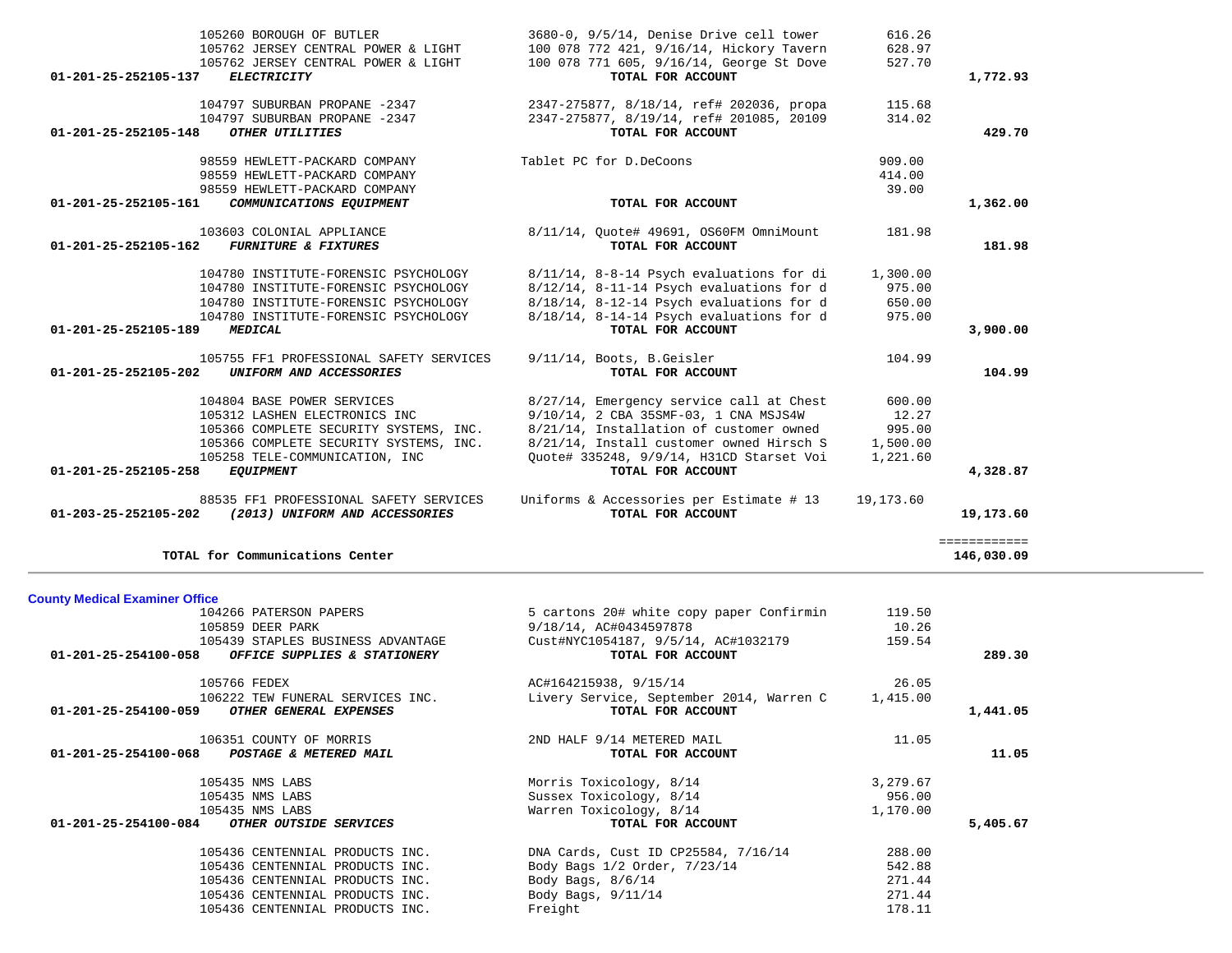| Account | Vendor | Description | Amount | Total |
|---|---|---|---|---|
| | 105260 BOROUGH OF BUTLER | 3680-0, 9/5/14, Denise Drive cell tower | 616.26 | |
| | 105762 JERSEY CENTRAL POWER & LIGHT | 100 078 772 421, 9/16/14, Hickory Tavern | 628.97 | |
| | 105762 JERSEY CENTRAL POWER & LIGHT | 100 078 771 605, 9/16/14, George St Dove | 527.70 | |
| **01-201-25-252105-137** | ***ELECTRICITY*** | **TOTAL FOR ACCOUNT** | | **1,772.93** |
| | 104797 SUBURBAN PROPANE -2347 | 2347-275877, 8/18/14, ref# 202036, propa | 115.68 | |
| | 104797 SUBURBAN PROPANE -2347 | 2347-275877, 8/19/14, ref# 201085, 20109 | 314.02 | |
| **01-201-25-252105-148** | ***OTHER UTILITIES*** | **TOTAL FOR ACCOUNT** | | **429.70** |
| | 98559 HEWLETT-PACKARD COMPANY | Tablet PC for D.DeCoons | 909.00 | |
| | 98559 HEWLETT-PACKARD COMPANY | | 414.00 | |
| | 98559 HEWLETT-PACKARD COMPANY | | 39.00 | |
| **01-201-25-252105-161** | ***COMMUNICATIONS EQUIPMENT*** | **TOTAL FOR ACCOUNT** | | **1,362.00** |
| | 103603 COLONIAL APPLIANCE | 8/11/14, Quote# 49691, OS60FM OmniMount | 181.98 | |
| **01-201-25-252105-162** | ***FURNITURE & FIXTURES*** | **TOTAL FOR ACCOUNT** | | **181.98** |
| | 104780 INSTITUTE-FORENSIC PSYCHOLOGY | 8/11/14, 8-8-14 Psych evaluations for di | 1,300.00 | |
| | 104780 INSTITUTE-FORENSIC PSYCHOLOGY | 8/12/14, 8-11-14 Psych evaluations for d | 975.00 | |
| | 104780 INSTITUTE-FORENSIC PSYCHOLOGY | 8/18/14, 8-12-14 Psych evaluations for d | 650.00 | |
| | 104780 INSTITUTE-FORENSIC PSYCHOLOGY | 8/18/14, 8-14-14 Psych evaluations for d | 975.00 | |
| **01-201-25-252105-189** | ***MEDICAL*** | **TOTAL FOR ACCOUNT** | | **3,900.00** |
| | 105755 FF1 PROFESSIONAL SAFETY SERVICES | 9/11/14, Boots, B.Geisler | 104.99 | |
| **01-201-25-252105-202** | ***UNIFORM AND ACCESSORIES*** | **TOTAL FOR ACCOUNT** | | **104.99** |
| | 104804 BASE POWER SERVICES | 8/27/14, Emergency service call at Chest | 600.00 | |
| | 105312 LASHEN ELECTRONICS INC | 9/10/14, 2 CBA 35SMF-03, 1 CNA MSJS4W | 12.27 | |
| | 105366 COMPLETE SECURITY SYSTEMS, INC. | 8/21/14, Installation of customer owned | 995.00 | |
| | 105366 COMPLETE SECURITY SYSTEMS, INC. | 8/21/14, Install customer owned Hirsch S | 1,500.00 | |
| | 105258 TELE-COMMUNICATION, INC | Quote# 335248, 9/9/14, H31CD Starset Voi | 1,221.60 | |
| **01-201-25-252105-258** | ***EQUIPMENT*** | **TOTAL FOR ACCOUNT** | | **4,328.87** |
| | 88535 FF1 PROFESSIONAL SAFETY SERVICES | Uniforms & Accessories per Estimate # 13 | 19,173.60 | |
| **01-203-25-252105-202** | ***(2013) UNIFORM AND ACCESSORIES*** | **TOTAL FOR ACCOUNT** | | **19,173.60** |
| | | | | ============ |
| | **TOTAL for Communications Center** | | | **146,030.09** |

## County Medical Examiner Office

| Account | Vendor | Description | Amount | Total |
|---|---|---|---|---|
| | 104266 PATERSON PAPERS | 5 cartons 20# white copy paper Confirmin | 119.50 | |
| | 105859 DEER PARK | 9/18/14, AC#0434597878 | 10.26 | |
| | 105439 STAPLES BUSINESS ADVANTAGE | Cust#NYC1054187, 9/5/14, AC#1032179 | 159.54 | |
| **01-201-25-254100-058** | ***OFFICE SUPPLIES & STATIONERY*** | **TOTAL FOR ACCOUNT** | | **289.30** |
| | 105766 FEDEX | AC#164215938, 9/15/14 | 26.05 | |
| | 106222 TEW FUNERAL SERVICES INC. | Livery Service, September 2014, Warren C | 1,415.00 | |
| **01-201-25-254100-059** | ***OTHER GENERAL EXPENSES*** | **TOTAL FOR ACCOUNT** | | **1,441.05** |
| | 106351 COUNTY OF MORRIS | 2ND HALF 9/14 METERED MAIL | 11.05 | |
| **01-201-25-254100-068** | ***POSTAGE & METERED MAIL*** | **TOTAL FOR ACCOUNT** | | **11.05** |
| | 105435 NMS LABS | Morris Toxicology, 8/14 | 3,279.67 | |
| | 105435 NMS LABS | Sussex Toxicology, 8/14 | 956.00 | |
| | 105435 NMS LABS | Warren Toxicology, 8/14 | 1,170.00 | |
| **01-201-25-254100-084** | ***OTHER OUTSIDE SERVICES*** | **TOTAL FOR ACCOUNT** | | **5,405.67** |
| | 105436 CENTENNIAL PRODUCTS INC. | DNA Cards, Cust ID CP25584, 7/16/14 | 288.00 | |
| | 105436 CENTENNIAL PRODUCTS INC. | Body Bags 1/2 Order, 7/23/14 | 542.88 | |
| | 105436 CENTENNIAL PRODUCTS INC. | Body Bags, 8/6/14 | 271.44 | |
| | 105436 CENTENNIAL PRODUCTS INC. | Body Bags, 9/11/14 | 271.44 | |
| | 105436 CENTENNIAL PRODUCTS INC. | Freight | 178.11 | |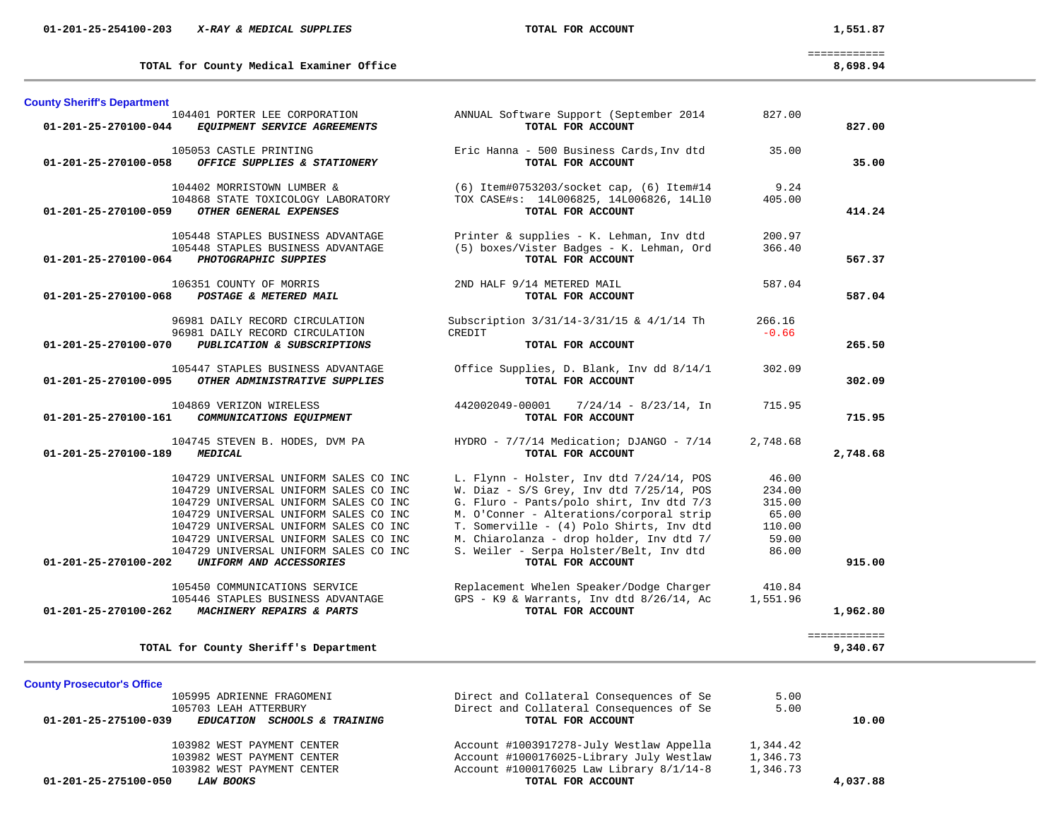| | | | | |
|---|---|---|---|---|
| 01-201-25-254100-203 | ***X-RAY & MEDICAL SUPPLIES*** | **TOTAL FOR ACCOUNT** | | **1,551.87** |
| | | | | ============ |
| | **TOTAL for County Medical Examiner Office** | | | **8,698.94** |

**County Sheriff's Department**

| Account | Vendor | Description | Amount | Total |
|---|---|---|---|---|
| | 104401 PORTER LEE CORPORATION | ANNUAL Software Support (September 2014 | 827.00 | |
| **01-201-25-270100-044** | ***EQUIPMENT SERVICE AGREEMENTS*** | **TOTAL FOR ACCOUNT** | | **827.00** |
| | 105053 CASTLE PRINTING | Eric Hanna - 500 Business Cards,Inv dtd | 35.00 | |
| **01-201-25-270100-058** | ***OFFICE SUPPLIES & STATIONERY*** | **TOTAL FOR ACCOUNT** | | **35.00** |
| | 104402 MORRISTOWN LUMBER & | (6) Item#0753203/socket cap, (6) Item#14 | 9.24 | |
| | 104868 STATE TOXICOLOGY LABORATORY | TOX CASE#s: 14L006825, 14L006826, 14Ll0 | 405.00 | |
| **01-201-25-270100-059** | ***OTHER GENERAL EXPENSES*** | **TOTAL FOR ACCOUNT** | | **414.24** |
| | 105448 STAPLES BUSINESS ADVANTAGE | Printer & supplies - K. Lehman, Inv dtd | 200.97 | |
| | 105448 STAPLES BUSINESS ADVANTAGE | (5) boxes/Vister Badges - K. Lehman, Ord | 366.40 | |
| **01-201-25-270100-064** | ***PHOTOGRAPHIC SUPPIES*** | **TOTAL FOR ACCOUNT** | | **567.37** |
| | 106351 COUNTY OF MORRIS | 2ND HALF 9/14 METERED MAIL | 587.04 | |
| **01-201-25-270100-068** | ***POSTAGE & METERED MAIL*** | **TOTAL FOR ACCOUNT** | | **587.04** |
| | 96981 DAILY RECORD CIRCULATION | Subscription 3/31/14-3/31/15 & 4/1/14 Th | 266.16 | |
| | 96981 DAILY RECORD CIRCULATION | CREDIT | -0.66 | |
| **01-201-25-270100-070** | ***PUBLICATION & SUBSCRIPTIONS*** | **TOTAL FOR ACCOUNT** | | **265.50** |
| | 105447 STAPLES BUSINESS ADVANTAGE | Office Supplies, D. Blank, Inv dd 8/14/1 | 302.09 | |
| **01-201-25-270100-095** | ***OTHER ADMINISTRATIVE SUPPLIES*** | **TOTAL FOR ACCOUNT** | | **302.09** |
| | 104869 VERIZON WIRELESS | 442002049-00001 7/24/14 - 8/23/14, In | 715.95 | |
| **01-201-25-270100-161** | ***COMMUNICATIONS EQUIPMENT*** | **TOTAL FOR ACCOUNT** | | **715.95** |
| | 104745 STEVEN B. HODES, DVM PA | HYDRO - 7/7/14 Medication; DJANGO - 7/14 | 2,748.68 | |
| **01-201-25-270100-189** | ***MEDICAL*** | **TOTAL FOR ACCOUNT** | | **2,748.68** |
| | 104729 UNIVERSAL UNIFORM SALES CO INC | L. Flynn - Holster, Inv dtd 7/24/14, POS | 46.00 | |
| | 104729 UNIVERSAL UNIFORM SALES CO INC | W. Diaz - S/S Grey, Inv dtd 7/25/14, POS | 234.00 | |
| | 104729 UNIVERSAL UNIFORM SALES CO INC | G. Fluro - Pants/polo shirt, Inv dtd 7/3 | 315.00 | |
| | 104729 UNIVERSAL UNIFORM SALES CO INC | M. O'Conner - Alterations/corporal strip | 65.00 | |
| | 104729 UNIVERSAL UNIFORM SALES CO INC | T. Somerville - (4) Polo Shirts, Inv dtd | 110.00 | |
| | 104729 UNIVERSAL UNIFORM SALES CO INC | M. Chiarolanza - drop holder, Inv dtd 7/ | 59.00 | |
| | 104729 UNIVERSAL UNIFORM SALES CO INC | S. Weiler - Serpa Holster/Belt, Inv dtd | 86.00 | |
| **01-201-25-270100-202** | ***UNIFORM AND ACCESSORIES*** | **TOTAL FOR ACCOUNT** | | **915.00** |
| | 105450 COMMUNICATIONS SERVICE | Replacement Whelen Speaker/Dodge Charger | 410.84 | |
| | 105446 STAPLES BUSINESS ADVANTAGE | GPS - K9 & Warrants, Inv dtd 8/26/14, Ac | 1,551.96 | |
| **01-201-25-270100-262** | ***MACHINERY REPAIRS & PARTS*** | **TOTAL FOR ACCOUNT** | | **1,962.80** |
| | | | | ============ |
| | **TOTAL for County Sheriff's Department** | | | **9,340.67** |

**County Prosecutor's Office**

| Account | Vendor | Description | Amount | Total |
|---|---|---|---|---|
| | 105995 ADRIENNE FRAGOMENI | Direct and Collateral Consequences of Se | 5.00 | |
| | 105703 LEAH ATTERBURY | Direct and Collateral Consequences of Se | 5.00 | |
| **01-201-25-275100-039** | ***EDUCATION SCHOOLS & TRAINING*** | **TOTAL FOR ACCOUNT** | | **10.00** |
| | 103982 WEST PAYMENT CENTER | Account #1003917278-July Westlaw Appella | 1,344.42 | |
| | 103982 WEST PAYMENT CENTER | Account #1000176025-Library July Westlaw | 1,346.73 | |
| | 103982 WEST PAYMENT CENTER | Account #1000176025 Law Library 8/1/14-8 | 1,346.73 | |
| **01-201-25-275100-050** | ***LAW BOOKS*** | **TOTAL FOR ACCOUNT** | | **4,037.88** |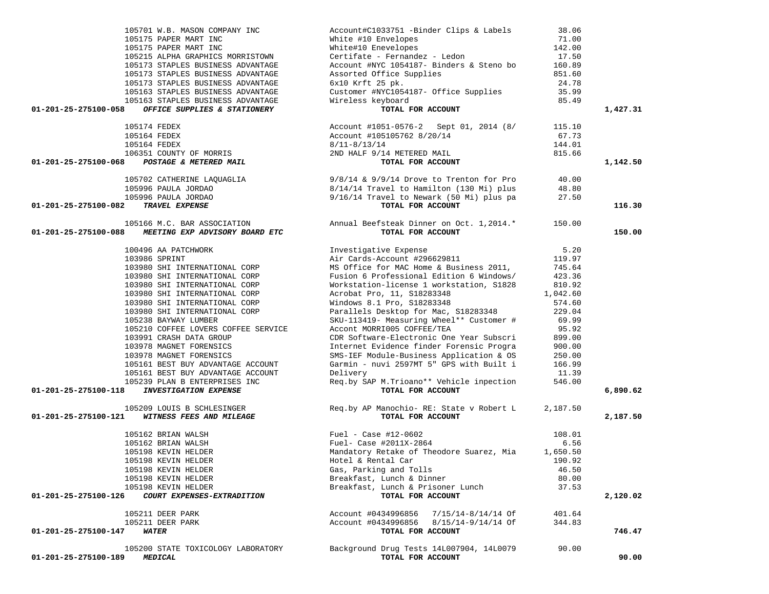| Account | Vendor | Description | Amount | Total |
|---|---|---|---|---|
| | 105701 W.B. MASON COMPANY INC | Account#C1033751 -Binder Clips & Labels | 38.06 | |
| | 105175 PAPER MART INC | White #10 Envelopes | 71.00 | |
| | 105175 PAPER MART INC | White#10 Enevelopes | 142.00 | |
| | 105215 ALPHA GRAPHICS MORRISTOWN | Certifate - Fernandez - Ledon | 17.50 | |
| | 105173 STAPLES BUSINESS ADVANTAGE | Account #NYC 1054187- Binders & Steno bo | 160.89 | |
| | 105173 STAPLES BUSINESS ADVANTAGE | Assorted Office Supplies | 851.60 | |
| | 105173 STAPLES BUSINESS ADVANTAGE | 6x10 Krft 25 pk. | 24.78 | |
| | 105163 STAPLES BUSINESS ADVANTAGE | Customer #NYC1054187- Office Supplies | 35.99 | |
| | 105163 STAPLES BUSINESS ADVANTAGE | Wireless keyboard | 85.49 | |
| **01-201-25-275100-058** | ***OFFICE SUPPLIES & STATIONERY*** | **TOTAL FOR ACCOUNT** | | **1,427.31** |
| | 105174 FEDEX | Account #1051-0576-2 Sept 01, 2014 (8/ | 115.10 | |
| | 105164 FEDEX | Account #105105762 8/20/14 | 67.73 | |
| | 105164 FEDEX | 8/11-8/13/14 | 144.01 | |
| | 106351 COUNTY OF MORRIS | 2ND HALF 9/14 METERED MAIL | 815.66 | |
| **01-201-25-275100-068** | ***POSTAGE & METERED MAIL*** | **TOTAL FOR ACCOUNT** | | **1,142.50** |
| | 105702 CATHERINE LAQUAGLIA | 9/8/14 & 9/9/14 Drove to Trenton for Pro | 40.00 | |
| | 105996 PAULA JORDAO | 8/14/14 Travel to Hamilton (130 Mi) plus | 48.80 | |
| | 105996 PAULA JORDAO | 9/16/14 Travel to Newark (50 Mi) plus pa | 27.50 | |
| **01-201-25-275100-082** | ***TRAVEL EXPENSE*** | **TOTAL FOR ACCOUNT** | | **116.30** |
| | 105166 M.C. BAR ASSOCIATION | Annual Beefsteak Dinner on Oct. 1,2014.* | 150.00 | |
| **01-201-25-275100-088** | ***MEETING EXP ADVISORY BOARD ETC*** | **TOTAL FOR ACCOUNT** | | **150.00** |
| | 100496 AA PATCHWORK | Investigative Expense | 5.20 | |
| | 103986 SPRINT | Air Cards-Account #296629811 | 119.97 | |
| | 103980 SHI INTERNATIONAL CORP | MS Office for MAC Home & Business 2011, | 745.64 | |
| | 103980 SHI INTERNATIONAL CORP | Fusion 6 Professional Edition 6 Windows/ | 423.36 | |
| | 103980 SHI INTERNATIONAL CORP | Workstation-license 1 workstation, S1828 | 810.92 | |
| | 103980 SHI INTERNATIONAL CORP | Acrobat Pro, 11, S18283348 | 1,042.60 | |
| | 103980 SHI INTERNATIONAL CORP | Windows 8.1 Pro, S18283348 | 574.60 | |
| | 103980 SHI INTERNATIONAL CORP | Parallels Desktop for Mac, S18283348 | 229.04 | |
| | 105238 BAYWAY LUMBER | SKU-113419- Measuring Wheel** Customer # | 69.99 | |
| | 105210 COFFEE LOVERS COFFEE SERVICE | Accont MORRI005 COFFEE/TEA | 95.92 | |
| | 103991 CRASH DATA GROUP | CDR Software-Electronic One Year Subscri | 899.00 | |
| | 103978 MAGNET FORENSICS | Internet Evidence finder Forensic Progra | 900.00 | |
| | 103978 MAGNET FORENSICS | SMS-IEF Module-Business Application & OS | 250.00 | |
| | 105161 BEST BUY ADVANTAGE ACCOUNT | Garmin - nuvi 2597MT 5" GPS with Built i | 166.99 | |
| | 105161 BEST BUY ADVANTAGE ACCOUNT | Delivery | 11.39 | |
| | 105239 PLAN B ENTERPRISES INC | Req.by SAP M.Trioano** Vehicle inpection | 546.00 | |
| **01-201-25-275100-118** | ***INVESTIGATION EXPENSE*** | **TOTAL FOR ACCOUNT** | | **6,890.62** |
| | 105209 LOUIS B SCHLESINGER | Req.by AP Manochio- RE: State v Robert L | 2,187.50 | |
| **01-201-25-275100-121** | ***WITNESS FEES AND MILEAGE*** | **TOTAL FOR ACCOUNT** | | **2,187.50** |
| | 105162 BRIAN WALSH | Fuel - Case #12-0602 | 108.01 | |
| | 105162 BRIAN WALSH | Fuel- Case #2011X-2864 | 6.56 | |
| | 105198 KEVIN HELDER | Mandatory Retake of Theodore Suarez, Mia | 1,650.50 | |
| | 105198 KEVIN HELDER | Hotel & Rental Car | 190.92 | |
| | 105198 KEVIN HELDER | Gas, Parking and Tolls | 46.50 | |
| | 105198 KEVIN HELDER | Breakfast, Lunch & Dinner | 80.00 | |
| | 105198 KEVIN HELDER | Breakfast, Lunch & Prisoner Lunch | 37.53 | |
| **01-201-25-275100-126** | ***COURT EXPENSES-EXTRADITION*** | **TOTAL FOR ACCOUNT** | | **2,120.02** |
| | 105211 DEER PARK | Account #0434996856 7/15/14-8/14/14 Of | 401.64 | |
| | 105211 DEER PARK | Account #0434996856 8/15/14-9/14/14 Of | 344.83 | |
| **01-201-25-275100-147** | ***WATER*** | **TOTAL FOR ACCOUNT** | | **746.47** |
| | 105200 STATE TOXICOLOGY LABORATORY | Background Drug Tests 14L007904, 14L0079 | 90.00 | |
| **01-201-25-275100-189** | ***MEDICAL*** | **TOTAL FOR ACCOUNT** | | **90.00** |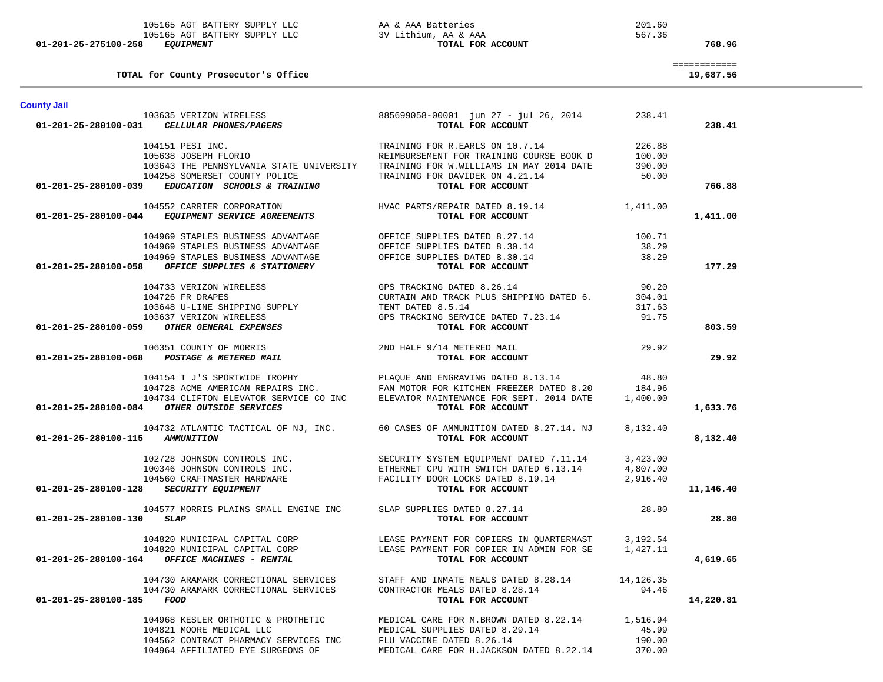| Account | Vendor | Description | Amount | Total |
|---|---|---|---|---|
| | 105165 AGT BATTERY SUPPLY LLC | AA & AAA Batteries | 201.60 | |
| | 105165 AGT BATTERY SUPPLY LLC | 3V Lithium, AA & AAA | 567.36 | |
| 01-201-25-275100-258 | *EQUIPMENT* | **TOTAL FOR ACCOUNT** | | **768.96** |
| | | | | ============ |
| | **TOTAL for County Prosecutor's Office** | | | **19,687.56** |

## County Jail

| Account | Vendor | Description | Amount | Total |
|---|---|---|---|---|
| | 103635 VERIZON WIRELESS | 885699058-00001 jun 27 - jul 26, 2014 | 238.41 | |
| 01-201-25-280100-031 | *CELLULAR PHONES/PAGERS* | **TOTAL FOR ACCOUNT** | | **238.41** |
| | 104151 PESI INC. | TRAINING FOR R.EARLS ON 10.7.14 | 226.88 | |
| | 105638 JOSEPH FLORIO | REIMBURSEMENT FOR TRAINING COURSE BOOK D | 100.00 | |
| | 103643 THE PENNSYLVANIA STATE UNIVERSITY | TRAINING FOR W.WILLIAMS IN MAY 2014 DATE | 390.00 | |
| | 104258 SOMERSET COUNTY POLICE | TRAINING FOR DAVIDEK ON 4.21.14 | 50.00 | |
| 01-201-25-280100-039 | *EDUCATION SCHOOLS & TRAINING* | **TOTAL FOR ACCOUNT** | | **766.88** |
| | 104552 CARRIER CORPORATION | HVAC PARTS/REPAIR DATED 8.19.14 | 1,411.00 | |
| 01-201-25-280100-044 | *EQUIPMENT SERVICE AGREEMENTS* | **TOTAL FOR ACCOUNT** | | **1,411.00** |
| | 104969 STAPLES BUSINESS ADVANTAGE | OFFICE SUPPLIES DATED 8.27.14 | 100.71 | |
| | 104969 STAPLES BUSINESS ADVANTAGE | OFFICE SUPPLIES DATED 8.30.14 | 38.29 | |
| | 104969 STAPLES BUSINESS ADVANTAGE | OFFICE SUPPLIES DATED 8.30.14 | 38.29 | |
| 01-201-25-280100-058 | *OFFICE SUPPLIES & STATIONERY* | **TOTAL FOR ACCOUNT** | | **177.29** |
| | 104733 VERIZON WIRELESS | GPS TRACKING DATED 8.26.14 | 90.20 | |
| | 104726 FR DRAPES | CURTAIN AND TRACK PLUS SHIPPING DATED 6. | 304.01 | |
| | 103648 U-LINE SHIPPING SUPPLY | TENT DATED 8.5.14 | 317.63 | |
| | 103637 VERIZON WIRELESS | GPS TRACKING SERVICE DATED 7.23.14 | 91.75 | |
| 01-201-25-280100-059 | *OTHER GENERAL EXPENSES* | **TOTAL FOR ACCOUNT** | | **803.59** |
| | 106351 COUNTY OF MORRIS | 2ND HALF 9/14 METERED MAIL | 29.92 | |
| 01-201-25-280100-068 | *POSTAGE & METERED MAIL* | **TOTAL FOR ACCOUNT** | | **29.92** |
| | 104154 T J'S SPORTWIDE TROPHY | PLAQUE AND ENGRAVING DATED 8.13.14 | 48.80 | |
| | 104728 ACME AMERICAN REPAIRS INC. | FAN MOTOR FOR KITCHEN FREEZER DATED 8.20 | 184.96 | |
| | 104734 CLIFTON ELEVATOR SERVICE CO INC | ELEVATOR MAINTENANCE FOR SEPT. 2014 DATE | 1,400.00 | |
| 01-201-25-280100-084 | *OTHER OUTSIDE SERVICES* | **TOTAL FOR ACCOUNT** | | **1,633.76** |
| | 104732 ATLANTIC TACTICAL OF NJ, INC. | 60 CASES OF AMMUNITION DATED 8.27.14. NJ | 8,132.40 | |
| 01-201-25-280100-115 | *AMMUNITION* | **TOTAL FOR ACCOUNT** | | **8,132.40** |
| | 102728 JOHNSON CONTROLS INC. | SECURITY SYSTEM EQUIPMENT DATED 7.11.14 | 3,423.00 | |
| | 100346 JOHNSON CONTROLS INC. | ETHERNET CPU WITH SWITCH DATED 6.13.14 | 4,807.00 | |
| | 104560 CRAFTMASTER HARDWARE | FACILITY DOOR LOCKS DATED 8.19.14 | 2,916.40 | |
| 01-201-25-280100-128 | *SECURITY EQUIPMENT* | **TOTAL FOR ACCOUNT** | | **11,146.40** |
| | 104577 MORRIS PLAINS SMALL ENGINE INC | SLAP SUPPLIES DATED 8.27.14 | 28.80 | |
| 01-201-25-280100-130 | *SLAP* | **TOTAL FOR ACCOUNT** | | **28.80** |
| | 104820 MUNICIPAL CAPITAL CORP | LEASE PAYMENT FOR COPIERS IN QUARTERMAST | 3,192.54 | |
| | 104820 MUNICIPAL CAPITAL CORP | LEASE PAYMENT FOR COPIER IN ADMIN FOR SE | 1,427.11 | |
| 01-201-25-280100-164 | *OFFICE MACHINES - RENTAL* | **TOTAL FOR ACCOUNT** | | **4,619.65** |
| | 104730 ARAMARK CORRECTIONAL SERVICES | STAFF AND INMATE MEALS DATED 8.28.14 | 14,126.35 | |
| | 104730 ARAMARK CORRECTIONAL SERVICES | CONTRACTOR MEALS DATED 8.28.14 | 94.46 | |
| 01-201-25-280100-185 | *FOOD* | **TOTAL FOR ACCOUNT** | | **14,220.81** |
| | 104968 KESLER ORTHOTIC & PROTHETIC | MEDICAL CARE FOR M.BROWN DATED 8.22.14 | 1,516.94 | |
| | 104821 MOORE MEDICAL LLC | MEDICAL SUPPLIES DATED 8.29.14 | 45.99 | |
| | 104562 CONTRACT PHARMACY SERVICES INC | FLU VACCINE DATED 8.26.14 | 190.00 | |
| | 104964 AFFILIATED EYE SURGEONS OF | MEDICAL CARE FOR H.JACKSON DATED 8.22.14 | 370.00 | |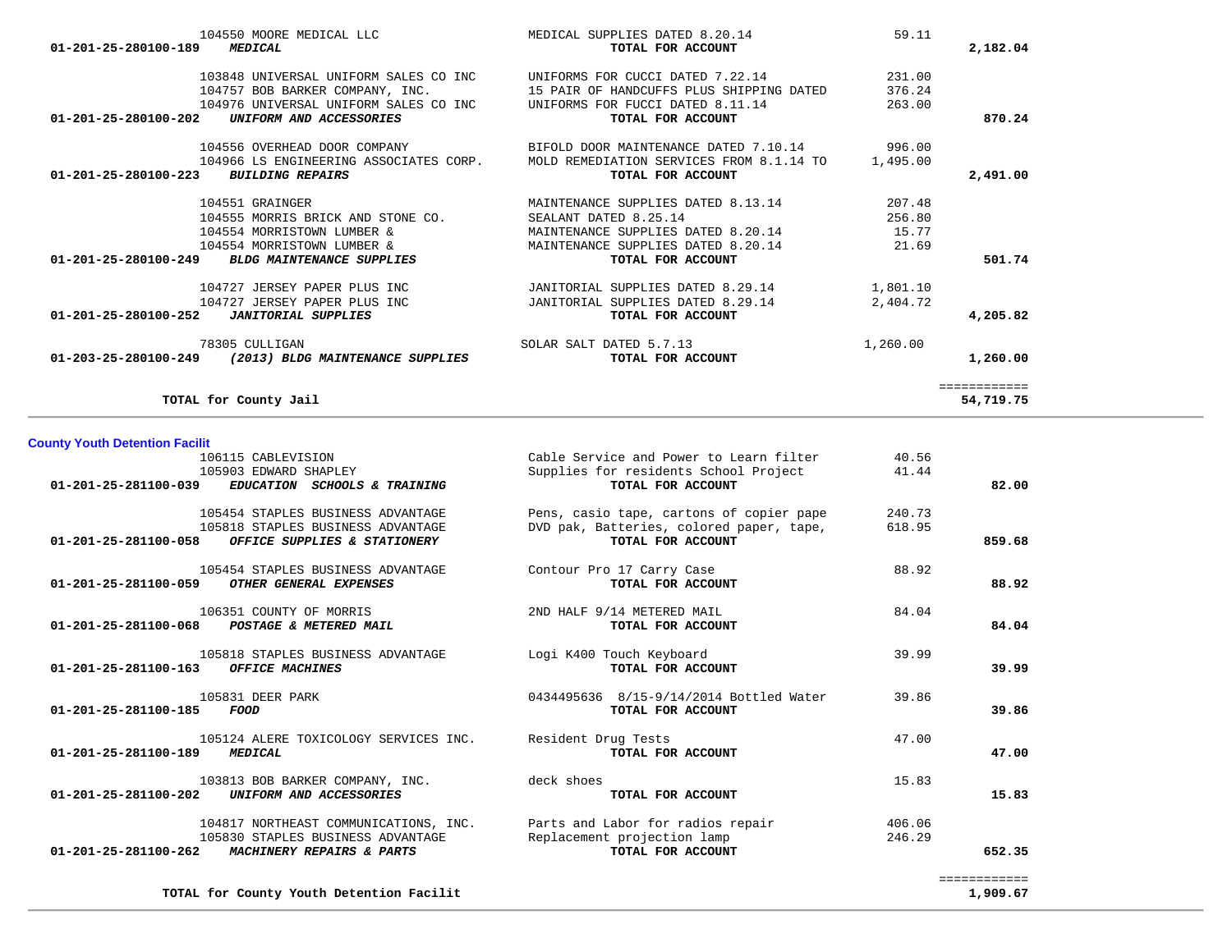| Account | Vendor / Account Name | Description | Amount | Total |
|---|---|---|---|---|
| | 104550 MOORE MEDICAL LLC | MEDICAL SUPPLIES DATED 8.20.14 | 59.11 | |
| 01-201-25-280100-189 | ***MEDICAL*** | **TOTAL FOR ACCOUNT** | | **2,182.04** |
| | 103848 UNIVERSAL UNIFORM SALES CO INC | UNIFORMS FOR CUCCI DATED 7.22.14 | 231.00 | |
| | 104757 BOB BARKER COMPANY, INC. | 15 PAIR OF HANDCUFFS PLUS SHIPPING DATED | 376.24 | |
| | 104976 UNIVERSAL UNIFORM SALES CO INC | UNIFORMS FOR FUCCI DATED 8.11.14 | 263.00 | |
| 01-201-25-280100-202 | ***UNIFORM AND ACCESSORIES*** | **TOTAL FOR ACCOUNT** | | **870.24** |
| | 104556 OVERHEAD DOOR COMPANY | BIFOLD DOOR MAINTENANCE DATED 7.10.14 | 996.00 | |
| | 104966 LS ENGINEERING ASSOCIATES CORP. | MOLD REMEDIATION SERVICES FROM 8.1.14 TO | 1,495.00 | |
| 01-201-25-280100-223 | ***BUILDING REPAIRS*** | **TOTAL FOR ACCOUNT** | | **2,491.00** |
| | 104551 GRAINGER | MAINTENANCE SUPPLIES DATED 8.13.14 | 207.48 | |
| | 104555 MORRIS BRICK AND STONE CO. | SEALANT DATED 8.25.14 | 256.80 | |
| | 104554 MORRISTOWN LUMBER & | MAINTENANCE SUPPLIES DATED 8.20.14 | 15.77 | |
| | 104554 MORRISTOWN LUMBER & | MAINTENANCE SUPPLIES DATED 8.20.14 | 21.69 | |
| 01-201-25-280100-249 | ***BLDG MAINTENANCE SUPPLIES*** | **TOTAL FOR ACCOUNT** | | **501.74** |
| | 104727 JERSEY PAPER PLUS INC | JANITORIAL SUPPLIES DATED 8.29.14 | 1,801.10 | |
| | 104727 JERSEY PAPER PLUS INC | JANITORIAL SUPPLIES DATED 8.29.14 | 2,404.72 | |
| 01-201-25-280100-252 | ***JANITORIAL SUPPLIES*** | **TOTAL FOR ACCOUNT** | | **4,205.82** |
| | 78305 CULLIGAN | SOLAR SALT DATED 5.7.13 | 1,260.00 | |
| 01-203-25-280100-249 | ***(2013) BLDG MAINTENANCE SUPPLIES*** | **TOTAL FOR ACCOUNT** | | **1,260.00** |
| | **TOTAL for County Jail** | | | **54,719.75** |

## County Youth Detention Facilit

| Account | Vendor / Account Name | Description | Amount | Total |
|---|---|---|---|---|
| | 106115 CABLEVISION | Cable Service and Power to Learn filter | 40.56 | |
| | 105903 EDWARD SHAPLEY | Supplies for residents School Project | 41.44 | |
| 01-201-25-281100-039 | ***EDUCATION SCHOOLS & TRAINING*** | **TOTAL FOR ACCOUNT** | | **82.00** |
| | 105454 STAPLES BUSINESS ADVANTAGE | Pens, casio tape, cartons of copier pape | 240.73 | |
| | 105818 STAPLES BUSINESS ADVANTAGE | DVD pak, Batteries, colored paper, tape, | 618.95 | |
| 01-201-25-281100-058 | ***OFFICE SUPPLIES & STATIONERY*** | **TOTAL FOR ACCOUNT** | | **859.68** |
| | 105454 STAPLES BUSINESS ADVANTAGE | Contour Pro 17 Carry Case | 88.92 | |
| 01-201-25-281100-059 | ***OTHER GENERAL EXPENSES*** | **TOTAL FOR ACCOUNT** | | **88.92** |
| | 106351 COUNTY OF MORRIS | 2ND HALF 9/14 METERED MAIL | 84.04 | |
| 01-201-25-281100-068 | ***POSTAGE & METERED MAIL*** | **TOTAL FOR ACCOUNT** | | **84.04** |
| | 105818 STAPLES BUSINESS ADVANTAGE | Logi K400 Touch Keyboard | 39.99 | |
| 01-201-25-281100-163 | ***OFFICE MACHINES*** | **TOTAL FOR ACCOUNT** | | **39.99** |
| | 105831 DEER PARK | 0434495636 8/15-9/14/2014 Bottled Water | 39.86 | |
| 01-201-25-281100-185 | ***FOOD*** | **TOTAL FOR ACCOUNT** | | **39.86** |
| | 105124 ALERE TOXICOLOGY SERVICES INC. | Resident Drug Tests | 47.00 | |
| 01-201-25-281100-189 | ***MEDICAL*** | **TOTAL FOR ACCOUNT** | | **47.00** |
| | 103813 BOB BARKER COMPANY, INC. | deck shoes | 15.83 | |
| 01-201-25-281100-202 | ***UNIFORM AND ACCESSORIES*** | **TOTAL FOR ACCOUNT** | | **15.83** |
| | 104817 NORTHEAST COMMUNICATIONS, INC. | Parts and Labor for radios repair | 406.06 | |
| | 105830 STAPLES BUSINESS ADVANTAGE | Replacement projection lamp | 246.29 | |
| 01-201-25-281100-262 | ***MACHINERY REPAIRS & PARTS*** | **TOTAL FOR ACCOUNT** | | **652.35** |
| | **TOTAL for County Youth Detention Facilit** | | | **1,909.67** |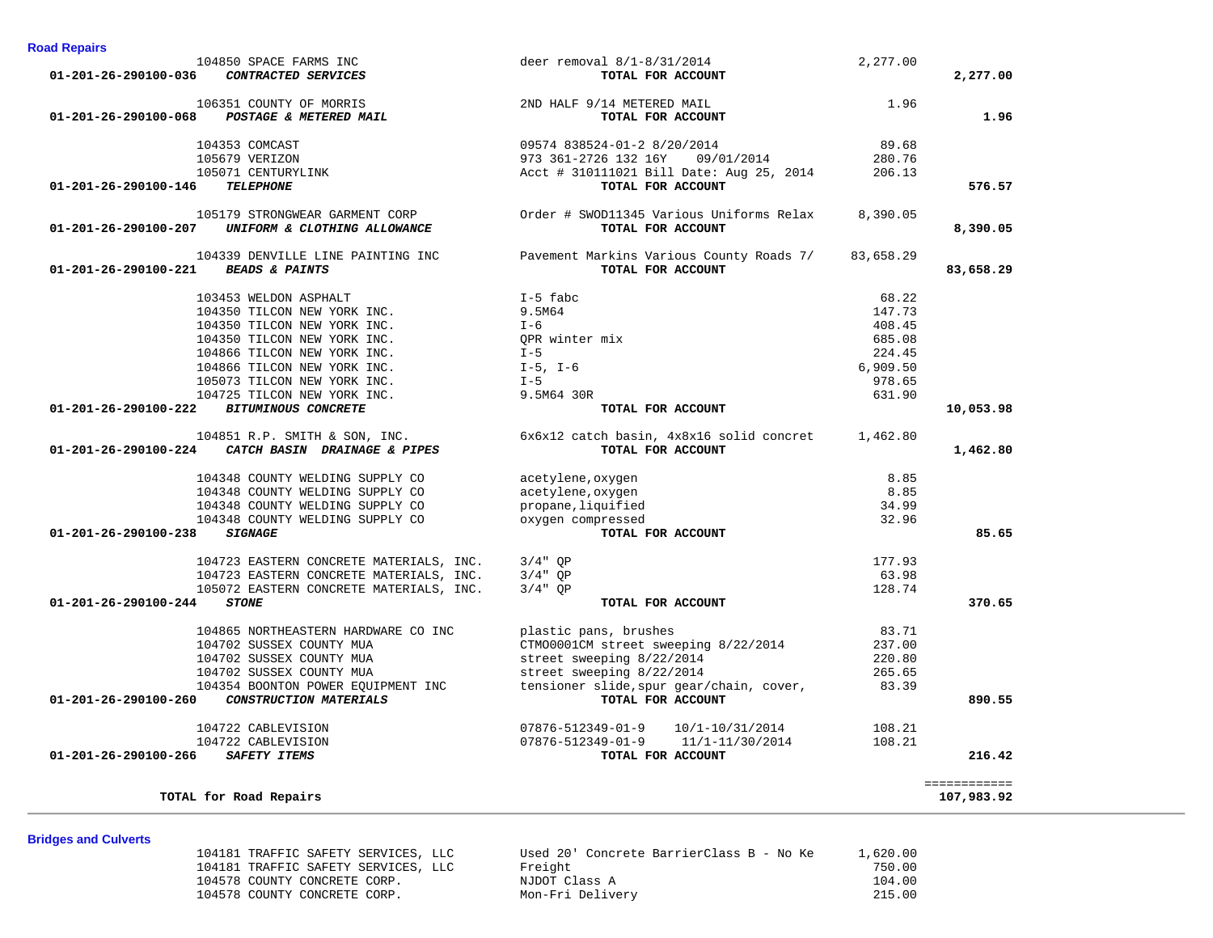**Road Repairs**

| Account | Vendor | Description | Amount | Total |
|---|---|---|---|---|
| | 104850 SPACE FARMS INC | deer removal 8/1-8/31/2014 | 2,277.00 | |
| **01-201-26-290100-036** | ***CONTRACTED SERVICES*** | **TOTAL FOR ACCOUNT** | | **2,277.00** |
| | 106351 COUNTY OF MORRIS | 2ND HALF 9/14 METERED MAIL | 1.96 | |
| **01-201-26-290100-068** | ***POSTAGE & METERED MAIL*** | **TOTAL FOR ACCOUNT** | | **1.96** |
| | 104353 COMCAST | 09574 838524-01-2 8/20/2014 | 89.68 | |
| | 105679 VERIZON | 973 361-2726 132 16Y 09/01/2014 | 280.76 | |
| | 105071 CENTURYLINK | Acct # 310111021 Bill Date: Aug 25, 2014 | 206.13 | |
| **01-201-26-290100-146** | ***TELEPHONE*** | **TOTAL FOR ACCOUNT** | | **576.57** |
| | 105179 STRONGWEAR GARMENT CORP | Order # SWOD11345 Various Uniforms Relax | 8,390.05 | |
| **01-201-26-290100-207** | ***UNIFORM & CLOTHING ALLOWANCE*** | **TOTAL FOR ACCOUNT** | | **8,390.05** |
| | 104339 DENVILLE LINE PAINTING INC | Pavement Markins Various County Roads 7/ | 83,658.29 | |
| **01-201-26-290100-221** | ***BEADS & PAINTS*** | **TOTAL FOR ACCOUNT** | | **83,658.29** |
| | 103453 WELDON ASPHALT | I-5 fabc | 68.22 | |
| | 104350 TILCON NEW YORK INC. | 9.5M64 | 147.73 | |
| | 104350 TILCON NEW YORK INC. | I-6 | 408.45 | |
| | 104350 TILCON NEW YORK INC. | QPR winter mix | 685.08 | |
| | 104866 TILCON NEW YORK INC. | I-5 | 224.45 | |
| | 104866 TILCON NEW YORK INC. | I-5, I-6 | 6,909.50 | |
| | 105073 TILCON NEW YORK INC. | I-5 | 978.65 | |
| | 104725 TILCON NEW YORK INC. | 9.5M64 30R | 631.90 | |
| **01-201-26-290100-222** | ***BITUMINOUS CONCRETE*** | **TOTAL FOR ACCOUNT** | | **10,053.98** |
| | 104851 R.P. SMITH & SON, INC. | 6x6x12 catch basin, 4x8x16 solid concret | 1,462.80 | |
| **01-201-26-290100-224** | ***CATCH BASIN DRAINAGE & PIPES*** | **TOTAL FOR ACCOUNT** | | **1,462.80** |
| | 104348 COUNTY WELDING SUPPLY CO | acetylene,oxygen | 8.85 | |
| | 104348 COUNTY WELDING SUPPLY CO | acetylene,oxygen | 8.85 | |
| | 104348 COUNTY WELDING SUPPLY CO | propane,liquified | 34.99 | |
| | 104348 COUNTY WELDING SUPPLY CO | oxygen compressed | 32.96 | |
| **01-201-26-290100-238** | ***SIGNAGE*** | **TOTAL FOR ACCOUNT** | | **85.65** |
| | 104723 EASTERN CONCRETE MATERIALS, INC. | 3/4" QP | 177.93 | |
| | 104723 EASTERN CONCRETE MATERIALS, INC. | 3/4" QP | 63.98 | |
| | 105072 EASTERN CONCRETE MATERIALS, INC. | 3/4" QP | 128.74 | |
| **01-201-26-290100-244** | ***STONE*** | **TOTAL FOR ACCOUNT** | | **370.65** |
| | 104865 NORTHEASTERN HARDWARE CO INC | plastic pans, brushes | 83.71 | |
| | 104702 SUSSEX COUNTY MUA | CTMO0001CM street sweeping 8/22/2014 | 237.00 | |
| | 104702 SUSSEX COUNTY MUA | street sweeping 8/22/2014 | 220.80 | |
| | 104702 SUSSEX COUNTY MUA | street sweeping 8/22/2014 | 265.65 | |
| | 104354 BOONTON POWER EQUIPMENT INC | tensioner slide,spur gear/chain, cover, | 83.39 | |
| **01-201-26-290100-260** | ***CONSTRUCTION MATERIALS*** | **TOTAL FOR ACCOUNT** | | **890.55** |
| | 104722 CABLEVISION | 07876-512349-01-9 10/1-10/31/2014 | 108.21 | |
| | 104722 CABLEVISION | 07876-512349-01-9 11/1-11/30/2014 | 108.21 | |
| **01-201-26-290100-266** | ***SAFETY ITEMS*** | **TOTAL FOR ACCOUNT** | | **216.42** |
| | **TOTAL for Road Repairs** | | | **107,983.92** |

**Bridges and Culverts**

| Account | Vendor | Description | Amount | Total |
|---|---|---|---|---|
| | 104181 TRAFFIC SAFETY SERVICES, LLC | Used 20' Concrete BarrierClass B - No Ke | 1,620.00 | |
| | 104181 TRAFFIC SAFETY SERVICES, LLC | Freight | 750.00 | |
| | 104578 COUNTY CONCRETE CORP. | NJDOT Class A | 104.00 | |
| | 104578 COUNTY CONCRETE CORP. | Mon-Fri Delivery | 215.00 | |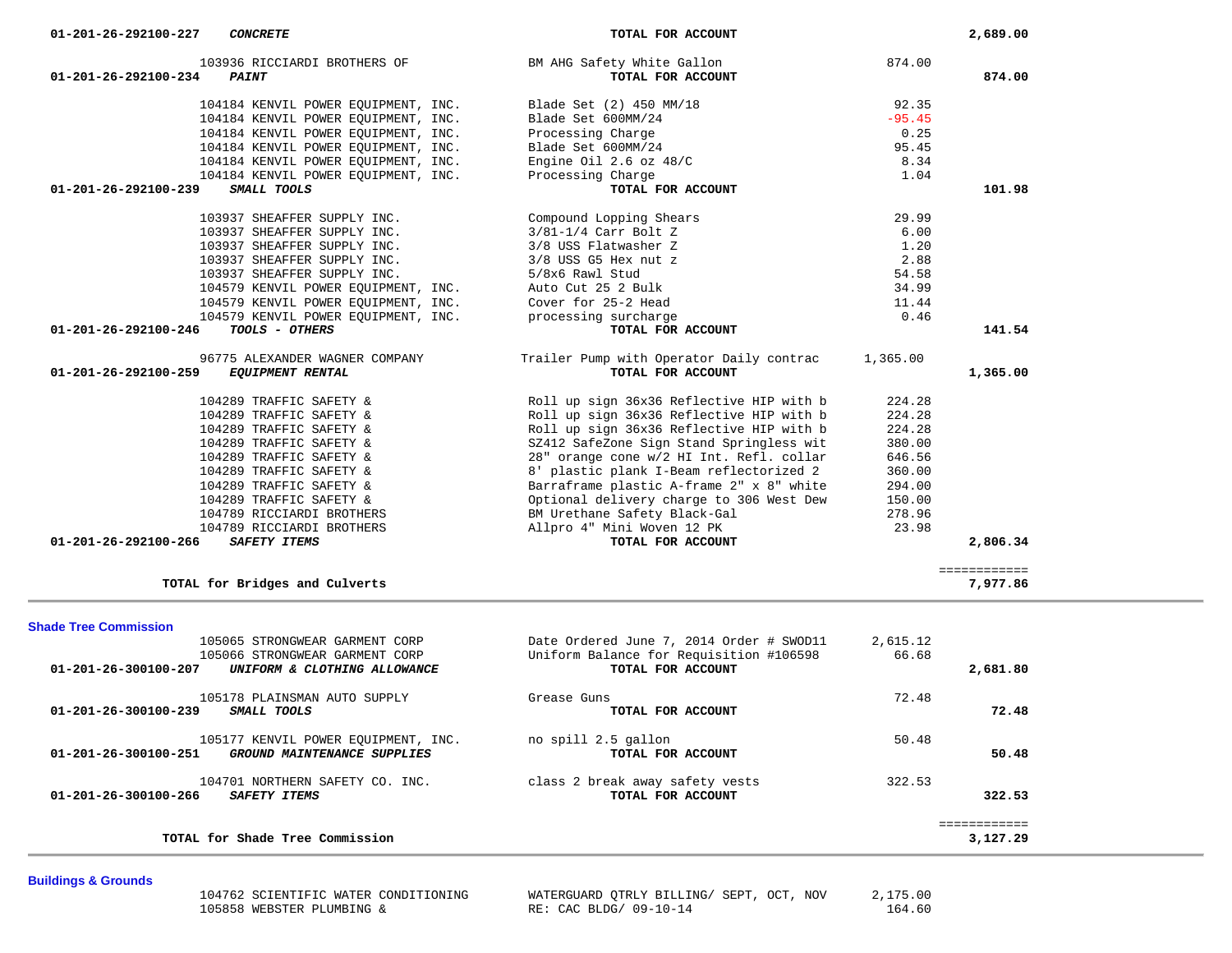| Account | Vendor | Description | Amount | Total |
|---|---|---|---|---|
| 01-201-26-292100-227 ***CONCRETE*** | | **TOTAL FOR ACCOUNT** | | **2,689.00** |
| | 103936 RICCIARDI BROTHERS OF | BM AHG Safety White Gallon | 874.00 | |
| 01-201-26-292100-234 ***PAINT*** | | **TOTAL FOR ACCOUNT** | | **874.00** |
| | 104184 KENVIL POWER EQUIPMENT, INC. | Blade Set (2) 450 MM/18 | 92.35 | |
| | 104184 KENVIL POWER EQUIPMENT, INC. | Blade Set 600MM/24 | -95.45 | |
| | 104184 KENVIL POWER EQUIPMENT, INC. | Processing Charge | 0.25 | |
| | 104184 KENVIL POWER EQUIPMENT, INC. | Blade Set 600MM/24 | 95.45 | |
| | 104184 KENVIL POWER EQUIPMENT, INC. | Engine Oil 2.6 oz 48/C | 8.34 | |
| | 104184 KENVIL POWER EQUIPMENT, INC. | Processing Charge | 1.04 | |
| 01-201-26-292100-239 ***SMALL TOOLS*** | | **TOTAL FOR ACCOUNT** | | **101.98** |
| | 103937 SHEAFFER SUPPLY INC. | Compound Lopping Shears | 29.99 | |
| | 103937 SHEAFFER SUPPLY INC. | 3/81-1/4 Carr Bolt Z | 6.00 | |
| | 103937 SHEAFFER SUPPLY INC. | 3/8 USS Flatwasher Z | 1.20 | |
| | 103937 SHEAFFER SUPPLY INC. | 3/8 USS G5 Hex nut z | 2.88 | |
| | 103937 SHEAFFER SUPPLY INC. | 5/8x6 Rawl Stud | 54.58 | |
| | 104579 KENVIL POWER EQUIPMENT, INC. | Auto Cut 25 2 Bulk | 34.99 | |
| | 104579 KENVIL POWER EQUIPMENT, INC. | Cover for 25-2 Head | 11.44 | |
| | 104579 KENVIL POWER EQUIPMENT, INC. | processing surcharge | 0.46 | |
| 01-201-26-292100-246 ***TOOLS - OTHERS*** | | **TOTAL FOR ACCOUNT** | | **141.54** |
| | 96775 ALEXANDER WAGNER COMPANY | Trailer Pump with Operator Daily contrac | 1,365.00 | |
| 01-201-26-292100-259 ***EQUIPMENT RENTAL*** | | **TOTAL FOR ACCOUNT** | | **1,365.00** |
| | 104289 TRAFFIC SAFETY & | Roll up sign 36x36 Reflective HIP with b | 224.28 | |
| | 104289 TRAFFIC SAFETY & | Roll up sign 36x36 Reflective HIP with b | 224.28 | |
| | 104289 TRAFFIC SAFETY & | Roll up sign 36x36 Reflective HIP with b | 224.28 | |
| | 104289 TRAFFIC SAFETY & | SZ412 SafeZone Sign Stand Springless wit | 380.00 | |
| | 104289 TRAFFIC SAFETY & | 28" orange cone w/2 HI Int. Refl. collar | 646.56 | |
| | 104289 TRAFFIC SAFETY & | 8' plastic plank I-Beam reflectorized 2 | 360.00 | |
| | 104289 TRAFFIC SAFETY & | Barraframe plastic A-frame 2" x 8" white | 294.00 | |
| | 104289 TRAFFIC SAFETY & | Optional delivery charge to 306 West Dew | 150.00 | |
| | 104789 RICCIARDI BROTHERS | BM Urethane Safety Black-Gal | 278.96 | |
| | 104789 RICCIARDI BROTHERS | Allpro 4" Mini Woven 12 PK | 23.98 | |
| 01-201-26-292100-266 ***SAFETY ITEMS*** | | **TOTAL FOR ACCOUNT** | | **2,806.34** |
| | | | | ============ |
| **TOTAL for Bridges and Culverts** | | | | **7,977.86** |

## Shade Tree Commission

| Account | Vendor | Description | Amount | Total |
|---|---|---|---|---|
| | 105065 STRONGWEAR GARMENT CORP | Date Ordered June 7, 2014 Order # SWOD11 | 2,615.12 | |
| | 105066 STRONGWEAR GARMENT CORP | Uniform Balance for Requisition #106598 | 66.68 | |
| 01-201-26-300100-207 ***UNIFORM & CLOTHING ALLOWANCE*** | | **TOTAL FOR ACCOUNT** | | **2,681.80** |
| | 105178 PLAINSMAN AUTO SUPPLY | Grease Guns | 72.48 | |
| 01-201-26-300100-239 ***SMALL TOOLS*** | | **TOTAL FOR ACCOUNT** | | **72.48** |
| | 105177 KENVIL POWER EQUIPMENT, INC. | no spill 2.5 gallon | 50.48 | |
| 01-201-26-300100-251 ***GROUND MAINTENANCE SUPPLIES*** | | **TOTAL FOR ACCOUNT** | | **50.48** |
| | 104701 NORTHERN SAFETY CO. INC. | class 2 break away safety vests | 322.53 | |
| 01-201-26-300100-266 ***SAFETY ITEMS*** | | **TOTAL FOR ACCOUNT** | | **322.53** |
| | | | | ============ |
| **TOTAL for Shade Tree Commission** | | | | **3,127.29** |

## Buildings & Grounds

| Account | Vendor | Description | Amount | Total |
|---|---|---|---|---|
| | 104762 SCIENTIFIC WATER CONDITIONING | WATERGUARD QTRLY BILLING/ SEPT, OCT, NOV | 2,175.00 | |
| | 105858 WEBSTER PLUMBING & | RE: CAC BLDG/ 09-10-14 | 164.60 | |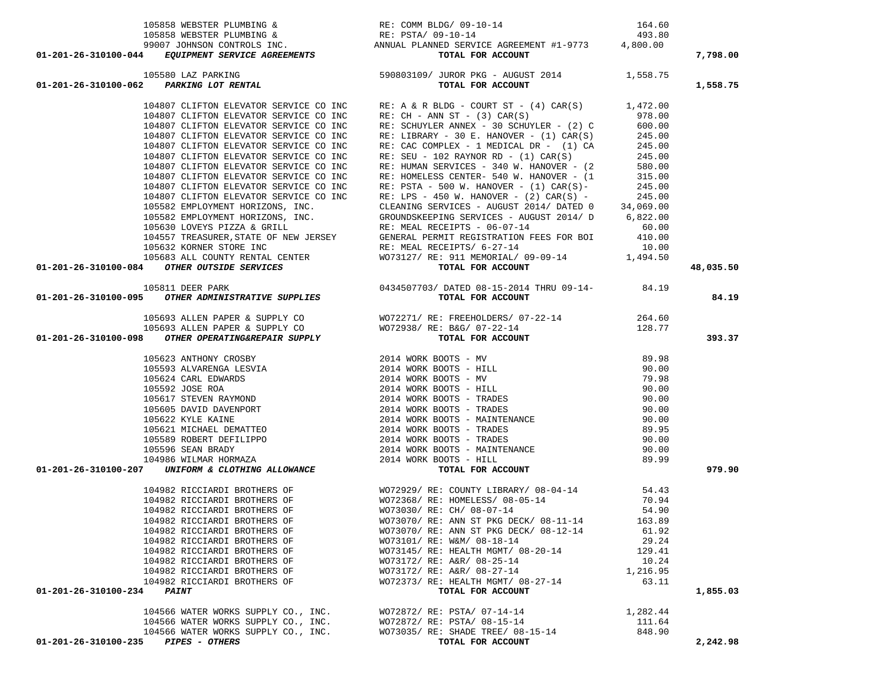| Account | Vendor | Description | Amount | Total |
|---|---|---|---|---|
| | 105858 WEBSTER PLUMBING & | RE: COMM BLDG/ 09-10-14 | 164.60 | |
| | 105858 WEBSTER PLUMBING & | RE: PSTA/ 09-10-14 | 493.80 | |
| | 99007 JOHNSON CONTROLS INC. | ANNUAL PLANNED SERVICE AGREEMENT #1-9773 | 4,800.00 | |
| **01-201-26-310100-044** | ***EQUIPMENT SERVICE AGREEMENTS*** | **TOTAL FOR ACCOUNT** | | **7,798.00** |
| | 105580 LAZ PARKING | 590803109/ JUROR PKG - AUGUST 2014 | 1,558.75 | |
| **01-201-26-310100-062** | ***PARKING LOT RENTAL*** | **TOTAL FOR ACCOUNT** | | **1,558.75** |
| | 104807 CLIFTON ELEVATOR SERVICE CO INC | RE: A & R BLDG - COURT ST - (4) CAR(S) | 1,472.00 | |
| | 104807 CLIFTON ELEVATOR SERVICE CO INC | RE: CH - ANN ST - (3) CAR(S) | 978.00 | |
| | 104807 CLIFTON ELEVATOR SERVICE CO INC | RE: SCHUYLER ANNEX - 30 SCHUYLER - (2) C | 600.00 | |
| | 104807 CLIFTON ELEVATOR SERVICE CO INC | RE: LIBRARY - 30 E. HANOVER - (1) CAR(S) | 245.00 | |
| | 104807 CLIFTON ELEVATOR SERVICE CO INC | RE: CAC COMPLEX - 1 MEDICAL DR - (1) CA | 245.00 | |
| | 104807 CLIFTON ELEVATOR SERVICE CO INC | RE: SEU - 102 RAYNOR RD - (1) CAR(S) | 245.00 | |
| | 104807 CLIFTON ELEVATOR SERVICE CO INC | RE: HUMAN SERVICES - 340 W. HANOVER - (2 | 580.00 | |
| | 104807 CLIFTON ELEVATOR SERVICE CO INC | RE: HOMELESS CENTER- 540 W. HANOVER - (1 | 315.00 | |
| | 104807 CLIFTON ELEVATOR SERVICE CO INC | RE: PSTA - 500 W. HANOVER - (1) CAR(S)- | 245.00 | |
| | 104807 CLIFTON ELEVATOR SERVICE CO INC | RE: LPS - 450 W. HANOVER - (2) CAR(S) - | 245.00 | |
| | 105582 EMPLOYMENT HORIZONS, INC. | CLEANING SERVICES - AUGUST 2014/ DATED 0 | 34,069.00 | |
| | 105582 EMPLOYMENT HORIZONS, INC. | GROUNDSKEEPING SERVICES - AUGUST 2014/ D | 6,822.00 | |
| | 105630 LOVEYS PIZZA & GRILL | RE: MEAL RECEIPTS - 06-07-14 | 60.00 | |
| | 104557 TREASURER,STATE OF NEW JERSEY | GENERAL PERMIT REGISTRATION FEES FOR BOI | 410.00 | |
| | 105632 KORNER STORE INC | RE: MEAL RECEIPTS/ 6-27-14 | 10.00 | |
| | 105683 ALL COUNTY RENTAL CENTER | WO73127/ RE: 911 MEMORIAL/ 09-09-14 | 1,494.50 | |
| **01-201-26-310100-084** | ***OTHER OUTSIDE SERVICES*** | **TOTAL FOR ACCOUNT** | | **48,035.50** |
| | 105811 DEER PARK | 0434507703/ DATED 08-15-2014 THRU 09-14- | 84.19 | |
| **01-201-26-310100-095** | ***OTHER ADMINISTRATIVE SUPPLIES*** | **TOTAL FOR ACCOUNT** | | **84.19** |
| | 105693 ALLEN PAPER & SUPPLY CO | WO72271/ RE: FREEHOLDERS/ 07-22-14 | 264.60 | |
| | 105693 ALLEN PAPER & SUPPLY CO | WO72938/ RE: B&G/ 07-22-14 | 128.77 | |
| **01-201-26-310100-098** | ***OTHER OPERATING&REPAIR SUPPLY*** | **TOTAL FOR ACCOUNT** | | **393.37** |
| | 105623 ANTHONY CROSBY | 2014 WORK BOOTS - MV | 89.98 | |
| | 105593 ALVARENGA LESVIA | 2014 WORK BOOTS - HILL | 90.00 | |
| | 105624 CARL EDWARDS | 2014 WORK BOOTS - MV | 79.98 | |
| | 105592 JOSE ROA | 2014 WORK BOOTS - HILL | 90.00 | |
| | 105617 STEVEN RAYMOND | 2014 WORK BOOTS - TRADES | 90.00 | |
| | 105605 DAVID DAVENPORT | 2014 WORK BOOTS - TRADES | 90.00 | |
| | 105622 KYLE KAINE | 2014 WORK BOOTS - MAINTENANCE | 90.00 | |
| | 105621 MICHAEL DEMATTEO | 2014 WORK BOOTS - TRADES | 89.95 | |
| | 105589 ROBERT DEFILIPPO | 2014 WORK BOOTS - TRADES | 90.00 | |
| | 105596 SEAN BRADY | 2014 WORK BOOTS - MAINTENANCE | 90.00 | |
| | 104986 WILMAR HORMAZA | 2014 WORK BOOTS - HILL | 89.99 | |
| **01-201-26-310100-207** | ***UNIFORM & CLOTHING ALLOWANCE*** | **TOTAL FOR ACCOUNT** | | **979.90** |
| | 104982 RICCIARDI BROTHERS OF | WO72929/ RE: COUNTY LIBRARY/ 08-04-14 | 54.43 | |
| | 104982 RICCIARDI BROTHERS OF | WO72368/ RE: HOMELESS/ 08-05-14 | 70.94 | |
| | 104982 RICCIARDI BROTHERS OF | WO73030/ RE: CH/ 08-07-14 | 54.90 | |
| | 104982 RICCIARDI BROTHERS OF | WO73070/ RE: ANN ST PKG DECK/ 08-11-14 | 163.89 | |
| | 104982 RICCIARDI BROTHERS OF | WO73070/ RE: ANN ST PKG DECK/ 08-12-14 | 61.92 | |
| | 104982 RICCIARDI BROTHERS OF | WO73101/ RE: W&M/ 08-18-14 | 29.24 | |
| | 104982 RICCIARDI BROTHERS OF | WO73145/ RE: HEALTH MGMT/ 08-20-14 | 129.41 | |
| | 104982 RICCIARDI BROTHERS OF | WO73172/ RE: A&R/ 08-25-14 | 10.24 | |
| | 104982 RICCIARDI BROTHERS OF | WO73172/ RE: A&R/ 08-27-14 | 1,216.95 | |
| | 104982 RICCIARDI BROTHERS OF | WO72373/ RE: HEALTH MGMT/ 08-27-14 | 63.11 | |
| **01-201-26-310100-234** | ***PAINT*** | **TOTAL FOR ACCOUNT** | | **1,855.03** |
| | 104566 WATER WORKS SUPPLY CO., INC. | WO72872/ RE: PSTA/ 07-14-14 | 1,282.44 | |
| | 104566 WATER WORKS SUPPLY CO., INC. | WO72872/ RE: PSTA/ 08-15-14 | 111.64 | |
| | 104566 WATER WORKS SUPPLY CO., INC. | WO73035/ RE: SHADE TREE/ 08-15-14 | 848.90 | |
| **01-201-26-310100-235** | ***PIPES - OTHERS*** | **TOTAL FOR ACCOUNT** | | **2,242.98** |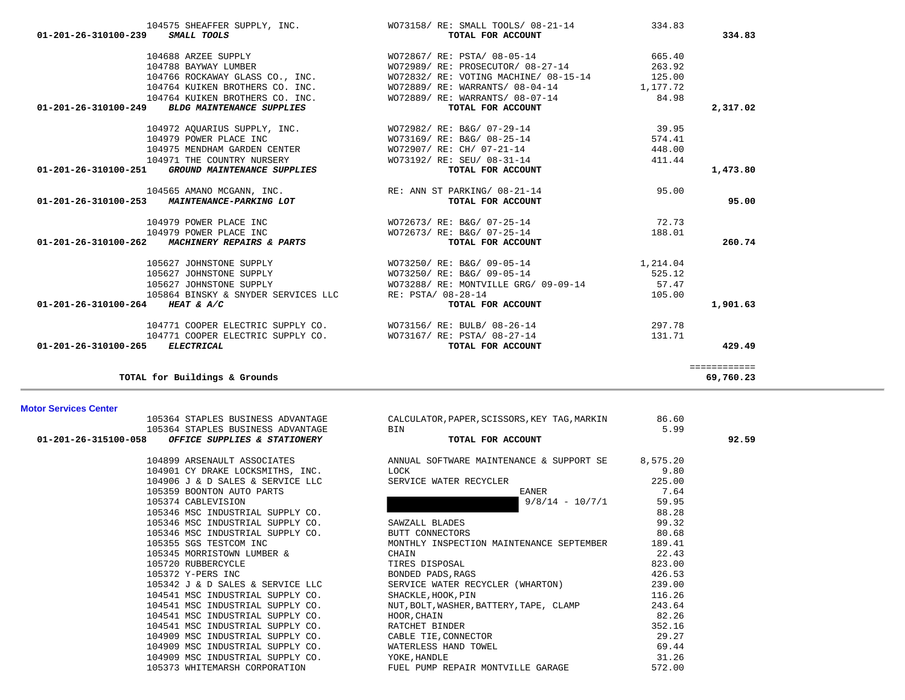| Account | Vendor | Description | Amount | Total |
|---|---|---|---|---|
| | 104575 SHEAFFER SUPPLY, INC. | WO73158/ RE: SMALL TOOLS/ 08-21-14 | 334.83 | |
| 01-201-26-310100-239 ***SMALL TOOLS*** | | **TOTAL FOR ACCOUNT** | | **334.83** |
| | 104688 ARZEE SUPPLY | WO72867/ RE: PSTA/ 08-05-14 | 665.40 | |
| | 104788 BAYWAY LUMBER | WO72989/ RE: PROSECUTOR/ 08-27-14 | 263.92 | |
| | 104766 ROCKAWAY GLASS CO., INC. | WO72832/ RE: VOTING MACHINE/ 08-15-14 | 125.00 | |
| | 104764 KUIKEN BROTHERS CO. INC. | WO72889/ RE: WARRANTS/ 08-04-14 | 1,177.72 | |
| | 104764 KUIKEN BROTHERS CO. INC. | WO72889/ RE: WARRANTS/ 08-07-14 | 84.98 | |
| 01-201-26-310100-249 ***BLDG MAINTENANCE SUPPLIES*** | | **TOTAL FOR ACCOUNT** | | **2,317.02** |
| | 104972 AQUARIUS SUPPLY, INC. | WO72982/ RE: B&G/ 07-29-14 | 39.95 | |
| | 104979 POWER PLACE INC | WO73169/ RE: B&G/ 08-25-14 | 574.41 | |
| | 104975 MENDHAM GARDEN CENTER | WO72907/ RE: CH/ 07-21-14 | 448.00 | |
| | 104971 THE COUNTRY NURSERY | WO73192/ RE: SEU/ 08-31-14 | 411.44 | |
| 01-201-26-310100-251 ***GROUND MAINTENANCE SUPPLIES*** | | **TOTAL FOR ACCOUNT** | | **1,473.80** |
| | 104565 AMANO MCGANN, INC. | RE: ANN ST PARKING/ 08-21-14 | 95.00 | |
| 01-201-26-310100-253 ***MAINTENANCE-PARKING LOT*** | | **TOTAL FOR ACCOUNT** | | **95.00** |
| | 104979 POWER PLACE INC | WO72673/ RE: B&G/ 07-25-14 | 72.73 | |
| | 104979 POWER PLACE INC | WO72673/ RE: B&G/ 07-25-14 | 188.01 | |
| 01-201-26-310100-262 ***MACHINERY REPAIRS & PARTS*** | | **TOTAL FOR ACCOUNT** | | **260.74** |
| | 105627 JOHNSTONE SUPPLY | WO73250/ RE: B&G/ 09-05-14 | 1,214.04 | |
| | 105627 JOHNSTONE SUPPLY | WO73250/ RE: B&G/ 09-05-14 | 525.12 | |
| | 105627 JOHNSTONE SUPPLY | WO73288/ RE: MONTVILLE GRG/ 09-09-14 | 57.47 | |
| | 105864 BINSKY & SNYDER SERVICES LLC | RE: PSTA/ 08-28-14 | 105.00 | |
| 01-201-26-310100-264 ***HEAT & A/C*** | | **TOTAL FOR ACCOUNT** | | **1,901.63** |
| | 104771 COOPER ELECTRIC SUPPLY CO. | WO73156/ RE: BULB/ 08-26-14 | 297.78 | |
| | 104771 COOPER ELECTRIC SUPPLY CO. | WO73167/ RE: PSTA/ 08-27-14 | 131.71 | |
| 01-201-26-310100-265 ***ELECTRICAL*** | | **TOTAL FOR ACCOUNT** | | **429.49** |
| | | | | ============ |
| **TOTAL for Buildings & Grounds** | | | | **69,760.23** |

**Motor Services Center**

| Account | Vendor | Description | Amount | Total |
|---|---|---|---|---|
| | 105364 STAPLES BUSINESS ADVANTAGE | CALCULATOR,PAPER,SCISSORS,KEY TAG,MARKIN | 86.60 | |
| | 105364 STAPLES BUSINESS ADVANTAGE | BIN | 5.99 | |
| 01-201-26-315100-058 ***OFFICE SUPPLIES & STATIONERY*** | | **TOTAL FOR ACCOUNT** | | **92.59** |
| | 104899 ARSENAULT ASSOCIATES | ANNUAL SOFTWARE MAINTENANCE & SUPPORT SE | 8,575.20 | |
| | 104901 CY DRAKE LOCKSMITHS, INC. | LOCK | 9.80 | |
| | 104906 J & D SALES & SERVICE LLC | SERVICE WATER RECYCLER | 225.00 | |
| | 105359 BOONTON AUTO PARTS | EANER | 7.64 | |
| | 105374 CABLEVISION | 9/8/14 - 10/7/1 | 59.95 | |
| | 105346 MSC INDUSTRIAL SUPPLY CO. | | 88.28 | |
| | 105346 MSC INDUSTRIAL SUPPLY CO. | SAWZALL BLADES | 99.32 | |
| | 105346 MSC INDUSTRIAL SUPPLY CO. | BUTT CONNECTORS | 80.68 | |
| | 105355 SGS TESTCOM INC | MONTHLY INSPECTION MAINTENANCE SEPTEMBER | 189.41 | |
| | 105345 MORRISTOWN LUMBER & | CHAIN | 22.43 | |
| | 105720 RUBBERCYCLE | TIRES DISPOSAL | 823.00 | |
| | 105372 Y-PERS INC | BONDED PADS,RAGS | 426.53 | |
| | 105342 J & D SALES & SERVICE LLC | SERVICE WATER RECYCLER (WHARTON) | 239.00 | |
| | 104541 MSC INDUSTRIAL SUPPLY CO. | SHACKLE,HOOK,PIN | 116.26 | |
| | 104541 MSC INDUSTRIAL SUPPLY CO. | NUT,BOLT,WASHER,BATTERY,TAPE, CLAMP | 243.64 | |
| | 104541 MSC INDUSTRIAL SUPPLY CO. | HOOR,CHAIN | 82.26 | |
| | 104541 MSC INDUSTRIAL SUPPLY CO. | RATCHET BINDER | 352.16 | |
| | 104909 MSC INDUSTRIAL SUPPLY CO. | CABLE TIE,CONNECTOR | 29.27 | |
| | 104909 MSC INDUSTRIAL SUPPLY CO. | WATERLESS HAND TOWEL | 69.44 | |
| | 104909 MSC INDUSTRIAL SUPPLY CO. | YOKE,HANDLE | 31.26 | |
| | 105373 WHITEMARSH CORPORATION | FUEL PUMP REPAIR MONTVILLE GARAGE | 572.00 | |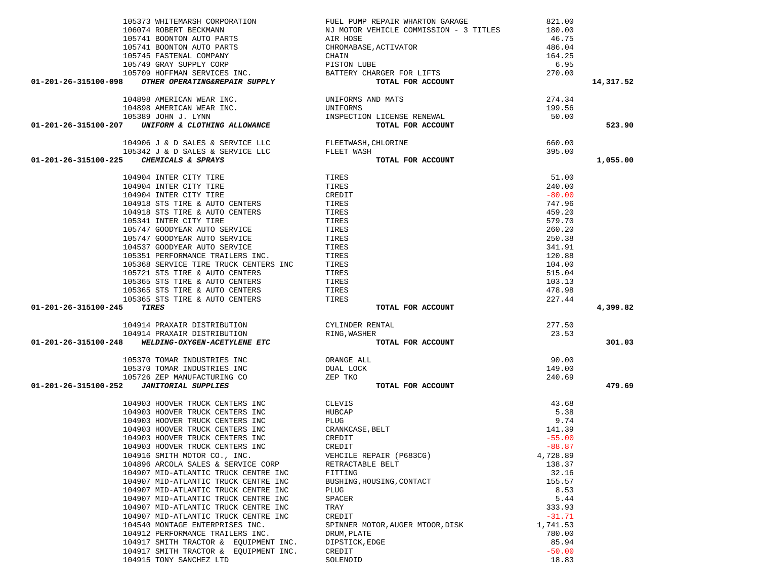| Account | Vendor | Description | Amount | Total |
|---|---|---|---|---|
| | 105373 WHITEMARSH CORPORATION | FUEL PUMP REPAIR WHARTON GARAGE | 821.00 | |
| | 106074 ROBERT BECKMANN | NJ MOTOR VEHICLE COMMISSION - 3 TITLES | 180.00 | |
| | 105741 BOONTON AUTO PARTS | AIR HOSE | 46.75 | |
| | 105741 BOONTON AUTO PARTS | CHROMABASE,ACTIVATOR | 486.04 | |
| | 105745 FASTENAL COMPANY | CHAIN | 164.25 | |
| | 105749 GRAY SUPPLY CORP | PISTON LUBE | 6.95 | |
| | 105709 HOFFMAN SERVICES INC. | BATTERY CHARGER FOR LIFTS | 270.00 | |
| **01-201-26-315100-098** | ***OTHER OPERATING&REPAIR SUPPLY*** | **TOTAL FOR ACCOUNT** | | **14,317.52** |
| | 104898 AMERICAN WEAR INC. | UNIFORMS AND MATS | 274.34 | |
| | 104898 AMERICAN WEAR INC. | UNIFORMS | 199.56 | |
| | 105389 JOHN J. LYNN | INSPECTION LICENSE RENEWAL | 50.00 | |
| **01-201-26-315100-207** | ***UNIFORM & CLOTHING ALLOWANCE*** | **TOTAL FOR ACCOUNT** | | **523.90** |
| | 104906 J & D SALES & SERVICE LLC | FLEETWASH,CHLORINE | 660.00 | |
| | 105342 J & D SALES & SERVICE LLC | FLEET WASH | 395.00 | |
| **01-201-26-315100-225** | ***CHEMICALS & SPRAYS*** | **TOTAL FOR ACCOUNT** | | **1,055.00** |
| | 104904 INTER CITY TIRE | TIRES | 51.00 | |
| | 104904 INTER CITY TIRE | TIRES | 240.00 | |
| | 104904 INTER CITY TIRE | CREDIT | -80.00 | |
| | 104918 STS TIRE & AUTO CENTERS | TIRES | 747.96 | |
| | 104918 STS TIRE & AUTO CENTERS | TIRES | 459.20 | |
| | 105341 INTER CITY TIRE | TIRES | 579.70 | |
| | 105747 GOODYEAR AUTO SERVICE | TIRES | 260.20 | |
| | 105747 GOODYEAR AUTO SERVICE | TIRES | 250.38 | |
| | 104537 GOODYEAR AUTO SERVICE | TIRES | 341.91 | |
| | 105351 PERFORMANCE TRAILERS INC. | TIRES | 120.88 | |
| | 105368 SERVICE TIRE TRUCK CENTERS INC | TIRES | 104.00 | |
| | 105721 STS TIRE & AUTO CENTERS | TIRES | 515.04 | |
| | 105365 STS TIRE & AUTO CENTERS | TIRES | 103.13 | |
| | 105365 STS TIRE & AUTO CENTERS | TIRES | 478.98 | |
| | 105365 STS TIRE & AUTO CENTERS | TIRES | 227.44 | |
| **01-201-26-315100-245** | ***TIRES*** | **TOTAL FOR ACCOUNT** | | **4,399.82** |
| | 104914 PRAXAIR DISTRIBUTION | CYLINDER RENTAL | 277.50 | |
| | 104914 PRAXAIR DISTRIBUTION | RING,WASHER | 23.53 | |
| **01-201-26-315100-248** | ***WELDING-OXYGEN-ACETYLENE ETC*** | **TOTAL FOR ACCOUNT** | | **301.03** |
| | 105370 TOMAR INDUSTRIES INC | ORANGE ALL | 90.00 | |
| | 105370 TOMAR INDUSTRIES INC | DUAL LOCK | 149.00 | |
| | 105726 ZEP MANUFACTURING CO | ZEP TKO | 240.69 | |
| **01-201-26-315100-252** | ***JANITORIAL SUPPLIES*** | **TOTAL FOR ACCOUNT** | | **479.69** |
| | 104903 HOOVER TRUCK CENTERS INC | CLEVIS | 43.68 | |
| | 104903 HOOVER TRUCK CENTERS INC | HUBCAP | 5.38 | |
| | 104903 HOOVER TRUCK CENTERS INC | PLUG | 9.74 | |
| | 104903 HOOVER TRUCK CENTERS INC | CRANKCASE,BELT | 141.39 | |
| | 104903 HOOVER TRUCK CENTERS INC | CREDIT | -55.00 | |
| | 104903 HOOVER TRUCK CENTERS INC | CREDIT | -88.87 | |
| | 104916 SMITH MOTOR CO., INC. | VEHCILE REPAIR (P683CG) | 4,728.89 | |
| | 104896 ARCOLA SALES & SERVICE CORP | RETRACTABLE BELT | 138.37 | |
| | 104907 MID-ATLANTIC TRUCK CENTRE INC | FITTING | 32.16 | |
| | 104907 MID-ATLANTIC TRUCK CENTRE INC | BUSHING,HOUSING,CONTACT | 155.57 | |
| | 104907 MID-ATLANTIC TRUCK CENTRE INC | PLUG | 8.53 | |
| | 104907 MID-ATLANTIC TRUCK CENTRE INC | SPACER | 5.44 | |
| | 104907 MID-ATLANTIC TRUCK CENTRE INC | TRAY | 333.93 | |
| | 104907 MID-ATLANTIC TRUCK CENTRE INC | CREDIT | -31.71 | |
| | 104540 MONTAGE ENTERPRISES INC. | SPINNER MOTOR,AUGER MTOOR,DISK | 1,741.53 | |
| | 104912 PERFORMANCE TRAILERS INC. | DRUM,PLATE | 780.00 | |
| | 104917 SMITH TRACTOR & EQUIPMENT INC. | DIPSTICK,EDGE | 85.94 | |
| | 104917 SMITH TRACTOR & EQUIPMENT INC. | CREDIT | -50.00 | |
| | 104915 TONY SANCHEZ LTD | SOLENOID | 18.83 | |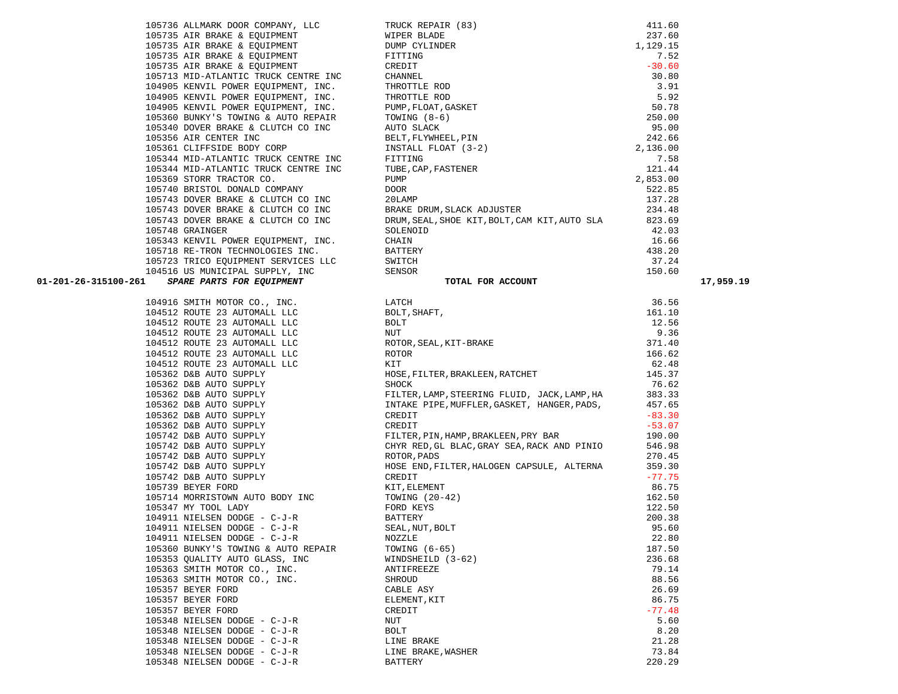| Account | Vendor | Description | Amount | Total |
|---|---|---|---|---|
| | 105736 ALLMARK DOOR COMPANY, LLC | TRUCK REPAIR (83) | 411.60 | |
| | 105735 AIR BRAKE & EQUIPMENT | WIPER BLADE | 237.60 | |
| | 105735 AIR BRAKE & EQUIPMENT | DUMP CYLINDER | 1,129.15 | |
| | 105735 AIR BRAKE & EQUIPMENT | FITTING | 7.52 | |
| | 105735 AIR BRAKE & EQUIPMENT | CREDIT | -30.60 | |
| | 105713 MID-ATLANTIC TRUCK CENTRE INC | CHANNEL | 30.80 | |
| | 104905 KENVIL POWER EQUIPMENT, INC. | THROTTLE ROD | 3.91 | |
| | 104905 KENVIL POWER EQUIPMENT, INC. | THROTTLE ROD | 5.92 | |
| | 104905 KENVIL POWER EQUIPMENT, INC. | PUMP,FLOAT,GASKET | 50.78 | |
| | 105360 BUNKY'S TOWING & AUTO REPAIR | TOWING (8-6) | 250.00 | |
| | 105340 DOVER BRAKE & CLUTCH CO INC | AUTO SLACK | 95.00 | |
| | 105356 AIR CENTER INC | BELT,FLYWHEEL,PIN | 242.66 | |
| | 105361 CLIFFSIDE BODY CORP | INSTALL FLOAT (3-2) | 2,136.00 | |
| | 105344 MID-ATLANTIC TRUCK CENTRE INC | FITTING | 7.58 | |
| | 105344 MID-ATLANTIC TRUCK CENTRE INC | TUBE,CAP,FASTENER | 121.44 | |
| | 105369 STORR TRACTOR CO. | PUMP | 2,853.00 | |
| | 105740 BRISTOL DONALD COMPANY | DOOR | 522.85 | |
| | 105743 DOVER BRAKE & CLUTCH CO INC | 20LAMP | 137.28 | |
| | 105743 DOVER BRAKE & CLUTCH CO INC | BRAKE DRUM,SLACK ADJUSTER | 234.48 | |
| | 105743 DOVER BRAKE & CLUTCH CO INC | DRUM,SEAL,SHOE KIT,BOLT,CAM KIT,AUTO SLA | 823.69 | |
| | 105748 GRAINGER | SOLENOID | 42.03 | |
| | 105343 KENVIL POWER EQUIPMENT, INC. | CHAIN | 16.66 | |
| | 105718 RE-TRON TECHNOLOGIES INC. | BATTERY | 438.20 | |
| | 105723 TRICO EQUIPMENT SERVICES LLC | SWITCH | 37.24 | |
| | 104516 US MUNICIPAL SUPPLY, INC | SENSOR | 150.60 | |
| **01-201-26-315100-261** | ***SPARE PARTS FOR EQUIPMENT*** | **TOTAL FOR ACCOUNT** | | **17,959.19** |
| | 104916 SMITH MOTOR CO., INC. | LATCH | 36.56 | |
| | 104512 ROUTE 23 AUTOMALL LLC | BOLT,SHAFT, | 161.10 | |
| | 104512 ROUTE 23 AUTOMALL LLC | BOLT | 12.56 | |
| | 104512 ROUTE 23 AUTOMALL LLC | NUT | 9.36 | |
| | 104512 ROUTE 23 AUTOMALL LLC | ROTOR,SEAL,KIT-BRAKE | 371.40 | |
| | 104512 ROUTE 23 AUTOMALL LLC | ROTOR | 166.62 | |
| | 104512 ROUTE 23 AUTOMALL LLC | KIT | 62.48 | |
| | 105362 D&B AUTO SUPPLY | HOSE,FILTER,BRAKLEEN,RATCHET | 145.37 | |
| | 105362 D&B AUTO SUPPLY | SHOCK | 76.62 | |
| | 105362 D&B AUTO SUPPLY | FILTER,LAMP,STEERING FLUID, JACK,LAMP,HA | 383.33 | |
| | 105362 D&B AUTO SUPPLY | INTAKE PIPE,MUFFLER,GASKET, HANGER,PADS, | 457.65 | |
| | 105362 D&B AUTO SUPPLY | CREDIT | -83.30 | |
| | 105362 D&B AUTO SUPPLY | CREDIT | -53.07 | |
| | 105742 D&B AUTO SUPPLY | FILTER,PIN,HAMP,BRAKLEEN,PRY BAR | 190.00 | |
| | 105742 D&B AUTO SUPPLY | CHYR RED,GL BLAC,GRAY SEA,RACK AND PINIO | 546.98 | |
| | 105742 D&B AUTO SUPPLY | ROTOR,PADS | 270.45 | |
| | 105742 D&B AUTO SUPPLY | HOSE END,FILTER,HALOGEN CAPSULE, ALTERNA | 359.30 | |
| | 105742 D&B AUTO SUPPLY | CREDIT | -77.75 | |
| | 105739 BEYER FORD | KIT,ELEMENT | 86.75 | |
| | 105714 MORRISTOWN AUTO BODY INC | TOWING (20-42) | 162.50 | |
| | 105347 MY TOOL LADY | FORD KEYS | 122.50 | |
| | 104911 NIELSEN DODGE - C-J-R | BATTERY | 200.38 | |
| | 104911 NIELSEN DODGE - C-J-R | SEAL,NUT,BOLT | 95.60 | |
| | 104911 NIELSEN DODGE - C-J-R | NOZZLE | 22.80 | |
| | 105360 BUNKY'S TOWING & AUTO REPAIR | TOWING (6-65) | 187.50 | |
| | 105353 QUALITY AUTO GLASS, INC | WINDSHEILD (3-62) | 236.68 | |
| | 105363 SMITH MOTOR CO., INC. | ANTIFREEZE | 79.14 | |
| | 105363 SMITH MOTOR CO., INC. | SHROUD | 88.56 | |
| | 105357 BEYER FORD | CABLE ASY | 26.69 | |
| | 105357 BEYER FORD | ELEMENT,KIT | 86.75 | |
| | 105357 BEYER FORD | CREDIT | -77.48 | |
| | 105348 NIELSEN DODGE - C-J-R | NUT | 5.60 | |
| | 105348 NIELSEN DODGE - C-J-R | BOLT | 8.20 | |
| | 105348 NIELSEN DODGE - C-J-R | LINE BRAKE | 21.28 | |
| | 105348 NIELSEN DODGE - C-J-R | LINE BRAKE,WASHER | 73.84 | |
| | 105348 NIELSEN DODGE - C-J-R | BATTERY | 220.29 | |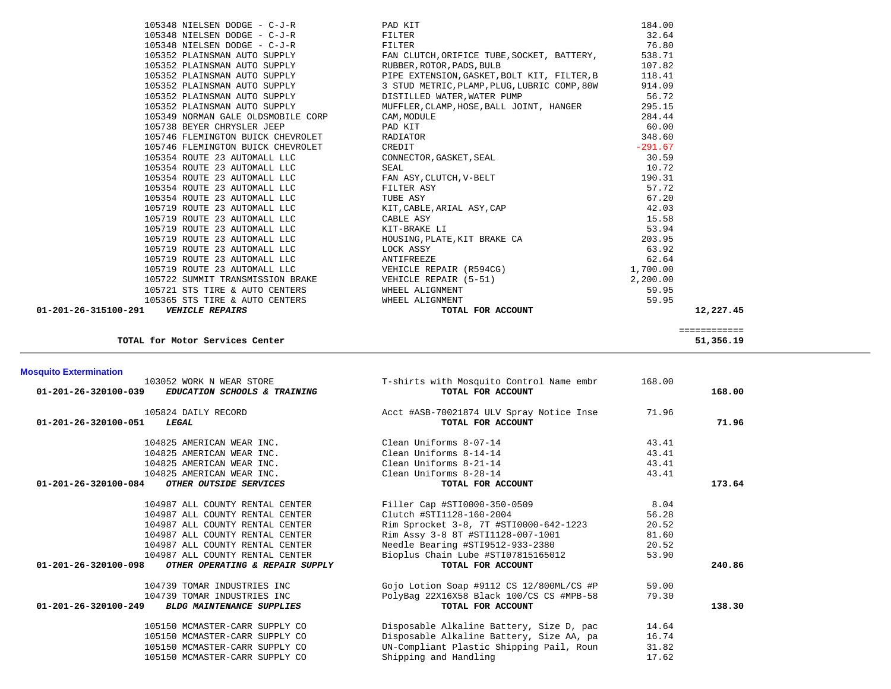| Account | Vendor | Description | Amount | Total |
|---|---|---|---|---|
| | 105348 NIELSEN DODGE - C-J-R | PAD KIT | 184.00 | |
| | 105348 NIELSEN DODGE - C-J-R | FILTER | 32.64 | |
| | 105348 NIELSEN DODGE - C-J-R | FILTER | 76.80 | |
| | 105352 PLAINSMAN AUTO SUPPLY | FAN CLUTCH,ORIFICE TUBE,SOCKET, BATTERY, | 538.71 | |
| | 105352 PLAINSMAN AUTO SUPPLY | RUBBER,ROTOR,PADS,BULB | 107.82 | |
| | 105352 PLAINSMAN AUTO SUPPLY | PIPE EXTENSION,GASKET,BOLT KIT, FILTER,B | 118.41 | |
| | 105352 PLAINSMAN AUTO SUPPLY | 3 STUD METRIC,PLAMP,PLUG,LUBRIC COMP,80W | 914.09 | |
| | 105352 PLAINSMAN AUTO SUPPLY | DISTILLED WATER,WATER PUMP | 56.72 | |
| | 105352 PLAINSMAN AUTO SUPPLY | MUFFLER,CLAMP,HOSE,BALL JOINT, HANGER | 295.15 | |
| | 105349 NORMAN GALE OLDSMOBILE CORP | CAM,MODULE | 284.44 | |
| | 105738 BEYER CHRYSLER JEEP | PAD KIT | 60.00 | |
| | 105746 FLEMINGTON BUICK CHEVROLET | RADIATOR | 348.60 | |
| | 105746 FLEMINGTON BUICK CHEVROLET | CREDIT | -291.67 | |
| | 105354 ROUTE 23 AUTOMALL LLC | CONNECTOR,GASKET,SEAL | 30.59 | |
| | 105354 ROUTE 23 AUTOMALL LLC | SEAL | 10.72 | |
| | 105354 ROUTE 23 AUTOMALL LLC | FAN ASY,CLUTCH,V-BELT | 190.31 | |
| | 105354 ROUTE 23 AUTOMALL LLC | FILTER ASY | 57.72 | |
| | 105354 ROUTE 23 AUTOMALL LLC | TUBE ASY | 67.20 | |
| | 105719 ROUTE 23 AUTOMALL LLC | KIT,CABLE,ARIAL ASY,CAP | 42.03 | |
| | 105719 ROUTE 23 AUTOMALL LLC | CABLE ASY | 15.58 | |
| | 105719 ROUTE 23 AUTOMALL LLC | KIT-BRAKE LI | 53.94 | |
| | 105719 ROUTE 23 AUTOMALL LLC | HOUSING,PLATE,KIT BRAKE CA | 203.95 | |
| | 105719 ROUTE 23 AUTOMALL LLC | LOCK ASSY | 63.92 | |
| | 105719 ROUTE 23 AUTOMALL LLC | ANTIFREEZE | 62.64 | |
| | 105719 ROUTE 23 AUTOMALL LLC | VEHICLE REPAIR (R594CG) | 1,700.00 | |
| | 105722 SUMMIT TRANSMISSION BRAKE | VEHICLE REPAIR (5-51) | 2,200.00 | |
| | 105721 STS TIRE & AUTO CENTERS | WHEEL ALIGNMENT | 59.95 | |
| | 105365 STS TIRE & AUTO CENTERS | WHEEL ALIGNMENT | 59.95 | |
| **01-201-26-315100-291** | ***VEHICLE REPAIRS*** | **TOTAL FOR ACCOUNT** | | **12,227.45** |
| | **TOTAL for Motor Services Center** | | | **51,356.19** |

## Mosquito Extermination

| Account | Vendor | Description | Amount | Total |
|---|---|---|---|---|
| | 103052 WORK N WEAR STORE | T-shirts with Mosquito Control Name embr | 168.00 | |
| **01-201-26-320100-039** | ***EDUCATION SCHOOLS & TRAINING*** | **TOTAL FOR ACCOUNT** | | **168.00** |
| | 105824 DAILY RECORD | Acct #ASB-70021874 ULV Spray Notice Inse | 71.96 | |
| **01-201-26-320100-051** | ***LEGAL*** | **TOTAL FOR ACCOUNT** | | **71.96** |
| | 104825 AMERICAN WEAR INC. | Clean Uniforms 8-07-14 | 43.41 | |
| | 104825 AMERICAN WEAR INC. | Clean Uniforms 8-14-14 | 43.41 | |
| | 104825 AMERICAN WEAR INC. | Clean Uniforms 8-21-14 | 43.41 | |
| | 104825 AMERICAN WEAR INC. | Clean Uniforms 8-28-14 | 43.41 | |
| **01-201-26-320100-084** | ***OTHER OUTSIDE SERVICES*** | **TOTAL FOR ACCOUNT** | | **173.64** |
| | 104987 ALL COUNTY RENTAL CENTER | Filler Cap #STI0000-350-0509 | 8.04 | |
| | 104987 ALL COUNTY RENTAL CENTER | Clutch #STI1128-160-2004 | 56.28 | |
| | 104987 ALL COUNTY RENTAL CENTER | Rim Sprocket 3-8, 7T #STI0000-642-1223 | 20.52 | |
| | 104987 ALL COUNTY RENTAL CENTER | Rim Assy 3-8 8T #STI1128-007-1001 | 81.60 | |
| | 104987 ALL COUNTY RENTAL CENTER | Needle Bearing #STI9512-933-2380 | 20.52 | |
| | 104987 ALL COUNTY RENTAL CENTER | Bioplus Chain Lube #STI07815165012 | 53.90 | |
| **01-201-26-320100-098** | ***OTHER OPERATING & REPAIR SUPPLY*** | **TOTAL FOR ACCOUNT** | | **240.86** |
| | 104739 TOMAR INDUSTRIES INC | Gojo Lotion Soap #9112 CS 12/800ML/CS #P | 59.00 | |
| | 104739 TOMAR INDUSTRIES INC | PolyBag 22X16X58 Black 100/CS CS #MPB-58 | 79.30 | |
| **01-201-26-320100-249** | ***BLDG MAINTENANCE SUPPLIES*** | **TOTAL FOR ACCOUNT** | | **138.30** |
| | 105150 MCMASTER-CARR SUPPLY CO | Disposable Alkaline Battery, Size D, pac | 14.64 | |
| | 105150 MCMASTER-CARR SUPPLY CO | Disposable Alkaline Battery, Size AA, pa | 16.74 | |
| | 105150 MCMASTER-CARR SUPPLY CO | UN-Compliant Plastic Shipping Pail, Roun | 31.82 | |
| | 105150 MCMASTER-CARR SUPPLY CO | Shipping and Handling | 17.62 | |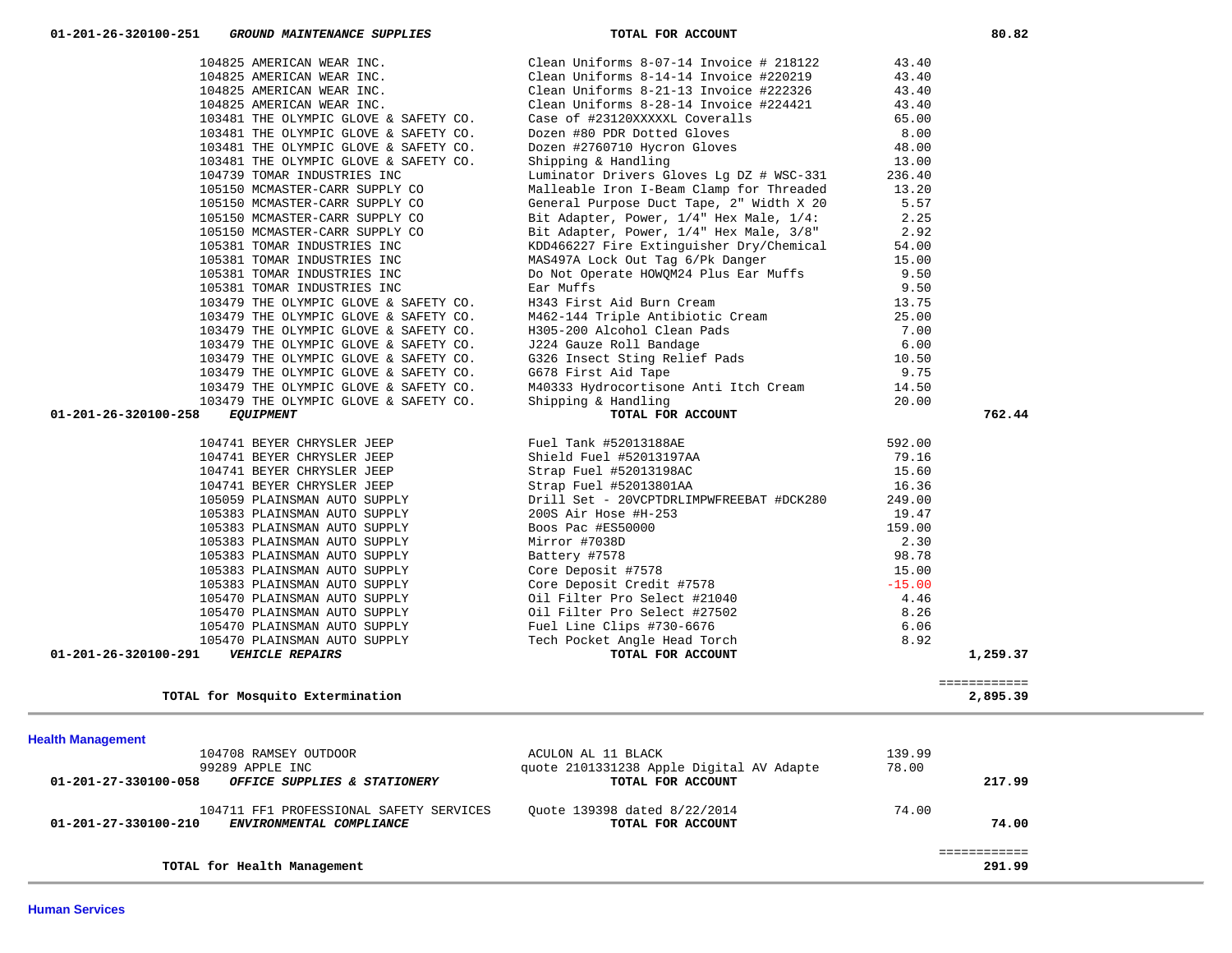| | | | | |
|---|---|---|---|---|
| **01-201-26-320100-251** | ***GROUND MAINTENANCE SUPPLIES*** | **TOTAL FOR ACCOUNT** | | **80.82** |
| | 104825 AMERICAN WEAR INC. | Clean Uniforms 8-07-14 Invoice # 218122 | 43.40 | |
| | 104825 AMERICAN WEAR INC. | Clean Uniforms 8-14-14 Invoice #220219 | 43.40 | |
| | 104825 AMERICAN WEAR INC. | Clean Uniforms 8-21-13 Invoice #222326 | 43.40 | |
| | 104825 AMERICAN WEAR INC. | Clean Uniforms 8-28-14 Invoice #224421 | 43.40 | |
| | 103481 THE OLYMPIC GLOVE & SAFETY CO. | Case of #23120XXXXXL Coveralls | 65.00 | |
| | 103481 THE OLYMPIC GLOVE & SAFETY CO. | Dozen #80 PDR Dotted Gloves | 8.00 | |
| | 103481 THE OLYMPIC GLOVE & SAFETY CO. | Dozen #2760710 Hycron Gloves | 48.00 | |
| | 103481 THE OLYMPIC GLOVE & SAFETY CO. | Shipping & Handling | 13.00 | |
| | 104739 TOMAR INDUSTRIES INC | Luminator Drivers Gloves Lg DZ # WSC-331 | 236.40 | |
| | 105150 MCMASTER-CARR SUPPLY CO | Malleable Iron I-Beam Clamp for Threaded | 13.20 | |
| | 105150 MCMASTER-CARR SUPPLY CO | General Purpose Duct Tape, 2" Width X 20 | 5.57 | |
| | 105150 MCMASTER-CARR SUPPLY CO | Bit Adapter, Power, 1/4" Hex Male, 1/4: | 2.25 | |
| | 105150 MCMASTER-CARR SUPPLY CO | Bit Adapter, Power, 1/4" Hex Male, 3/8" | 2.92 | |
| | 105381 TOMAR INDUSTRIES INC | KDD466227 Fire Extinguisher Dry/Chemical | 54.00 | |
| | 105381 TOMAR INDUSTRIES INC | MAS497A Lock Out Tag 6/Pk Danger | 15.00 | |
| | 105381 TOMAR INDUSTRIES INC | Do Not Operate HOWQM24 Plus Ear Muffs | 9.50 | |
| | 105381 TOMAR INDUSTRIES INC | Ear Muffs | 9.50 | |
| | 103479 THE OLYMPIC GLOVE & SAFETY CO. | H343 First Aid Burn Cream | 13.75 | |
| | 103479 THE OLYMPIC GLOVE & SAFETY CO. | M462-144 Triple Antibiotic Cream | 25.00 | |
| | 103479 THE OLYMPIC GLOVE & SAFETY CO. | H305-200 Alcohol Clean Pads | 7.00 | |
| | 103479 THE OLYMPIC GLOVE & SAFETY CO. | J224 Gauze Roll Bandage | 6.00 | |
| | 103479 THE OLYMPIC GLOVE & SAFETY CO. | G326 Insect Sting Relief Pads | 10.50 | |
| | 103479 THE OLYMPIC GLOVE & SAFETY CO. | G678 First Aid Tape | 9.75 | |
| | 103479 THE OLYMPIC GLOVE & SAFETY CO. | M40333 Hydrocortisone Anti Itch Cream | 14.50 | |
| | 103479 THE OLYMPIC GLOVE & SAFETY CO. | Shipping & Handling | 20.00 | |
| **01-201-26-320100-258** | ***EQUIPMENT*** | **TOTAL FOR ACCOUNT** | | **762.44** |
| | 104741 BEYER CHRYSLER JEEP | Fuel Tank #52013188AE | 592.00 | |
| | 104741 BEYER CHRYSLER JEEP | Shield Fuel #52013197AA | 79.16 | |
| | 104741 BEYER CHRYSLER JEEP | Strap Fuel #52013198AC | 15.60 | |
| | 104741 BEYER CHRYSLER JEEP | Strap Fuel #52013801AA | 16.36 | |
| | 105059 PLAINSMAN AUTO SUPPLY | Drill Set - 20VCPTDRLIMPWFREEBAT #DCK280 | 249.00 | |
| | 105383 PLAINSMAN AUTO SUPPLY | 200S Air Hose #H-253 | 19.47 | |
| | 105383 PLAINSMAN AUTO SUPPLY | Boos Pac #ES50000 | 159.00 | |
| | 105383 PLAINSMAN AUTO SUPPLY | Mirror #7038D | 2.30 | |
| | 105383 PLAINSMAN AUTO SUPPLY | Battery #7578 | 98.78 | |
| | 105383 PLAINSMAN AUTO SUPPLY | Core Deposit #7578 | 15.00 | |
| | 105383 PLAINSMAN AUTO SUPPLY | Core Deposit Credit #7578 | -15.00 | |
| | 105470 PLAINSMAN AUTO SUPPLY | Oil Filter Pro Select #21040 | 4.46 | |
| | 105470 PLAINSMAN AUTO SUPPLY | Oil Filter Pro Select #27502 | 8.26 | |
| | 105470 PLAINSMAN AUTO SUPPLY | Fuel Line Clips #730-6676 | 6.06 | |
| | 105470 PLAINSMAN AUTO SUPPLY | Tech Pocket Angle Head Torch | 8.92 | |
| **01-201-26-320100-291** | ***VEHICLE REPAIRS*** | **TOTAL FOR ACCOUNT** | | **1,259.37** |
| | | | | ============ |
| | **TOTAL for Mosquito Extermination** | | | **2,895.39** |

**Health Management**

| | | | | |
|---|---|---|---|---|
| | 104708 RAMSEY OUTDOOR | ACULON AL 11 BLACK | 139.99 | |
| | 99289 APPLE INC | quote 2101331238 Apple Digital AV Adapte | 78.00 | |
| **01-201-27-330100-058** | ***OFFICE SUPPLIES & STATIONERY*** | **TOTAL FOR ACCOUNT** | | **217.99** |
| | 104711 FF1 PROFESSIONAL SAFETY SERVICES | Quote 139398 dated 8/22/2014 | 74.00 | |
| **01-201-27-330100-210** | ***ENVIRONMENTAL COMPLIANCE*** | **TOTAL FOR ACCOUNT** | | **74.00** |
| | | | | ============ |
| | **TOTAL for Health Management** | | | **291.99** |

**Human Services**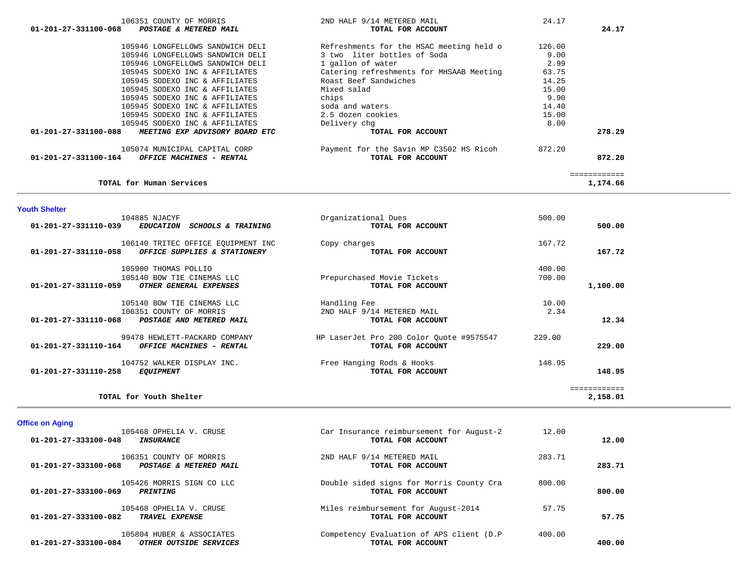| Account | Vendor | Description | Amount | Total |
|---|---|---|---|---|
| | 106351 COUNTY OF MORRIS | 2ND HALF 9/14 METERED MAIL | 24.17 | |
| 01-201-27-331100-068 | ***POSTAGE & METERED MAIL*** | **TOTAL FOR ACCOUNT** | | **24.17** |
| | 105946 LONGFELLOWS SANDWICH DELI | Refreshments for the HSAC meeting held o | 126.00 | |
| | 105946 LONGFELLOWS SANDWICH DELI | 3 two liter bottles of Soda | 9.00 | |
| | 105946 LONGFELLOWS SANDWICH DELI | 1 gallon of water | 2.99 | |
| | 105945 SODEXO INC & AFFILIATES | Catering refreshments for MHSAAB Meeting | 63.75 | |
| | 105945 SODEXO INC & AFFILIATES | Roast Beef Sandwiches | 14.25 | |
| | 105945 SODEXO INC & AFFILIATES | Mixed salad | 15.00 | |
| | 105945 SODEXO INC & AFFILIATES | chips | 9.90 | |
| | 105945 SODEXO INC & AFFILIATES | soda and waters | 14.40 | |
| | 105945 SODEXO INC & AFFILIATES | 2.5 dozen cookies | 15.00 | |
| | 105945 SODEXO INC & AFFILIATES | Delivery chg | 8.00 | |
| 01-201-27-331100-088 | ***MEETING EXP ADVISORY BOARD ETC*** | **TOTAL FOR ACCOUNT** | | **278.29** |
| | 105074 MUNICIPAL CAPITAL CORP | Payment for the Savin MP C3502 HS Ricoh | 872.20 | |
| 01-201-27-331100-164 | ***OFFICE MACHINES - RENTAL*** | **TOTAL FOR ACCOUNT** | | **872.20** |
| | | | | ============ |
| | **TOTAL for Human Services** | | | **1,174.66** |

## Youth Shelter

| Account | Vendor | Description | Amount | Total |
|---|---|---|---|---|
| | 104885 NJACYF | Organizational Dues | 500.00 | |
| 01-201-27-331110-039 | ***EDUCATION SCHOOLS & TRAINING*** | **TOTAL FOR ACCOUNT** | | **500.00** |
| | 106140 TRITEC OFFICE EQUIPMENT INC | Copy charges | 167.72 | |
| 01-201-27-331110-058 | ***OFFICE SUPPLIES & STATIONERY*** | **TOTAL FOR ACCOUNT** | | **167.72** |
| | 105900 THOMAS POLLIO | | 400.00 | |
| | 105140 BOW TIE CINEMAS LLC | Prepurchased Movie Tickets | 700.00 | |
| 01-201-27-331110-059 | ***OTHER GENERAL EXPENSES*** | **TOTAL FOR ACCOUNT** | | **1,100.00** |
| | 105140 BOW TIE CINEMAS LLC | Handling Fee | 10.00 | |
| | 106351 COUNTY OF MORRIS | 2ND HALF 9/14 METERED MAIL | 2.34 | |
| 01-201-27-331110-068 | ***POSTAGE AND METERED MAIL*** | **TOTAL FOR ACCOUNT** | | **12.34** |
| | 99478 HEWLETT-PACKARD COMPANY | HP LaserJet Pro 200 Color Quote #9575547 | 229.00 | |
| 01-201-27-331110-164 | ***OFFICE MACHINES - RENTAL*** | **TOTAL FOR ACCOUNT** | | **229.00** |
| | 104752 WALKER DISPLAY INC. | Free Hanging Rods & Hooks | 148.95 | |
| 01-201-27-331110-258 | ***EQUIPMENT*** | **TOTAL FOR ACCOUNT** | | **148.95** |
| | | | | ============ |
| | **TOTAL for Youth Shelter** | | | **2,158.01** |

## Office on Aging

| Account | Vendor | Description | Amount | Total |
|---|---|---|---|---|
| | 105468 OPHELIA V. CRUSE | Car Insurance reimbursement for August-2 | 12.00 | |
| 01-201-27-333100-048 | ***INSURANCE*** | **TOTAL FOR ACCOUNT** | | **12.00** |
| | 106351 COUNTY OF MORRIS | 2ND HALF 9/14 METERED MAIL | 283.71 | |
| 01-201-27-333100-068 | ***POSTAGE & METERED MAIL*** | **TOTAL FOR ACCOUNT** | | **283.71** |
| | 105426 MORRIS SIGN CO LLC | Double sided signs for Morris County Cra | 800.00 | |
| 01-201-27-333100-069 | ***PRINTING*** | **TOTAL FOR ACCOUNT** | | **800.00** |
| | 105468 OPHELIA V. CRUSE | Miles reimbursement for August-2014 | 57.75 | |
| 01-201-27-333100-082 | ***TRAVEL EXPENSE*** | **TOTAL FOR ACCOUNT** | | **57.75** |
| | 105804 HUBER & ASSOCIATES | Competency Evaluation of APS client (D.P | 400.00 | |
| 01-201-27-333100-084 | ***OTHER OUTSIDE SERVICES*** | **TOTAL FOR ACCOUNT** | | **400.00** |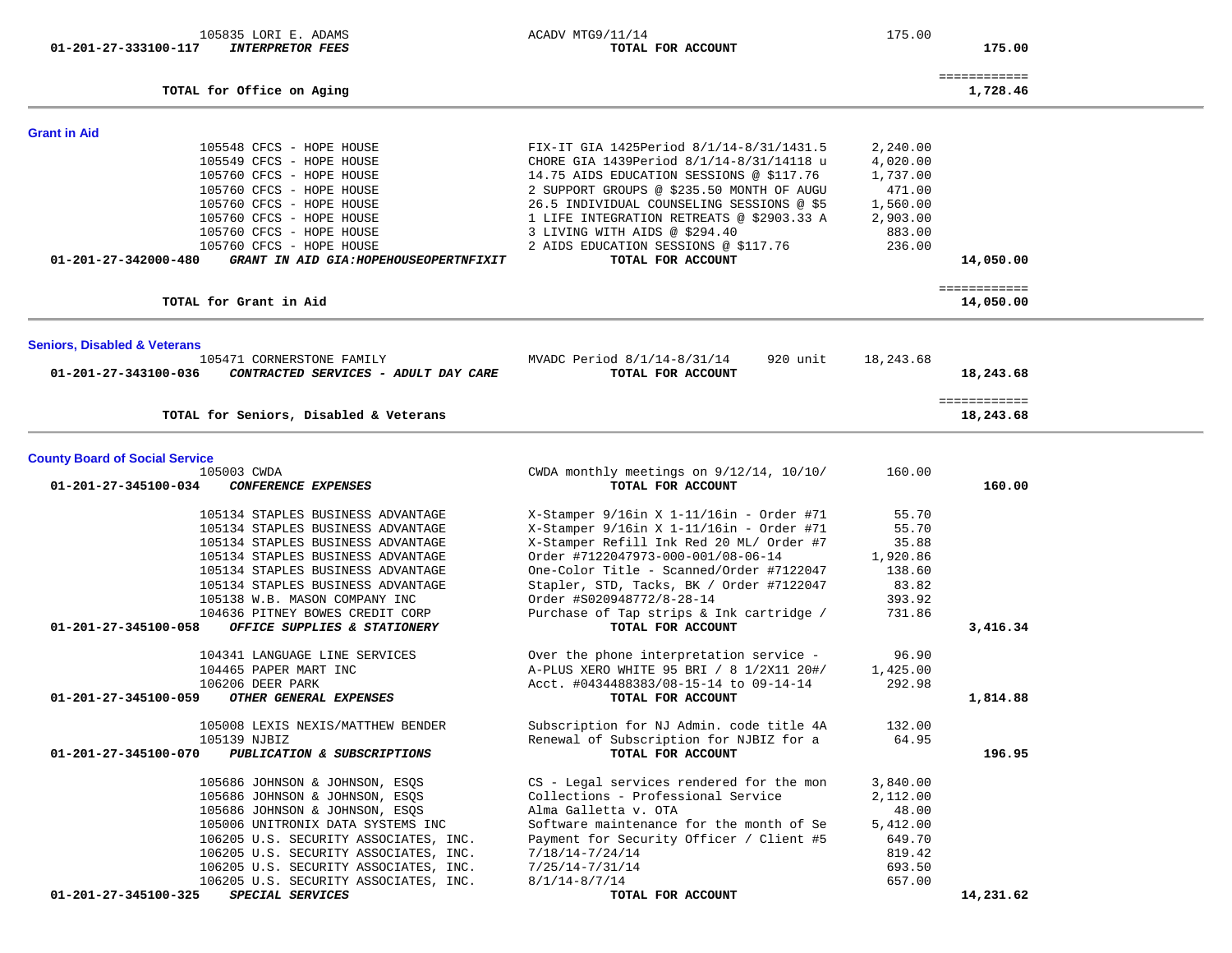| Account | Vendor / Account Name | Description | Amount | Total |
|---|---|---|---|---|
| | 105835 LORI E. ADAMS | ACADV MTG9/11/14 | 175.00 | |
| 01-201-27-333100-117 | *INTERPRETOR FEES* | **TOTAL FOR ACCOUNT** | | **175.00** |
| | | | | ============ |
| | **TOTAL for Office on Aging** | | | **1,728.46** |

## Grant in Aid

| Account | Vendor / Account Name | Description | Amount | Total |
|---|---|---|---|---|
| | 105548 CFCS - HOPE HOUSE | FIX-IT GIA 1425Period 8/1/14-8/31/1431.5 | 2,240.00 | |
| | 105549 CFCS - HOPE HOUSE | CHORE GIA 1439Period 8/1/14-8/31/14118 u | 4,020.00 | |
| | 105760 CFCS - HOPE HOUSE | 14.75 AIDS EDUCATION SESSIONS @ $117.76 | 1,737.00 | |
| | 105760 CFCS - HOPE HOUSE | 2 SUPPORT GROUPS @ $235.50 MONTH OF AUGU | 471.00 | |
| | 105760 CFCS - HOPE HOUSE | 26.5 INDIVIDUAL COUNSELING SESSIONS @ $5 | 1,560.00 | |
| | 105760 CFCS - HOPE HOUSE | 1 LIFE INTEGRATION RETREATS @ $2903.33 A | 2,903.00 | |
| | 105760 CFCS - HOPE HOUSE | 3 LIVING WITH AIDS @ $294.40 | 883.00 | |
| | 105760 CFCS - HOPE HOUSE | 2 AIDS EDUCATION SESSIONS @ $117.76 | 236.00 | |
| 01-201-27-342000-480 | *GRANT IN AID GIA:HOPEHOUSEOPERTNFIXIT* | **TOTAL FOR ACCOUNT** | | **14,050.00** |
| | | | | ============ |
| | **TOTAL for Grant in Aid** | | | **14,050.00** |

## Seniors, Disabled & Veterans

| Account | Vendor / Account Name | Description | Amount | Total |
|---|---|---|---|---|
| | 105471 CORNERSTONE FAMILY | MVADC Period 8/1/14-8/31/14 920 unit | 18,243.68 | |
| 01-201-27-343100-036 | *CONTRACTED SERVICES - ADULT DAY CARE* | **TOTAL FOR ACCOUNT** | | **18,243.68** |
| | | | | ============ |
| | **TOTAL for Seniors, Disabled & Veterans** | | | **18,243.68** |

## County Board of Social Service

| Account | Vendor / Account Name | Description | Amount | Total |
|---|---|---|---|---|
| | 105003 CWDA | CWDA monthly meetings on 9/12/14, 10/10/ | 160.00 | |
| 01-201-27-345100-034 | *CONFERENCE EXPENSES* | **TOTAL FOR ACCOUNT** | | **160.00** |
| | 105134 STAPLES BUSINESS ADVANTAGE | X-Stamper 9/16in X 1-11/16in - Order #71 | 55.70 | |
| | 105134 STAPLES BUSINESS ADVANTAGE | X-Stamper 9/16in X 1-11/16in - Order #71 | 55.70 | |
| | 105134 STAPLES BUSINESS ADVANTAGE | X-Stamper Refill Ink Red 20 ML/ Order #7 | 35.88 | |
| | 105134 STAPLES BUSINESS ADVANTAGE | Order #7122047973-000-001/08-06-14 | 1,920.86 | |
| | 105134 STAPLES BUSINESS ADVANTAGE | One-Color Title - Scanned/Order #7122047 | 138.60 | |
| | 105134 STAPLES BUSINESS ADVANTAGE | Stapler, STD, Tacks, BK / Order #7122047 | 83.82 | |
| | 105138 W.B. MASON COMPANY INC | Order #S020948772/8-28-14 | 393.92 | |
| | 104636 PITNEY BOWES CREDIT CORP | Purchase of Tap strips & Ink cartridge / | 731.86 | |
| 01-201-27-345100-058 | *OFFICE SUPPLIES & STATIONERY* | **TOTAL FOR ACCOUNT** | | **3,416.34** |
| | 104341 LANGUAGE LINE SERVICES | Over the phone interpretation service - | 96.90 | |
| | 104465 PAPER MART INC | A-PLUS XERO WHITE 95 BRI / 8 1/2X11 20#/ | 1,425.00 | |
| | 106206 DEER PARK | Acct. #0434488383/08-15-14 to 09-14-14 | 292.98 | |
| 01-201-27-345100-059 | *OTHER GENERAL EXPENSES* | **TOTAL FOR ACCOUNT** | | **1,814.88** |
| | 105008 LEXIS NEXIS/MATTHEW BENDER | Subscription for NJ Admin. code title 4A | 132.00 | |
| | 105139 NJBIZ | Renewal of Subscription for NJBIZ for a | 64.95 | |
| 01-201-27-345100-070 | *PUBLICATION & SUBSCRIPTIONS* | **TOTAL FOR ACCOUNT** | | **196.95** |
| | 105686 JOHNSON & JOHNSON, ESQS | CS - Legal services rendered for the mon | 3,840.00 | |
| | 105686 JOHNSON & JOHNSON, ESQS | Collections - Professional Service | 2,112.00 | |
| | 105686 JOHNSON & JOHNSON, ESQS | Alma Galletta v. OTA | 48.00 | |
| | 105006 UNITRONIX DATA SYSTEMS INC | Software maintenance for the month of Se | 5,412.00 | |
| | 106205 U.S. SECURITY ASSOCIATES, INC. | Payment for Security Officer / Client #5 | 649.70 | |
| | 106205 U.S. SECURITY ASSOCIATES, INC. | 7/18/14-7/24/14 | 819.42 | |
| | 106205 U.S. SECURITY ASSOCIATES, INC. | 7/25/14-7/31/14 | 693.50 | |
| | 106205 U.S. SECURITY ASSOCIATES, INC. | 8/1/14-8/7/14 | 657.00 | |
| 01-201-27-345100-325 | *SPECIAL SERVICES* | **TOTAL FOR ACCOUNT** | | **14,231.62** |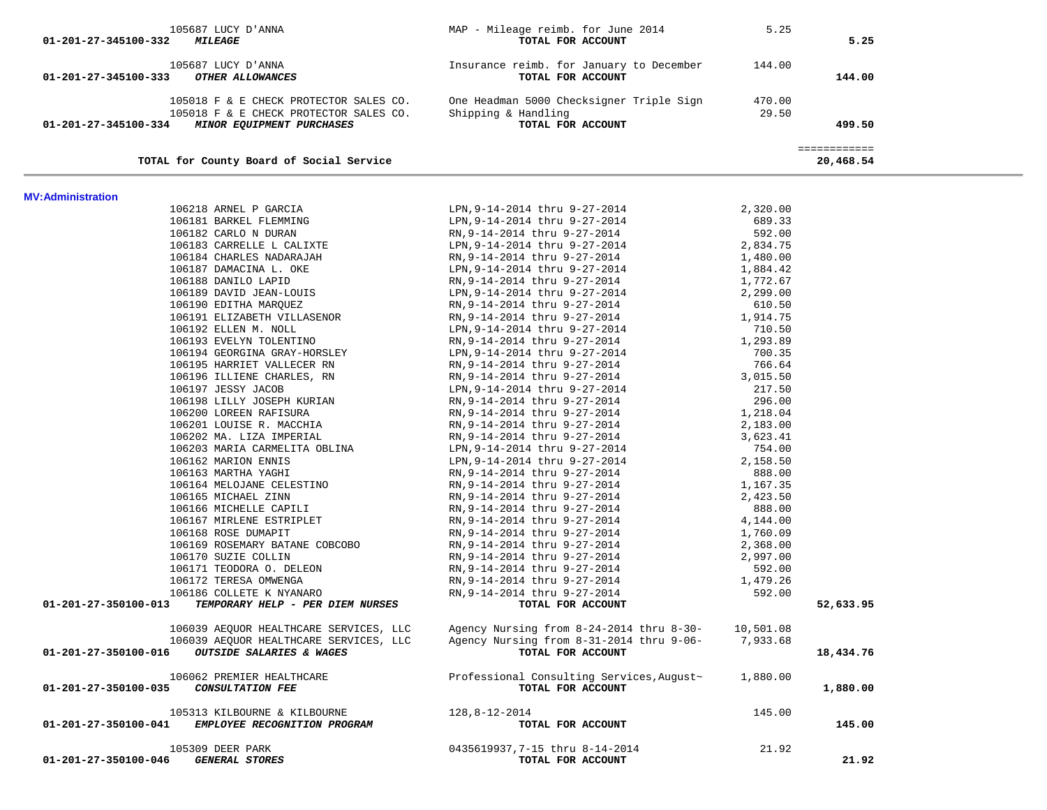| Account | Vendor | Description | Amount | Total |
|---|---|---|---|---|
| | 105687 LUCY D'ANNA | MAP - Mileage reimb. for June 2014 | 5.25 | |
| 01-201-27-345100-332 | *MILEAGE* | TOTAL FOR ACCOUNT | | 5.25 |
| | 105687 LUCY D'ANNA | Insurance reimb. for January to December | 144.00 | |
| 01-201-27-345100-333 | *OTHER ALLOWANCES* | TOTAL FOR ACCOUNT | | 144.00 |
| | 105018 F & E CHECK PROTECTOR SALES CO. | One Headman 5000 Checksigner Triple Sign | 470.00 | |
| | 105018 F & E CHECK PROTECTOR SALES CO. | Shipping & Handling | 29.50 | |
| 01-201-27-345100-334 | *MINOR EQUIPMENT PURCHASES* | TOTAL FOR ACCOUNT | | 499.50 |
| | | | | ============ |
| | TOTAL for County Board of Social Service | | | 20,468.54 |

## MV:Administration

| Account | Vendor | Description | Amount | Total |
|---|---|---|---|---|
| | 106218 ARNEL P GARCIA | LPN,9-14-2014 thru 9-27-2014 | 2,320.00 | |
| | 106181 BARKEL FLEMMING | LPN,9-14-2014 thru 9-27-2014 | 689.33 | |
| | 106182 CARLO N DURAN | RN,9-14-2014 thru 9-27-2014 | 592.00 | |
| | 106183 CARRELLE L CALIXTE | LPN,9-14-2014 thru 9-27-2014 | 2,834.75 | |
| | 106184 CHARLES NADARAJAH | RN,9-14-2014 thru 9-27-2014 | 1,480.00 | |
| | 106187 DAMACINA L. OKE | LPN,9-14-2014 thru 9-27-2014 | 1,884.42 | |
| | 106188 DANILO LAPID | RN,9-14-2014 thru 9-27-2014 | 1,772.67 | |
| | 106189 DAVID JEAN-LOUIS | LPN,9-14-2014 thru 9-27-2014 | 2,299.00 | |
| | 106190 EDITHA MARQUEZ | RN,9-14-2014 thru 9-27-2014 | 610.50 | |
| | 106191 ELIZABETH VILLASENOR | RN,9-14-2014 thru 9-27-2014 | 1,914.75 | |
| | 106192 ELLEN M. NOLL | LPN,9-14-2014 thru 9-27-2014 | 710.50 | |
| | 106193 EVELYN TOLENTINO | RN,9-14-2014 thru 9-27-2014 | 1,293.89 | |
| | 106194 GEORGINA GRAY-HORSLEY | LPN,9-14-2014 thru 9-27-2014 | 700.35 | |
| | 106195 HARRIET VALLECER RN | RN,9-14-2014 thru 9-27-2014 | 766.64 | |
| | 106196 ILLIENE CHARLES, RN | RN,9-14-2014 thru 9-27-2014 | 3,015.50 | |
| | 106197 JESSY JACOB | LPN,9-14-2014 thru 9-27-2014 | 217.50 | |
| | 106198 LILLY JOSEPH KURIAN | RN,9-14-2014 thru 9-27-2014 | 296.00 | |
| | 106200 LOREEN RAFISURA | RN,9-14-2014 thru 9-27-2014 | 1,218.04 | |
| | 106201 LOUISE R. MACCHIA | RN,9-14-2014 thru 9-27-2014 | 2,183.00 | |
| | 106202 MA. LIZA IMPERIAL | RN,9-14-2014 thru 9-27-2014 | 3,623.41 | |
| | 106203 MARIA CARMELITA OBLINA | LPN,9-14-2014 thru 9-27-2014 | 754.00 | |
| | 106162 MARION ENNIS | LPN,9-14-2014 thru 9-27-2014 | 2,158.50 | |
| | 106163 MARTHA YAGHI | RN,9-14-2014 thru 9-27-2014 | 888.00 | |
| | 106164 MELOJANE CELESTINO | RN,9-14-2014 thru 9-27-2014 | 1,167.35 | |
| | 106165 MICHAEL ZINN | RN,9-14-2014 thru 9-27-2014 | 2,423.50 | |
| | 106166 MICHELLE CAPILI | RN,9-14-2014 thru 9-27-2014 | 888.00 | |
| | 106167 MIRLENE ESTRIPLET | RN,9-14-2014 thru 9-27-2014 | 4,144.00 | |
| | 106168 ROSE DUMAPIT | RN,9-14-2014 thru 9-27-2014 | 1,760.09 | |
| | 106169 ROSEMARY BATANE COBCOBO | RN,9-14-2014 thru 9-27-2014 | 2,368.00 | |
| | 106170 SUZIE COLLIN | RN,9-14-2014 thru 9-27-2014 | 2,997.00 | |
| | 106171 TEODORA O. DELEON | RN,9-14-2014 thru 9-27-2014 | 592.00 | |
| | 106172 TERESA OMWENGA | RN,9-14-2014 thru 9-27-2014 | 1,479.26 | |
| | 106186 COLLETE K NYANARO | RN,9-14-2014 thru 9-27-2014 | 592.00 | |
| 01-201-27-350100-013 | *TEMPORARY HELP - PER DIEM NURSES* | TOTAL FOR ACCOUNT | | 52,633.95 |
| | 106039 AEQUOR HEALTHCARE SERVICES, LLC | Agency Nursing from 8-24-2014 thru 8-30- | 10,501.08 | |
| | 106039 AEQUOR HEALTHCARE SERVICES, LLC | Agency Nursing from 8-31-2014 thru 9-06- | 7,933.68 | |
| 01-201-27-350100-016 | *OUTSIDE SALARIES & WAGES* | TOTAL FOR ACCOUNT | | 18,434.76 |
| | 106062 PREMIER HEALTHCARE | Professional Consulting Services,August~ | 1,880.00 | |
| 01-201-27-350100-035 | *CONSULTATION FEE* | TOTAL FOR ACCOUNT | | 1,880.00 |
| | 105313 KILBOURNE & KILBOURNE | 128,8-12-2014 | 145.00 | |
| 01-201-27-350100-041 | *EMPLOYEE RECOGNITION PROGRAM* | TOTAL FOR ACCOUNT | | 145.00 |
| | 105309 DEER PARK | 0435619937,7-15 thru 8-14-2014 | 21.92 | |
| 01-201-27-350100-046 | *GENERAL STORES* | TOTAL FOR ACCOUNT | | 21.92 |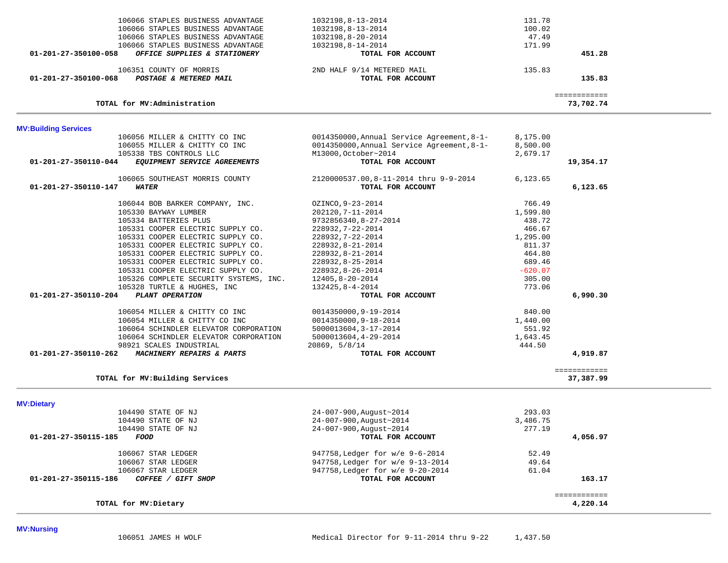| Account / Vendor | Description | Amount | Total |
|---|---|---|---|
| 106066 STAPLES BUSINESS ADVANTAGE | 1032198,8-13-2014 | 131.78 | |
| 106066 STAPLES BUSINESS ADVANTAGE | 1032198,8-13-2014 | 100.02 | |
| 106066 STAPLES BUSINESS ADVANTAGE | 1032198,8-20-2014 | 47.49 | |
| 106066 STAPLES BUSINESS ADVANTAGE | 1032198,8-14-2014 | 171.99 | |
| **01-201-27-350100-058** ***OFFICE SUPPLIES & STATIONERY*** | **TOTAL FOR ACCOUNT** | | **451.28** |
| 106351 COUNTY OF MORRIS | 2ND HALF 9/14 METERED MAIL | 135.83 | |
| **01-201-27-350100-068** ***POSTAGE & METERED MAIL*** | **TOTAL FOR ACCOUNT** | | **135.83** |
| | | | ============ |
| **TOTAL for MV:Administration** | | | **73,702.74** |

**MV:Building Services**

| Account / Vendor | Description | Amount | Total |
|---|---|---|---|
| 106056 MILLER & CHITTY CO INC | 0014350000,Annual Service Agreement,8-1- | 8,175.00 | |
| 106055 MILLER & CHITTY CO INC | 0014350000,Annual Service Agreement,8-1- | 8,500.00 | |
| 105338 TBS CONTROLS LLC | M13000,October~2014 | 2,679.17 | |
| **01-201-27-350110-044** ***EQUIPMENT SERVICE AGREEMENTS*** | **TOTAL FOR ACCOUNT** | | **19,354.17** |
| 106065 SOUTHEAST MORRIS COUNTY | 2120000537.00,8-11-2014 thru 9-9-2014 | 6,123.65 | |
| **01-201-27-350110-147** ***WATER*** | **TOTAL FOR ACCOUNT** | | **6,123.65** |
| 106044 BOB BARKER COMPANY, INC. | OZINCO,9-23-2014 | 766.49 | |
| 105330 BAYWAY LUMBER | 202120,7-11-2014 | 1,599.80 | |
| 105334 BATTERIES PLUS | 9732856340,8-27-2014 | 438.72 | |
| 105331 COOPER ELECTRIC SUPPLY CO. | 228932,7-22-2014 | 466.67 | |
| 105331 COOPER ELECTRIC SUPPLY CO. | 228932,7-22-2014 | 1,295.00 | |
| 105331 COOPER ELECTRIC SUPPLY CO. | 228932,8-21-2014 | 811.37 | |
| 105331 COOPER ELECTRIC SUPPLY CO. | 228932,8-21-2014 | 464.80 | |
| 105331 COOPER ELECTRIC SUPPLY CO. | 228932,8-25-2014 | 689.46 | |
| 105331 COOPER ELECTRIC SUPPLY CO. | 228932,8-26-2014 | -620.07 | |
| 105326 COMPLETE SECURITY SYSTEMS, INC. | 12405,8-20-2014 | 305.00 | |
| 105328 TURTLE & HUGHES, INC | 132425,8-4-2014 | 773.06 | |
| **01-201-27-350110-204** ***PLANT OPERATION*** | **TOTAL FOR ACCOUNT** | | **6,990.30** |
| 106054 MILLER & CHITTY CO INC | 0014350000,9-19-2014 | 840.00 | |
| 106054 MILLER & CHITTY CO INC | 0014350000,9-18-2014 | 1,440.00 | |
| 106064 SCHINDLER ELEVATOR CORPORATION | 5000013604,3-17-2014 | 551.92 | |
| 106064 SCHINDLER ELEVATOR CORPORATION | 5000013604,4-29-2014 | 1,643.45 | |
| 98921 SCALES INDUSTRIAL | 20869, 5/8/14 | 444.50 | |
| **01-201-27-350110-262** ***MACHINERY REPAIRS & PARTS*** | **TOTAL FOR ACCOUNT** | | **4,919.87** |
| | | | ============ |
| **TOTAL for MV:Building Services** | | | **37,387.99** |

**MV:Dietary**

| Account / Vendor | Description | Amount | Total |
|---|---|---|---|
| 104490 STATE OF NJ | 24-007-900,August~2014 | 293.03 | |
| 104490 STATE OF NJ | 24-007-900,August~2014 | 3,486.75 | |
| 104490 STATE OF NJ | 24-007-900,August~2014 | 277.19 | |
| **01-201-27-350115-185** ***FOOD*** | **TOTAL FOR ACCOUNT** | | **4,056.97** |
| 106067 STAR LEDGER | 947758,Ledger for w/e 9-6-2014 | 52.49 | |
| 106067 STAR LEDGER | 947758,Ledger for w/e 9-13-2014 | 49.64 | |
| 106067 STAR LEDGER | 947758,Ledger for w/e 9-20-2014 | 61.04 | |
| **01-201-27-350115-186** ***COFFEE / GIFT SHOP*** | **TOTAL FOR ACCOUNT** | | **163.17** |
| | | | ============ |
| **TOTAL for MV:Dietary** | | | **4,220.14** |

**MV:Nursing**

| Account / Vendor | Description | Amount | Total |
|---|---|---|---|
| 106051 JAMES H WOLF | Medical Director for 9-11-2014 thru 9-22 | 1,437.50 | |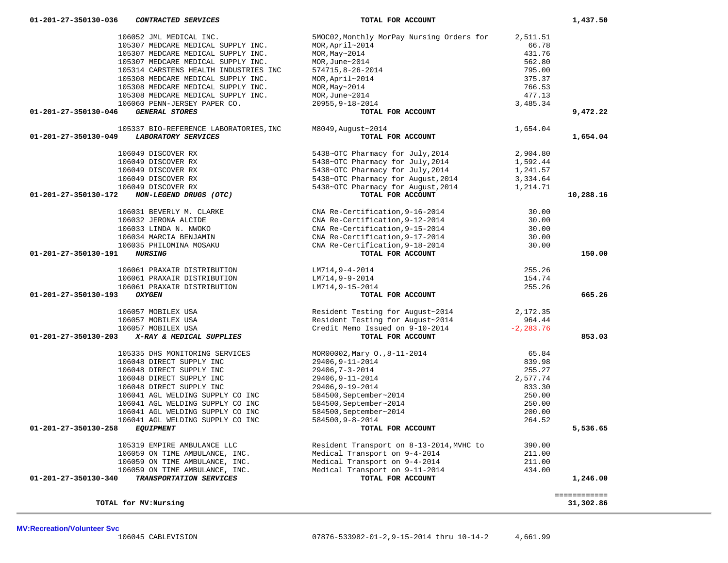| Account | Vendor / Description | Detail | Amount | Total |
|---|---|---|---|---|
| 01-201-27-350130-036 ***CONTRACTED SERVICES*** | | **TOTAL FOR ACCOUNT** | | **1,437.50** |
| | 106052 JML MEDICAL INC. | 5MOC02,Monthly MorPay Nursing Orders for | 2,511.51 | |
| | 105307 MEDCARE MEDICAL SUPPLY INC. | MOR,April~2014 | 66.78 | |
| | 105307 MEDCARE MEDICAL SUPPLY INC. | MOR,May~2014 | 431.76 | |
| | 105307 MEDCARE MEDICAL SUPPLY INC. | MOR,June~2014 | 562.80 | |
| | 105314 CARSTENS HEALTH INDUSTRIES INC | 574715,8-26-2014 | 795.00 | |
| | 105308 MEDCARE MEDICAL SUPPLY INC. | MOR,April~2014 | 375.37 | |
| | 105308 MEDCARE MEDICAL SUPPLY INC. | MOR,May~2014 | 766.53 | |
| | 105308 MEDCARE MEDICAL SUPPLY INC. | MOR,June~2014 | 477.13 | |
| | 106060 PENN-JERSEY PAPER CO. | 20955,9-18-2014 | 3,485.34 | |
| 01-201-27-350130-046 ***GENERAL STORES*** | | **TOTAL FOR ACCOUNT** | | **9,472.22** |
| | 105337 BIO-REFERENCE LABORATORIES,INC | M8049,August~2014 | 1,654.04 | |
| 01-201-27-350130-049 ***LABORATORY SERVICES*** | | **TOTAL FOR ACCOUNT** | | **1,654.04** |
| | 106049 DISCOVER RX | 5438~OTC Pharmacy for July,2014 | 2,904.80 | |
| | 106049 DISCOVER RX | 5438~OTC Pharmacy for July,2014 | 1,592.44 | |
| | 106049 DISCOVER RX | 5438~OTC Pharmacy for July,2014 | 1,241.57 | |
| | 106049 DISCOVER RX | 5438~OTC Pharmacy for August,2014 | 3,334.64 | |
| | 106049 DISCOVER RX | 5438~OTC Pharmacy for August,2014 | 1,214.71 | |
| 01-201-27-350130-172 ***NON-LEGEND DRUGS (OTC)*** | | **TOTAL FOR ACCOUNT** | | **10,288.16** |
| | 106031 BEVERLY M. CLARKE | CNA Re-Certification,9-16-2014 | 30.00 | |
| | 106032 JERONA ALCIDE | CNA Re-Certification,9-12-2014 | 30.00 | |
| | 106033 LINDA N. NWOKO | CNA Re-Certification,9-15-2014 | 30.00 | |
| | 106034 MARCIA BENJAMIN | CNA Re-Certification,9-17-2014 | 30.00 | |
| | 106035 PHILOMINA MOSAKU | CNA Re-Certification,9-18-2014 | 30.00 | |
| 01-201-27-350130-191 ***NURSING*** | | **TOTAL FOR ACCOUNT** | | **150.00** |
| | 106061 PRAXAIR DISTRIBUTION | LM714,9-4-2014 | 255.26 | |
| | 106061 PRAXAIR DISTRIBUTION | LM714,9-9-2014 | 154.74 | |
| | 106061 PRAXAIR DISTRIBUTION | LM714,9-15-2014 | 255.26 | |
| 01-201-27-350130-193 ***OXYGEN*** | | **TOTAL FOR ACCOUNT** | | **665.26** |
| | 106057 MOBILEX USA | Resident Testing for August~2014 | 2,172.35 | |
| | 106057 MOBILEX USA | Resident Testing for August~2014 | 964.44 | |
| | 106057 MOBILEX USA | Credit Memo Issued on 9-10-2014 | -2,283.76 | |
| 01-201-27-350130-203 ***X-RAY & MEDICAL SUPPLIES*** | | **TOTAL FOR ACCOUNT** | | **853.03** |
| | 105335 DHS MONITORING SERVICES | MOR00002,Mary O.,8-11-2014 | 65.84 | |
| | 106048 DIRECT SUPPLY INC | 29406,9-11-2014 | 839.98 | |
| | 106048 DIRECT SUPPLY INC | 29406,7-3-2014 | 255.27 | |
| | 106048 DIRECT SUPPLY INC | 29406,9-11-2014 | 2,577.74 | |
| | 106048 DIRECT SUPPLY INC | 29406,9-19-2014 | 833.30 | |
| | 106041 AGL WELDING SUPPLY CO INC | 584500,September~2014 | 250.00 | |
| | 106041 AGL WELDING SUPPLY CO INC | 584500,September~2014 | 250.00 | |
| | 106041 AGL WELDING SUPPLY CO INC | 584500,September~2014 | 200.00 | |
| | 106041 AGL WELDING SUPPLY CO INC | 584500,9-8-2014 | 264.52 | |
| 01-201-27-350130-258 ***EQUIPMENT*** | | **TOTAL FOR ACCOUNT** | | **5,536.65** |
| | 105319 EMPIRE AMBULANCE LLC | Resident Transport on 8-13-2014,MVHC to | 390.00 | |
| | 106059 ON TIME AMBULANCE, INC. | Medical Transport on 9-4-2014 | 211.00 | |
| | 106059 ON TIME AMBULANCE, INC. | Medical Transport on 9-4-2014 | 211.00 | |
| | 106059 ON TIME AMBULANCE, INC. | Medical Transport on 9-11-2014 | 434.00 | |
| 01-201-27-350130-340 ***TRANSPORTATION SERVICES*** | | **TOTAL FOR ACCOUNT** | | **1,246.00** |
| **TOTAL for MV:Nursing** | | | | **31,302.86** |

**MV:Recreation/Volunteer Svc**

| Vendor | Description | Amount |
|---|---|---|
| 106045 CABLEVISION | 07876-533982-01-2,9-15-2014 thru 10-14-2 | 4,661.99 |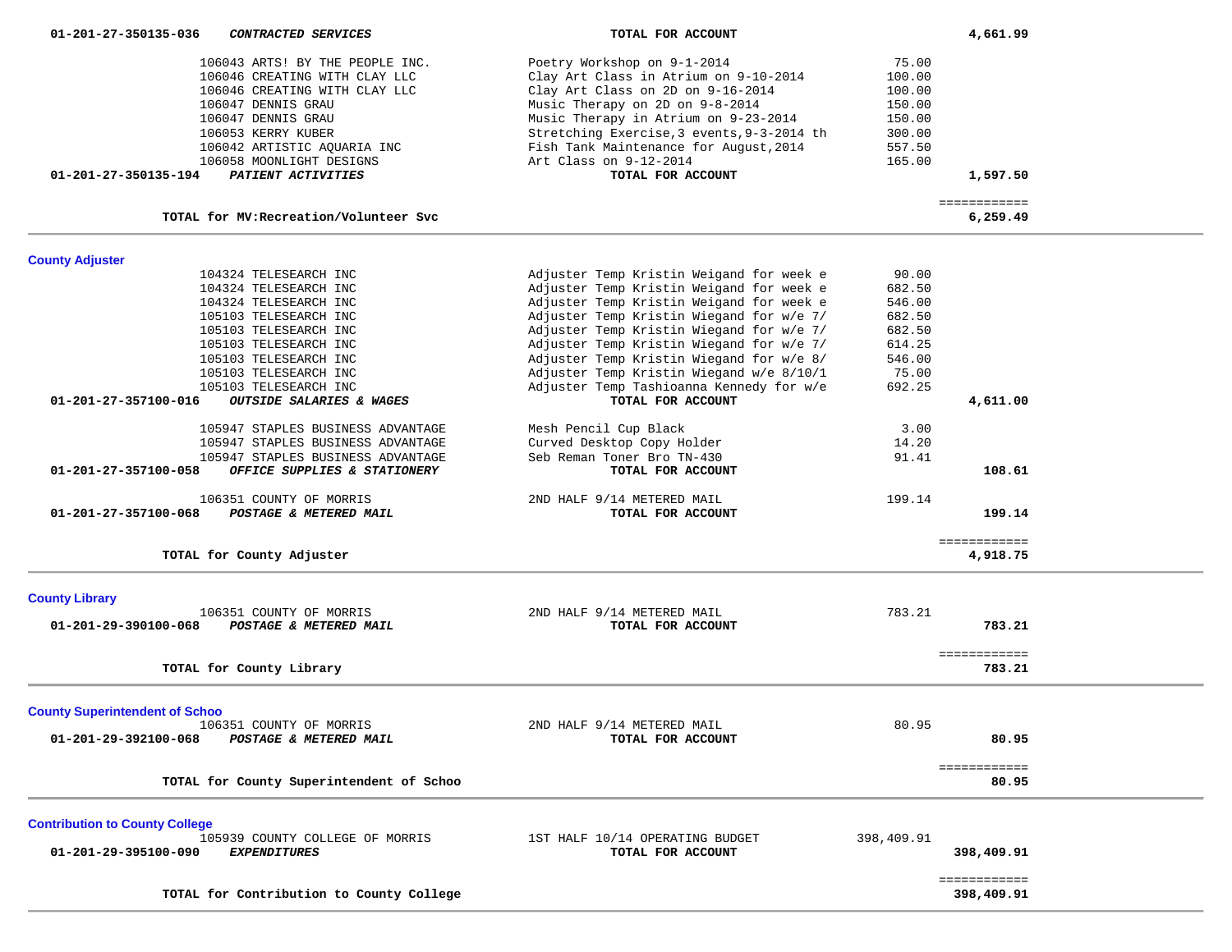| Account | Vendor / Description | Item Description | Amount | Total |
|---|---|---|---|---|
| 01-201-27-350135-036 | *CONTRACTED SERVICES* | **TOTAL FOR ACCOUNT** | | 4,661.99 |
| | 106043 ARTS! BY THE PEOPLE INC. | Poetry Workshop on 9-1-2014 | 75.00 | |
| | 106046 CREATING WITH CLAY LLC | Clay Art Class in Atrium on 9-10-2014 | 100.00 | |
| | 106046 CREATING WITH CLAY LLC | Clay Art Class on 2D on 9-16-2014 | 100.00 | |
| | 106047 DENNIS GRAU | Music Therapy on 2D on 9-8-2014 | 150.00 | |
| | 106047 DENNIS GRAU | Music Therapy in Atrium on 9-23-2014 | 150.00 | |
| | 106053 KERRY KUBER | Stretching Exercise,3 events,9-3-2014 th | 300.00 | |
| | 106042 ARTISTIC AQUARIA INC | Fish Tank Maintenance for August,2014 | 557.50 | |
| | 106058 MOONLIGHT DESIGNS | Art Class on 9-12-2014 | 165.00 | |
| 01-201-27-350135-194 | *PATIENT ACTIVITIES* | **TOTAL FOR ACCOUNT** | | 1,597.50 |
| | **TOTAL for MV:Recreation/Volunteer Svc** | | | 6,259.49 |

## County Adjuster

| Account | Vendor / Description | Item Description | Amount | Total |
|---|---|---|---|---|
| | 104324 TELESEARCH INC | Adjuster Temp Kristin Weigand for week e | 90.00 | |
| | 104324 TELESEARCH INC | Adjuster Temp Kristin Weigand for week e | 682.50 | |
| | 104324 TELESEARCH INC | Adjuster Temp Kristin Weigand for week e | 546.00 | |
| | 105103 TELESEARCH INC | Adjuster Temp Kristin Wiegand for w/e 7/ | 682.50 | |
| | 105103 TELESEARCH INC | Adjuster Temp Kristin Wiegand for w/e 7/ | 682.50 | |
| | 105103 TELESEARCH INC | Adjuster Temp Kristin Wiegand for w/e 7/ | 614.25 | |
| | 105103 TELESEARCH INC | Adjuster Temp Kristin Wiegand for w/e 8/ | 546.00 | |
| | 105103 TELESEARCH INC | Adjuster Temp Kristin Wiegand w/e 8/10/1 | 75.00 | |
| | 105103 TELESEARCH INC | Adjuster Temp Tashioanna Kennedy for w/e | 692.25 | |
| 01-201-27-357100-016 | *OUTSIDE SALARIES & WAGES* | **TOTAL FOR ACCOUNT** | | 4,611.00 |
| | 105947 STAPLES BUSINESS ADVANTAGE | Mesh Pencil Cup Black | 3.00 | |
| | 105947 STAPLES BUSINESS ADVANTAGE | Curved Desktop Copy Holder | 14.20 | |
| | 105947 STAPLES BUSINESS ADVANTAGE | Seb Reman Toner Bro TN-430 | 91.41 | |
| 01-201-27-357100-058 | *OFFICE SUPPLIES & STATIONERY* | **TOTAL FOR ACCOUNT** | | 108.61 |
| | 106351 COUNTY OF MORRIS | 2ND HALF 9/14 METERED MAIL | 199.14 | |
| 01-201-27-357100-068 | *POSTAGE & METERED MAIL* | **TOTAL FOR ACCOUNT** | | 199.14 |
| | **TOTAL for County Adjuster** | | | 4,918.75 |

## County Library

| Account | Vendor / Description | Item Description | Amount | Total |
|---|---|---|---|---|
| | 106351 COUNTY OF MORRIS | 2ND HALF 9/14 METERED MAIL | 783.21 | |
| 01-201-29-390100-068 | *POSTAGE & METERED MAIL* | **TOTAL FOR ACCOUNT** | | 783.21 |
| | **TOTAL for County Library** | | | 783.21 |

## County Superintendent of Schoo

| Account | Vendor / Description | Item Description | Amount | Total |
|---|---|---|---|---|
| | 106351 COUNTY OF MORRIS | 2ND HALF 9/14 METERED MAIL | 80.95 | |
| 01-201-29-392100-068 | *POSTAGE & METERED MAIL* | **TOTAL FOR ACCOUNT** | | 80.95 |
| | **TOTAL for County Superintendent of Schoo** | | | 80.95 |

## Contribution to County College

| Account | Vendor / Description | Item Description | Amount | Total |
|---|---|---|---|---|
| | 105939 COUNTY COLLEGE OF MORRIS | 1ST HALF 10/14 OPERATING BUDGET | 398,409.91 | |
| 01-201-29-395100-090 | *EXPENDITURES* | **TOTAL FOR ACCOUNT** | | 398,409.91 |
| | **TOTAL for Contribution to County College** | | | 398,409.91 |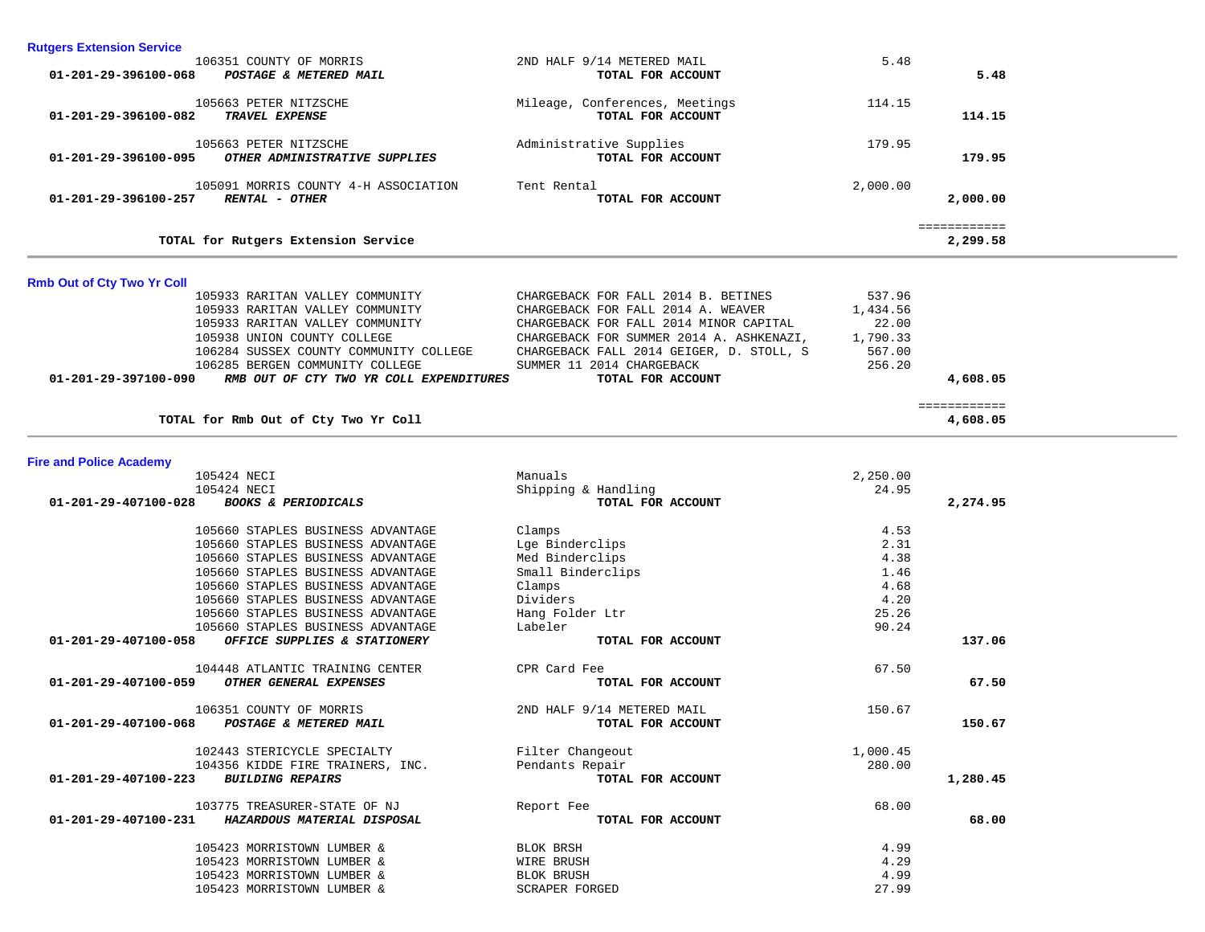### Rutgers Extension Service

| Account | Vendor | Description | Amount | Total |
|---|---|---|---|---|
| | 106351 COUNTY OF MORRIS | 2ND HALF 9/14 METERED MAIL | 5.48 | |
| 01-201-29-396100-068 | ***POSTAGE & METERED MAIL*** | **TOTAL FOR ACCOUNT** | | **5.48** |
| | 105663 PETER NITZSCHE | Mileage, Conferences, Meetings | 114.15 | |
| 01-201-29-396100-082 | ***TRAVEL EXPENSE*** | **TOTAL FOR ACCOUNT** | | **114.15** |
| | 105663 PETER NITZSCHE | Administrative Supplies | 179.95 | |
| 01-201-29-396100-095 | ***OTHER ADMINISTRATIVE SUPPLIES*** | **TOTAL FOR ACCOUNT** | | **179.95** |
| | 105091 MORRIS COUNTY 4-H ASSOCIATION | Tent Rental | 2,000.00 | |
| 01-201-29-396100-257 | ***RENTAL - OTHER*** | **TOTAL FOR ACCOUNT** | | **2,000.00** |
| | | | | ============ |
| | **TOTAL for Rutgers Extension Service** | | | **2,299.58** |

### Rmb Out of Cty Two Yr Coll

| Account | Vendor | Description | Amount | Total |
|---|---|---|---|---|
| | 105933 RARITAN VALLEY COMMUNITY | CHARGEBACK FOR FALL 2014 B. BETINES | 537.96 | |
| | 105933 RARITAN VALLEY COMMUNITY | CHARGEBACK FOR FALL 2014 A. WEAVER | 1,434.56 | |
| | 105933 RARITAN VALLEY COMMUNITY | CHARGEBACK FOR FALL 2014 MINOR CAPITAL | 22.00 | |
| | 105938 UNION COUNTY COLLEGE | CHARGEBACK FOR SUMMER 2014 A. ASHKENAZI, | 1,790.33 | |
| | 106284 SUSSEX COUNTY COMMUNITY COLLEGE | CHARGEBACK FALL 2014 GEIGER, D. STOLL, S | 567.00 | |
| | 106285 BERGEN COMMUNITY COLLEGE | SUMMER 11 2014 CHARGEBACK | 256.20 | |
| 01-201-29-397100-090 | ***RMB OUT OF CTY TWO YR COLL EXPENDITURES*** | **TOTAL FOR ACCOUNT** | | **4,608.05** |
| | | | | ============ |
| | **TOTAL for Rmb Out of Cty Two Yr Coll** | | | **4,608.05** |

### Fire and Police Academy

| Account | Vendor | Description | Amount | Total |
|---|---|---|---|---|
| | 105424 NECI | Manuals | 2,250.00 | |
| | 105424 NECI | Shipping & Handling | 24.95 | |
| 01-201-29-407100-028 | ***BOOKS & PERIODICALS*** | **TOTAL FOR ACCOUNT** | | **2,274.95** |
| | 105660 STAPLES BUSINESS ADVANTAGE | Clamps | 4.53 | |
| | 105660 STAPLES BUSINESS ADVANTAGE | Lge Binderclips | 2.31 | |
| | 105660 STAPLES BUSINESS ADVANTAGE | Med Binderclips | 4.38 | |
| | 105660 STAPLES BUSINESS ADVANTAGE | Small Binderclips | 1.46 | |
| | 105660 STAPLES BUSINESS ADVANTAGE | Clamps | 4.68 | |
| | 105660 STAPLES BUSINESS ADVANTAGE | Dividers | 4.20 | |
| | 105660 STAPLES BUSINESS ADVANTAGE | Hang Folder Ltr | 25.26 | |
| | 105660 STAPLES BUSINESS ADVANTAGE | Labeler | 90.24 | |
| 01-201-29-407100-058 | ***OFFICE SUPPLIES & STATIONERY*** | **TOTAL FOR ACCOUNT** | | **137.06** |
| | 104448 ATLANTIC TRAINING CENTER | CPR Card Fee | 67.50 | |
| 01-201-29-407100-059 | ***OTHER GENERAL EXPENSES*** | **TOTAL FOR ACCOUNT** | | **67.50** |
| | 106351 COUNTY OF MORRIS | 2ND HALF 9/14 METERED MAIL | 150.67 | |
| 01-201-29-407100-068 | ***POSTAGE & METERED MAIL*** | **TOTAL FOR ACCOUNT** | | **150.67** |
| | 102443 STERICYCLE SPECIALTY | Filter Changeout | 1,000.45 | |
| | 104356 KIDDE FIRE TRAINERS, INC. | Pendants Repair | 280.00 | |
| 01-201-29-407100-223 | ***BUILDING REPAIRS*** | **TOTAL FOR ACCOUNT** | | **1,280.45** |
| | 103775 TREASURER-STATE OF NJ | Report Fee | 68.00 | |
| 01-201-29-407100-231 | ***HAZARDOUS MATERIAL DISPOSAL*** | **TOTAL FOR ACCOUNT** | | **68.00** |
| | 105423 MORRISTOWN LUMBER & | BLOK BRSH | 4.99 | |
| | 105423 MORRISTOWN LUMBER & | WIRE BRUSH | 4.29 | |
| | 105423 MORRISTOWN LUMBER & | BLOK BRUSH | 4.99 | |
| | 105423 MORRISTOWN LUMBER & | SCRAPER FORGED | 27.99 | |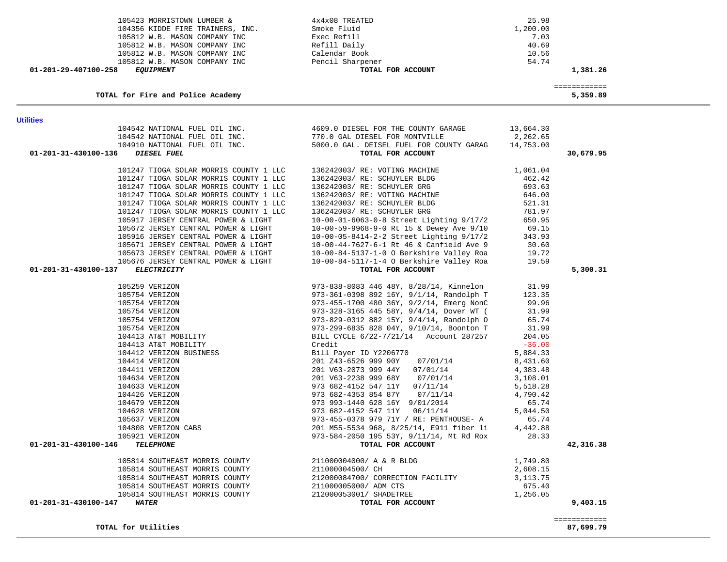| Account | Vendor | Description | Amount | Total |
|---|---|---|---|---|
| | 105423 MORRISTOWN LUMBER & | 4x4x08 TREATED | 25.98 | |
| | 104356 KIDDE FIRE TRAINERS, INC. | Smoke Fluid | 1,200.00 | |
| | 105812 W.B. MASON COMPANY INC | Exec Refill | 7.03 | |
| | 105812 W.B. MASON COMPANY INC | Refill Daily | 40.69 | |
| | 105812 W.B. MASON COMPANY INC | Calendar Book | 10.56 | |
| | 105812 W.B. MASON COMPANY INC | Pencil Sharpener | 54.74 | |
| 01-201-29-407100-258 | ***EQUIPMENT*** | **TOTAL FOR ACCOUNT** | | **1,381.26** |
| | | | | ============ |
| **TOTAL for Fire and Police Academy** | | | | **5,359.89** |

**Utilities**

| Account | Vendor | Description | Amount | Total |
|---|---|---|---|---|
| | 104542 NATIONAL FUEL OIL INC. | 4609.0 DIESEL FOR THE COUNTY GARAGE | 13,664.30 | |
| | 104542 NATIONAL FUEL OIL INC. | 770.0 GAL DIESEL FOR MONTVILLE | 2,262.65 | |
| | 104910 NATIONAL FUEL OIL INC. | 5000.0 GAL. DEISEL FUEL FOR COUNTY GARAG | 14,753.00 | |
| 01-201-31-430100-136 | ***DIESEL FUEL*** | **TOTAL FOR ACCOUNT** | | **30,679.95** |
| | 101247 TIOGA SOLAR MORRIS COUNTY 1 LLC | 136242003/ RE: VOTING MACHINE | 1,061.04 | |
| | 101247 TIOGA SOLAR MORRIS COUNTY 1 LLC | 136242003/ RE: SCHUYLER BLDG | 462.42 | |
| | 101247 TIOGA SOLAR MORRIS COUNTY 1 LLC | 136242003/ RE: SCHUYLER GRG | 693.63 | |
| | 101247 TIOGA SOLAR MORRIS COUNTY 1 LLC | 136242003/ RE: VOTING MACHINE | 646.00 | |
| | 101247 TIOGA SOLAR MORRIS COUNTY 1 LLC | 136242003/ RE: SCHUYLER BLDG | 521.31 | |
| | 101247 TIOGA SOLAR MORRIS COUNTY 1 LLC | 136242003/ RE: SCHUYLER GRG | 781.97 | |
| | 105917 JERSEY CENTRAL POWER & LIGHT | 10-00-01-6063-0-8 Street Lighting 9/17/2 | 650.95 | |
| | 105672 JERSEY CENTRAL POWER & LIGHT | 10-00-59-9968-9-0 Rt 15 & Dewey Ave 9/10 | 69.15 | |
| | 105916 JERSEY CENTRAL POWER & LIGHT | 10-00-05-8414-2-2 Street Lighting 9/17/2 | 343.93 | |
| | 105671 JERSEY CENTRAL POWER & LIGHT | 10-00-44-7627-6-1 Rt 46 & Canfield Ave 9 | 30.60 | |
| | 105673 JERSEY CENTRAL POWER & LIGHT | 10-00-84-5137-1-0 O Berkshire Valley Roa | 19.72 | |
| | 105676 JERSEY CENTRAL POWER & LIGHT | 10-00-84-5117-1-4 O Berkshire Valley Roa | 19.59 | |
| 01-201-31-430100-137 | ***ELECTRICITY*** | **TOTAL FOR ACCOUNT** | | **5,300.31** |
| | 105259 VERIZON | 973-838-8083 446 48Y, 8/28/14, Kinnelon | 31.99 | |
| | 105754 VERIZON | 973-361-0398 892 16Y, 9/1/14, Randolph T | 123.35 | |
| | 105754 VERIZON | 973-455-1700 480 36Y, 9/2/14, Emerg NonC | 99.96 | |
| | 105754 VERIZON | 973-328-3165 445 58Y, 9/4/14, Dover WT ( | 31.99 | |
| | 105754 VERIZON | 973-829-0312 882 15Y, 9/4/14, Randolph O | 65.74 | |
| | 105754 VERIZON | 973-299-6835 828 04Y, 9/10/14, Boonton T | 31.99 | |
| | 104413 AT&T MOBILITY | BILL CYCLE 6/22-7/21/14 Account 287257 | 204.05 | |
| | 104413 AT&T MOBILITY | Credit | -36.00 | |
| | 104412 VERIZON BUSINESS | Bill Payer ID Y2206770 | 5,884.33 | |
| | 104414 VERIZON | 201 Z43-6526 999 90Y 07/01/14 | 8,431.60 | |
| | 104411 VERIZON | 201 V63-2073 999 44Y 07/01/14 | 4,383.48 | |
| | 104634 VERIZON | 201 V63-2238 999 68Y 07/01/14 | 3,108.01 | |
| | 104633 VERIZON | 973 682-4152 547 11Y 07/11/14 | 5,518.28 | |
| | 104426 VERIZON | 973 682-4353 854 87Y 07/11/14 | 4,790.42 | |
| | 104679 VERIZON | 973 993-1440 628 16Y 9/01/2014 | 65.74 | |
| | 104628 VERIZON | 973 682-4152 547 11Y 06/11/14 | 5,044.50 | |
| | 105637 VERIZON | 973-455-0378 979 71Y / RE: PENTHOUSE- A | 65.74 | |
| | 104808 VERIZON CABS | 201 M55-5534 968, 8/25/14, E911 fiber li | 4,442.88 | |
| | 105921 VERIZON | 973-584-2050 195 53Y, 9/11/14, Mt Rd Rox | 28.33 | |
| 01-201-31-430100-146 | ***TELEPHONE*** | **TOTAL FOR ACCOUNT** | | **42,316.38** |
| | 105814 SOUTHEAST MORRIS COUNTY | 211000004000/ A & R BLDG | 1,749.80 | |
| | 105814 SOUTHEAST MORRIS COUNTY | 211000004500/ CH | 2,608.15 | |
| | 105814 SOUTHEAST MORRIS COUNTY | 212000084700/ CORRECTION FACILITY | 3,113.75 | |
| | 105814 SOUTHEAST MORRIS COUNTY | 211000005000/ ADM CTS | 675.40 | |
| | 105814 SOUTHEAST MORRIS COUNTY | 212000053001/ SHADETREE | 1,256.05 | |
| 01-201-31-430100-147 | ***WATER*** | **TOTAL FOR ACCOUNT** | | **9,403.15** |
| | | | | ============ |
| **TOTAL for Utilities** | | | | **87,699.79** |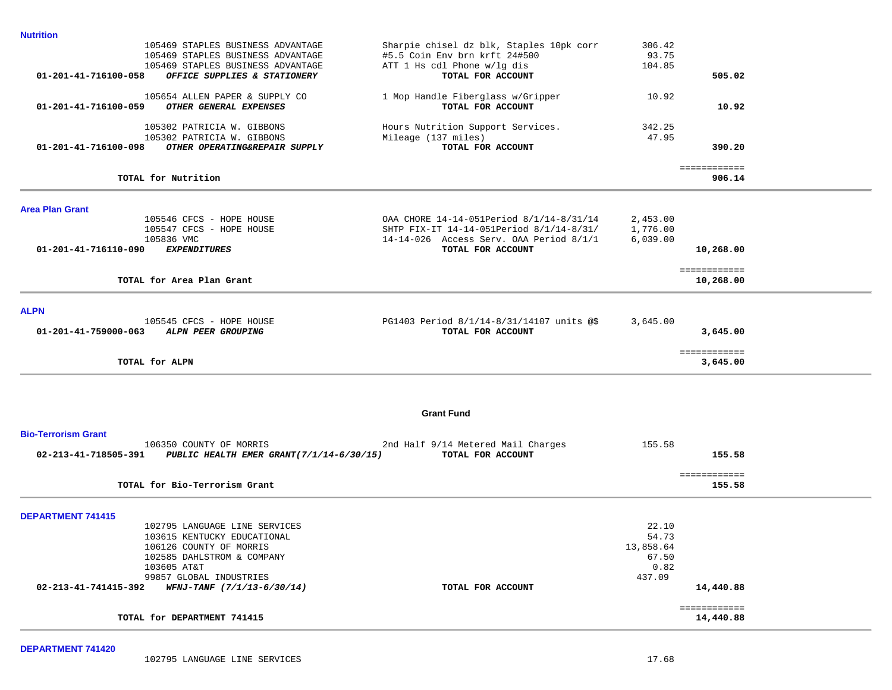### Nutrition

| Account | Vendor / Account Name | Description | Amount | Total |
|---|---|---|---|---|
| | 105469 STAPLES BUSINESS ADVANTAGE | Sharpie chisel dz blk, Staples 10pk corr | 306.42 | |
| | 105469 STAPLES BUSINESS ADVANTAGE | #5.5 Coin Env brn krft 24#500 | 93.75 | |
| | 105469 STAPLES BUSINESS ADVANTAGE | ATT 1 Hs cdl Phone w/lg dis | 104.85 | |
| **01-201-41-716100-058** | ***OFFICE SUPPLIES & STATIONERY*** | **TOTAL FOR ACCOUNT** | | **505.02** |
| | 105654 ALLEN PAPER & SUPPLY CO | 1 Mop Handle Fiberglass w/Gripper | 10.92 | |
| **01-201-41-716100-059** | ***OTHER GENERAL EXPENSES*** | **TOTAL FOR ACCOUNT** | | **10.92** |
| | 105302 PATRICIA W. GIBBONS | Hours Nutrition Support Services. | 342.25 | |
| | 105302 PATRICIA W. GIBBONS | Mileage (137 miles) | 47.95 | |
| **01-201-41-716100-098** | ***OTHER OPERATING&REPAIR SUPPLY*** | **TOTAL FOR ACCOUNT** | | **390.20** |

**TOTAL for Nutrition** — **906.14**

### Area Plan Grant

| Account | Vendor / Account Name | Description | Amount | Total |
|---|---|---|---|---|
| | 105546 CFCS - HOPE HOUSE | OAA CHORE 14-14-051Period 8/1/14-8/31/14 | 2,453.00 | |
| | 105547 CFCS - HOPE HOUSE | SHTP FIX-IT 14-14-051Period 8/1/14-8/31/ | 1,776.00 | |
| | 105836 VMC | 14-14-026 Access Serv. OAA Period 8/1/1 | 6,039.00 | |
| **01-201-41-716110-090** | ***EXPENDITURES*** | **TOTAL FOR ACCOUNT** | | **10,268.00** |

**TOTAL for Area Plan Grant** — **10,268.00**

### ALPN

| Account | Vendor / Account Name | Description | Amount | Total |
|---|---|---|---|---|
| | 105545 CFCS - HOPE HOUSE | PG1403 Period 8/1/14-8/31/14107 units @$ | 3,645.00 | |
| **01-201-41-759000-063** | ***ALPN PEER GROUPING*** | **TOTAL FOR ACCOUNT** | | **3,645.00** |

**TOTAL for ALPN** — **3,645.00**

## Grant Fund

### Bio-Terrorism Grant

| Account | Vendor / Account Name | Description | Amount | Total |
|---|---|---|---|---|
| | 106350 COUNTY OF MORRIS | 2nd Half 9/14 Metered Mail Charges | 155.58 | |
| **02-213-41-718505-391** | ***PUBLIC HEALTH EMER GRANT(7/1/14-6/30/15)*** | **TOTAL FOR ACCOUNT** | | **155.58** |

**TOTAL for Bio-Terrorism Grant** — **155.58**

### DEPARTMENT 741415

| Account | Vendor / Account Name | Description | Amount | Total |
|---|---|---|---|---|
| | 102795 LANGUAGE LINE SERVICES | | 22.10 | |
| | 103615 KENTUCKY EDUCATIONAL | | 54.73 | |
| | 106126 COUNTY OF MORRIS | | 13,858.64 | |
| | 102585 DAHLSTROM & COMPANY | | 67.50 | |
| | 103605 AT&T | | 0.82 | |
| | 99857 GLOBAL INDUSTRIES | | 437.09 | |
| **02-213-41-741415-392** | ***WFNJ-TANF (7/1/13-6/30/14)*** | **TOTAL FOR ACCOUNT** | | **14,440.88** |

**TOTAL for DEPARTMENT 741415** — **14,440.88**

### DEPARTMENT 741420

| Account | Vendor / Account Name | Description | Amount | Total |
|---|---|---|---|---|
| | 102795 LANGUAGE LINE SERVICES | | 17.68 | |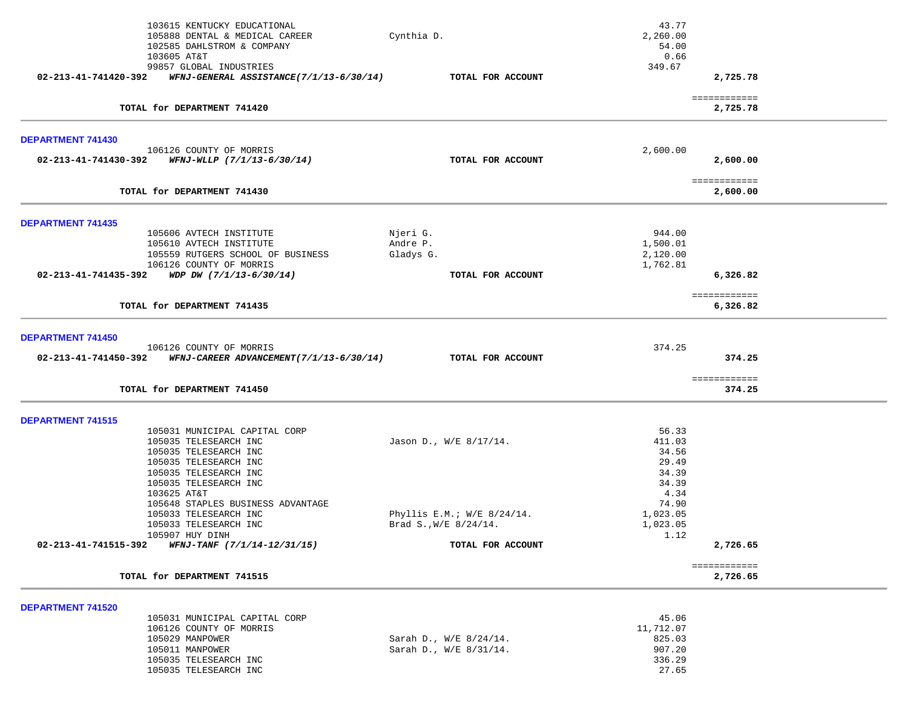| | Vendor | Description | Amount | Total |
|---|---|---|---|---|
| | 103615 KENTUCKY EDUCATIONAL | | 43.77 | |
| | 105888 DENTAL & MEDICAL CAREER | Cynthia D. | 2,260.00 | |
| | 102585 DAHLSTROM & COMPANY | | 54.00 | |
| | 103605 AT&T | | 0.66 | |
| | 99857 GLOBAL INDUSTRIES | | 349.67 | |
| **02-213-41-741420-392** | ***WFNJ-GENERAL ASSISTANCE(7/1/13-6/30/14)*** | **TOTAL FOR ACCOUNT** | | **2,725.78** |
| | | | | ============ |
| | **TOTAL for DEPARTMENT 741420** | | | **2,725.78** |

**DEPARTMENT 741430**

| | Vendor | Description | Amount | Total |
|---|---|---|---|---|
| | 106126 COUNTY OF MORRIS | | 2,600.00 | |
| **02-213-41-741430-392** | ***WFNJ-WLLP (7/1/13-6/30/14)*** | **TOTAL FOR ACCOUNT** | | **2,600.00** |
| | | | | ============ |
| | **TOTAL for DEPARTMENT 741430** | | | **2,600.00** |

**DEPARTMENT 741435**

| | Vendor | Description | Amount | Total |
|---|---|---|---|---|
| | 105606 AVTECH INSTITUTE | Njeri G. | 944.00 | |
| | 105610 AVTECH INSTITUTE | Andre P. | 1,500.01 | |
| | 105559 RUTGERS SCHOOL OF BUSINESS | Gladys G. | 2,120.00 | |
| | 106126 COUNTY OF MORRIS | | 1,762.81 | |
| **02-213-41-741435-392** | ***WDP DW (7/1/13-6/30/14)*** | **TOTAL FOR ACCOUNT** | | **6,326.82** |
| | | | | ============ |
| | **TOTAL for DEPARTMENT 741435** | | | **6,326.82** |

**DEPARTMENT 741450**

| | Vendor | Description | Amount | Total |
|---|---|---|---|---|
| | 106126 COUNTY OF MORRIS | | 374.25 | |
| **02-213-41-741450-392** | ***WFNJ-CAREER ADVANCEMENT(7/1/13-6/30/14)*** | **TOTAL FOR ACCOUNT** | | **374.25** |
| | | | | ============ |
| | **TOTAL for DEPARTMENT 741450** | | | **374.25** |

**DEPARTMENT 741515**

| | Vendor | Description | Amount | Total |
|---|---|---|---|---|
| | 105031 MUNICIPAL CAPITAL CORP | | 56.33 | |
| | 105035 TELESEARCH INC | Jason D., W/E 8/17/14. | 411.03 | |
| | 105035 TELESEARCH INC | | 34.56 | |
| | 105035 TELESEARCH INC | | 29.49 | |
| | 105035 TELESEARCH INC | | 34.39 | |
| | 105035 TELESEARCH INC | | 34.39 | |
| | 103625 AT&T | | 4.34 | |
| | 105648 STAPLES BUSINESS ADVANTAGE | | 74.90 | |
| | 105033 TELESEARCH INC | Phyllis E.M.; W/E 8/24/14. | 1,023.05 | |
| | 105033 TELESEARCH INC | Brad S.,W/E 8/24/14. | 1,023.05 | |
| | 105907 HUY DINH | | 1.12 | |
| **02-213-41-741515-392** | ***WFNJ-TANF (7/1/14-12/31/15)*** | **TOTAL FOR ACCOUNT** | | **2,726.65** |
| | | | | ============ |
| | **TOTAL for DEPARTMENT 741515** | | | **2,726.65** |

**DEPARTMENT 741520**

| | Vendor | Description | Amount | Total |
|---|---|---|---|---|
| | 105031 MUNICIPAL CAPITAL CORP | | 45.06 | |
| | 106126 COUNTY OF MORRIS | | 11,712.07 | |
| | 105029 MANPOWER | Sarah D., W/E 8/24/14. | 825.03 | |
| | 105011 MANPOWER | Sarah D., W/E 8/31/14. | 907.20 | |
| | 105035 TELESEARCH INC | | 336.29 | |
| | 105035 TELESEARCH INC | | 27.65 | |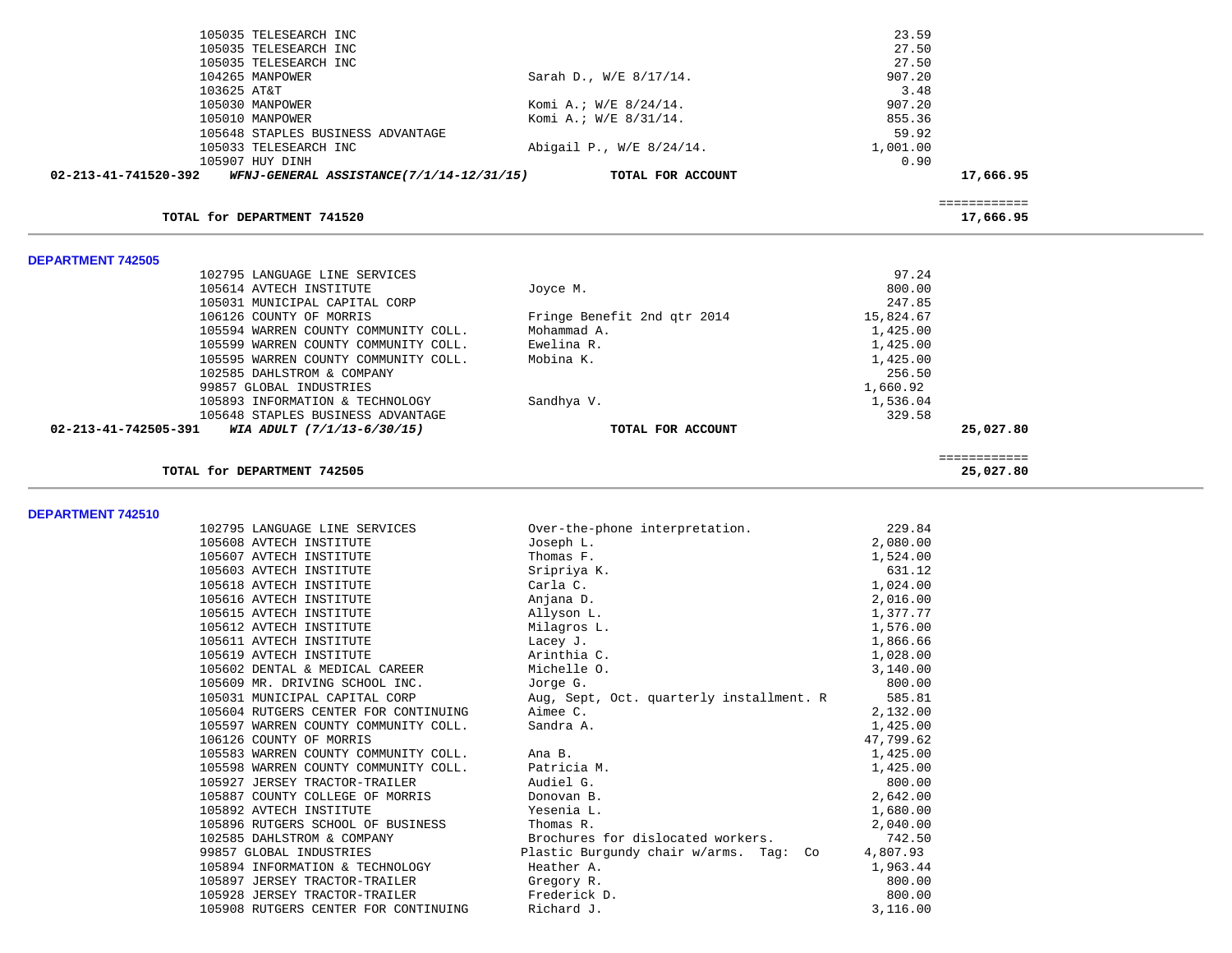| | | | |
|---|---|---|---|
| 105035 TELESEARCH INC | | 23.59 | |
| 105035 TELESEARCH INC | | 27.50 | |
| 105035 TELESEARCH INC | | 27.50 | |
| 104265 MANPOWER | Sarah D., W/E 8/17/14. | 907.20 | |
| 103625 AT&T | | 3.48 | |
| 105030 MANPOWER | Komi A.; W/E 8/24/14. | 907.20 | |
| 105010 MANPOWER | Komi A.; W/E 8/31/14. | 855.36 | |
| 105648 STAPLES BUSINESS ADVANTAGE | | 59.92 | |
| 105033 TELESEARCH INC | Abigail P., W/E 8/24/14. | 1,001.00 | |
| 105907 HUY DINH | | 0.90 | |
| **02-213-41-741520-392** ***WFNJ-GENERAL ASSISTANCE(7/1/14-12/31/15)*** | **TOTAL FOR ACCOUNT** | | **17,666.95** |

**TOTAL for DEPARTMENT 741520** ............ **17,666.95**

**DEPARTMENT 742505**

| | | | |
|---|---|---|---|
| 102795 LANGUAGE LINE SERVICES | | 97.24 | |
| 105614 AVTECH INSTITUTE | Joyce M. | 800.00 | |
| 105031 MUNICIPAL CAPITAL CORP | | 247.85 | |
| 106126 COUNTY OF MORRIS | Fringe Benefit 2nd qtr 2014 | 15,824.67 | |
| 105594 WARREN COUNTY COMMUNITY COLL. | Mohammad A. | 1,425.00 | |
| 105599 WARREN COUNTY COMMUNITY COLL. | Ewelina R. | 1,425.00 | |
| 105595 WARREN COUNTY COMMUNITY COLL. | Mobina K. | 1,425.00 | |
| 102585 DAHLSTROM & COMPANY | | 256.50 | |
| 99857 GLOBAL INDUSTRIES | | 1,660.92 | |
| 105893 INFORMATION & TECHNOLOGY | Sandhya V. | 1,536.04 | |
| 105648 STAPLES BUSINESS ADVANTAGE | | 329.58 | |
| **02-213-41-742505-391** ***WIA ADULT (7/1/13-6/30/15)*** | **TOTAL FOR ACCOUNT** | | **25,027.80** |

**TOTAL for DEPARTMENT 742505** ............ **25,027.80**

**DEPARTMENT 742510**

| | | |
|---|---|---|
| 102795 LANGUAGE LINE SERVICES | Over-the-phone interpretation. | 229.84 |
| 105608 AVTECH INSTITUTE | Joseph L. | 2,080.00 |
| 105607 AVTECH INSTITUTE | Thomas F. | 1,524.00 |
| 105603 AVTECH INSTITUTE | Sripriya K. | 631.12 |
| 105618 AVTECH INSTITUTE | Carla C. | 1,024.00 |
| 105616 AVTECH INSTITUTE | Anjana D. | 2,016.00 |
| 105615 AVTECH INSTITUTE | Allyson L. | 1,377.77 |
| 105612 AVTECH INSTITUTE | Milagros L. | 1,576.00 |
| 105611 AVTECH INSTITUTE | Lacey J. | 1,866.66 |
| 105619 AVTECH INSTITUTE | Arinthia C. | 1,028.00 |
| 105602 DENTAL & MEDICAL CAREER | Michelle O. | 3,140.00 |
| 105609 MR. DRIVING SCHOOL INC. | Jorge G. | 800.00 |
| 105031 MUNICIPAL CAPITAL CORP | Aug, Sept, Oct. quarterly installment. R | 585.81 |
| 105604 RUTGERS CENTER FOR CONTINUING | Aimee C. | 2,132.00 |
| 105597 WARREN COUNTY COMMUNITY COLL. | Sandra A. | 1,425.00 |
| 106126 COUNTY OF MORRIS | | 47,799.62 |
| 105583 WARREN COUNTY COMMUNITY COLL. | Ana B. | 1,425.00 |
| 105598 WARREN COUNTY COMMUNITY COLL. | Patricia M. | 1,425.00 |
| 105927 JERSEY TRACTOR-TRAILER | Audiel G. | 800.00 |
| 105887 COUNTY COLLEGE OF MORRIS | Donovan B. | 2,642.00 |
| 105892 AVTECH INSTITUTE | Yesenia L. | 1,680.00 |
| 105896 RUTGERS SCHOOL OF BUSINESS | Thomas R. | 2,040.00 |
| 102585 DAHLSTROM & COMPANY | Brochures for dislocated workers. | 742.50 |
| 99857 GLOBAL INDUSTRIES | Plastic Burgundy chair w/arms. Tag: Co | 4,807.93 |
| 105894 INFORMATION & TECHNOLOGY | Heather A. | 1,963.44 |
| 105897 JERSEY TRACTOR-TRAILER | Gregory R. | 800.00 |
| 105928 JERSEY TRACTOR-TRAILER | Frederick D. | 800.00 |
| 105908 RUTGERS CENTER FOR CONTINUING | Richard J. | 3,116.00 |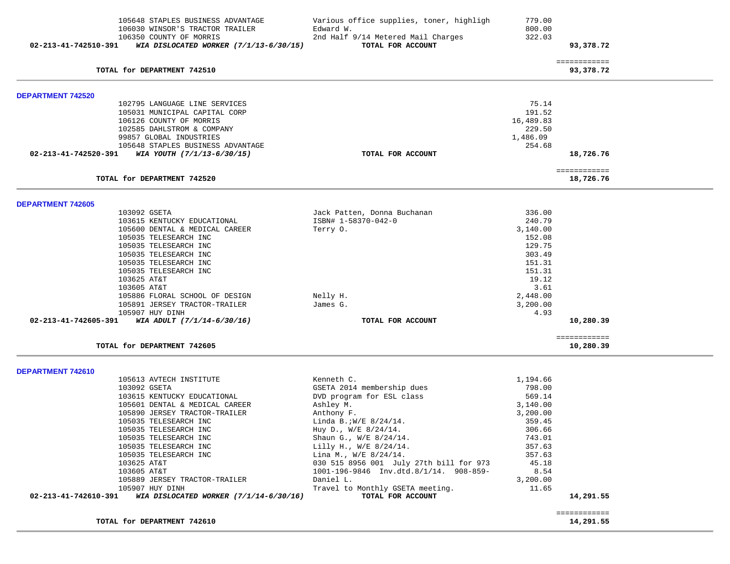| Vendor | Description | Amount | Total |
|---|---|---|---|
| 105648 STAPLES BUSINESS ADVANTAGE | Various office supplies, toner, highligh | 779.00 | |
| 106030 WINSOR'S TRACTOR TRAILER | Edward W. | 800.00 | |
| 106350 COUNTY OF MORRIS | 2nd Half 9/14 Metered Mail Charges | 322.03 | |
| **02-213-41-742510-391** ***WIA DISLOCATED WORKER (7/1/13-6/30/15)*** | **TOTAL FOR ACCOUNT** | | **93,378.72** |
| | | | ============ |
| **TOTAL for DEPARTMENT 742510** | | | **93,378.72** |

## DEPARTMENT 742520

| Vendor | Description | Amount | Total |
|---|---|---|---|
| 102795 LANGUAGE LINE SERVICES | | 75.14 | |
| 105031 MUNICIPAL CAPITAL CORP | | 191.52 | |
| 106126 COUNTY OF MORRIS | | 16,489.83 | |
| 102585 DAHLSTROM & COMPANY | | 229.50 | |
| 99857 GLOBAL INDUSTRIES | | 1,486.09 | |
| 105648 STAPLES BUSINESS ADVANTAGE | | 254.68 | |
| **02-213-41-742520-391** ***WIA YOUTH (7/1/13-6/30/15)*** | **TOTAL FOR ACCOUNT** | | **18,726.76** |
| | | | ============ |
| **TOTAL for DEPARTMENT 742520** | | | **18,726.76** |

## DEPARTMENT 742605

| Vendor | Description | Amount | Total |
|---|---|---|---|
| 103092 GSETA | Jack Patten, Donna Buchanan | 336.00 | |
| 103615 KENTUCKY EDUCATIONAL | ISBN# 1-58370-042-0 | 240.79 | |
| 105600 DENTAL & MEDICAL CAREER | Terry O. | 3,140.00 | |
| 105035 TELESEARCH INC | | 152.08 | |
| 105035 TELESEARCH INC | | 129.75 | |
| 105035 TELESEARCH INC | | 303.49 | |
| 105035 TELESEARCH INC | | 151.31 | |
| 105035 TELESEARCH INC | | 151.31 | |
| 103625 AT&T | | 19.12 | |
| 103605 AT&T | | 3.61 | |
| 105886 FLORAL SCHOOL OF DESIGN | Nelly H. | 2,448.00 | |
| 105891 JERSEY TRACTOR-TRAILER | James G. | 3,200.00 | |
| 105907 HUY DINH | | 4.93 | |
| **02-213-41-742605-391** ***WIA ADULT (7/1/14-6/30/16)*** | **TOTAL FOR ACCOUNT** | | **10,280.39** |
| | | | ============ |
| **TOTAL for DEPARTMENT 742605** | | | **10,280.39** |

## DEPARTMENT 742610

| Vendor | Description | Amount | Total |
|---|---|---|---|
| 105613 AVTECH INSTITUTE | Kenneth C. | 1,194.66 | |
| 103092 GSETA | GSETA 2014 membership dues | 798.00 | |
| 103615 KENTUCKY EDUCATIONAL | DVD program for ESL class | 569.14 | |
| 105601 DENTAL & MEDICAL CAREER | Ashley M. | 3,140.00 | |
| 105890 JERSEY TRACTOR-TRAILER | Anthony F. | 3,200.00 | |
| 105035 TELESEARCH INC | Linda B.;W/E 8/24/14. | 359.45 | |
| 105035 TELESEARCH INC | Huy D., W/E 8/24/14. | 306.66 | |
| 105035 TELESEARCH INC | Shaun G., W/E 8/24/14. | 743.01 | |
| 105035 TELESEARCH INC | Lilly H., W/E 8/24/14. | 357.63 | |
| 105035 TELESEARCH INC | Lina M., W/E 8/24/14. | 357.63 | |
| 103625 AT&T | 030 515 8956 001 July 27th bill for 973 | 45.18 | |
| 103605 AT&T | 1001-196-9846 Inv.dtd.8/1/14. 908-859- | 8.54 | |
| 105889 JERSEY TRACTOR-TRAILER | Daniel L. | 3,200.00 | |
| 105907 HUY DINH | Travel to Monthly GSETA meeting. | 11.65 | |
| **02-213-41-742610-391** ***WIA DISLOCATED WORKER (7/1/14-6/30/16)*** | **TOTAL FOR ACCOUNT** | | **14,291.55** |
| | | | ============ |
| **TOTAL for DEPARTMENT 742610** | | | **14,291.55** |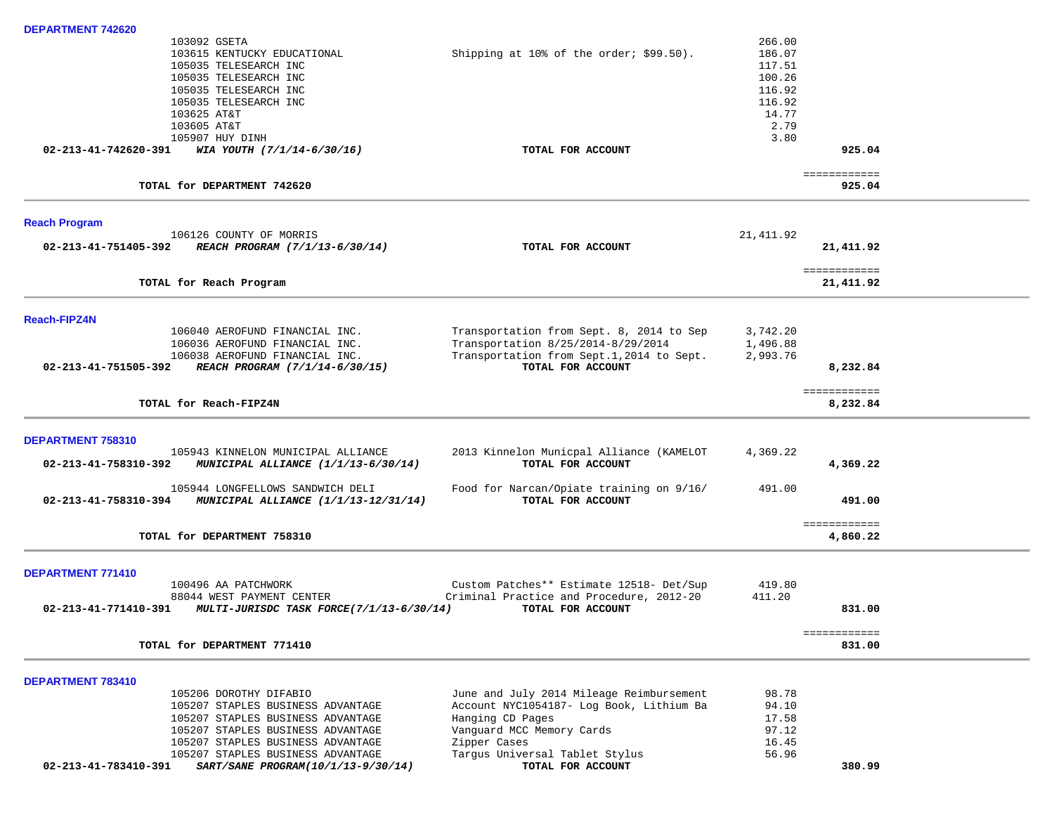**DEPARTMENT 742620**

| Account | Vendor | Description | Amount | Total |
|---|---|---|---|---|
| | 103092 GSETA | | 266.00 | |
| | 103615 KENTUCKY EDUCATIONAL | Shipping at 10% of the order; $99.50). | 186.07 | |
| | 105035 TELESEARCH INC | | 117.51 | |
| | 105035 TELESEARCH INC | | 100.26 | |
| | 105035 TELESEARCH INC | | 116.92 | |
| | 105035 TELESEARCH INC | | 116.92 | |
| | 103625 AT&T | | 14.77 | |
| | 103605 AT&T | | 2.79 | |
| | 105907 HUY DINH | | 3.80 | |
| **02-213-41-742620-391** | ***WIA YOUTH (7/1/14-6/30/16)*** | **TOTAL FOR ACCOUNT** | | **925.04** |

**TOTAL for DEPARTMENT 742620** — ============ **925.04**

**Reach Program**

| Account | Vendor | Description | Amount | Total |
|---|---|---|---|---|
| | 106126 COUNTY OF MORRIS | | 21,411.92 | |
| **02-213-41-751405-392** | ***REACH PROGRAM (7/1/13-6/30/14)*** | **TOTAL FOR ACCOUNT** | | **21,411.92** |

**TOTAL for Reach Program** — ============ **21,411.92**

**Reach-FIPZ4N**

| Account | Vendor | Description | Amount | Total |
|---|---|---|---|---|
| | 106040 AEROFUND FINANCIAL INC. | Transportation from Sept. 8, 2014 to Sep | 3,742.20 | |
| | 106036 AEROFUND FINANCIAL INC. | Transportation 8/25/2014-8/29/2014 | 1,496.88 | |
| | 106038 AEROFUND FINANCIAL INC. | Transportation from Sept.1,2014 to Sept. | 2,993.76 | |
| **02-213-41-751505-392** | ***REACH PROGRAM (7/1/14-6/30/15)*** | **TOTAL FOR ACCOUNT** | | **8,232.84** |

**TOTAL for Reach-FIPZ4N** — ============ **8,232.84**

**DEPARTMENT 758310**

| Account | Vendor | Description | Amount | Total |
|---|---|---|---|---|
| | 105943 KINNELON MUNICIPAL ALLIANCE | 2013 Kinnelon Municpal Alliance (KAMELOT | 4,369.22 | |
| **02-213-41-758310-392** | ***MUNICIPAL ALLIANCE (1/1/13-6/30/14)*** | **TOTAL FOR ACCOUNT** | | **4,369.22** |
| | 105944 LONGFELLOWS SANDWICH DELI | Food for Narcan/Opiate training on 9/16/ | 491.00 | |
| **02-213-41-758310-394** | ***MUNICIPAL ALLIANCE (1/1/13-12/31/14)*** | **TOTAL FOR ACCOUNT** | | **491.00** |

**TOTAL for DEPARTMENT 758310** — ============ **4,860.22**

**DEPARTMENT 771410**

| Account | Vendor | Description | Amount | Total |
|---|---|---|---|---|
| | 100496 AA PATCHWORK | Custom Patches** Estimate 12518- Det/Sup | 419.80 | |
| | 88044 WEST PAYMENT CENTER | Criminal Practice and Procedure, 2012-20 | 411.20 | |
| **02-213-41-771410-391** | ***MULTI-JURISDC TASK FORCE(7/1/13-6/30/14)*** | **TOTAL FOR ACCOUNT** | | **831.00** |

**TOTAL for DEPARTMENT 771410** — ============ **831.00**

**DEPARTMENT 783410**

| Account | Vendor | Description | Amount | Total |
|---|---|---|---|---|
| | 105206 DOROTHY DIFABIO | June and July 2014 Mileage Reimbursement | 98.78 | |
| | 105207 STAPLES BUSINESS ADVANTAGE | Account NYC1054187- Log Book, Lithium Ba | 94.10 | |
| | 105207 STAPLES BUSINESS ADVANTAGE | Hanging CD Pages | 17.58 | |
| | 105207 STAPLES BUSINESS ADVANTAGE | Vanguard MCC Memory Cards | 97.12 | |
| | 105207 STAPLES BUSINESS ADVANTAGE | Zipper Cases | 16.45 | |
| | 105207 STAPLES BUSINESS ADVANTAGE | Targus Universal Tablet Stylus | 56.96 | |
| **02-213-41-783410-391** | ***SART/SANE PROGRAM(10/1/13-9/30/14)*** | **TOTAL FOR ACCOUNT** | | **380.99** |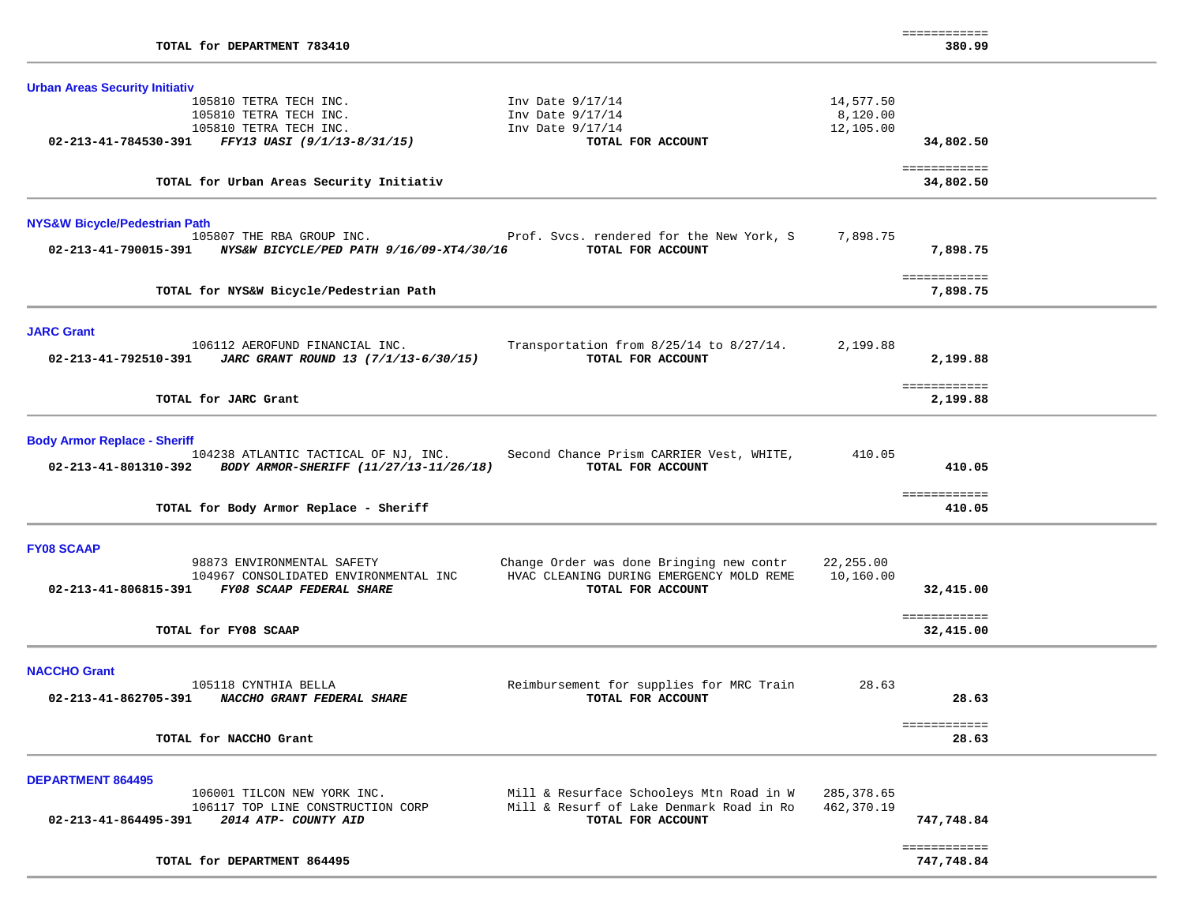| | | | |
|---|---|---|---|
| **TOTAL for DEPARTMENT 783410** | | | 380.99 |

**Urban Areas Security Initiativ**

| Account / Vendor | Description | Amount | Total |
|---|---|---|---|
| 105810 TETRA TECH INC. | Inv Date 9/17/14 | 14,577.50 | |
| 105810 TETRA TECH INC. | Inv Date 9/17/14 | 8,120.00 | |
| 105810 TETRA TECH INC. | Inv Date 9/17/14 | 12,105.00 | |
| 02-213-41-784530-391 *FFY13 UASI (9/1/13-8/31/15)* | TOTAL FOR ACCOUNT | | 34,802.50 |
| **TOTAL for Urban Areas Security Initiativ** | | | 34,802.50 |

**NYS&W Bicycle/Pedestrian Path**

| Account / Vendor | Description | Amount | Total |
|---|---|---|---|
| 105807 THE RBA GROUP INC. | Prof. Svcs. rendered for the New York, S | 7,898.75 | |
| 02-213-41-790015-391 *NYS&W BICYCLE/PED PATH 9/16/09-XT4/30/16* | TOTAL FOR ACCOUNT | | 7,898.75 |
| **TOTAL for NYS&W Bicycle/Pedestrian Path** | | | 7,898.75 |

**JARC Grant**

| Account / Vendor | Description | Amount | Total |
|---|---|---|---|
| 106112 AEROFUND FINANCIAL INC. | Transportation from 8/25/14 to 8/27/14. | 2,199.88 | |
| 02-213-41-792510-391 *JARC GRANT ROUND 13 (7/1/13-6/30/15)* | TOTAL FOR ACCOUNT | | 2,199.88 |
| **TOTAL for JARC Grant** | | | 2,199.88 |

**Body Armor Replace - Sheriff**

| Account / Vendor | Description | Amount | Total |
|---|---|---|---|
| 104238 ATLANTIC TACTICAL OF NJ, INC. | Second Chance Prism CARRIER Vest, WHITE, | 410.05 | |
| 02-213-41-801310-392 *BODY ARMOR-SHERIFF (11/27/13-11/26/18)* | TOTAL FOR ACCOUNT | | 410.05 |
| **TOTAL for Body Armor Replace - Sheriff** | | | 410.05 |

**FY08 SCAAP**

| Account / Vendor | Description | Amount | Total |
|---|---|---|---|
| 98873 ENVIRONMENTAL SAFETY | Change Order was done Bringing new contr | 22,255.00 | |
| 104967 CONSOLIDATED ENVIRONMENTAL INC | HVAC CLEANING DURING EMERGENCY MOLD REME | 10,160.00 | |
| 02-213-41-806815-391 *FY08 SCAAP FEDERAL SHARE* | TOTAL FOR ACCOUNT | | 32,415.00 |
| **TOTAL for FY08 SCAAP** | | | 32,415.00 |

**NACCHO Grant**

| Account / Vendor | Description | Amount | Total |
|---|---|---|---|
| 105118 CYNTHIA BELLA | Reimbursement for supplies for MRC Train | 28.63 | |
| 02-213-41-862705-391 *NACCHO GRANT FEDERAL SHARE* | TOTAL FOR ACCOUNT | | 28.63 |
| **TOTAL for NACCHO Grant** | | | 28.63 |

**DEPARTMENT 864495**

| Account / Vendor | Description | Amount | Total |
|---|---|---|---|
| 106001 TILCON NEW YORK INC. | Mill & Resurface Schooleys Mtn Road in W | 285,378.65 | |
| 106117 TOP LINE CONSTRUCTION CORP | Mill & Resurf of Lake Denmark Road in Ro | 462,370.19 | |
| 02-213-41-864495-391 *2014 ATP- COUNTY AID* | TOTAL FOR ACCOUNT | | 747,748.84 |
| **TOTAL for DEPARTMENT 864495** | | | 747,748.84 |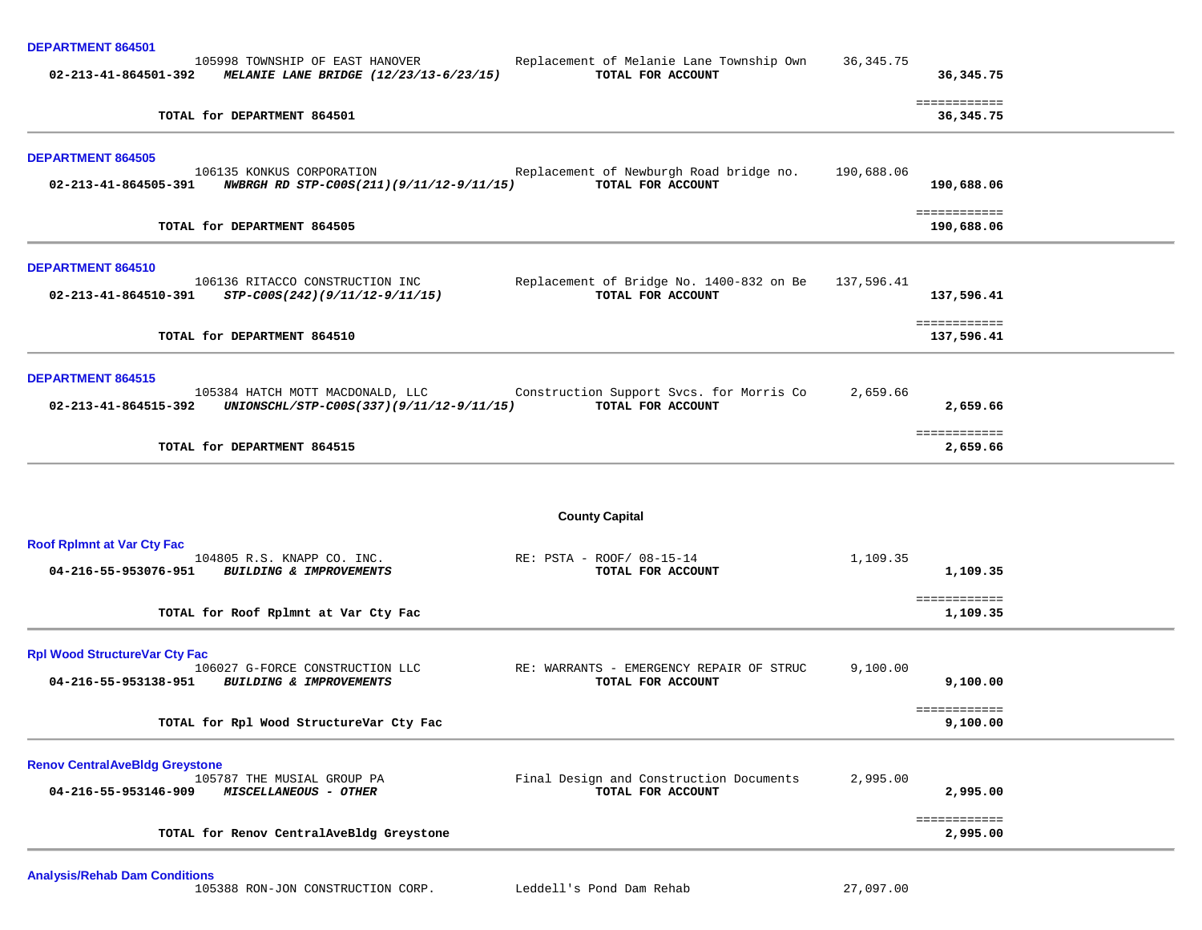**DEPARTMENT 864501**

| | | | | |
|---|---|---|---|---|
| | 105998 TOWNSHIP OF EAST HANOVER | Replacement of Melanie Lane Township Own | 36,345.75 | |
| **02-213-41-864501-392** | ***MELANIE LANE BRIDGE (12/23/13-6/23/15)*** | **TOTAL FOR ACCOUNT** | | **36,345.75** |

**TOTAL for DEPARTMENT 864501** ============ **36,345.75**

**DEPARTMENT 864505**

| | | | | |
|---|---|---|---|---|
| | 106135 KONKUS CORPORATION | Replacement of Newburgh Road bridge no. | 190,688.06 | |
| **02-213-41-864505-391** | ***NWBRGH RD STP-C00S(211)(9/11/12-9/11/15)*** | **TOTAL FOR ACCOUNT** | | **190,688.06** |

**TOTAL for DEPARTMENT 864505** ============ **190,688.06**

**DEPARTMENT 864510**

| | | | | |
|---|---|---|---|---|
| | 106136 RITACCO CONSTRUCTION INC | Replacement of Bridge No. 1400-832 on Be | 137,596.41 | |
| **02-213-41-864510-391** | ***STP-C00S(242)(9/11/12-9/11/15)*** | **TOTAL FOR ACCOUNT** | | **137,596.41** |

**TOTAL for DEPARTMENT 864510** ============ **137,596.41**

**DEPARTMENT 864515**

| | | | | |
|---|---|---|---|---|
| | 105384 HATCH MOTT MACDONALD, LLC | Construction Support Svcs. for Morris Co | 2,659.66 | |
| **02-213-41-864515-392** | ***UNIONSCHL/STP-C00S(337)(9/11/12-9/11/15)*** | **TOTAL FOR ACCOUNT** | | **2,659.66** |

**TOTAL for DEPARTMENT 864515** ============ **2,659.66**

## County Capital

**Roof Rplmnt at Var Cty Fac**

| | | | | |
|---|---|---|---|---|
| | 104805 R.S. KNAPP CO. INC. | RE: PSTA - ROOF/ 08-15-14 | 1,109.35 | |
| **04-216-55-953076-951** | ***BUILDING & IMPROVEMENTS*** | **TOTAL FOR ACCOUNT** | | **1,109.35** |

**TOTAL for Roof Rplmnt at Var Cty Fac** ============ **1,109.35**

**Rpl Wood StructureVar Cty Fac**

| | | | | |
|---|---|---|---|---|
| | 106027 G-FORCE CONSTRUCTION LLC | RE: WARRANTS - EMERGENCY REPAIR OF STRUC | 9,100.00 | |
| **04-216-55-953138-951** | ***BUILDING & IMPROVEMENTS*** | **TOTAL FOR ACCOUNT** | | **9,100.00** |

**TOTAL for Rpl Wood StructureVar Cty Fac** ============ **9,100.00**

**Renov CentralAveBldg Greystone**

| | | | | |
|---|---|---|---|---|
| | 105787 THE MUSIAL GROUP PA | Final Design and Construction Documents | 2,995.00 | |
| **04-216-55-953146-909** | ***MISCELLANEOUS - OTHER*** | **TOTAL FOR ACCOUNT** | | **2,995.00** |

**TOTAL for Renov CentralAveBldg Greystone** ============ **2,995.00**

**Analysis/Rehab Dam Conditions**

| | | | |
|---|---|---|---|
| | 105388 RON-JON CONSTRUCTION CORP. | Leddell's Pond Dam Rehab | 27,097.00 |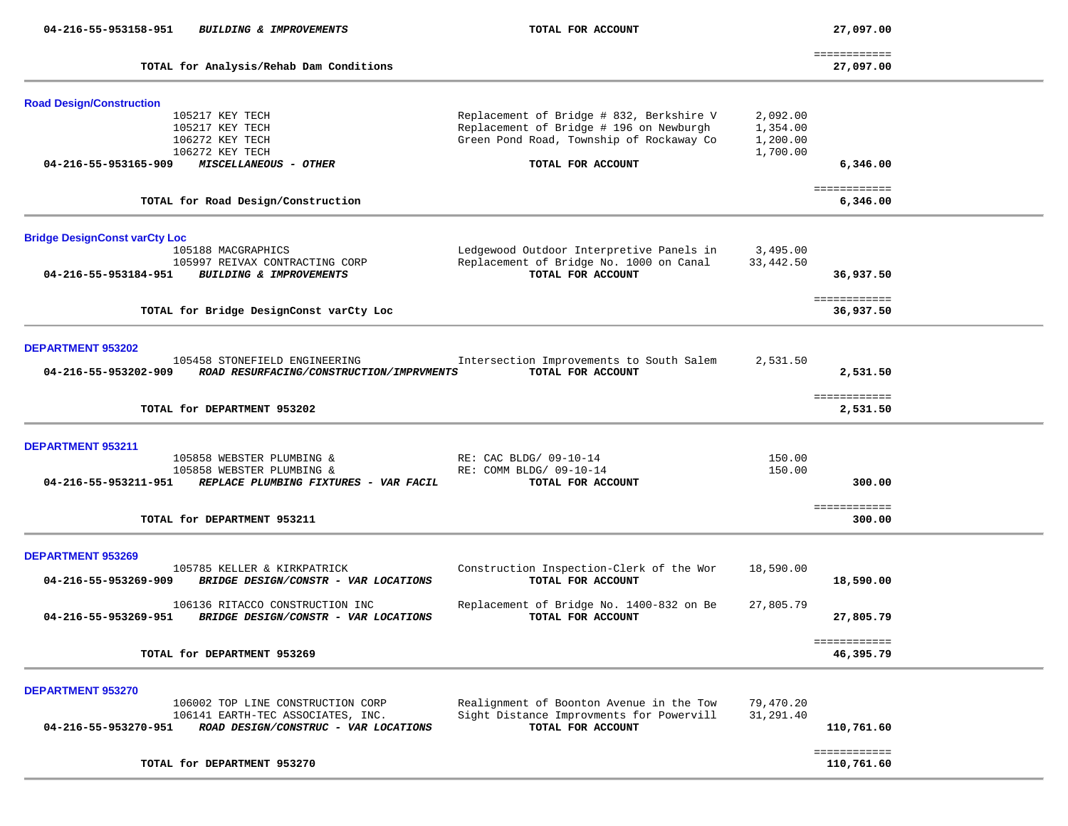| Account / Vendor | Description | Detail Amount | Total |
|---|---|---|---|
| **04-216-55-953158-951** ***BUILDING & IMPROVEMENTS*** | **TOTAL FOR ACCOUNT** | | **27,097.00** |
| | | | ============ |
| **TOTAL for Analysis/Rehab Dam Conditions** | | | **27,097.00** |

## Road Design/Construction

| Account / Vendor | Description | Detail Amount | Total |
|---|---|---|---|
| 105217 KEY TECH | Replacement of Bridge # 832, Berkshire V | 2,092.00 | |
| 105217 KEY TECH | Replacement of Bridge # 196 on Newburgh | 1,354.00 | |
| 106272 KEY TECH | Green Pond Road, Township of Rockaway Co | 1,200.00 | |
| 106272 KEY TECH | | 1,700.00 | |
| **04-216-55-953165-909** ***MISCELLANEOUS - OTHER*** | **TOTAL FOR ACCOUNT** | | **6,346.00** |
| | | | ============ |
| **TOTAL for Road Design/Construction** | | | **6,346.00** |

## Bridge DesignConst varCty Loc

| Account / Vendor | Description | Detail Amount | Total |
|---|---|---|---|
| 105188 MACGRAPHICS | Ledgewood Outdoor Interpretive Panels in | 3,495.00 | |
| 105997 REIVAX CONTRACTING CORP | Replacement of Bridge No. 1000 on Canal | 33,442.50 | |
| **04-216-55-953184-951** ***BUILDING & IMPROVEMENTS*** | **TOTAL FOR ACCOUNT** | | **36,937.50** |
| | | | ============ |
| **TOTAL for Bridge DesignConst varCty Loc** | | | **36,937.50** |

## DEPARTMENT 953202

| Account / Vendor | Description | Detail Amount | Total |
|---|---|---|---|
| 105458 STONEFIELD ENGINEERING | Intersection Improvements to South Salem | 2,531.50 | |
| **04-216-55-953202-909** ***ROAD RESURFACING/CONSTRUCTION/IMPRVMENTS*** | **TOTAL FOR ACCOUNT** | | **2,531.50** |
| | | | ============ |
| **TOTAL for DEPARTMENT 953202** | | | **2,531.50** |

## DEPARTMENT 953211

| Account / Vendor | Description | Detail Amount | Total |
|---|---|---|---|
| 105858 WEBSTER PLUMBING & | RE: CAC BLDG/ 09-10-14 | 150.00 | |
| 105858 WEBSTER PLUMBING & | RE: COMM BLDG/ 09-10-14 | 150.00 | |
| **04-216-55-953211-951** ***REPLACE PLUMBING FIXTURES - VAR FACIL*** | **TOTAL FOR ACCOUNT** | | **300.00** |
| | | | ============ |
| **TOTAL for DEPARTMENT 953211** | | | **300.00** |

## DEPARTMENT 953269

| Account / Vendor | Description | Detail Amount | Total |
|---|---|---|---|
| 105785 KELLER & KIRKPATRICK | Construction Inspection-Clerk of the Wor | 18,590.00 | |
| **04-216-55-953269-909** ***BRIDGE DESIGN/CONSTR - VAR LOCATIONS*** | **TOTAL FOR ACCOUNT** | | **18,590.00** |
| 106136 RITACCO CONSTRUCTION INC | Replacement of Bridge No. 1400-832 on Be | 27,805.79 | |
| **04-216-55-953269-951** ***BRIDGE DESIGN/CONSTR - VAR LOCATIONS*** | **TOTAL FOR ACCOUNT** | | **27,805.79** |
| | | | ============ |
| **TOTAL for DEPARTMENT 953269** | | | **46,395.79** |

## DEPARTMENT 953270

| Account / Vendor | Description | Detail Amount | Total |
|---|---|---|---|
| 106002 TOP LINE CONSTRUCTION CORP | Realignment of Boonton Avenue in the Tow | 79,470.20 | |
| 106141 EARTH-TEC ASSOCIATES, INC. | Sight Distance Improvments for Powervill | 31,291.40 | |
| **04-216-55-953270-951** ***ROAD DESIGN/CONSTRUC - VAR LOCATIONS*** | **TOTAL FOR ACCOUNT** | | **110,761.60** |
| | | | ============ |
| **TOTAL for DEPARTMENT 953270** | | | **110,761.60** |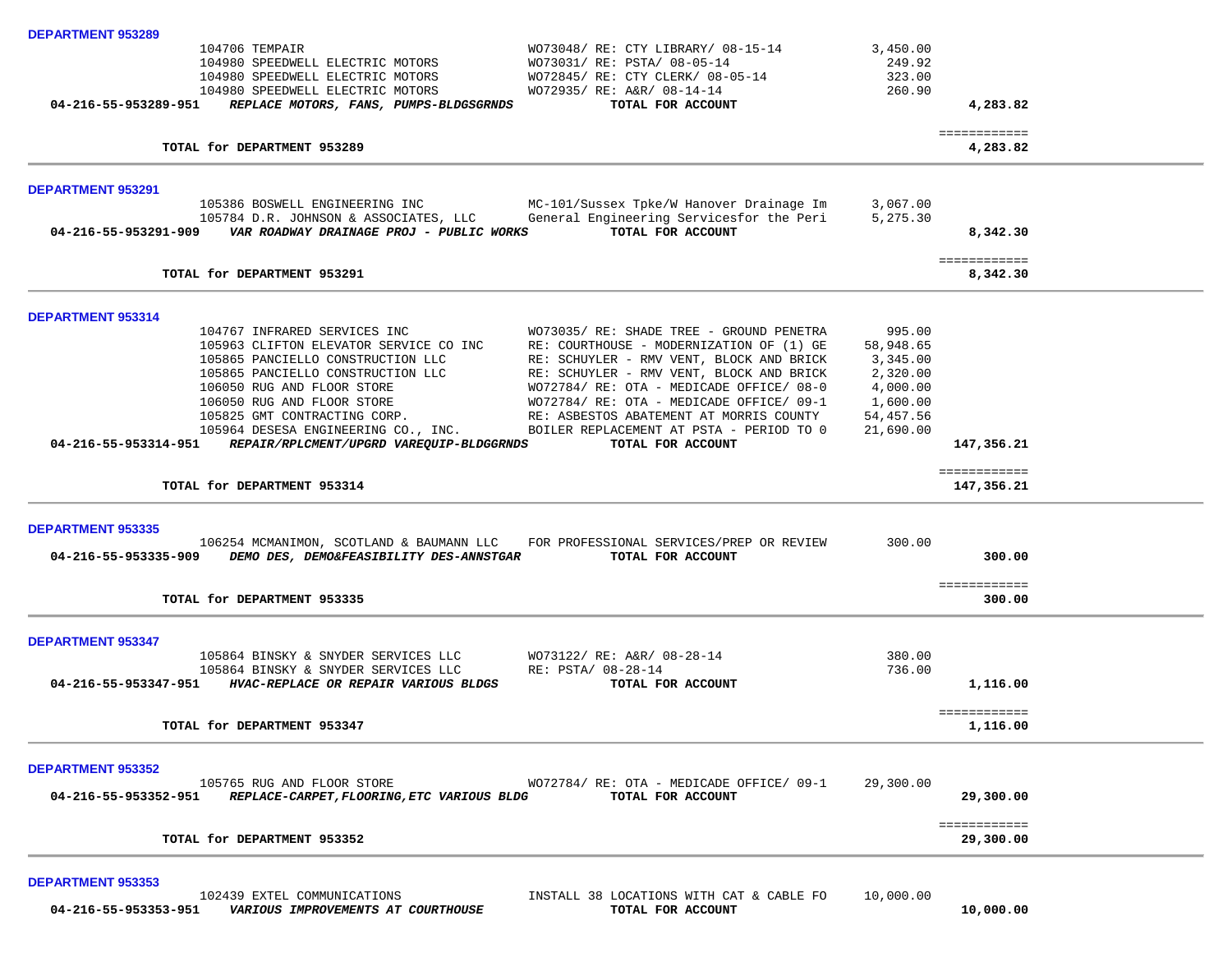**DEPARTMENT 953289**

| Vendor | Description | Amount | Total |
|---|---|---|---|
| 104706 TEMPAIR | WO73048/ RE: CTY LIBRARY/ 08-15-14 | 3,450.00 | |
| 104980 SPEEDWELL ELECTRIC MOTORS | WO73031/ RE: PSTA/ 08-05-14 | 249.92 | |
| 104980 SPEEDWELL ELECTRIC MOTORS | WO72845/ RE: CTY CLERK/ 08-05-14 | 323.00 | |
| 104980 SPEEDWELL ELECTRIC MOTORS | WO72935/ RE: A&R/ 08-14-14 | 260.90 | |
| **04-216-55-953289-951** ***REPLACE MOTORS, FANS, PUMPS-BLDGSGRNDS*** | **TOTAL FOR ACCOUNT** | | **4,283.82** |
| **TOTAL for DEPARTMENT 953289** | | | **4,283.82** |

**DEPARTMENT 953291**

| Vendor | Description | Amount | Total |
|---|---|---|---|
| 105386 BOSWELL ENGINEERING INC | MC-101/Sussex Tpke/W Hanover Drainage Im | 3,067.00 | |
| 105784 D.R. JOHNSON & ASSOCIATES, LLC | General Engineering Servicesfor the Peri | 5,275.30 | |
| **04-216-55-953291-909** ***VAR ROADWAY DRAINAGE PROJ - PUBLIC WORKS*** | **TOTAL FOR ACCOUNT** | | **8,342.30** |
| **TOTAL for DEPARTMENT 953291** | | | **8,342.30** |

**DEPARTMENT 953314**

| Vendor | Description | Amount | Total |
|---|---|---|---|
| 104767 INFRARED SERVICES INC | WO73035/ RE: SHADE TREE - GROUND PENETRA | 995.00 | |
| 105963 CLIFTON ELEVATOR SERVICE CO INC | RE: COURTHOUSE - MODERNIZATION OF (1) GE | 58,948.65 | |
| 105865 PANCIELLO CONSTRUCTION LLC | RE: SCHUYLER - RMV VENT, BLOCK AND BRICK | 3,345.00 | |
| 105865 PANCIELLO CONSTRUCTION LLC | RE: SCHUYLER - RMV VENT, BLOCK AND BRICK | 2,320.00 | |
| 106050 RUG AND FLOOR STORE | WO72784/ RE: OTA - MEDICADE OFFICE/ 08-0 | 4,000.00 | |
| 106050 RUG AND FLOOR STORE | WO72784/ RE: OTA - MEDICADE OFFICE/ 09-1 | 1,600.00 | |
| 105825 GMT CONTRACTING CORP. | RE: ASBESTOS ABATEMENT AT MORRIS COUNTY | 54,457.56 | |
| 105964 DESESA ENGINEERING CO., INC. | BOILER REPLACEMENT AT PSTA - PERIOD TO 0 | 21,690.00 | |
| **04-216-55-953314-951** ***REPAIR/RPLCMENT/UPGRD VAREQUIP-BLDGGRNDS*** | **TOTAL FOR ACCOUNT** | | **147,356.21** |
| **TOTAL for DEPARTMENT 953314** | | | **147,356.21** |

**DEPARTMENT 953335**

| Vendor | Description | Amount | Total |
|---|---|---|---|
| 106254 MCMANIMON, SCOTLAND & BAUMANN LLC | FOR PROFESSIONAL SERVICES/PREP OR REVIEW | 300.00 | |
| **04-216-55-953335-909** ***DEMO DES, DEMO&FEASIBILITY DES-ANNSTGAR*** | **TOTAL FOR ACCOUNT** | | **300.00** |
| **TOTAL for DEPARTMENT 953335** | | | **300.00** |

**DEPARTMENT 953347**

| Vendor | Description | Amount | Total |
|---|---|---|---|
| 105864 BINSKY & SNYDER SERVICES LLC | WO73122/ RE: A&R/ 08-28-14 | 380.00 | |
| 105864 BINSKY & SNYDER SERVICES LLC | RE: PSTA/ 08-28-14 | 736.00 | |
| **04-216-55-953347-951** ***HVAC-REPLACE OR REPAIR VARIOUS BLDGS*** | **TOTAL FOR ACCOUNT** | | **1,116.00** |
| **TOTAL for DEPARTMENT 953347** | | | **1,116.00** |

**DEPARTMENT 953352**

| Vendor | Description | Amount | Total |
|---|---|---|---|
| 105765 RUG AND FLOOR STORE | WO72784/ RE: OTA - MEDICADE OFFICE/ 09-1 | 29,300.00 | |
| **04-216-55-953352-951** ***REPLACE-CARPET,FLOORING,ETC VARIOUS BLDG*** | **TOTAL FOR ACCOUNT** | | **29,300.00** |
| **TOTAL for DEPARTMENT 953352** | | | **29,300.00** |

**DEPARTMENT 953353**

| Vendor | Description | Amount | Total |
|---|---|---|---|
| 102439 EXTEL COMMUNICATIONS | INSTALL 38 LOCATIONS WITH CAT & CABLE FO | 10,000.00 | |
| **04-216-55-953353-951** ***VARIOUS IMPROVEMENTS AT COURTHOUSE*** | **TOTAL FOR ACCOUNT** | | **10,000.00** |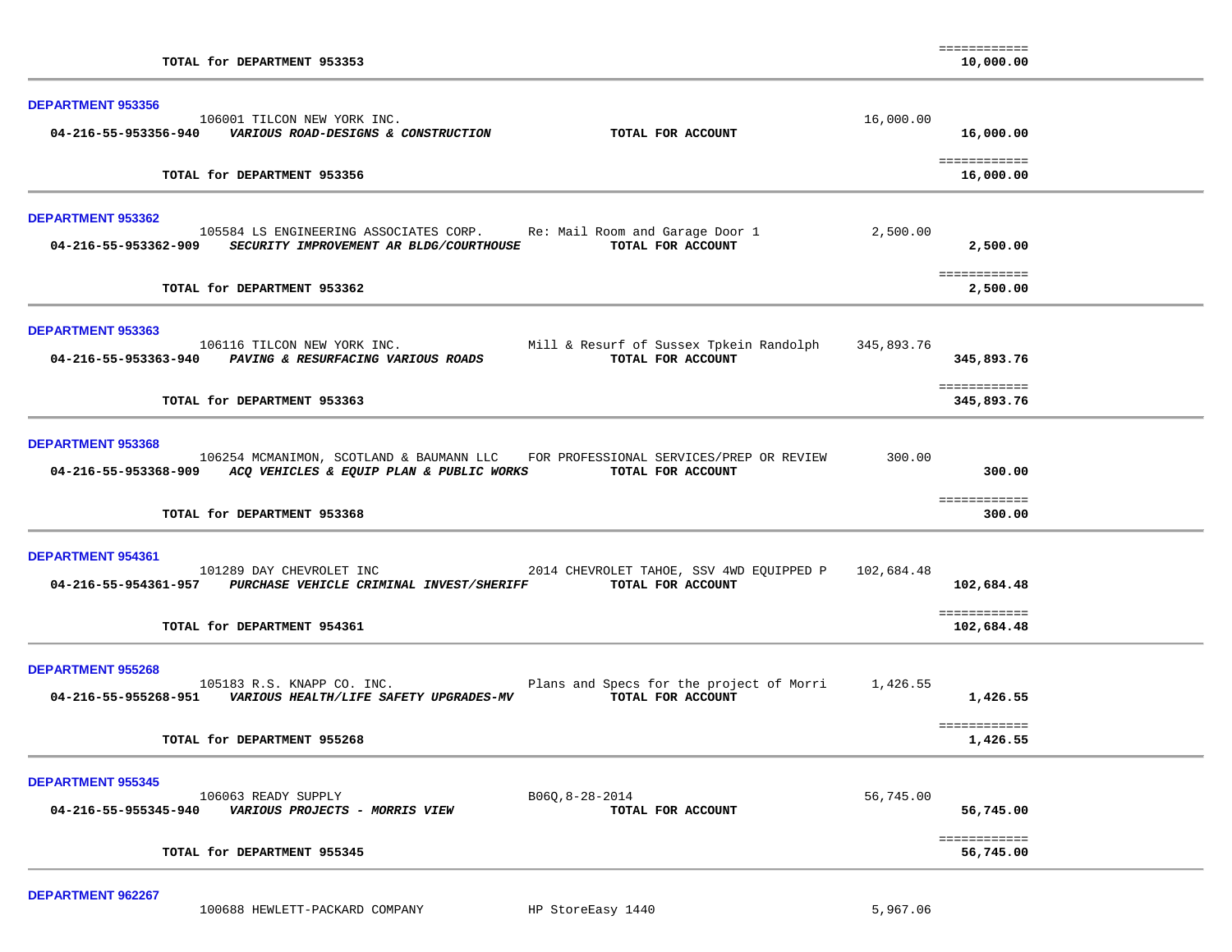| | | | | |
|---|---|---|---|---|
| | **TOTAL for DEPARTMENT 953353** | | | ============ **10,000.00** |

**DEPARTMENT 953356**

| Account | Vendor / Description | Detail | Amount | Total |
|---|---|---|---|---|
| | 106001 TILCON NEW YORK INC. | | 16,000.00 | |
| **04-216-55-953356-940** | ***VARIOUS ROAD-DESIGNS & CONSTRUCTION*** | **TOTAL FOR ACCOUNT** | | **16,000.00** |
| | **TOTAL for DEPARTMENT 953356** | | | ============ **16,000.00** |

**DEPARTMENT 953362**

| Account | Vendor / Description | Detail | Amount | Total |
|---|---|---|---|---|
| | 105584 LS ENGINEERING ASSOCIATES CORP. | Re: Mail Room and Garage Door 1 | 2,500.00 | |
| **04-216-55-953362-909** | ***SECURITY IMPROVEMENT AR BLDG/COURTHOUSE*** | **TOTAL FOR ACCOUNT** | | **2,500.00** |
| | **TOTAL for DEPARTMENT 953362** | | | ============ **2,500.00** |

**DEPARTMENT 953363**

| Account | Vendor / Description | Detail | Amount | Total |
|---|---|---|---|---|
| | 106116 TILCON NEW YORK INC. | Mill & Resurf of Sussex Tpkein Randolph | 345,893.76 | |
| **04-216-55-953363-940** | ***PAVING & RESURFACING VARIOUS ROADS*** | **TOTAL FOR ACCOUNT** | | **345,893.76** |
| | **TOTAL for DEPARTMENT 953363** | | | ============ **345,893.76** |

**DEPARTMENT 953368**

| Account | Vendor / Description | Detail | Amount | Total |
|---|---|---|---|---|
| | 106254 MCMANIMON, SCOTLAND & BAUMANN LLC | FOR PROFESSIONAL SERVICES/PREP OR REVIEW | 300.00 | |
| **04-216-55-953368-909** | ***ACQ VEHICLES & EQUIP PLAN & PUBLIC WORKS*** | **TOTAL FOR ACCOUNT** | | **300.00** |
| | **TOTAL for DEPARTMENT 953368** | | | ============ **300.00** |

**DEPARTMENT 954361**

| Account | Vendor / Description | Detail | Amount | Total |
|---|---|---|---|---|
| | 101289 DAY CHEVROLET INC | 2014 CHEVROLET TAHOE, SSV 4WD EQUIPPED P | 102,684.48 | |
| **04-216-55-954361-957** | ***PURCHASE VEHICLE CRIMINAL INVEST/SHERIFF*** | **TOTAL FOR ACCOUNT** | | **102,684.48** |
| | **TOTAL for DEPARTMENT 954361** | | | ============ **102,684.48** |

**DEPARTMENT 955268**

| Account | Vendor / Description | Detail | Amount | Total |
|---|---|---|---|---|
| | 105183 R.S. KNAPP CO. INC. | Plans and Specs for the project of Morri | 1,426.55 | |
| **04-216-55-955268-951** | ***VARIOUS HEALTH/LIFE SAFETY UPGRADES-MV*** | **TOTAL FOR ACCOUNT** | | **1,426.55** |
| | **TOTAL for DEPARTMENT 955268** | | | ============ **1,426.55** |

**DEPARTMENT 955345**

| Account | Vendor / Description | Detail | Amount | Total |
|---|---|---|---|---|
| | 106063 READY SUPPLY | B06Q,8-28-2014 | 56,745.00 | |
| **04-216-55-955345-940** | ***VARIOUS PROJECTS - MORRIS VIEW*** | **TOTAL FOR ACCOUNT** | | **56,745.00** |
| | **TOTAL for DEPARTMENT 955345** | | | ============ **56,745.00** |

**DEPARTMENT 962267**

| Account | Vendor / Description | Detail | Amount | Total |
|---|---|---|---|---|
| | 100688 HEWLETT-PACKARD COMPANY | HP StoreEasy 1440 | 5,967.06 | |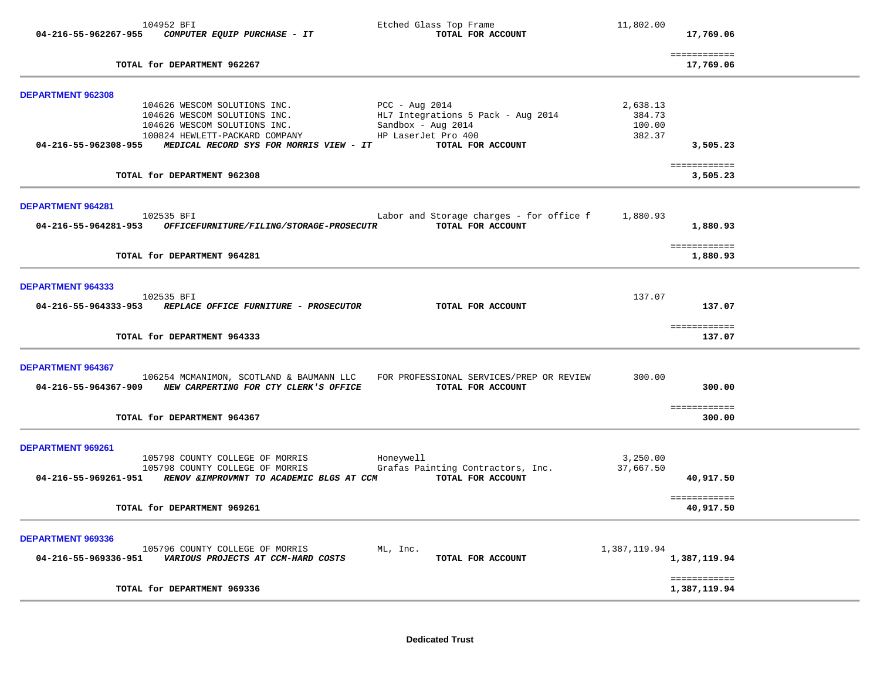| | Vendor | Description | Amount | Total |
|---|---|---|---|---|
| | 104952 BFI | Etched Glass Top Frame | 11,802.00 | |
| **04-216-55-962267-955** | ***COMPUTER EQUIP PURCHASE - IT*** | **TOTAL FOR ACCOUNT** | | **17,769.06** |
| | | | | ============ |
| | **TOTAL for DEPARTMENT 962267** | | | **17,769.06** |

**DEPARTMENT 962308**

| | Vendor | Description | Amount | Total |
|---|---|---|---|---|
| | 104626 WESCOM SOLUTIONS INC. | PCC - Aug 2014 | 2,638.13 | |
| | 104626 WESCOM SOLUTIONS INC. | HL7 Integrations 5 Pack - Aug 2014 | 384.73 | |
| | 104626 WESCOM SOLUTIONS INC. | Sandbox - Aug 2014 | 100.00 | |
| | 100824 HEWLETT-PACKARD COMPANY | HP LaserJet Pro 400 | 382.37 | |
| **04-216-55-962308-955** | ***MEDICAL RECORD SYS FOR MORRIS VIEW - IT*** | **TOTAL FOR ACCOUNT** | | **3,505.23** |
| | | | | ============ |
| | **TOTAL for DEPARTMENT 962308** | | | **3,505.23** |

**DEPARTMENT 964281**

| | Vendor | Description | Amount | Total |
|---|---|---|---|---|
| | 102535 BFI | Labor and Storage charges - for office f | 1,880.93 | |
| **04-216-55-964281-953** | ***OFFICEFURNITURE/FILING/STORAGE-PROSECUTR*** | **TOTAL FOR ACCOUNT** | | **1,880.93** |
| | | | | ============ |
| | **TOTAL for DEPARTMENT 964281** | | | **1,880.93** |

**DEPARTMENT 964333**

| | Vendor | Description | Amount | Total |
|---|---|---|---|---|
| | 102535 BFI | | 137.07 | |
| **04-216-55-964333-953** | ***REPLACE OFFICE FURNITURE - PROSECUTOR*** | **TOTAL FOR ACCOUNT** | | **137.07** |
| | | | | ============ |
| | **TOTAL for DEPARTMENT 964333** | | | **137.07** |

**DEPARTMENT 964367**

| | Vendor | Description | Amount | Total |
|---|---|---|---|---|
| | 106254 MCMANIMON, SCOTLAND & BAUMANN LLC | FOR PROFESSIONAL SERVICES/PREP OR REVIEW | 300.00 | |
| **04-216-55-964367-909** | ***NEW CARPETING FOR CTY CLERK'S OFFICE*** | **TOTAL FOR ACCOUNT** | | **300.00** |
| | | | | ============ |
| | **TOTAL for DEPARTMENT 964367** | | | **300.00** |

**DEPARTMENT 969261**

| | Vendor | Description | Amount | Total |
|---|---|---|---|---|
| | 105798 COUNTY COLLEGE OF MORRIS | Honeywell | 3,250.00 | |
| | 105798 COUNTY COLLEGE OF MORRIS | Grafas Painting Contractors, Inc. | 37,667.50 | |
| **04-216-55-969261-951** | ***RENOV &IMPROVMNT TO ACADEMIC BLGS AT CCM*** | **TOTAL FOR ACCOUNT** | | **40,917.50** |
| | | | | ============ |
| | **TOTAL for DEPARTMENT 969261** | | | **40,917.50** |

**DEPARTMENT 969336**

| | Vendor | Description | Amount | Total |
|---|---|---|---|---|
| | 105796 COUNTY COLLEGE OF MORRIS | ML, Inc. | 1,387,119.94 | |
| **04-216-55-969336-951** | ***VARIOUS PROJECTS AT CCM-HARD COSTS*** | **TOTAL FOR ACCOUNT** | | **1,387,119.94** |
| | | | | ============ |
| | **TOTAL for DEPARTMENT 969336** | | | **1,387,119.94** |

**Dedicated Trust**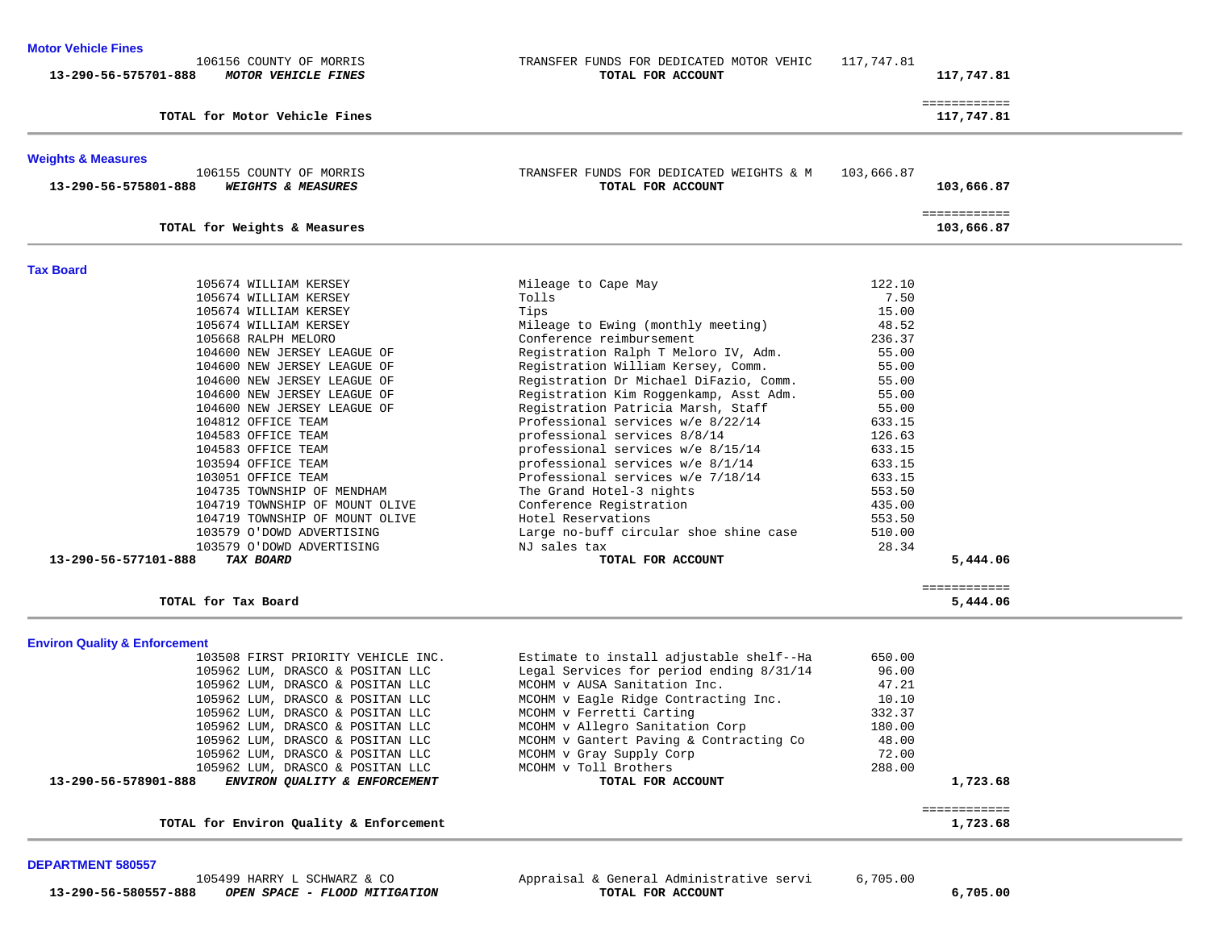## Motor Vehicle Fines

| | Vendor | Description | Amount | Total |
|---|---|---|---|---|
| | 106156 COUNTY OF MORRIS | TRANSFER FUNDS FOR DEDICATED MOTOR VEHIC | 117,747.81 | |
| 13-290-56-575701-888 | *MOTOR VEHICLE FINES* | **TOTAL FOR ACCOUNT** | | **117,747.81** |

**TOTAL for Motor Vehicle Fines** ============ **117,747.81**

## Weights & Measures

| | Vendor | Description | Amount | Total |
|---|---|---|---|---|
| | 106155 COUNTY OF MORRIS | TRANSFER FUNDS FOR DEDICATED WEIGHTS & M | 103,666.87 | |
| 13-290-56-575801-888 | *WEIGHTS & MEASURES* | **TOTAL FOR ACCOUNT** | | **103,666.87** |

**TOTAL for Weights & Measures** ============ **103,666.87**

## Tax Board

| | Vendor | Description | Amount | Total |
|---|---|---|---|---|
| | 105674 WILLIAM KERSEY | Mileage to Cape May | 122.10 | |
| | 105674 WILLIAM KERSEY | Tolls | 7.50 | |
| | 105674 WILLIAM KERSEY | Tips | 15.00 | |
| | 105674 WILLIAM KERSEY | Mileage to Ewing (monthly meeting) | 48.52 | |
| | 105668 RALPH MELORO | Conference reimbursement | 236.37 | |
| | 104600 NEW JERSEY LEAGUE OF | Registration Ralph T Meloro IV, Adm. | 55.00 | |
| | 104600 NEW JERSEY LEAGUE OF | Registration William Kersey, Comm. | 55.00 | |
| | 104600 NEW JERSEY LEAGUE OF | Registration Dr Michael DiFazio, Comm. | 55.00 | |
| | 104600 NEW JERSEY LEAGUE OF | Registration Kim Roggenkamp, Asst Adm. | 55.00 | |
| | 104600 NEW JERSEY LEAGUE OF | Registration Patricia Marsh, Staff | 55.00 | |
| | 104812 OFFICE TEAM | Professional services w/e 8/22/14 | 633.15 | |
| | 104583 OFFICE TEAM | professional services 8/8/14 | 126.63 | |
| | 104583 OFFICE TEAM | professional services w/e 8/15/14 | 633.15 | |
| | 103594 OFFICE TEAM | professional services w/e 8/1/14 | 633.15 | |
| | 103051 OFFICE TEAM | Professional services w/e 7/18/14 | 633.15 | |
| | 104735 TOWNSHIP OF MENDHAM | The Grand Hotel-3 nights | 553.50 | |
| | 104719 TOWNSHIP OF MOUNT OLIVE | Conference Registration | 435.00 | |
| | 104719 TOWNSHIP OF MOUNT OLIVE | Hotel Reservations | 553.50 | |
| | 103579 O'DOWD ADVERTISING | Large no-buff circular shoe shine case | 510.00 | |
| | 103579 O'DOWD ADVERTISING | NJ sales tax | 28.34 | |
| 13-290-56-577101-888 | *TAX BOARD* | **TOTAL FOR ACCOUNT** | | **5,444.06** |

**TOTAL for Tax Board** ============ **5,444.06**

## Environ Quality & Enforcement

| | Vendor | Description | Amount | Total |
|---|---|---|---|---|
| | 103508 FIRST PRIORITY VEHICLE INC. | Estimate to install adjustable shelf--Ha | 650.00 | |
| | 105962 LUM, DRASCO & POSITAN LLC | Legal Services for period ending 8/31/14 | 96.00 | |
| | 105962 LUM, DRASCO & POSITAN LLC | MCOHM v AUSA Sanitation Inc. | 47.21 | |
| | 105962 LUM, DRASCO & POSITAN LLC | MCOHM v Eagle Ridge Contracting Inc. | 10.10 | |
| | 105962 LUM, DRASCO & POSITAN LLC | MCOHM v Ferretti Carting | 332.37 | |
| | 105962 LUM, DRASCO & POSITAN LLC | MCOHM v Allegro Sanitation Corp | 180.00 | |
| | 105962 LUM, DRASCO & POSITAN LLC | MCOHM v Gantert Paving & Contracting Co | 48.00 | |
| | 105962 LUM, DRASCO & POSITAN LLC | MCOHM v Gray Supply Corp | 72.00 | |
| | 105962 LUM, DRASCO & POSITAN LLC | MCOHM v Toll Brothers | 288.00 | |
| 13-290-56-578901-888 | *ENVIRON QUALITY & ENFORCEMENT* | **TOTAL FOR ACCOUNT** | | **1,723.68** |

**TOTAL for Environ Quality & Enforcement** ============ **1,723.68**

## DEPARTMENT 580557

| | Vendor | Description | Amount | Total |
|---|---|---|---|---|
| | 105499 HARRY L SCHWARZ & CO | Appraisal & General Administrative servi | 6,705.00 | |
| 13-290-56-580557-888 | *OPEN SPACE - FLOOD MITIGATION* | **TOTAL FOR ACCOUNT** | | **6,705.00** |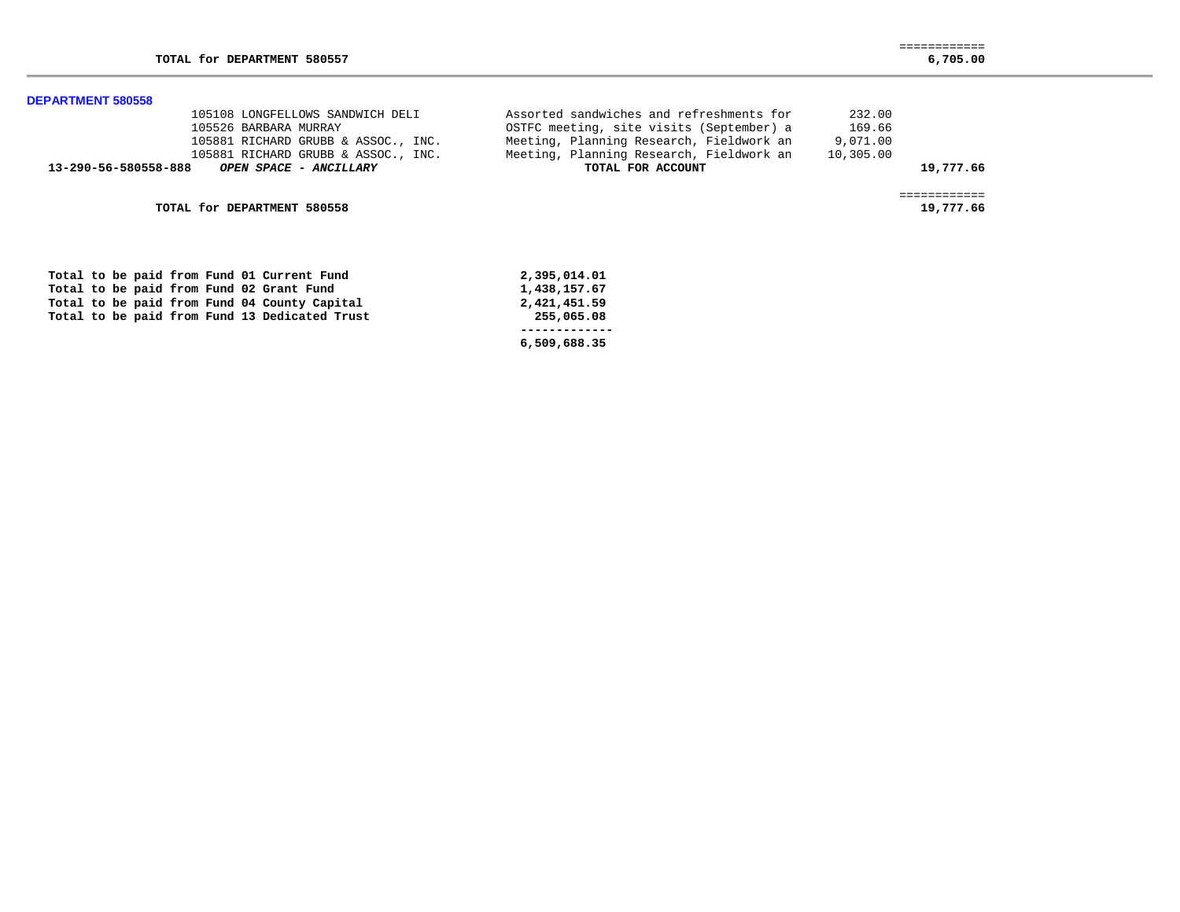**TOTAL for DEPARTMENT 580557** ============ **6,705.00**

---

## DEPARTMENT 580558

| | | | | |
|---|---|---|---|---|
| | 105108 LONGFELLOWS SANDWICH DELI | Assorted sandwiches and refreshments for | 232.00 | |
| | 105526 BARBARA MURRAY | OSTFC meeting, site visits (September) a | 169.66 | |
| | 105881 RICHARD GRUBB & ASSOC., INC. | Meeting, Planning Research, Fieldwork an | 9,071.00 | |
| | 105881 RICHARD GRUBB & ASSOC., INC. | Meeting, Planning Research, Fieldwork an | 10,305.00 | |
| **13-290-56-580558-888** | ***OPEN SPACE - ANCILLARY*** | **TOTAL FOR ACCOUNT** | | **19,777.66** |

**TOTAL for DEPARTMENT 580558** ============ **19,777.66**

| | |
|---|---|
| **Total to be paid from Fund 01 Current Fund** | **2,395,014.01** |
| **Total to be paid from Fund 02 Grant Fund** | **1,438,157.67** |
| **Total to be paid from Fund 04 County Capital** | **2,421,451.59** |
| **Total to be paid from Fund 13 Dedicated Trust** | **255,065.08** |
| | ------------- |
| | **6,509,688.35** |